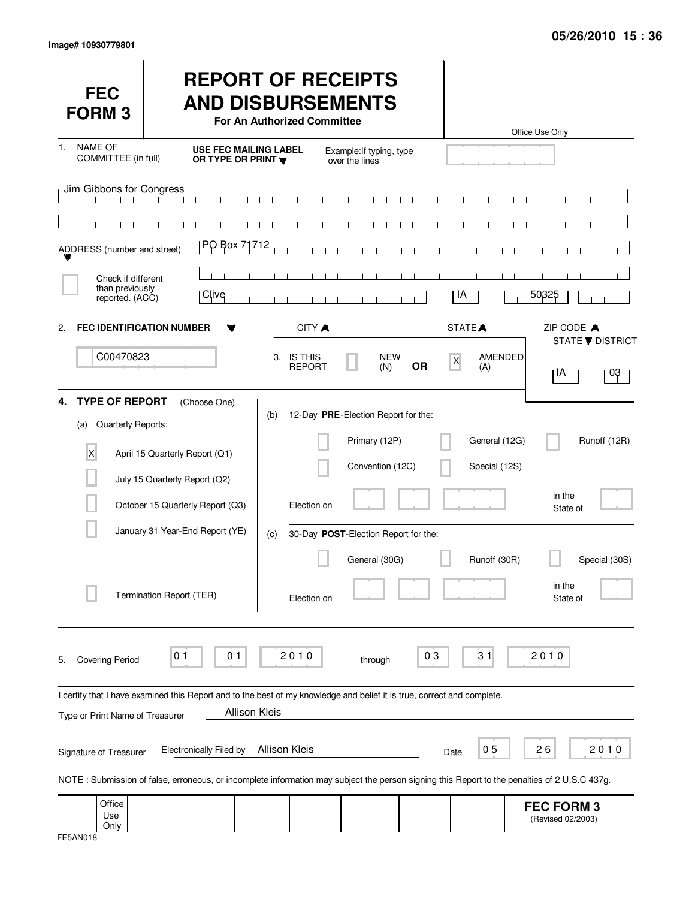Image# 10930779801

05/26/2010 15 : 36

# FEC FORM 3

# REPORT OF RECEIPTS AND DISBURSEMENTS

**For An Authorized Committee**

Office Use Only

1. NAME OF COMMITTEE (in full) — **USE FEC MAILING LABEL OR TYPE OR PRINT** — Example: If typing, type over the lines

Jim Gibbons for Congress

ADDRESS (number and street): PO Box 71712

☐ Check if different than previously reported. (ACC)

| CITY | STATE | ZIP CODE |
|---|---|---|
| Clive | IA | 50325 |

2. **FEC IDENTIFICATION NUMBER**: C00470823

3. IS THIS REPORT ☐ NEW (N) **OR** ☒ AMENDED (A)

STATE / DISTRICT: IA 03

4. **TYPE OF REPORT** (Choose One)

(a) Quarterly Reports:

- ☒ April 15 Quarterly Report (Q1)
- ☐ July 15 Quarterly Report (Q2)
- ☐ October 15 Quarterly Report (Q3)
- ☐ January 31 Year-End Report (YE)
- ☐ Termination Report (TER)

(b) 12-Day **PRE**-Election Report for the:

- ☐ Primary (12P)
- ☐ General (12G)
- ☐ Runoff (12R)
- ☐ Convention (12C)
- ☐ Special (12S)

Election on ______ in the State of ______

(c) 30-Day **POST**-Election Report for the:

- ☐ General (30G)
- ☐ Runoff (30R)
- ☐ Special (30S)

Election on ______ in the State of ______

5. Covering Period 01 01 2010 through 03 31 2010

I certify that I have examined this Report and to the best of my knowledge and belief it is true, correct and complete.

Type or Print Name of Treasurer: Allison Kleis

Signature of Treasurer: Electronically Filed by Allison Kleis — Date 05 26 2010

NOTE : Submission of false, erroneous, or incomplete information may subject the person signing this Report to the penalties of 2 U.S.C 437g.

Office Use Only

**FEC FORM 3** (Revised 02/2003)

FE5AN018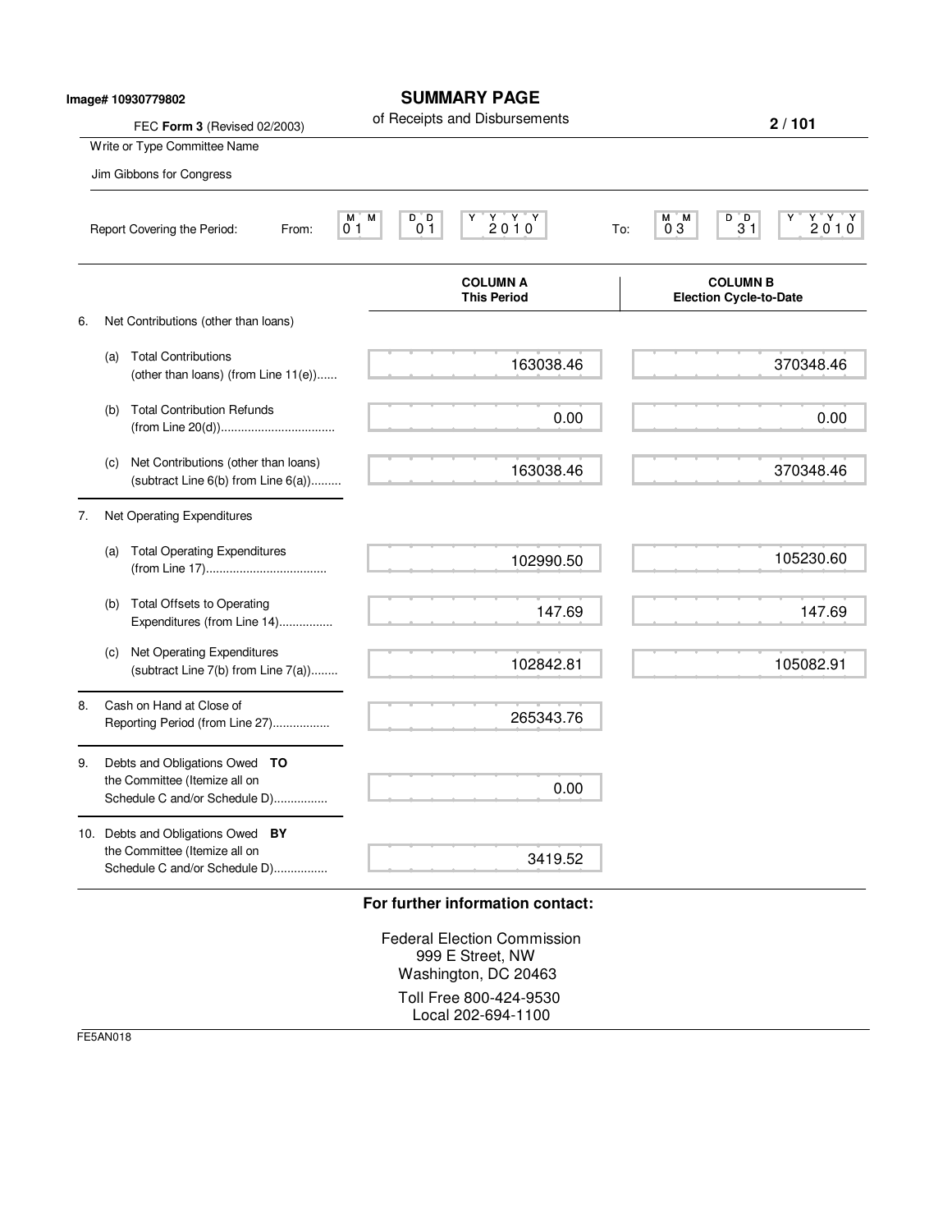Image# 10930779802

# SUMMARY PAGE

of Receipts and Disbursements

FEC **Form 3** (Revised 02/2003)

Write or Type Committee Name

Jim Gibbons for Congress

Report Covering the Period: From: 01 01 2010 To: 03 31 2010

| | COLUMN A This Period | COLUMN B Election Cycle-to-Date |
|---|---|---|
| 6. Net Contributions (other than loans) | | |
| (a) Total Contributions (other than loans) (from Line 11(e)) | 163038.46 | 370348.46 |
| (b) Total Contribution Refunds (from Line 20(d)) | 0.00 | 0.00 |
| (c) Net Contributions (other than loans) (subtract Line 6(b) from Line 6(a)) | 163038.46 | 370348.46 |
| 7. Net Operating Expenditures | | |
| (a) Total Operating Expenditures (from Line 17) | 102990.50 | 105230.60 |
| (b) Total Offsets to Operating Expenditures (from Line 14) | 147.69 | 147.69 |
| (c) Net Operating Expenditures (subtract Line 7(b) from Line 7(a)) | 102842.81 | 105082.91 |
| 8. Cash on Hand at Close of Reporting Period (from Line 27) | 265343.76 | |
| 9. Debts and Obligations Owed **TO** the Committee (Itemize all on Schedule C and/or Schedule D) | 0.00 | |
| 10. Debts and Obligations Owed **BY** the Committee (Itemize all on Schedule C and/or Schedule D) | 3419.52 | |

**For further information contact:**

Federal Election Commission
999 E Street, NW
Washington, DC 20463

Toll Free 800-424-9530
Local 202-694-1100

FE5AN018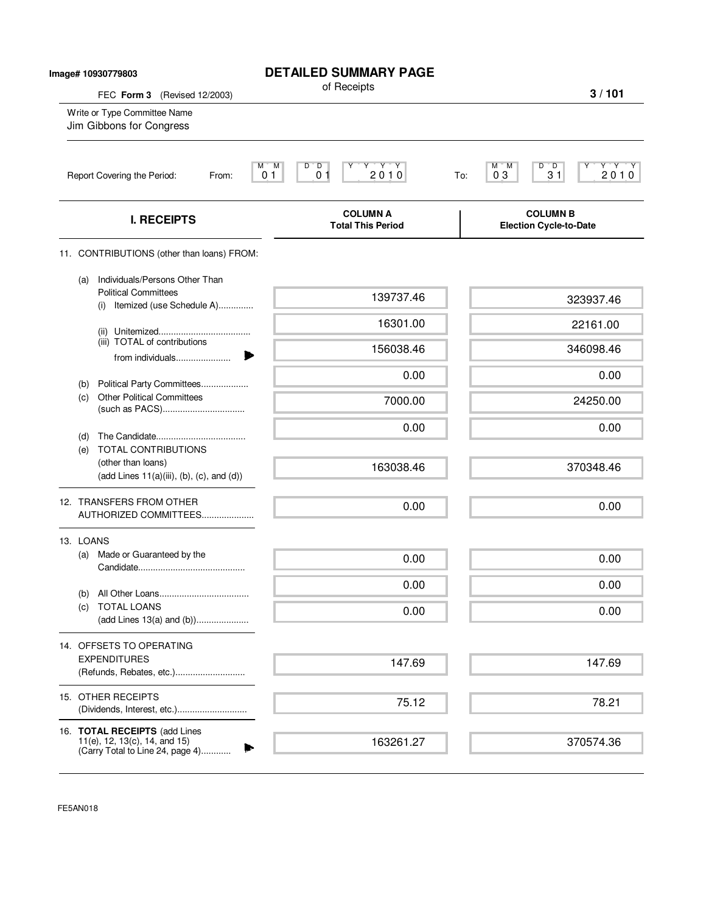Image# 10930779803

# DETAILED SUMMARY PAGE

of Receipts

FEC **Form 3** (Revised 12/2003)

Write or Type Committee Name
Jim Gibbons for Congress

Report Covering the Period: From: 01 01 2010 To: 03 31 2010

| I. RECEIPTS | COLUMN A Total This Period | COLUMN B Election Cycle-to-Date |
|---|---|---|
| 11. CONTRIBUTIONS (other than loans) FROM: | | |
| (a) Individuals/Persons Other Than Political Committees (i) Itemized (use Schedule A) | 139737.46 | 323937.46 |
| (ii) Unitemized | 16301.00 | 22161.00 |
| (iii) TOTAL of contributions from individuals | 156038.46 | 346098.46 |
| (b) Political Party Committees | 0.00 | 0.00 |
| (c) Other Political Committees (such as PACS) | 7000.00 | 24250.00 |
| (d) The Candidate | 0.00 | 0.00 |
| (e) TOTAL CONTRIBUTIONS (other than loans) (add Lines 11(a)(iii), (b), (c), and (d)) | 163038.46 | 370348.46 |
| 12. TRANSFERS FROM OTHER AUTHORIZED COMMITTEES | 0.00 | 0.00 |
| 13. LOANS (a) Made or Guaranteed by the Candidate | 0.00 | 0.00 |
| (b) All Other Loans | 0.00 | 0.00 |
| (c) TOTAL LOANS (add Lines 13(a) and (b)) | 0.00 | 0.00 |
| 14. OFFSETS TO OPERATING EXPENDITURES (Refunds, Rebates, etc.) | 147.69 | 147.69 |
| 15. OTHER RECEIPTS (Dividends, Interest, etc.) | 75.12 | 78.21 |
| 16. **TOTAL RECEIPTS** (add Lines 11(e), 12, 13(c), 14, and 15) (Carry Total to Line 24, page 4) | 163261.27 | 370574.36 |

FE5AN018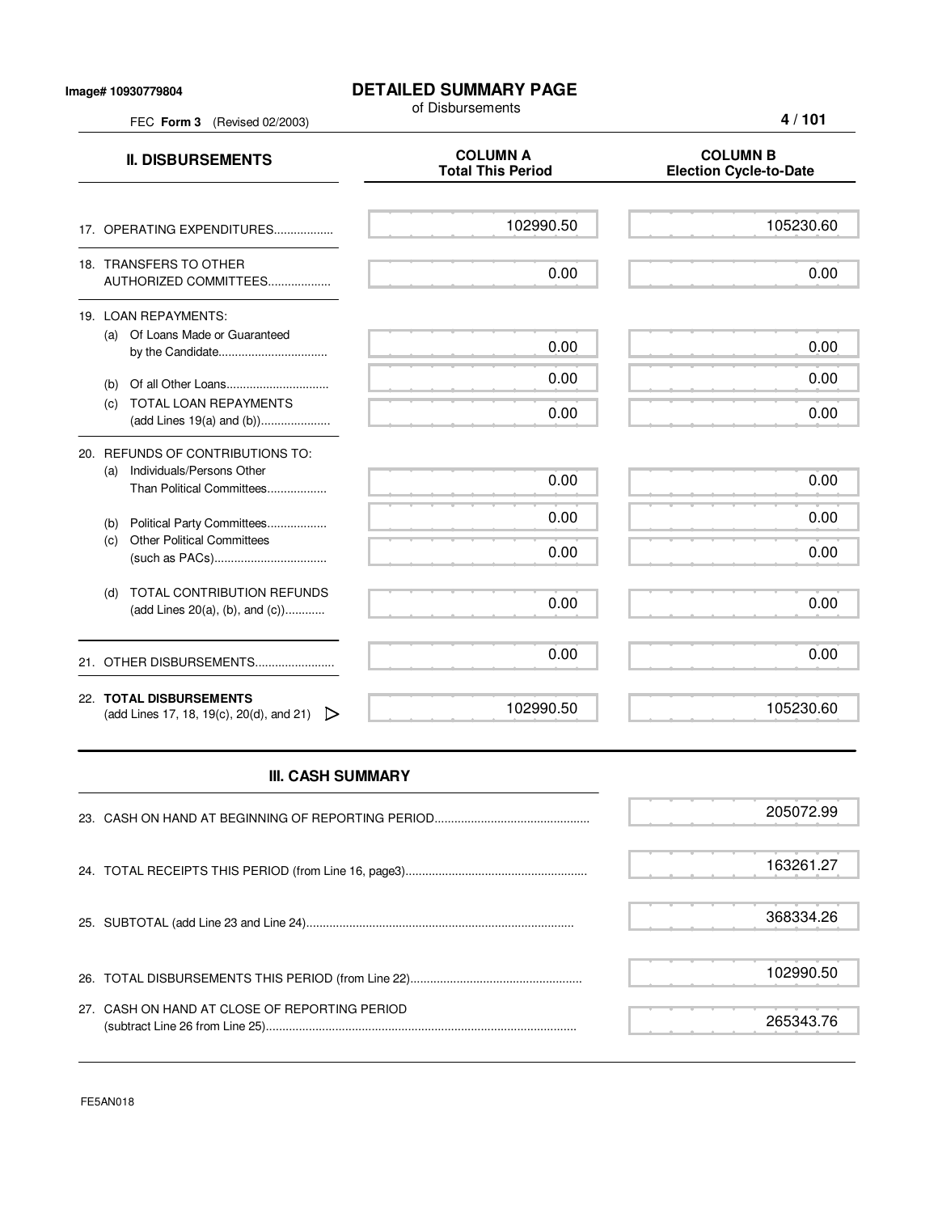Image# 10930779804

# DETAILED SUMMARY PAGE

of Disbursements

FEC **Form 3** (Revised 02/2003)

| II. DISBURSEMENTS | COLUMN A Total This Period | COLUMN B Election Cycle-to-Date |
|---|---|---|
| 17. OPERATING EXPENDITURES.................. | 102990.50 | 105230.60 |
| 18. TRANSFERS TO OTHER AUTHORIZED COMMITTEES.................. | 0.00 | 0.00 |
| 19. LOAN REPAYMENTS: | | |
| (a) Of Loans Made or Guaranteed by the Candidate................................ | 0.00 | 0.00 |
| (b) Of all Other Loans.............................. | 0.00 | 0.00 |
| (c) TOTAL LOAN REPAYMENTS (add Lines 19(a) and (b))..................... | 0.00 | 0.00 |
| 20. REFUNDS OF CONTRIBUTIONS TO: | | |
| (a) Individuals/Persons Other Than Political Committees.................. | 0.00 | 0.00 |
| (b) Political Party Committees.................. | 0.00 | 0.00 |
| (c) Other Political Committees (such as PACs).................................. | 0.00 | 0.00 |
| (d) TOTAL CONTRIBUTION REFUNDS (add Lines 20(a), (b), and (c))........... | 0.00 | 0.00 |
| 21. OTHER DISBURSEMENTS........................ | 0.00 | 0.00 |
| 22. **TOTAL DISBURSEMENTS** (add Lines 17, 18, 19(c), 20(d), and 21) | 102990.50 | 105230.60 |

## III. CASH SUMMARY

| | |
|---|---|
| 23. CASH ON HAND AT BEGINNING OF REPORTING PERIOD............................................... | 205072.99 |
| 24. TOTAL RECEIPTS THIS PERIOD (from Line 16, page3)...................................................... | 163261.27 |
| 25. SUBTOTAL (add Line 23 and Line 24)................................................................................ | 368334.26 |
| 26. TOTAL DISBURSEMENTS THIS PERIOD (from Line 22)................................................... | 102990.50 |
| 27. CASH ON HAND AT CLOSE OF REPORTING PERIOD (subtract Line 26 from Line 25)............................................................................................ | 265343.76 |

FE5AN018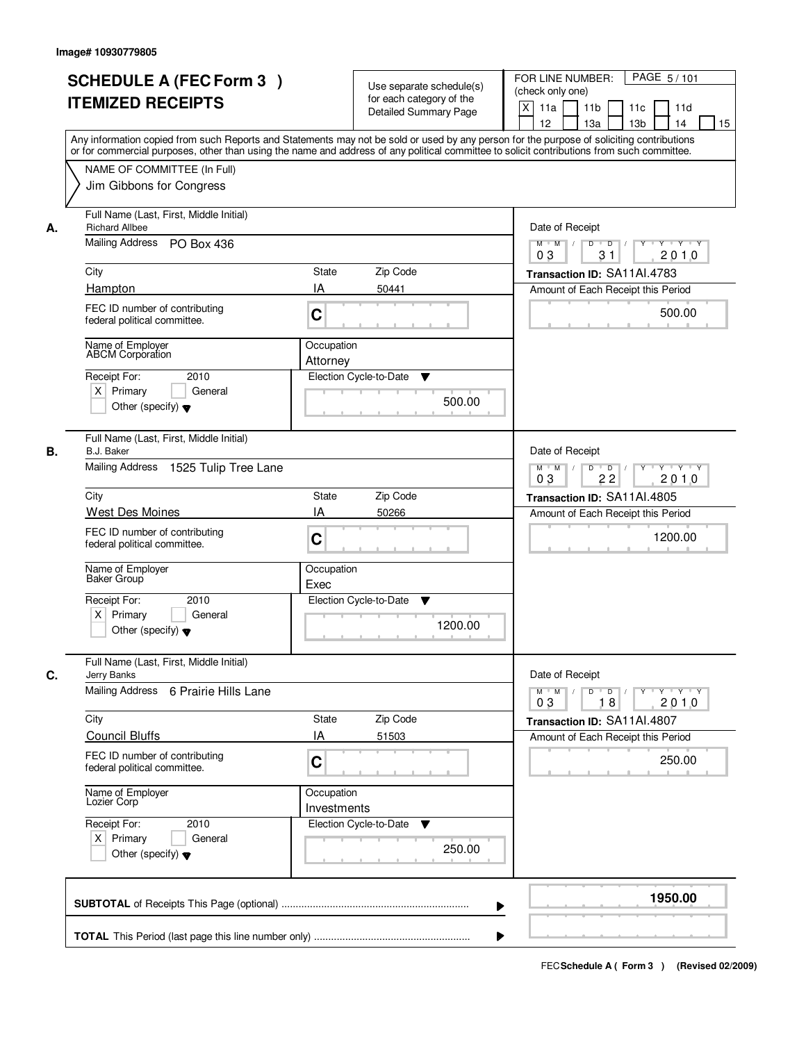Image# 10930779805

# SCHEDULE A (FEC Form 3 ) ITEMIZED RECEIPTS

Use separate schedule(s) for each category of the Detailed Summary Page

FOR LINE NUMBER: (check only one)

- [X] 11a
- [ ] 11b
- [ ] 11c
- [ ] 11d
- [ ] 12
- [ ] 13a
- [ ] 13b
- [ ] 14
- [ ] 15

Any information copied from such Reports and Statements may not be sold or used by any person for the purpose of soliciting contributions or for commercial purposes, other than using the name and address of any political committee to solicit contributions from such committee.

NAME OF COMMITTEE (In Full)
Jim Gibbons for Congress

---

**A.** Full Name (Last, First, Middle Initial): Richard Allbee

Mailing Address: PO Box 436

City: Hampton | State: IA | Zip Code: 50441

FEC ID number of contributing federal political committee: C

Name of Employer: ABCM Corporation

Occupation: Attorney

Receipt For: 2010 — [X] Primary [ ] General [ ] Other (specify)

Election Cycle-to-Date: 500.00

Date of Receipt: 03 / 31 / 2010

Transaction ID: SA11AI.4783

Amount of Each Receipt this Period: 500.00

---

**B.** Full Name (Last, First, Middle Initial): B.J. Baker

Mailing Address: 1525 Tulip Tree Lane

City: West Des Moines | State: IA | Zip Code: 50266

FEC ID number of contributing federal political committee: C

Name of Employer: Baker Group

Occupation: Exec

Receipt For: 2010 — [X] Primary [ ] General [ ] Other (specify)

Election Cycle-to-Date: 1200.00

Date of Receipt: 03 / 22 / 2010

Transaction ID: SA11AI.4805

Amount of Each Receipt this Period: 1200.00

---

**C.** Full Name (Last, First, Middle Initial): Jerry Banks

Mailing Address: 6 Prairie Hills Lane

City: Council Bluffs | State: IA | Zip Code: 51503

FEC ID number of contributing federal political committee: C

Name of Employer: Lozier Corp

Occupation: Investments

Receipt For: 2010 — [X] Primary [ ] General [ ] Other (specify)

Election Cycle-to-Date: 250.00

Date of Receipt: 03 / 18 / 2010

Transaction ID: SA11AI.4807

Amount of Each Receipt this Period: 250.00

---

**SUBTOTAL** of Receipts This Page (optional): **1950.00**

**TOTAL** This Period (last page this line number only):

FEC Schedule A ( Form 3 ) (Revised 02/2009)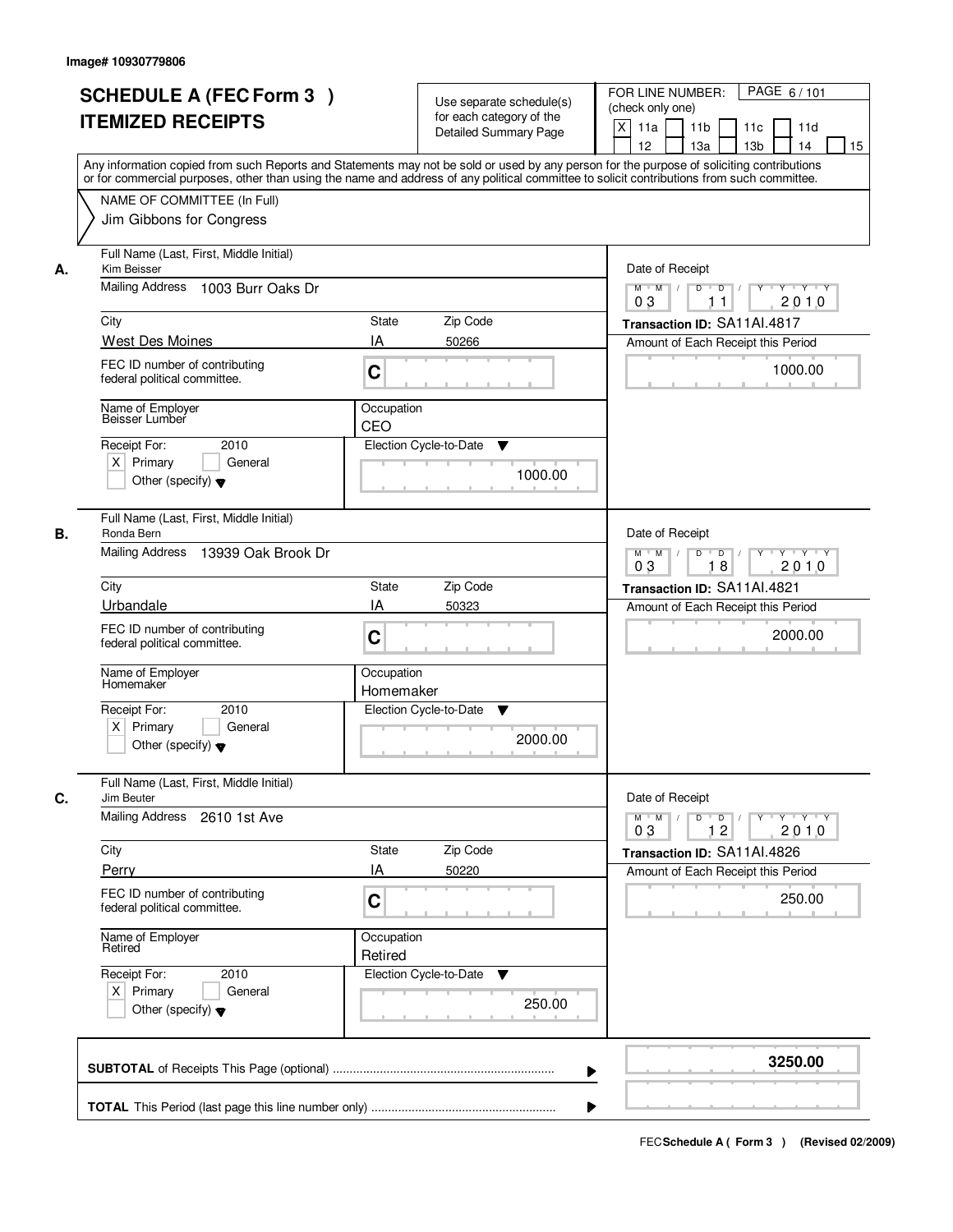Image# 10930779806

# SCHEDULE A (FEC Form 3 ) ITEMIZED RECEIPTS

Use separate schedule(s) for each category of the Detailed Summary Page

FOR LINE NUMBER: (check only one)
[X] 11a [ ] 11b [ ] 11c [ ] 11d [ ] 12 [ ] 13a [ ] 13b [ ] 14 [ ] 15

PAGE 6 / 101

Any information copied from such Reports and Statements may not be sold or used by any person for the purpose of soliciting contributions or for commercial purposes, other than using the name and address of any political committee to solicit contributions from such committee.

NAME OF COMMITTEE (In Full)
Jim Gibbons for Congress

---

**A.**

Full Name (Last, First, Middle Initial): Kim Beisser
Mailing Address: 1003 Burr Oaks Dr
City: West Des Moines | State: IA | Zip Code: 50266
FEC ID number of contributing federal political committee: C
Name of Employer: Beisser Lumber
Occupation: CEO
Receipt For: 2010 — [X] Primary [ ] General [ ] Other (specify)
Election Cycle-to-Date: 1000.00

Date of Receipt: 03 / 11 / 2010
Transaction ID: SA11AI.4817
Amount of Each Receipt this Period: 1000.00

---

**B.**

Full Name (Last, First, Middle Initial): Ronda Bern
Mailing Address: 13939 Oak Brook Dr
City: Urbandale | State: IA | Zip Code: 50323
FEC ID number of contributing federal political committee: C
Name of Employer: Homemaker
Occupation: Homemaker
Receipt For: 2010 — [X] Primary [ ] General [ ] Other (specify)
Election Cycle-to-Date: 2000.00

Date of Receipt: 03 / 18 / 2010
Transaction ID: SA11AI.4821
Amount of Each Receipt this Period: 2000.00

---

**C.**

Full Name (Last, First, Middle Initial): Jim Beuter
Mailing Address: 2610 1st Ave
City: Perry | State: IA | Zip Code: 50220
FEC ID number of contributing federal political committee: C
Name of Employer: Retired
Occupation: Retired
Receipt For: 2010 — [X] Primary [ ] General [ ] Other (specify)
Election Cycle-to-Date: 250.00

Date of Receipt: 03 / 12 / 2010
Transaction ID: SA11AI.4826
Amount of Each Receipt this Period: 250.00

---

**SUBTOTAL** of Receipts This Page (optional): **3250.00**

**TOTAL** This Period (last page this line number only):

FEC Schedule A ( Form 3 ) (Revised 02/2009)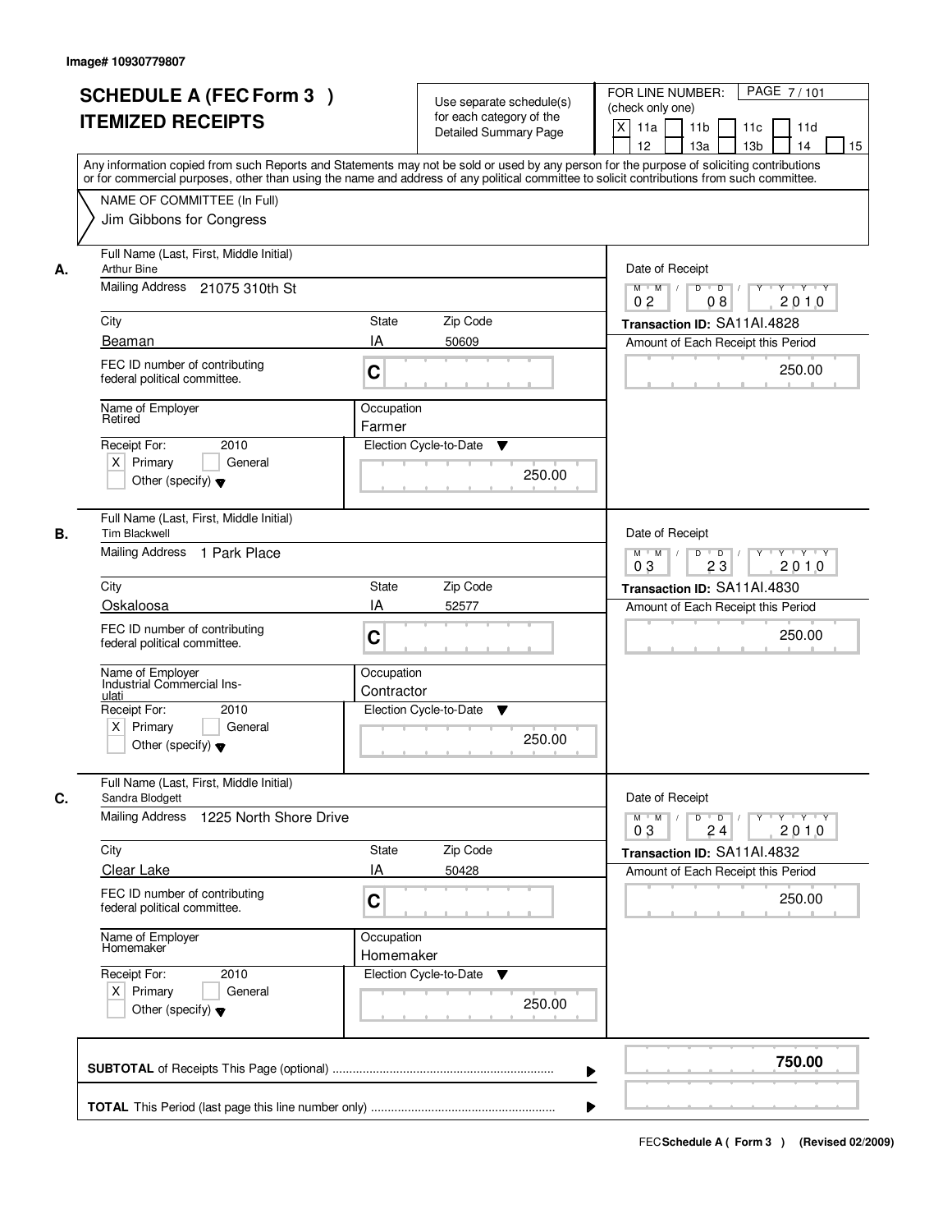Image# 10930779807

# SCHEDULE A (FEC Form 3 )
# ITEMIZED RECEIPTS

Use separate schedule(s) for each category of the Detailed Summary Page

FOR LINE NUMBER: (check only one)
[X] 11a [ ] 11b [ ] 11c [ ] 11d [ ] 12 [ ] 13a [ ] 13b [ ] 14 [ ] 15

PAGE 7 / 101

Any information copied from such Reports and Statements may not be sold or used by any person for the purpose of soliciting contributions or for commercial purposes, other than using the name and address of any political committee to solicit contributions from such committee.

NAME OF COMMITTEE (In Full)
Jim Gibbons for Congress

---

**A.** Full Name (Last, First, Middle Initial): Arthur Bine

Mailing Address: 21075 310th St

City: Beaman | State: IA | Zip Code: 50609

FEC ID number of contributing federal political committee: C

Name of Employer: Retired

Occupation: Farmer

Receipt For: 2010 — [X] Primary [ ] General [ ] Other (specify)

Election Cycle-to-Date: 250.00

Date of Receipt: 02/08/2010

Transaction ID: SA11AI.4828

Amount of Each Receipt this Period: 250.00

---

**B.** Full Name (Last, First, Middle Initial): Tim Blackwell

Mailing Address: 1 Park Place

City: Oskaloosa | State: IA | Zip Code: 52577

FEC ID number of contributing federal political committee: C

Name of Employer: Industrial Commercial Ins-ulati

Occupation: Contractor

Receipt For: 2010 — [X] Primary [ ] General [ ] Other (specify)

Election Cycle-to-Date: 250.00

Date of Receipt: 03/23/2010

Transaction ID: SA11AI.4830

Amount of Each Receipt this Period: 250.00

---

**C.** Full Name (Last, First, Middle Initial): Sandra Blodgett

Mailing Address: 1225 North Shore Drive

City: Clear Lake | State: IA | Zip Code: 50428

FEC ID number of contributing federal political committee: C

Name of Employer: Homemaker

Occupation: Homemaker

Receipt For: 2010 — [X] Primary [ ] General [ ] Other (specify)

Election Cycle-to-Date: 250.00

Date of Receipt: 03/24/2010

Transaction ID: SA11AI.4832

Amount of Each Receipt this Period: 250.00

---

**SUBTOTAL** of Receipts This Page (optional): **750.00**

**TOTAL** This Period (last page this line number only):

FEC Schedule A ( Form 3 ) (Revised 02/2009)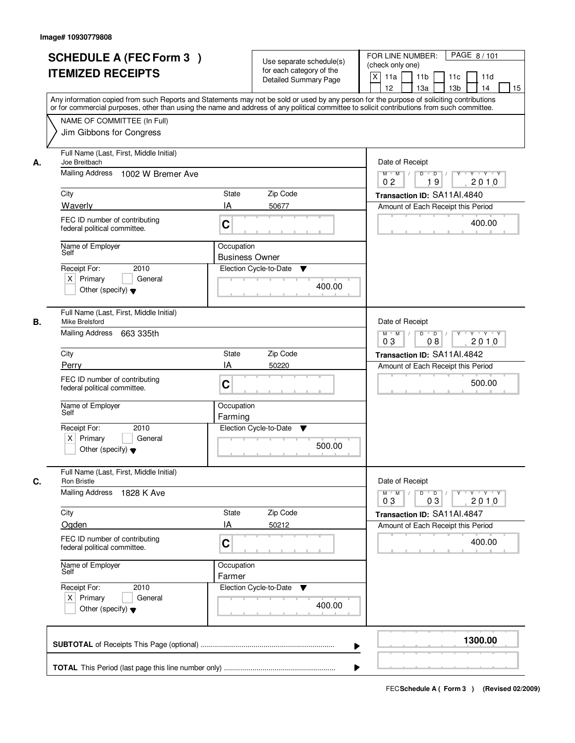Image# 10930779808

# SCHEDULE A (FEC Form 3 )
## ITEMIZED RECEIPTS

Use separate schedule(s) for each category of the Detailed Summary Page

FOR LINE NUMBER: (check only one)
[X] 11a [ ] 11b [ ] 11c [ ] 11d [ ] 12 [ ] 13a [ ] 13b [ ] 14 [ ] 15

PAGE 8 / 101

Any information copied from such Reports and Statements may not be sold or used by any person for the purpose of soliciting contributions or for commercial purposes, other than using the name and address of any political committee to solicit contributions from such committee.

NAME OF COMMITTEE (In Full)
Jim Gibbons for Congress

---

**A.** Full Name (Last, First, Middle Initial): Joe Breitbach
Mailing Address: 1002 W Bremer Ave
City: Waverly | State: IA | Zip Code: 50677
FEC ID number of contributing federal political committee: C
Name of Employer: Self
Occupation: Business Owner
Receipt For: 2010 [X] Primary [ ] General [ ] Other (specify)
Date of Receipt: 02 19 2010
Transaction ID: SA11AI.4840
Amount of Each Receipt this Period: 400.00
Election Cycle-to-Date: 400.00

---

**B.** Full Name (Last, First, Middle Initial): Mike Brelsford
Mailing Address: 663 335th
City: Perry | State: IA | Zip Code: 50220
FEC ID number of contributing federal political committee: C
Name of Employer: Self
Occupation: Farming
Receipt For: 2010 [X] Primary [ ] General [ ] Other (specify)
Date of Receipt: 03 08 2010
Transaction ID: SA11AI.4842
Amount of Each Receipt this Period: 500.00
Election Cycle-to-Date: 500.00

---

**C.** Full Name (Last, First, Middle Initial): Ron Bristle
Mailing Address: 1828 K Ave
City: Ogden | State: IA | Zip Code: 50212
FEC ID number of contributing federal political committee: C
Name of Employer: Self
Occupation: Farmer
Receipt For: 2010 [X] Primary [ ] General [ ] Other (specify)
Date of Receipt: 03 03 2010
Transaction ID: SA11AI.4847
Amount of Each Receipt this Period: 400.00
Election Cycle-to-Date: 400.00

---

**SUBTOTAL** of Receipts This Page (optional): 1300.00

**TOTAL** This Period (last page this line number only):

FEC Schedule A ( Form 3 ) (Revised 02/2009)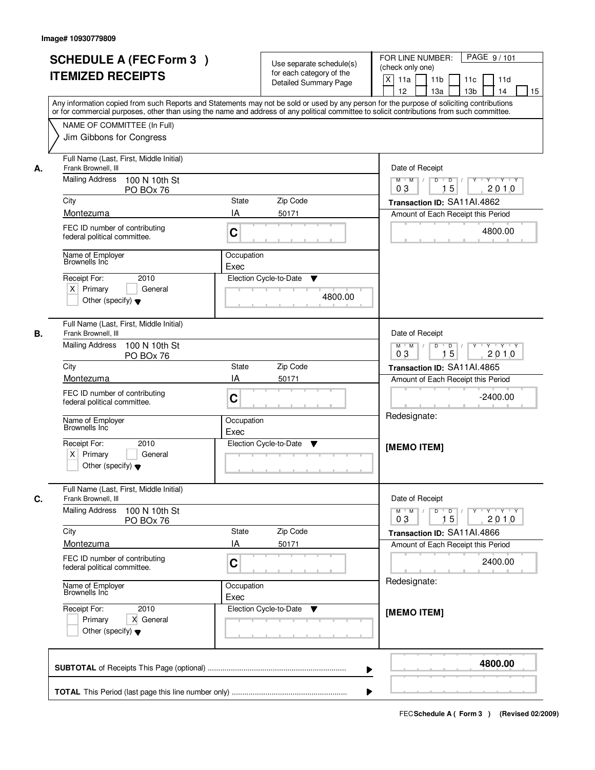Image# 10930779809

# SCHEDULE A (FEC Form 3 )
# ITEMIZED RECEIPTS

Use separate schedule(s) for each category of the Detailed Summary Page

FOR LINE NUMBER: (check only one)
[X] 11a [ ] 11b [ ] 11c [ ] 11d [ ] 12 [ ] 13a [ ] 13b [ ] 14 [ ] 15

PAGE 9 / 101

Any information copied from such Reports and Statements may not be sold or used by any person for the purpose of soliciting contributions or for commercial purposes, other than using the name and address of any political committee to solicit contributions from such committee.

NAME OF COMMITTEE (In Full)
Jim Gibbons for Congress

---

**A.**

Full Name (Last, First, Middle Initial): Frank Brownell, III
Mailing Address: 100 N 10th St, PO BOx 76
City: Montezuma | State: IA | Zip Code: 50171
FEC ID number of contributing federal political committee: C
Name of Employer: Brownells Inc
Occupation: Exec
Receipt For: 2010 — [X] Primary [ ] General [ ] Other (specify)
Election Cycle-to-Date: 4800.00

Date of Receipt: 03 / 15 / 2010
Transaction ID: SA11AI.4862
Amount of Each Receipt this Period: 4800.00

---

**B.**

Full Name (Last, First, Middle Initial): Frank Brownell, III
Mailing Address: 100 N 10th St, PO BOx 76
City: Montezuma | State: IA | Zip Code: 50171
FEC ID number of contributing federal political committee: C
Name of Employer: Brownells Inc
Occupation: Exec
Receipt For: 2010 — [X] Primary [ ] General [ ] Other (specify)
Election Cycle-to-Date:

Date of Receipt: 03 / 15 / 2010
Transaction ID: SA11AI.4865
Amount of Each Receipt this Period: -2400.00
Redesignate:
[MEMO ITEM]

---

**C.**

Full Name (Last, First, Middle Initial): Frank Brownell, III
Mailing Address: 100 N 10th St, PO BOx 76
City: Montezuma | State: IA | Zip Code: 50171
FEC ID number of contributing federal political committee: C
Name of Employer: Brownells Inc
Occupation: Exec
Receipt For: 2010 — [ ] Primary [X] General [ ] Other (specify)
Election Cycle-to-Date:

Date of Receipt: 03 / 15 / 2010
Transaction ID: SA11AI.4866
Amount of Each Receipt this Period: 2400.00
Redesignate:
[MEMO ITEM]

---

**SUBTOTAL** of Receipts This Page (optional): **4800.00**

**TOTAL** This Period (last page this line number only):

FEC **Schedule A ( Form 3 )** (Revised 02/2009)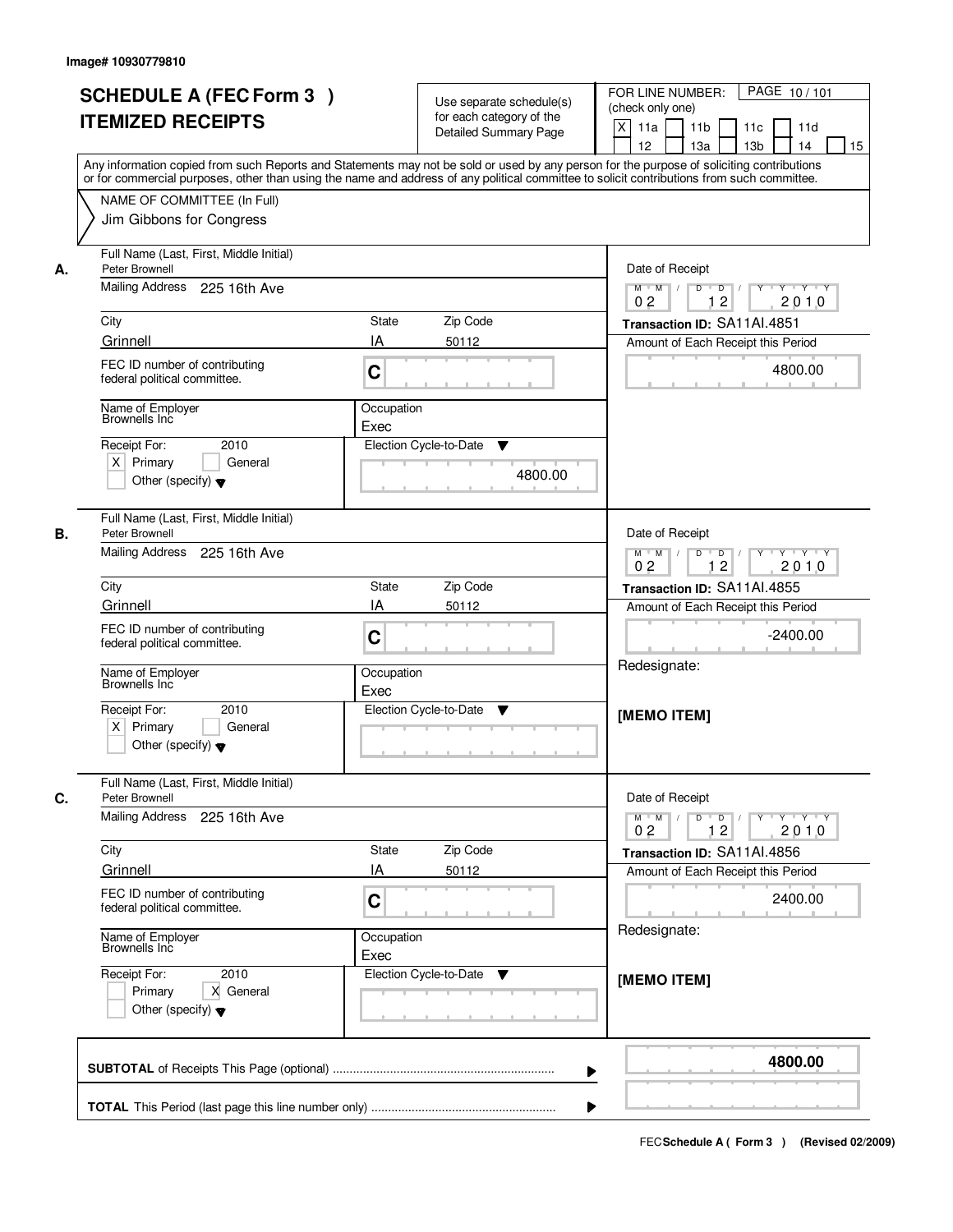Image# 10930779810

# SCHEDULE A (FEC Form 3 )
# ITEMIZED RECEIPTS

Use separate schedule(s) for each category of the Detailed Summary Page

FOR LINE NUMBER: (check only one)

[X] 11a [ ] 11b [ ] 11c [ ] 11d [ ] 12 [ ] 13a [ ] 13b [ ] 14 [ ] 15

Any information copied from such Reports and Statements may not be sold or used by any person for the purpose of soliciting contributions or for commercial purposes, other than using the name and address of any political committee to solicit contributions from such committee.

NAME OF COMMITTEE (In Full)
Jim Gibbons for Congress

---

**A.**

| Field | Value |
|---|---|
| Full Name (Last, First, Middle Initial) | Peter Brownell |
| Mailing Address | 225 16th Ave |
| City | Grinnell |
| State | IA |
| Zip Code | 50112 |
| FEC ID number of contributing federal political committee. | C |
| Name of Employer | Brownells Inc |
| Occupation | Exec |
| Receipt For: 2010 | [X] Primary [ ] General [ ] Other (specify) |
| Election Cycle-to-Date | 4800.00 |
| Date of Receipt | 02 12 2010 |
| Transaction ID | SA11AI.4851 |
| Amount of Each Receipt this Period | 4800.00 |

**B.**

| Field | Value |
|---|---|
| Full Name (Last, First, Middle Initial) | Peter Brownell |
| Mailing Address | 225 16th Ave |
| City | Grinnell |
| State | IA |
| Zip Code | 50112 |
| FEC ID number of contributing federal political committee. | C |
| Name of Employer | Brownells Inc |
| Occupation | Exec |
| Receipt For: 2010 | [X] Primary [ ] General [ ] Other (specify) |
| Election Cycle-to-Date | |
| Date of Receipt | 02 12 2010 |
| Transaction ID | SA11AI.4855 |
| Amount of Each Receipt this Period | -2400.00 |

Redesignate:

[MEMO ITEM]

**C.**

| Field | Value |
|---|---|
| Full Name (Last, First, Middle Initial) | Peter Brownell |
| Mailing Address | 225 16th Ave |
| City | Grinnell |
| State | IA |
| Zip Code | 50112 |
| FEC ID number of contributing federal political committee. | C |
| Name of Employer | Brownells Inc |
| Occupation | Exec |
| Receipt For: 2010 | [ ] Primary [X] General [ ] Other (specify) |
| Election Cycle-to-Date | |
| Date of Receipt | 02 12 2010 |
| Transaction ID | SA11AI.4856 |
| Amount of Each Receipt this Period | 2400.00 |

Redesignate:

[MEMO ITEM]

---

**SUBTOTAL** of Receipts This Page (optional) ........ **4800.00**

**TOTAL** This Period (last page this line number only) ........

FEC **Schedule A ( Form 3 )** (Revised 02/2009)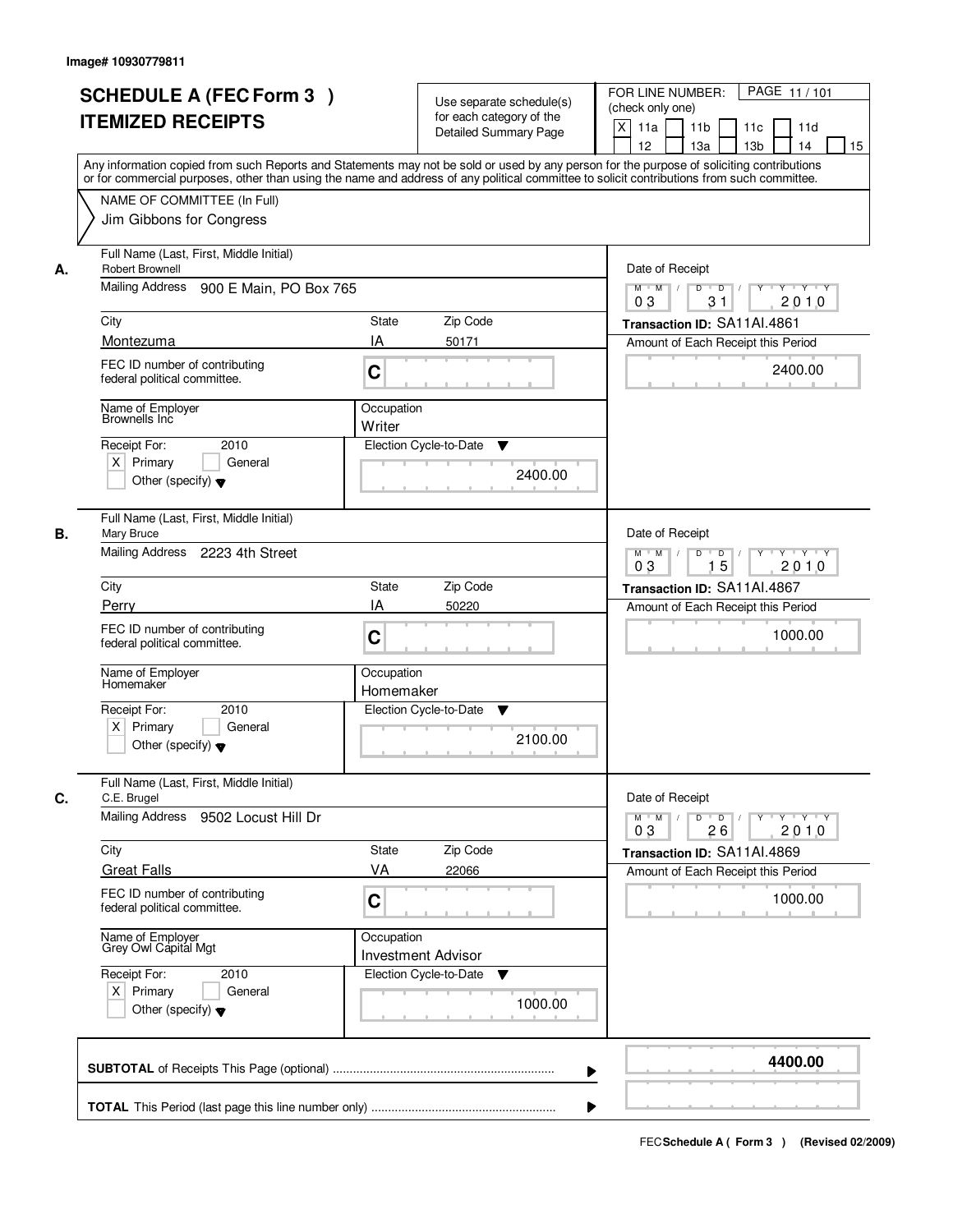Image# 10930779811

# SCHEDULE A (FEC Form 3 )
# ITEMIZED RECEIPTS

Use separate schedule(s) for each category of the Detailed Summary Page

FOR LINE NUMBER: (check only one)

PAGE 11 / 101

[X] 11a [ ] 11b [ ] 11c [ ] 11d [ ] 12 [ ] 13a [ ] 13b [ ] 14 [ ] 15

Any information copied from such Reports and Statements may not be sold or used by any person for the purpose of soliciting contributions or for commercial purposes, other than using the name and address of any political committee to solicit contributions from such committee.

NAME OF COMMITTEE (In Full)
Jim Gibbons for Congress

## A.

| Field | Value |
|---|---|
| Full Name (Last, First, Middle Initial) | Robert Brownell |
| Mailing Address | 900 E Main, PO Box 765 |
| City | Montezuma |
| State | IA |
| Zip Code | 50171 |
| FEC ID number of contributing federal political committee. | C |
| Name of Employer | Brownells Inc |
| Occupation | Writer |
| Receipt For: 2010 | [X] Primary [ ] General [ ] Other (specify) |
| Election Cycle-to-Date | 2400.00 |
| Date of Receipt | 03 / 31 / 2010 |
| Transaction ID | SA11AI.4861 |
| Amount of Each Receipt this Period | 2400.00 |

## B.

| Field | Value |
|---|---|
| Full Name (Last, First, Middle Initial) | Mary Bruce |
| Mailing Address | 2223 4th Street |
| City | Perry |
| State | IA |
| Zip Code | 50220 |
| FEC ID number of contributing federal political committee. | C |
| Name of Employer | Homemaker |
| Occupation | Homemaker |
| Receipt For: 2010 | [X] Primary [ ] General [ ] Other (specify) |
| Election Cycle-to-Date | 2100.00 |
| Date of Receipt | 03 / 15 / 2010 |
| Transaction ID | SA11AI.4867 |
| Amount of Each Receipt this Period | 1000.00 |

## C.

| Field | Value |
|---|---|
| Full Name (Last, First, Middle Initial) | C.E. Brugel |
| Mailing Address | 9502 Locust Hill Dr |
| City | Great Falls |
| State | VA |
| Zip Code | 22066 |
| FEC ID number of contributing federal political committee. | C |
| Name of Employer | Grey Owl Capital Mgt |
| Occupation | Investment Advisor |
| Receipt For: 2010 | [X] Primary [ ] General [ ] Other (specify) |
| Election Cycle-to-Date | 1000.00 |
| Date of Receipt | 03 / 26 / 2010 |
| Transaction ID | SA11AI.4869 |
| Amount of Each Receipt this Period | 1000.00 |

| | |
|---|---|
| **SUBTOTAL** of Receipts This Page (optional) | **4400.00** |
| **TOTAL** This Period (last page this line number only) | |

FEC **Schedule A ( Form 3 )** (Revised 02/2009)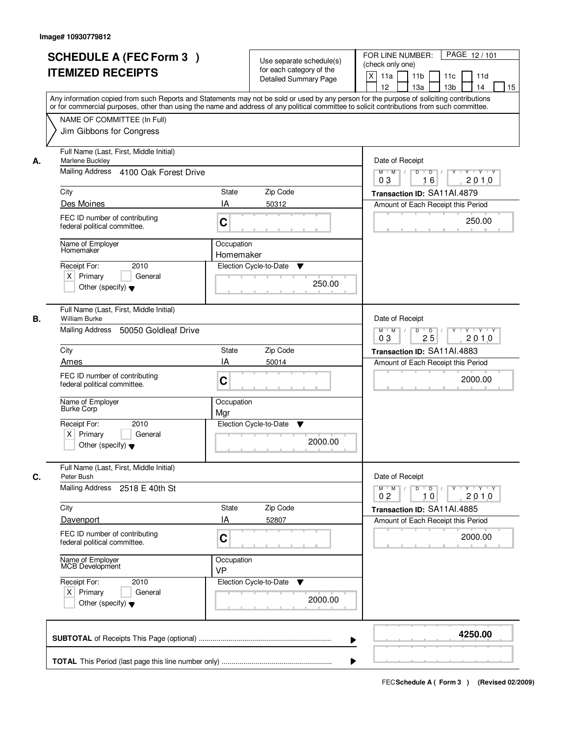Image# 10930779812

# SCHEDULE A (FEC Form 3 )
# ITEMIZED RECEIPTS

Use separate schedule(s) for each category of the Detailed Summary Page

FOR LINE NUMBER: (check only one)

PAGE 12 / 101

- [X] 11a
- [ ] 11b
- [ ] 11c
- [ ] 11d
- [ ] 12
- [ ] 13a
- [ ] 13b
- [ ] 14
- [ ] 15

Any information copied from such Reports and Statements may not be sold or used by any person for the purpose of soliciting contributions or for commercial purposes, other than using the name and address of any political committee to solicit contributions from such committee.

NAME OF COMMITTEE (In Full)
Jim Gibbons for Congress

## A.

Full Name (Last, First, Middle Initial): Marlene Buckley

Mailing Address: 4100 Oak Forest Drive

City: Des Moines | State: IA | Zip Code: 50312

FEC ID number of contributing federal political committee.: C

Name of Employer: Homemaker

Occupation: Homemaker

Receipt For: 2010 — [X] Primary [ ] General [ ] Other (specify)

Election Cycle-to-Date: 250.00

Date of Receipt: 03 / 16 / 2010

Transaction ID: SA11AI.4879

Amount of Each Receipt this Period: 250.00

## B.

Full Name (Last, First, Middle Initial): William Burke

Mailing Address: 50050 Goldleaf Drive

City: Ames | State: IA | Zip Code: 50014

FEC ID number of contributing federal political committee.: C

Name of Employer: Burke Corp

Occupation: Mgr

Receipt For: 2010 — [X] Primary [ ] General [ ] Other (specify)

Election Cycle-to-Date: 2000.00

Date of Receipt: 03 / 25 / 2010

Transaction ID: SA11AI.4883

Amount of Each Receipt this Period: 2000.00

## C.

Full Name (Last, First, Middle Initial): Peter Bush

Mailing Address: 2518 E 40th St

City: Davenport | State: IA | Zip Code: 52807

FEC ID number of contributing federal political committee.: C

Name of Employer: MCB Development

Occupation: VP

Receipt For: 2010 — [X] Primary [ ] General [ ] Other (specify)

Election Cycle-to-Date: 2000.00

Date of Receipt: 02 / 10 / 2010

Transaction ID: SA11AI.4885

Amount of Each Receipt this Period: 2000.00

**SUBTOTAL** of Receipts This Page (optional): **4250.00**

**TOTAL** This Period (last page this line number only):

FEC **Schedule A ( Form 3 )** (Revised 02/2009)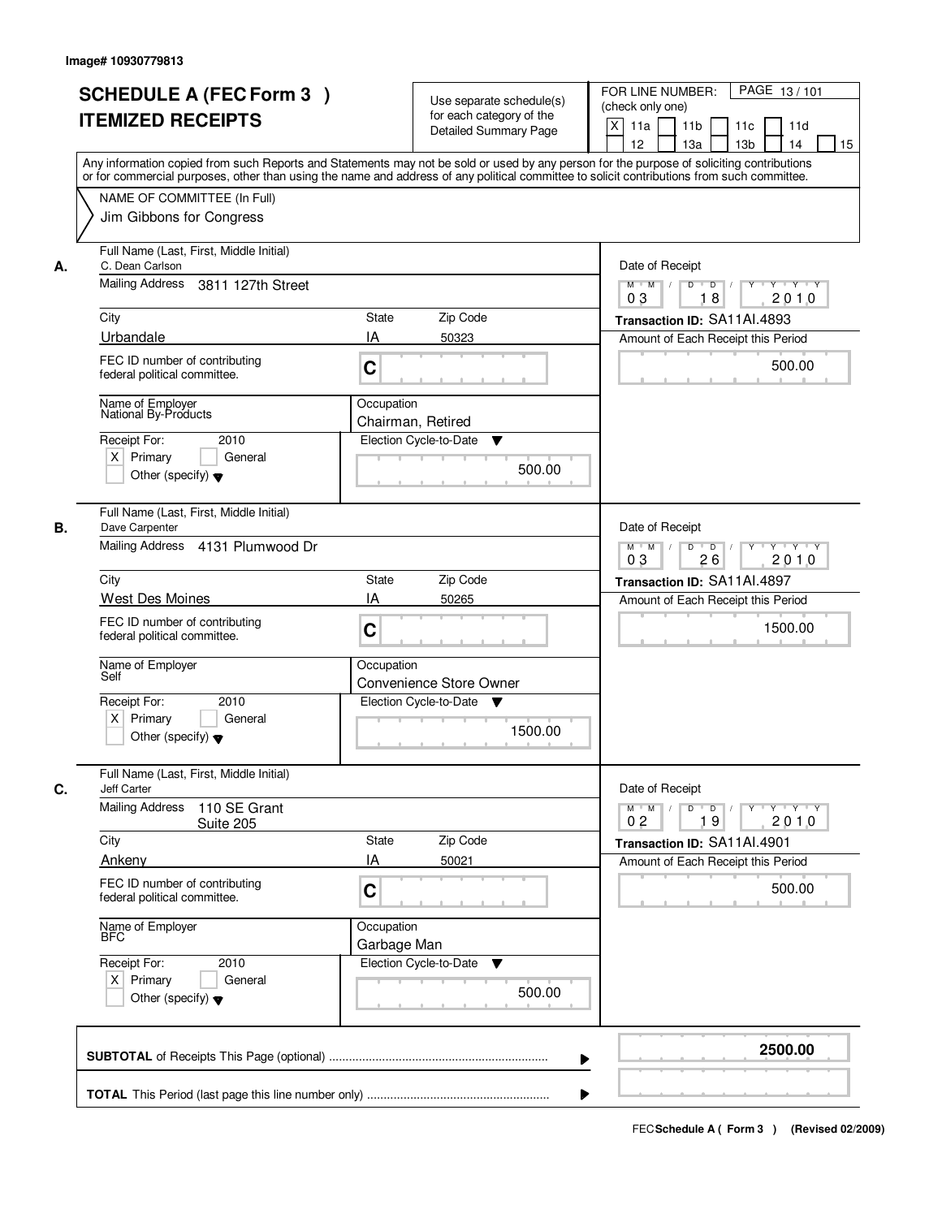Image# 10930779813

# SCHEDULE A (FEC Form 3 ) ITEMIZED RECEIPTS

Use separate schedule(s) for each category of the Detailed Summary Page

FOR LINE NUMBER: (check only one)

[X] 11a [ ] 11b [ ] 11c [ ] 11d [ ] 12 [ ] 13a [ ] 13b [ ] 14 [ ] 15

PAGE 13 / 101

Any information copied from such Reports and Statements may not be sold or used by any person for the purpose of soliciting contributions or for commercial purposes, other than using the name and address of any political committee to solicit contributions from such committee.

NAME OF COMMITTEE (In Full)
Jim Gibbons for Congress

---

**A.**

Full Name (Last, First, Middle Initial): C. Dean Carlson

Mailing Address: 3811 127th Street

City: Urbandale | State: IA | Zip Code: 50323

FEC ID number of contributing federal political committee: C

Name of Employer: National By-Products

Occupation: Chairman, Retired

Receipt For: 2010 — [X] Primary [ ] General [ ] Other (specify)

Election Cycle-to-Date: 500.00

Date of Receipt: 03 / 18 / 2010

Transaction ID: SA11AI.4893

Amount of Each Receipt this Period: 500.00

---

**B.**

Full Name (Last, First, Middle Initial): Dave Carpenter

Mailing Address: 4131 Plumwood Dr

City: West Des Moines | State: IA | Zip Code: 50265

FEC ID number of contributing federal political committee: C

Name of Employer: Self

Occupation: Convenience Store Owner

Receipt For: 2010 — [X] Primary [ ] General [ ] Other (specify)

Election Cycle-to-Date: 1500.00

Date of Receipt: 03 / 26 / 2010

Transaction ID: SA11AI.4897

Amount of Each Receipt this Period: 1500.00

---

**C.**

Full Name (Last, First, Middle Initial): Jeff Carter

Mailing Address: 110 SE Grant Suite 205

City: Ankeny | State: IA | Zip Code: 50021

FEC ID number of contributing federal political committee: C

Name of Employer: BFC

Occupation: Garbage Man

Receipt For: 2010 — [X] Primary [ ] General [ ] Other (specify)

Election Cycle-to-Date: 500.00

Date of Receipt: 02 / 19 / 2010

Transaction ID: SA11AI.4901

Amount of Each Receipt this Period: 500.00

---

**SUBTOTAL** of Receipts This Page (optional) ............ **2500.00**

**TOTAL** This Period (last page this line number only) ............

FEC Schedule A ( Form 3 ) (Revised 02/2009)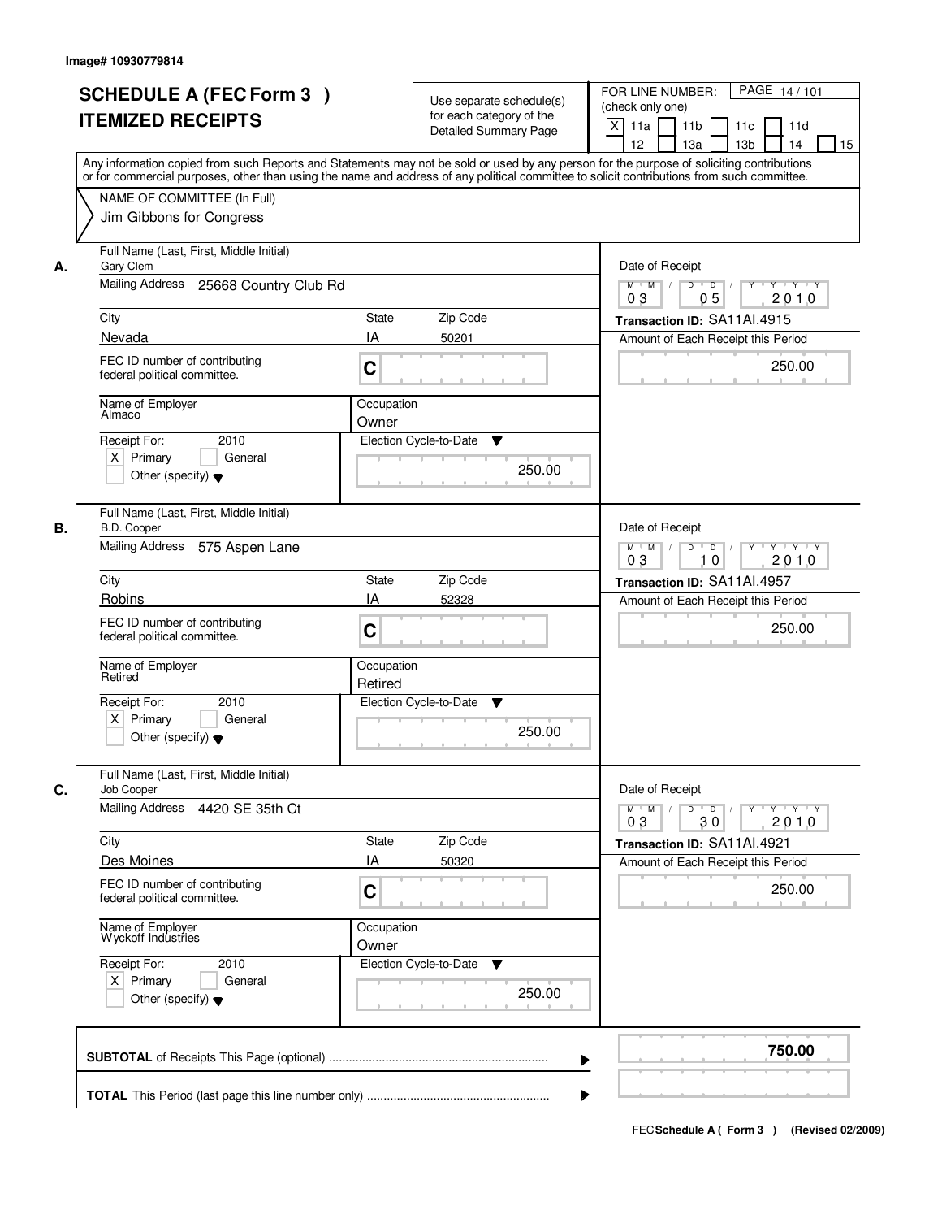Image# 10930779814

# SCHEDULE A (FEC Form 3 ) ITEMIZED RECEIPTS

Use separate schedule(s) for each category of the Detailed Summary Page

FOR LINE NUMBER: (check only one)

PAGE 14 / 101

[X] 11a [ ] 11b [ ] 11c [ ] 11d [ ] 12 [ ] 13a [ ] 13b [ ] 14 [ ] 15

Any information copied from such Reports and Statements may not be sold or used by any person for the purpose of soliciting contributions or for commercial purposes, other than using the name and address of any political committee to solicit contributions from such committee.

NAME OF COMMITTEE (In Full)

Jim Gibbons for Congress

---

**A.**

Full Name (Last, First, Middle Initial): Gary Clem

Mailing Address: 25668 Country Club Rd

City: Nevada | State: IA | Zip Code: 50201

FEC ID number of contributing federal political committee: C

Name of Employer: Almaco

Occupation: Owner

Receipt For: 2010 [X] Primary [ ] General [ ] Other (specify)

Election Cycle-to-Date: 250.00

Date of Receipt: 03 / 05 / 2010

Transaction ID: SA11AI.4915

Amount of Each Receipt this Period: 250.00

---

**B.**

Full Name (Last, First, Middle Initial): B.D. Cooper

Mailing Address: 575 Aspen Lane

City: Robins | State: IA | Zip Code: 52328

FEC ID number of contributing federal political committee: C

Name of Employer: Retired

Occupation: Retired

Receipt For: 2010 [X] Primary [ ] General [ ] Other (specify)

Election Cycle-to-Date: 250.00

Date of Receipt: 03 / 10 / 2010

Transaction ID: SA11AI.4957

Amount of Each Receipt this Period: 250.00

---

**C.**

Full Name (Last, First, Middle Initial): Job Cooper

Mailing Address: 4420 SE 35th Ct

City: Des Moines | State: IA | Zip Code: 50320

FEC ID number of contributing federal political committee: C

Name of Employer: Wyckoff Industries

Occupation: Owner

Receipt For: 2010 [X] Primary [ ] General [ ] Other (specify)

Election Cycle-to-Date: 250.00

Date of Receipt: 03 / 30 / 2010

Transaction ID: SA11AI.4921

Amount of Each Receipt this Period: 250.00

---

**SUBTOTAL** of Receipts This Page (optional): **750.00**

**TOTAL** This Period (last page this line number only):

FEC **Schedule A ( Form 3 )** (Revised 02/2009)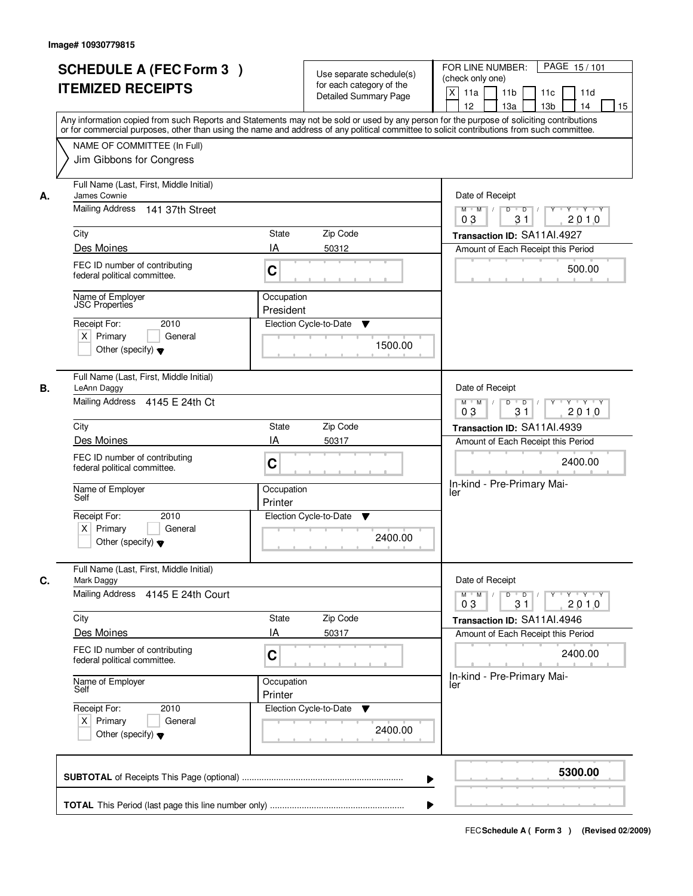Image# 10930779815

# SCHEDULE A (FEC Form 3 ) ITEMIZED RECEIPTS

Use separate schedule(s) for each category of the Detailed Summary Page

FOR LINE NUMBER: (check only one)

- [X] 11a
- [ ] 11b
- [ ] 11c
- [ ] 11d
- [ ] 12
- [ ] 13a
- [ ] 13b
- [ ] 14
- [ ] 15

PAGE 15 / 101

Any information copied from such Reports and Statements may not be sold or used by any person for the purpose of soliciting contributions or for commercial purposes, other than using the name and address of any political committee to solicit contributions from such committee.

NAME OF COMMITTEE (In Full): Jim Gibbons for Congress

---

**A.**

| Field | Value |
|---|---|
| Full Name (Last, First, Middle Initial) | James Cownie |
| Mailing Address | 141 37th Street |
| City | Des Moines |
| State | IA |
| Zip Code | 50312 |
| FEC ID number of contributing federal political committee. | C |
| Name of Employer | JSC Properties |
| Occupation | President |
| Receipt For: | 2010 — [X] Primary [ ] General [ ] Other (specify) |
| Election Cycle-to-Date | 1500.00 |
| Date of Receipt | 03 / 31 / 2010 |
| Transaction ID | SA11AI.4927 |
| Amount of Each Receipt this Period | 500.00 |

---

**B.**

| Field | Value |
|---|---|
| Full Name (Last, First, Middle Initial) | LeAnn Daggy |
| Mailing Address | 4145 E 24th Ct |
| City | Des Moines |
| State | IA |
| Zip Code | 50317 |
| FEC ID number of contributing federal political committee. | C |
| Name of Employer | Self |
| Occupation | Printer |
| Receipt For: | 2010 — [X] Primary [ ] General [ ] Other (specify) |
| Election Cycle-to-Date | 2400.00 |
| Date of Receipt | 03 / 31 / 2010 |
| Transaction ID | SA11AI.4939 |
| Amount of Each Receipt this Period | 2400.00 |
| Description | In-kind - Pre-Primary Mailer |

---

**C.**

| Field | Value |
|---|---|
| Full Name (Last, First, Middle Initial) | Mark Daggy |
| Mailing Address | 4145 E 24th Court |
| City | Des Moines |
| State | IA |
| Zip Code | 50317 |
| FEC ID number of contributing federal political committee. | C |
| Name of Employer | Self |
| Occupation | Printer |
| Receipt For: | 2010 — [X] Primary [ ] General [ ] Other (specify) |
| Election Cycle-to-Date | 2400.00 |
| Date of Receipt | 03 / 31 / 2010 |
| Transaction ID | SA11AI.4946 |
| Amount of Each Receipt this Period | 2400.00 |
| Description | In-kind - Pre-Primary Mailer |

---

| | |
|---|---|
| **SUBTOTAL** of Receipts This Page (optional) | **5300.00** |
| **TOTAL** This Period (last page this line number only) | |

FEC **Schedule A ( Form 3 )** (Revised 02/2009)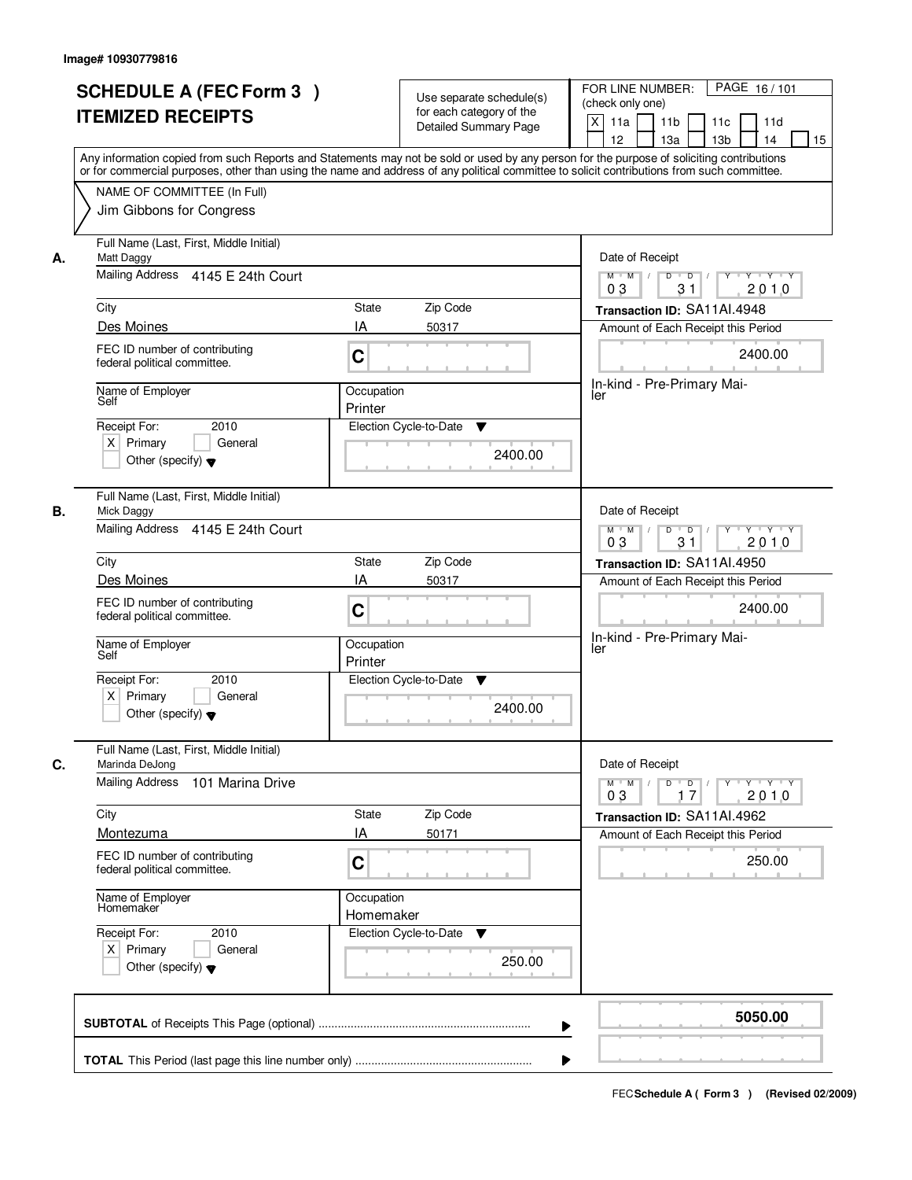Image# 10930779816

# SCHEDULE A (FEC Form 3 ) ITEMIZED RECEIPTS

Use separate schedule(s) for each category of the Detailed Summary Page

FOR LINE NUMBER: (check only one)

[X] 11a [ ] 11b [ ] 11c [ ] 11d [ ] 12 [ ] 13a [ ] 13b [ ] 14 [ ] 15

PAGE 16 / 101

Any information copied from such Reports and Statements may not be sold or used by any person for the purpose of soliciting contributions or for commercial purposes, other than using the name and address of any political committee to solicit contributions from such committee.

NAME OF COMMITTEE (In Full)
Jim Gibbons for Congress

---

**A.** Full Name (Last, First, Middle Initial): Matt Daggy

Mailing Address: 4145 E 24th Court

City: Des Moines | State: IA | Zip Code: 50317

FEC ID number of contributing federal political committee: C

Name of Employer: Self | Occupation: Printer

Receipt For: 2010 [X] Primary [ ] General [ ] Other (specify)

Election Cycle-to-Date: 2400.00

Date of Receipt: 03 31 2010

Transaction ID: SA11AI.4948

Amount of Each Receipt this Period: 2400.00

In-kind - Pre-Primary Mailer

---

**B.** Full Name (Last, First, Middle Initial): Mick Daggy

Mailing Address: 4145 E 24th Court

City: Des Moines | State: IA | Zip Code: 50317

FEC ID number of contributing federal political committee: C

Name of Employer: Self | Occupation: Printer

Receipt For: 2010 [X] Primary [ ] General [ ] Other (specify)

Election Cycle-to-Date: 2400.00

Date of Receipt: 03 31 2010

Transaction ID: SA11AI.4950

Amount of Each Receipt this Period: 2400.00

In-kind - Pre-Primary Mailer

---

**C.** Full Name (Last, First, Middle Initial): Marinda DeJong

Mailing Address: 101 Marina Drive

City: Montezuma | State: IA | Zip Code: 50171

FEC ID number of contributing federal political committee: C

Name of Employer: Homemaker | Occupation: Homemaker

Receipt For: 2010 [X] Primary [ ] General [ ] Other (specify)

Election Cycle-to-Date: 250.00

Date of Receipt: 03 17 2010

Transaction ID: SA11AI.4962

Amount of Each Receipt this Period: 250.00

---

**SUBTOTAL** of Receipts This Page (optional): 5050.00

**TOTAL** This Period (last page this line number only):

FEC Schedule A ( Form 3 ) (Revised 02/2009)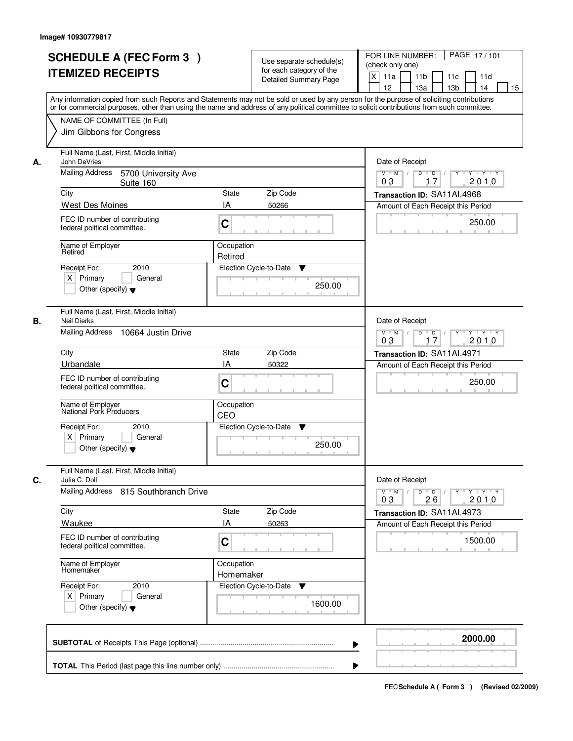Image# 10930779817

# SCHEDULE A (FEC Form 3 )
## ITEMIZED RECEIPTS

Use separate schedule(s) for each category of the Detailed Summary Page

FOR LINE NUMBER: (check only one)
[X] 11a [ ] 11b [ ] 11c [ ] 11d [ ] 12 [ ] 13a [ ] 13b [ ] 14 [ ] 15

Any information copied from such Reports and Statements may not be sold or used by any person for the purpose of soliciting contributions or for commercial purposes, other than using the name and address of any political committee to solicit contributions from such committee.

NAME OF COMMITTEE (In Full)
Jim Gibbons for Congress

---

**A.** Full Name (Last, First, Middle Initial): John DeVries

Mailing Address: 5700 University Ave, Suite 160

City: West Des Moines | State: IA | Zip Code: 50266

FEC ID number of contributing federal political committee: C

Name of Employer: Retired

Occupation: Retired

Receipt For: 2010 — [X] Primary [ ] General [ ] Other (specify)

Election Cycle-to-Date: 250.00

Date of Receipt: 03 / 17 / 2010

Transaction ID: SA11AI.4968

Amount of Each Receipt this Period: 250.00

---

**B.** Full Name (Last, First, Middle Initial): Neil Dierks

Mailing Address: 10664 Justin Drive

City: Urbandale | State: IA | Zip Code: 50322

FEC ID number of contributing federal political committee: C

Name of Employer: National Pork Producers

Occupation: CEO

Receipt For: 2010 — [X] Primary [ ] General [ ] Other (specify)

Election Cycle-to-Date: 250.00

Date of Receipt: 03 / 17 / 2010

Transaction ID: SA11AI.4971

Amount of Each Receipt this Period: 250.00

---

**C.** Full Name (Last, First, Middle Initial): Julia C. Doll

Mailing Address: 815 Southbranch Drive

City: Waukee | State: IA | Zip Code: 50263

FEC ID number of contributing federal political committee: C

Name of Employer: Homemaker

Occupation: Homemaker

Receipt For: 2010 — [X] Primary [ ] General [ ] Other (specify)

Election Cycle-to-Date: 1600.00

Date of Receipt: 03 / 26 / 2010

Transaction ID: SA11AI.4973

Amount of Each Receipt this Period: 1500.00

---

**SUBTOTAL** of Receipts This Page (optional): **2000.00**

**TOTAL** This Period (last page this line number only):

FEC Schedule A ( Form 3 ) (Revised 02/2009)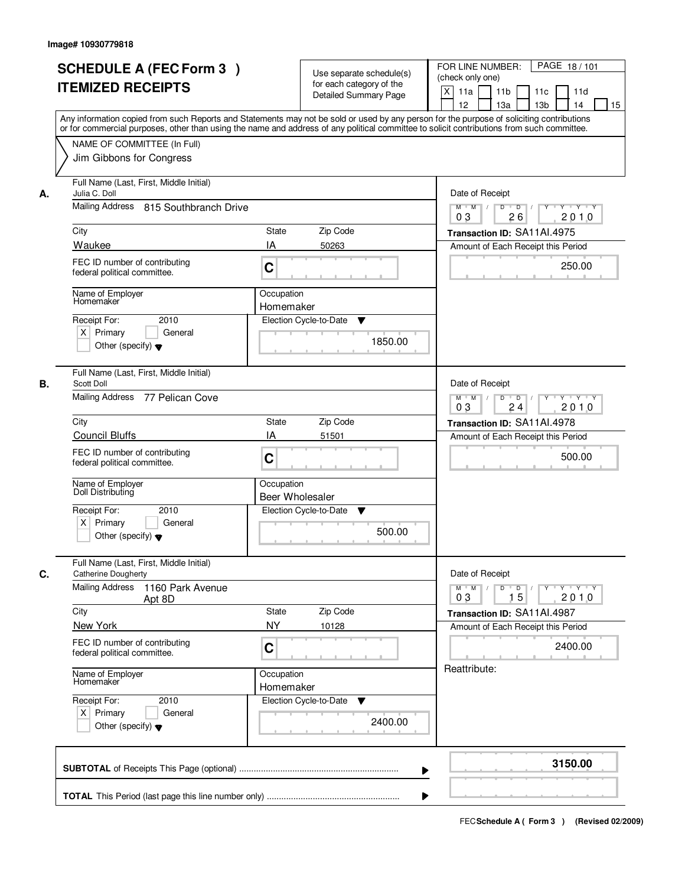Image# 10930779818

# SCHEDULE A (FEC Form 3 ) ITEMIZED RECEIPTS

Use separate schedule(s) for each category of the Detailed Summary Page

FOR LINE NUMBER: (check only one)
[X] 11a [ ] 11b [ ] 11c [ ] 11d [ ] 12 [ ] 13a [ ] 13b [ ] 14 [ ] 15

PAGE 18 / 101

Any information copied from such Reports and Statements may not be sold or used by any person for the purpose of soliciting contributions or for commercial purposes, other than using the name and address of any political committee to solicit contributions from such committee.

NAME OF COMMITTEE (In Full)
Jim Gibbons for Congress

## A.

Full Name (Last, First, Middle Initial): Julia C. Doll
Mailing Address: 815 Southbranch Drive
City: Waukee | State: IA | Zip Code: 50263
FEC ID number of contributing federal political committee: C
Name of Employer: Homemaker
Occupation: Homemaker
Receipt For: 2010 — [X] Primary [ ] General [ ] Other (specify)
Election Cycle-to-Date: 1850.00

Date of Receipt: 03 / 26 / 2010
Transaction ID: SA11AI.4975
Amount of Each Receipt this Period: 250.00

## B.

Full Name (Last, First, Middle Initial): Scott Doll
Mailing Address: 77 Pelican Cove
City: Council Bluffs | State: IA | Zip Code: 51501
FEC ID number of contributing federal political committee: C
Name of Employer: Doll Distributing
Occupation: Beer Wholesaler
Receipt For: 2010 — [X] Primary [ ] General [ ] Other (specify)
Election Cycle-to-Date: 500.00

Date of Receipt: 03 / 24 / 2010
Transaction ID: SA11AI.4978
Amount of Each Receipt this Period: 500.00

## C.

Full Name (Last, First, Middle Initial): Catherine Dougherty
Mailing Address: 1160 Park Avenue Apt 8D
City: New York | State: NY | Zip Code: 10128
FEC ID number of contributing federal political committee: C
Name of Employer: Homemaker
Occupation: Homemaker
Receipt For: 2010 — [X] Primary [ ] General [ ] Other (specify)
Election Cycle-to-Date: 2400.00

Date of Receipt: 03 / 15 / 2010
Transaction ID: SA11AI.4987
Amount of Each Receipt this Period: 2400.00
Reattribute:

**SUBTOTAL** of Receipts This Page (optional): 3150.00

**TOTAL** This Period (last page this line number only):

FEC **Schedule A ( Form 3 )** (Revised 02/2009)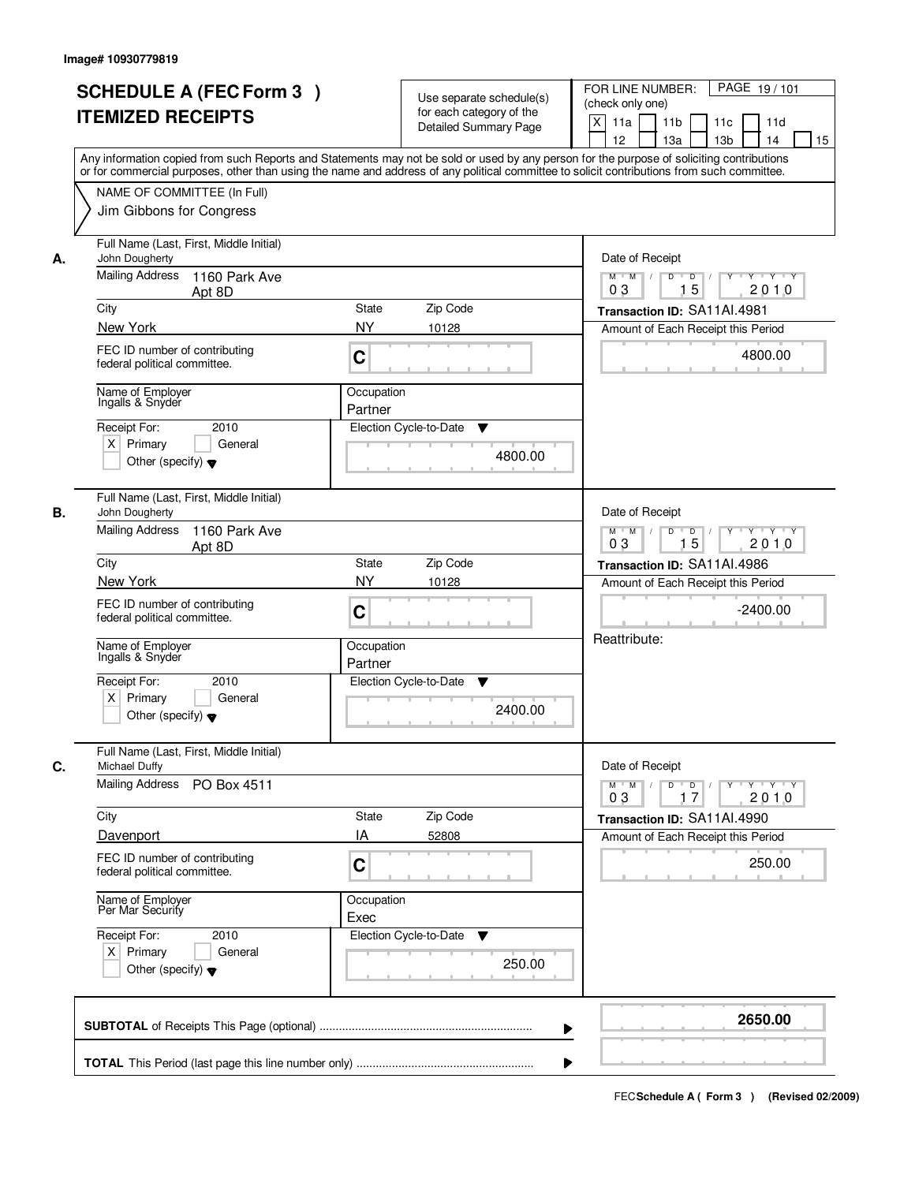Image# 10930779819

# SCHEDULE A (FEC Form 3 )
# ITEMIZED RECEIPTS

Use separate schedule(s) for each category of the Detailed Summary Page

FOR LINE NUMBER: (check only one)

[X] 11a [ ] 11b [ ] 11c [ ] 11d [ ] 12 [ ] 13a [ ] 13b [ ] 14 [ ] 15

PAGE 19 / 101

Any information copied from such Reports and Statements may not be sold or used by any person for the purpose of soliciting contributions or for commercial purposes, other than using the name and address of any political committee to solicit contributions from such committee.

NAME OF COMMITTEE (In Full)
Jim Gibbons for Congress

---

**A.**

Full Name (Last, First, Middle Initial): John Dougherty

Mailing Address: 1160 Park Ave, Apt 8D

City: New York | State: NY | Zip Code: 10128

FEC ID number of contributing federal political committee: C

Name of Employer: Ingalls & Snyder

Occupation: Partner

Receipt For: 2010 — [X] Primary [ ] General [ ] Other (specify)

Election Cycle-to-Date: 4800.00

Date of Receipt: 03 / 15 / 2010

Transaction ID: SA11AI.4981

Amount of Each Receipt this Period: 4800.00

---

**B.**

Full Name (Last, First, Middle Initial): John Dougherty

Mailing Address: 1160 Park Ave, Apt 8D

City: New York | State: NY | Zip Code: 10128

FEC ID number of contributing federal political committee: C

Name of Employer: Ingalls & Snyder

Occupation: Partner

Receipt For: 2010 — [X] Primary [ ] General [ ] Other (specify)

Election Cycle-to-Date: 2400.00

Date of Receipt: 03 / 15 / 2010

Transaction ID: SA11AI.4986

Amount of Each Receipt this Period: -2400.00

Reattribute:

---

**C.**

Full Name (Last, First, Middle Initial): Michael Duffy

Mailing Address: PO Box 4511

City: Davenport | State: IA | Zip Code: 52808

FEC ID number of contributing federal political committee: C

Name of Employer: Per Mar Security

Occupation: Exec

Receipt For: 2010 — [X] Primary [ ] General [ ] Other (specify)

Election Cycle-to-Date: 250.00

Date of Receipt: 03 / 17 / 2010

Transaction ID: SA11AI.4990

Amount of Each Receipt this Period: 250.00

---

**SUBTOTAL** of Receipts This Page (optional): **2650.00**

**TOTAL** This Period (last page this line number only):

FEC **Schedule A ( Form 3 )** (Revised 02/2009)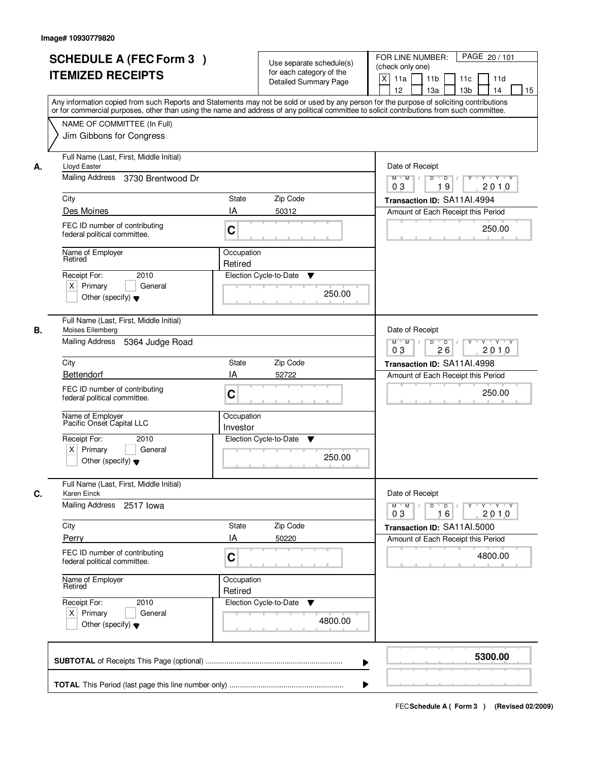Image# 10930779820

# SCHEDULE A (FEC Form 3 )
## ITEMIZED RECEIPTS

Use separate schedule(s) for each category of the Detailed Summary Page

FOR LINE NUMBER: (check only one)
[X] 11a [ ] 11b [ ] 11c [ ] 11d [ ] 12 [ ] 13a [ ] 13b [ ] 14 [ ] 15

PAGE 20 / 101

Any information copied from such Reports and Statements may not be sold or used by any person for the purpose of soliciting contributions or for commercial purposes, other than using the name and address of any political committee to solicit contributions from such committee.

NAME OF COMMITTEE (In Full)
Jim Gibbons for Congress

---

**A.** Full Name (Last, First, Middle Initial): Lloyd Easter
Mailing Address: 3730 Brentwood Dr
City: Des Moines | State: IA | Zip Code: 50312
FEC ID number of contributing federal political committee: C
Name of Employer: Retired
Occupation: Retired
Receipt For: 2010 — [X] Primary [ ] General [ ] Other (specify)
Election Cycle-to-Date: 250.00
Date of Receipt: 03 / 19 / 2010
Transaction ID: SA11AI.4994
Amount of Each Receipt this Period: 250.00

---

**B.** Full Name (Last, First, Middle Initial): Moises Eilemberg
Mailing Address: 5364 Judge Road
City: Bettendorf | State: IA | Zip Code: 52722
FEC ID number of contributing federal political committee: C
Name of Employer: Pacific Onset Capital LLC
Occupation: Investor
Receipt For: 2010 — [X] Primary [ ] General [ ] Other (specify)
Election Cycle-to-Date: 250.00
Date of Receipt: 03 / 26 / 2010
Transaction ID: SA11AI.4998
Amount of Each Receipt this Period: 250.00

---

**C.** Full Name (Last, First, Middle Initial): Karen Einck
Mailing Address: 2517 Iowa
City: Perry | State: IA | Zip Code: 50220
FEC ID number of contributing federal political committee: C
Name of Employer: Retired
Occupation: Retired
Receipt For: 2010 — [X] Primary [ ] General [ ] Other (specify)
Election Cycle-to-Date: 4800.00
Date of Receipt: 03 / 16 / 2010
Transaction ID: SA11AI.5000
Amount of Each Receipt this Period: 4800.00

---

**SUBTOTAL** of Receipts This Page (optional): **5300.00**

**TOTAL** This Period (last page this line number only):

FEC Schedule A ( Form 3 ) (Revised 02/2009)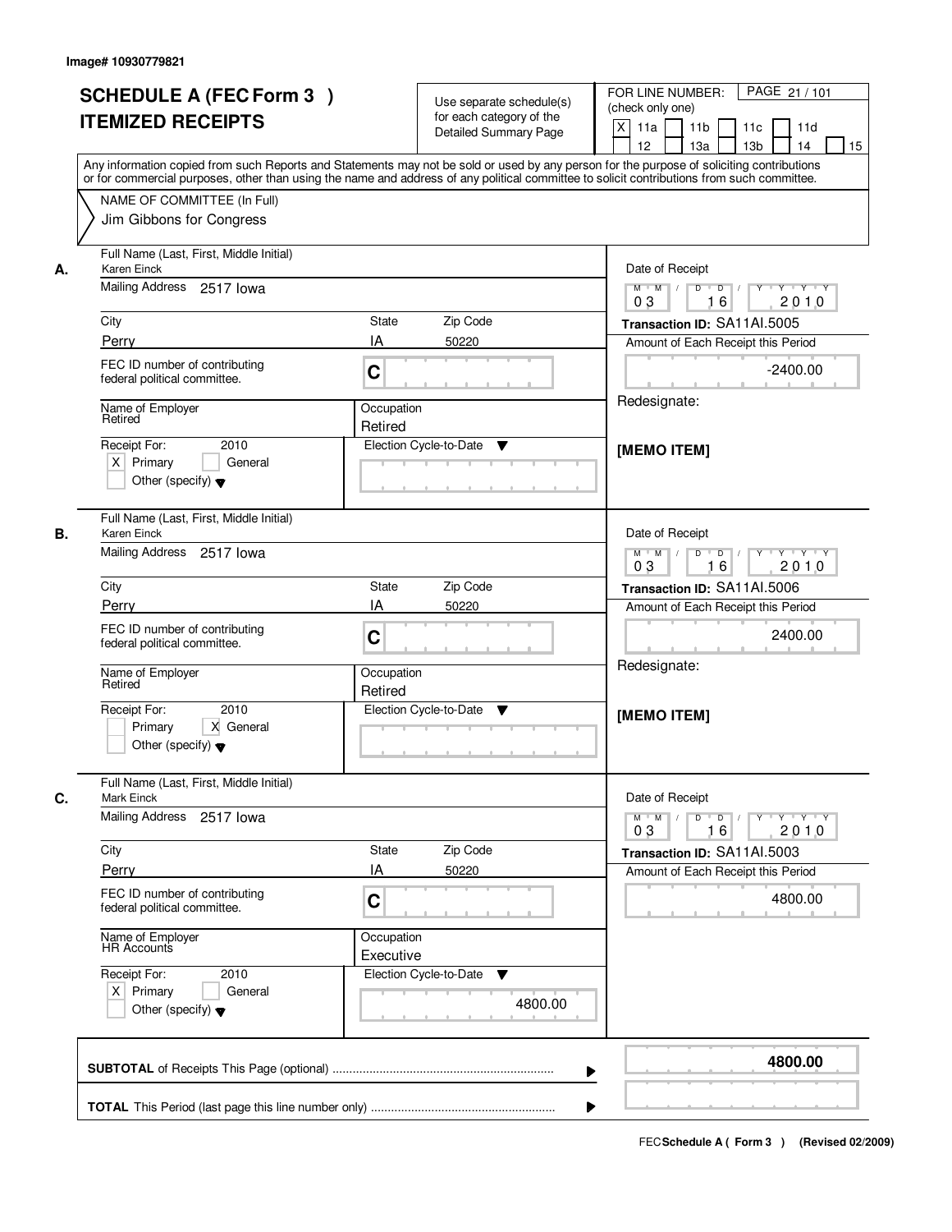Image# 10930779821

# SCHEDULE A (FEC Form 3 ) ITEMIZED RECEIPTS

Use separate schedule(s) for each category of the Detailed Summary Page

FOR LINE NUMBER: (check only one)

[X] 11a [ ] 11b [ ] 11c [ ] 11d [ ] 12 [ ] 13a [ ] 13b [ ] 14 [ ] 15

PAGE 21 / 101

Any information copied from such Reports and Statements may not be sold or used by any person for the purpose of soliciting contributions or for commercial purposes, other than using the name and address of any political committee to solicit contributions from such committee.

NAME OF COMMITTEE (In Full)
Jim Gibbons for Congress

---

**A.** Full Name (Last, First, Middle Initial): Karen Einck

Mailing Address: 2517 Iowa

City: Perry | State: IA | Zip Code: 50220

FEC ID number of contributing federal political committee: C

Name of Employer: Retired | Occupation: Retired

Receipt For: 2010 [X] Primary [ ] General [ ] Other (specify)

Election Cycle-to-Date:

Date of Receipt: 03 16 2010

Transaction ID: SA11AI.5005

Amount of Each Receipt this Period: -2400.00

Redesignate:

[MEMO ITEM]

---

**B.** Full Name (Last, First, Middle Initial): Karen Einck

Mailing Address: 2517 Iowa

City: Perry | State: IA | Zip Code: 50220

FEC ID number of contributing federal political committee: C

Name of Employer: Retired | Occupation: Retired

Receipt For: 2010 [ ] Primary [X] General [ ] Other (specify)

Election Cycle-to-Date:

Date of Receipt: 03 16 2010

Transaction ID: SA11AI.5006

Amount of Each Receipt this Period: 2400.00

Redesignate:

[MEMO ITEM]

---

**C.** Full Name (Last, First, Middle Initial): Mark Einck

Mailing Address: 2517 Iowa

City: Perry | State: IA | Zip Code: 50220

FEC ID number of contributing federal political committee: C

Name of Employer: HR Accounts | Occupation: Executive

Receipt For: 2010 [X] Primary [ ] General [ ] Other (specify)

Election Cycle-to-Date: 4800.00

Date of Receipt: 03 16 2010

Transaction ID: SA11AI.5003

Amount of Each Receipt this Period: 4800.00

---

**SUBTOTAL** of Receipts This Page (optional): **4800.00**

**TOTAL** This Period (last page this line number only):

FEC **Schedule A ( Form 3 )** (Revised 02/2009)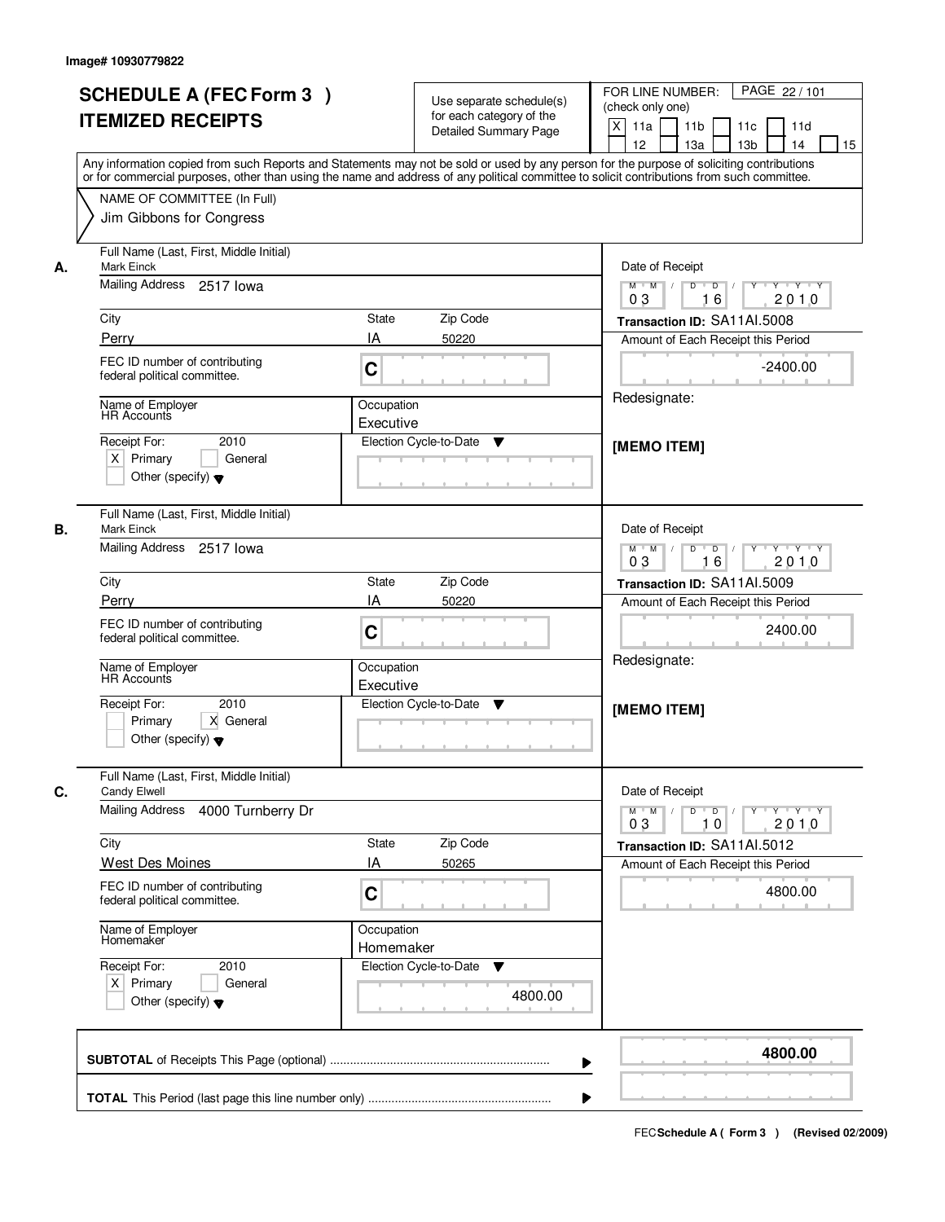Image# 10930779822

# SCHEDULE A (FEC Form 3 )
# ITEMIZED RECEIPTS

Use separate schedule(s) for each category of the Detailed Summary Page

FOR LINE NUMBER: (check only one)
[X] 11a [ ] 11b [ ] 11c [ ] 11d [ ] 12 [ ] 13a [ ] 13b [ ] 14 [ ] 15

PAGE 22 / 101

Any information copied from such Reports and Statements may not be sold or used by any person for the purpose of soliciting contributions or for commercial purposes, other than using the name and address of any political committee to solicit contributions from such committee.

NAME OF COMMITTEE (In Full)
Jim Gibbons for Congress

---

**A.** Full Name (Last, First, Middle Initial): Mark Einck

Mailing Address: 2517 Iowa

City: Perry | State: IA | Zip Code: 50220

FEC ID number of contributing federal political committee: C

Name of Employer: HR Accounts | Occupation: Executive

Receipt For: 2010 — [X] Primary [ ] General [ ] Other (specify)

Election Cycle-to-Date:

Date of Receipt: 03/16/2010

Transaction ID: SA11AI.5008

Amount of Each Receipt this Period: -2400.00

Redesignate:

[MEMO ITEM]

---

**B.** Full Name (Last, First, Middle Initial): Mark Einck

Mailing Address: 2517 Iowa

City: Perry | State: IA | Zip Code: 50220

FEC ID number of contributing federal political committee: C

Name of Employer: HR Accounts | Occupation: Executive

Receipt For: 2010 — [ ] Primary [X] General [ ] Other (specify)

Election Cycle-to-Date:

Date of Receipt: 03/16/2010

Transaction ID: SA11AI.5009

Amount of Each Receipt this Period: 2400.00

Redesignate:

[MEMO ITEM]

---

**C.** Full Name (Last, First, Middle Initial): Candy Elwell

Mailing Address: 4000 Turnberry Dr

City: West Des Moines | State: IA | Zip Code: 50265

FEC ID number of contributing federal political committee: C

Name of Employer: Homemaker | Occupation: Homemaker

Receipt For: 2010 — [X] Primary [ ] General [ ] Other (specify)

Election Cycle-to-Date: 4800.00

Date of Receipt: 03/10/2010

Transaction ID: SA11AI.5012

Amount of Each Receipt this Period: 4800.00

---

**SUBTOTAL** of Receipts This Page (optional): **4800.00**

**TOTAL** This Period (last page this line number only):

FEC **Schedule A ( Form 3 )** (Revised 02/2009)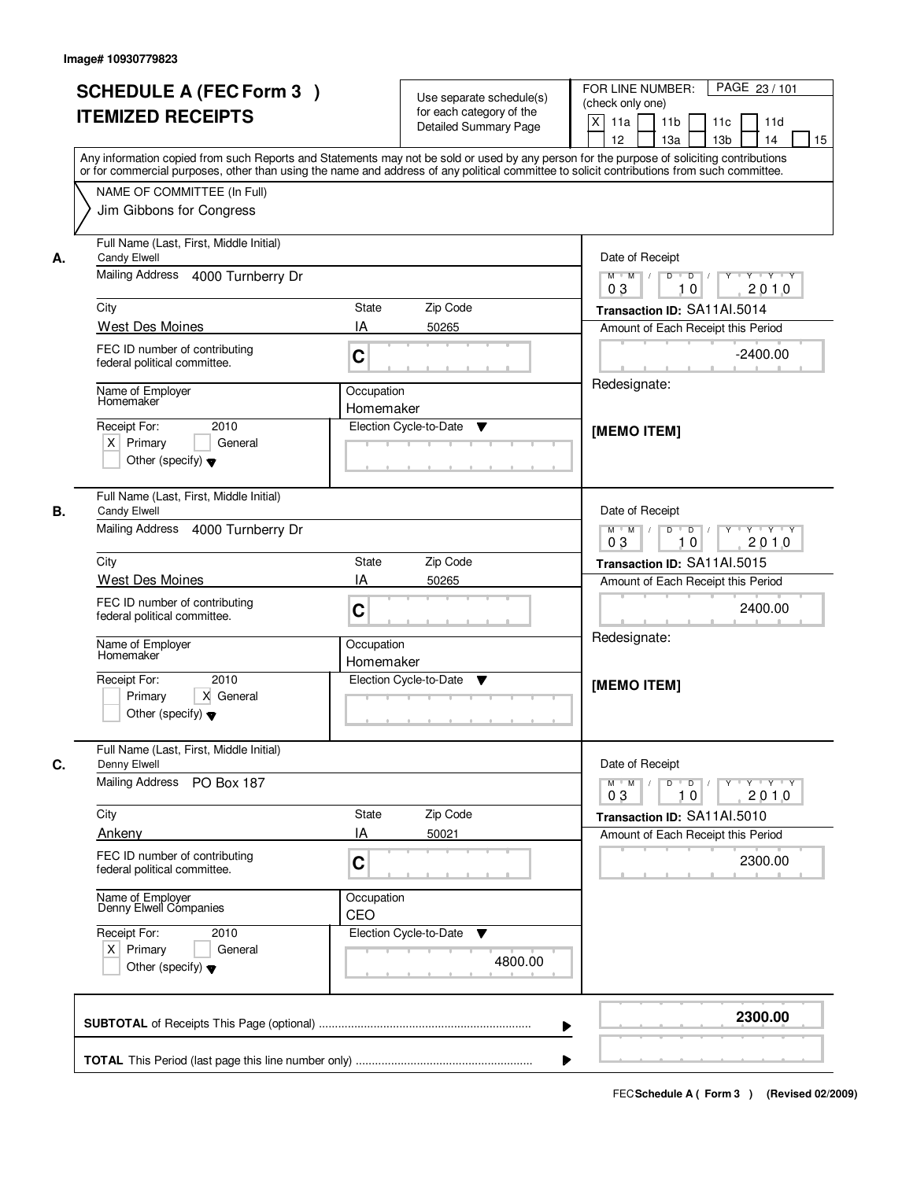Image# 10930779823

# SCHEDULE A (FEC Form 3 )
# ITEMIZED RECEIPTS

Use separate schedule(s) for each category of the Detailed Summary Page

FOR LINE NUMBER: (check only one)

PAGE 23 / 101

[X] 11a [ ] 11b [ ] 11c [ ] 11d [ ] 12 [ ] 13a [ ] 13b [ ] 14 [ ] 15

Any information copied from such Reports and Statements may not be sold or used by any person for the purpose of soliciting contributions or for commercial purposes, other than using the name and address of any political committee to solicit contributions from such committee.

NAME OF COMMITTEE (In Full)
Jim Gibbons for Congress

---

**A.**

Full Name (Last, First, Middle Initial): Candy Elwell

Mailing Address: 4000 Turnberry Dr

City: West Des Moines | State: IA | Zip Code: 50265

FEC ID number of contributing federal political committee: C

Name of Employer: Homemaker

Occupation: Homemaker

Receipt For: 2010 [X] Primary [ ] General [ ] Other (specify)

Election Cycle-to-Date:

Date of Receipt: 03 10 2010

Transaction ID: SA11AI.5014

Amount of Each Receipt this Period: -2400.00

Redesignate:

[MEMO ITEM]

---

**B.**

Full Name (Last, First, Middle Initial): Candy Elwell

Mailing Address: 4000 Turnberry Dr

City: West Des Moines | State: IA | Zip Code: 50265

FEC ID number of contributing federal political committee: C

Name of Employer: Homemaker

Occupation: Homemaker

Receipt For: 2010 [ ] Primary [X] General [ ] Other (specify)

Election Cycle-to-Date:

Date of Receipt: 03 10 2010

Transaction ID: SA11AI.5015

Amount of Each Receipt this Period: 2400.00

Redesignate:

[MEMO ITEM]

---

**C.**

Full Name (Last, First, Middle Initial): Denny Elwell

Mailing Address: PO Box 187

City: Ankeny | State: IA | Zip Code: 50021

FEC ID number of contributing federal political committee: C

Name of Employer: Denny Elwell Companies

Occupation: CEO

Receipt For: 2010 [X] Primary [ ] General [ ] Other (specify)

Election Cycle-to-Date: 4800.00

Date of Receipt: 03 10 2010

Transaction ID: SA11AI.5010

Amount of Each Receipt this Period: 2300.00

---

**SUBTOTAL** of Receipts This Page (optional) ........ **2300.00**

**TOTAL** This Period (last page this line number only) ........

FEC **Schedule A ( Form 3 )** (Revised 02/2009)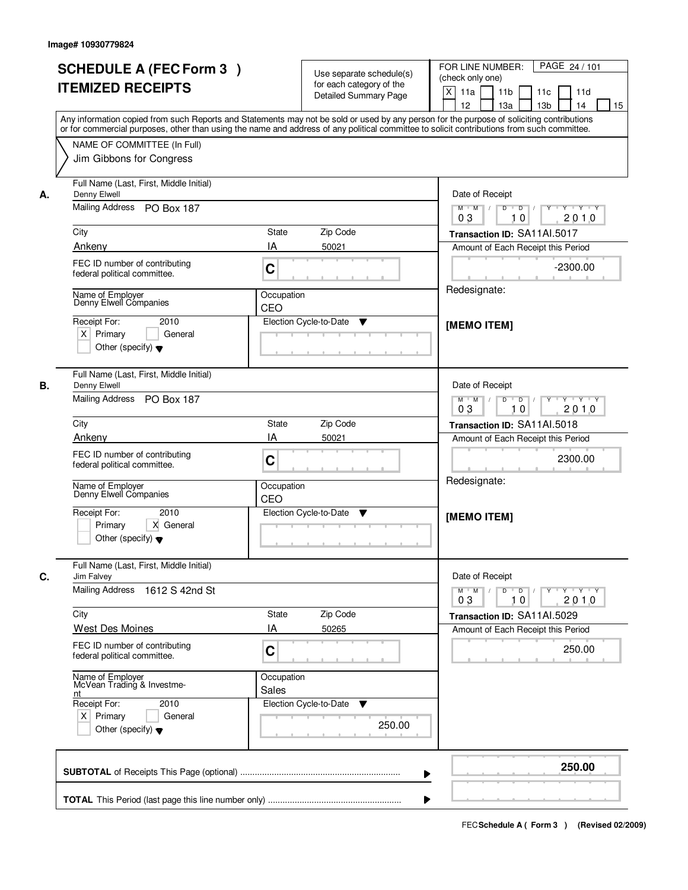Image# 10930779824

# SCHEDULE A (FEC Form 3 ) ITEMIZED RECEIPTS

Use separate schedule(s) for each category of the Detailed Summary Page

FOR LINE NUMBER: (check only one)
[X] 11a [ ] 11b [ ] 11c [ ] 11d [ ] 12 [ ] 13a [ ] 13b [ ] 14 [ ] 15

PAGE 24 / 101

Any information copied from such Reports and Statements may not be sold or used by any person for the purpose of soliciting contributions or for commercial purposes, other than using the name and address of any political committee to solicit contributions from such committee.

NAME OF COMMITTEE (In Full)
Jim Gibbons for Congress

## A.

Full Name (Last, First, Middle Initial): Denny Elwell
Mailing Address: PO Box 187
City: Ankeny
State: IA
Zip Code: 50021
FEC ID number of contributing federal political committee: C
Name of Employer: Denny Elwell Companies
Occupation: CEO
Receipt For: 2010 — [X] Primary [ ] General [ ] Other (specify)
Election Cycle-to-Date:

Date of Receipt: 03 10 2010
Transaction ID: SA11AI.5017
Amount of Each Receipt this Period: -2300.00
Redesignate:
[MEMO ITEM]

## B.

Full Name (Last, First, Middle Initial): Denny Elwell
Mailing Address: PO Box 187
City: Ankeny
State: IA
Zip Code: 50021
FEC ID number of contributing federal political committee: C
Name of Employer: Denny Elwell Companies
Occupation: CEO
Receipt For: 2010 — [ ] Primary [X] General [ ] Other (specify)
Election Cycle-to-Date:

Date of Receipt: 03 10 2010
Transaction ID: SA11AI.5018
Amount of Each Receipt this Period: 2300.00
Redesignate:
[MEMO ITEM]

## C.

Full Name (Last, First, Middle Initial): Jim Falvey
Mailing Address: 1612 S 42nd St
City: West Des Moines
State: IA
Zip Code: 50265
FEC ID number of contributing federal political committee: C
Name of Employer: McVean Trading & Investment
Occupation: Sales
Receipt For: 2010 — [X] Primary [ ] General [ ] Other (specify)
Election Cycle-to-Date: 250.00

Date of Receipt: 03 10 2010
Transaction ID: SA11AI.5029
Amount of Each Receipt this Period: 250.00

**SUBTOTAL** of Receipts This Page (optional): **250.00**

**TOTAL** This Period (last page this line number only):

FEC **Schedule A ( Form 3 )** (Revised 02/2009)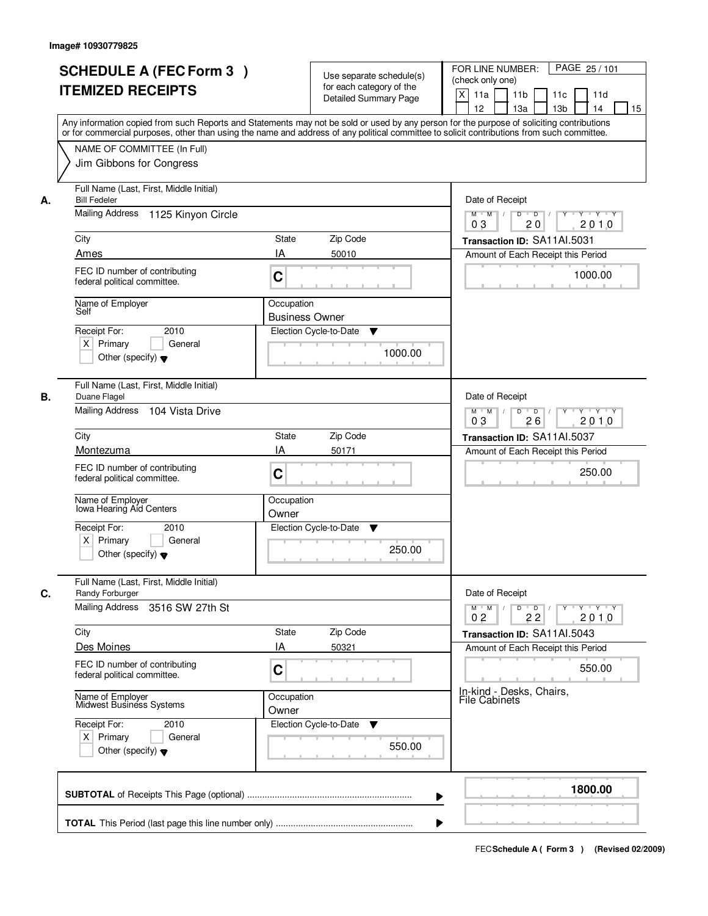Image# 10930779825

# SCHEDULE A (FEC Form 3 )
# ITEMIZED RECEIPTS

Use separate schedule(s) for each category of the Detailed Summary Page

FOR LINE NUMBER: (check only one)

[X] 11a [ ] 11b [ ] 11c [ ] 11d [ ] 12 [ ] 13a [ ] 13b [ ] 14 [ ] 15

PAGE 25 / 101

Any information copied from such Reports and Statements may not be sold or used by any person for the purpose of soliciting contributions or for commercial purposes, other than using the name and address of any political committee to solicit contributions from such committee.

NAME OF COMMITTEE (In Full)
Jim Gibbons for Congress

---

**A.** Full Name (Last, First, Middle Initial): Bill Fedeler

Mailing Address: 1125 Kinyon Circle

City: Ames | State: IA | Zip Code: 50010

FEC ID number of contributing federal political committee: C

Name of Employer: Self

Occupation: Business Owner

Receipt For: 2010 — [X] Primary [ ] General [ ] Other (specify)

Election Cycle-to-Date: 1000.00

Date of Receipt: 03 / 20 / 2010

Transaction ID: SA11AI.5031

Amount of Each Receipt this Period: 1000.00

---

**B.** Full Name (Last, First, Middle Initial): Duane Flagel

Mailing Address: 104 Vista Drive

City: Montezuma | State: IA | Zip Code: 50171

FEC ID number of contributing federal political committee: C

Name of Employer: Iowa Hearing Aid Centers

Occupation: Owner

Receipt For: 2010 — [X] Primary [ ] General [ ] Other (specify)

Election Cycle-to-Date: 250.00

Date of Receipt: 03 / 26 / 2010

Transaction ID: SA11AI.5037

Amount of Each Receipt this Period: 250.00

---

**C.** Full Name (Last, First, Middle Initial): Randy Forburger

Mailing Address: 3516 SW 27th St

City: Des Moines | State: IA | Zip Code: 50321

FEC ID number of contributing federal political committee: C

Name of Employer: Midwest Business Systems

Occupation: Owner

Receipt For: 2010 — [X] Primary [ ] General [ ] Other (specify)

Election Cycle-to-Date: 550.00

Date of Receipt: 02 / 22 / 2010

Transaction ID: SA11AI.5043

Amount of Each Receipt this Period: 550.00

In-kind - Desks, Chairs, File Cabinets

---

**SUBTOTAL** of Receipts This Page (optional): **1800.00**

**TOTAL** This Period (last page this line number only):

FEC Schedule A ( Form 3 ) (Revised 02/2009)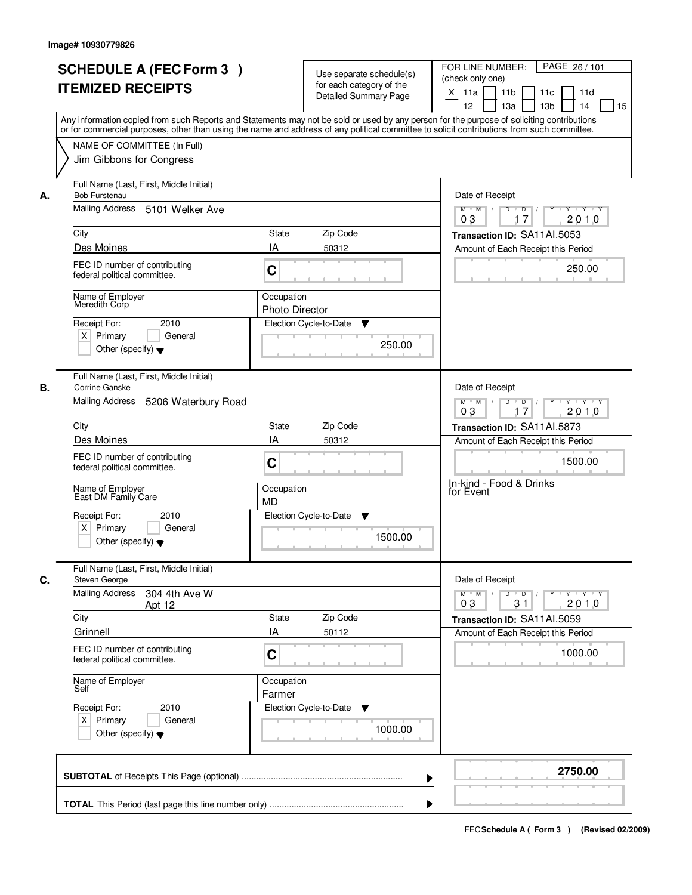Image# 10930779826

# SCHEDULE A (FEC Form 3 )
# ITEMIZED RECEIPTS

Use separate schedule(s) for each category of the Detailed Summary Page

FOR LINE NUMBER: (check only one)

[X] 11a [ ] 11b [ ] 11c [ ] 11d [ ] 12 [ ] 13a [ ] 13b [ ] 14 [ ] 15

Any information copied from such Reports and Statements may not be sold or used by any person for the purpose of soliciting contributions or for commercial purposes, other than using the name and address of any political committee to solicit contributions from such committee.

NAME OF COMMITTEE (In Full)

Jim Gibbons for Congress

---

**A.**

Full Name (Last, First, Middle Initial): Bob Furstenau

Mailing Address: 5101 Welker Ave

City: Des Moines | State: IA | Zip Code: 50312

FEC ID number of contributing federal political committee: C

Name of Employer: Meredith Corp

Occupation: Photo Director

Receipt For: 2010 — [X] Primary [ ] General [ ] Other (specify)

Election Cycle-to-Date: 250.00

Date of Receipt: 03 / 17 / 2010

Transaction ID: SA11AI.5053

Amount of Each Receipt this Period: 250.00

---

**B.**

Full Name (Last, First, Middle Initial): Corrine Ganske

Mailing Address: 5206 Waterbury Road

City: Des Moines | State: IA | Zip Code: 50312

FEC ID number of contributing federal political committee: C

Name of Employer: East DM Family Care

Occupation: MD

Receipt For: 2010 — [X] Primary [ ] General [ ] Other (specify)

Election Cycle-to-Date: 1500.00

Date of Receipt: 03 / 17 / 2010

Transaction ID: SA11AI.5873

Amount of Each Receipt this Period: 1500.00

In-kind - Food & Drinks for Event

---

**C.**

Full Name (Last, First, Middle Initial): Steven George

Mailing Address: 304 4th Ave W Apt 12

City: Grinnell | State: IA | Zip Code: 50112

FEC ID number of contributing federal political committee: C

Name of Employer: Self

Occupation: Farmer

Receipt For: 2010 — [X] Primary [ ] General [ ] Other (specify)

Election Cycle-to-Date: 1000.00

Date of Receipt: 03 / 31 / 2010

Transaction ID: SA11AI.5059

Amount of Each Receipt this Period: 1000.00

---

**SUBTOTAL** of Receipts This Page (optional): **2750.00**

**TOTAL** This Period (last page this line number only):

FEC **Schedule A ( Form 3 )** (Revised 02/2009)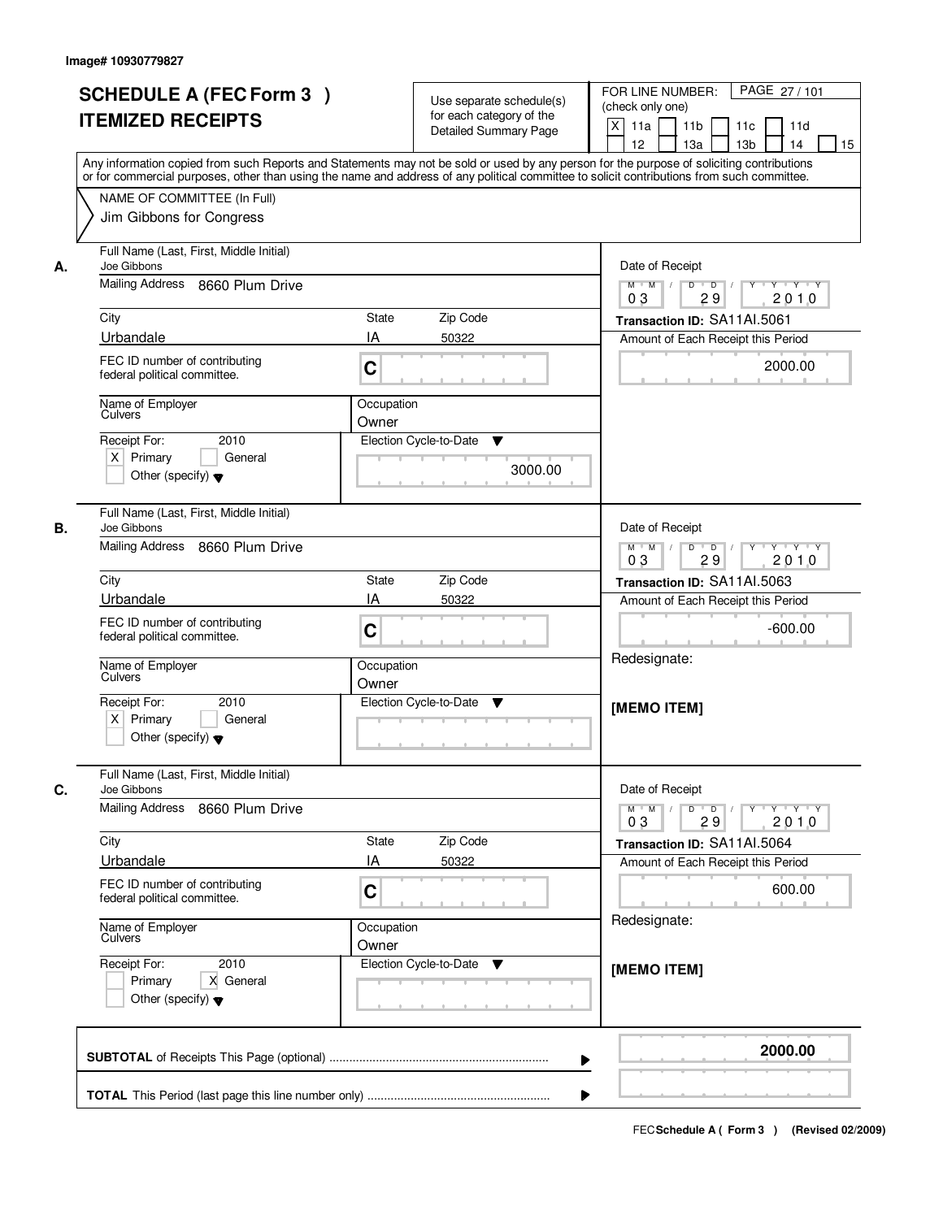Image# 10930779827

# SCHEDULE A (FEC Form 3 )
# ITEMIZED RECEIPTS

Use separate schedule(s) for each category of the Detailed Summary Page

FOR LINE NUMBER: (check only one)

[X] 11a [ ] 11b [ ] 11c [ ] 11d [ ] 12 [ ] 13a [ ] 13b [ ] 14 [ ] 15

PAGE 27 / 101

Any information copied from such Reports and Statements may not be sold or used by any person for the purpose of soliciting contributions or for commercial purposes, other than using the name and address of any political committee to solicit contributions from such committee.

NAME OF COMMITTEE (In Full)
Jim Gibbons for Congress

---

**A.** Full Name (Last, First, Middle Initial): Joe Gibbons

Mailing Address: 8660 Plum Drive

City: Urbandale | State: IA | Zip Code: 50322

FEC ID number of contributing federal political committee: C

Name of Employer: Culvers | Occupation: Owner

Receipt For: 2010 — [X] Primary [ ] General [ ] Other (specify)

Election Cycle-to-Date: 3000.00

Date of Receipt: 03 / 29 / 2010

Transaction ID: SA11AI.5061

Amount of Each Receipt this Period: 2000.00

---

**B.** Full Name (Last, First, Middle Initial): Joe Gibbons

Mailing Address: 8660 Plum Drive

City: Urbandale | State: IA | Zip Code: 50322

FEC ID number of contributing federal political committee: C

Name of Employer: Culvers | Occupation: Owner

Receipt For: 2010 — [X] Primary [ ] General [ ] Other (specify)

Election Cycle-to-Date:

Date of Receipt: 03 / 29 / 2010

Transaction ID: SA11AI.5063

Amount of Each Receipt this Period: -600.00

Redesignate:

[MEMO ITEM]

---

**C.** Full Name (Last, First, Middle Initial): Joe Gibbons

Mailing Address: 8660 Plum Drive

City: Urbandale | State: IA | Zip Code: 50322

FEC ID number of contributing federal political committee: C

Name of Employer: Culvers | Occupation: Owner

Receipt For: 2010 — [ ] Primary [X] General [ ] Other (specify)

Election Cycle-to-Date:

Date of Receipt: 03 / 29 / 2010

Transaction ID: SA11AI.5064

Amount of Each Receipt this Period: 600.00

Redesignate:

[MEMO ITEM]

---

**SUBTOTAL** of Receipts This Page (optional): **2000.00**

**TOTAL** This Period (last page this line number only):

FEC **Schedule A ( Form 3 )** (Revised 02/2009)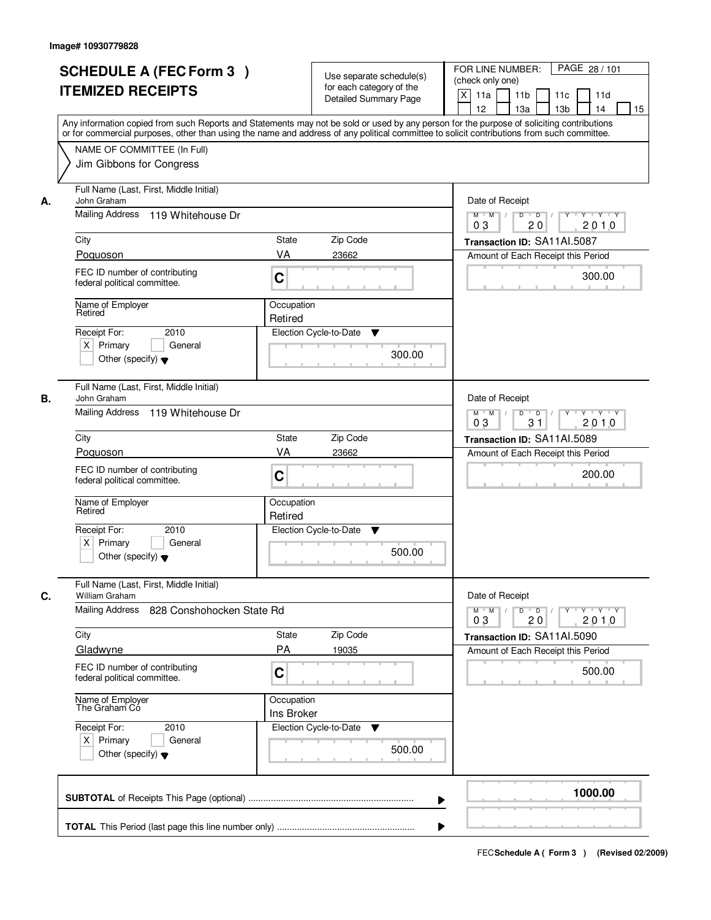Image# 10930779828

# SCHEDULE A (FEC Form 3 ) ITEMIZED RECEIPTS

Use separate schedule(s) for each category of the Detailed Summary Page

FOR LINE NUMBER: (check only one)

- [X] 11a
- [ ] 11b
- [ ] 11c
- [ ] 11d
- [ ] 12
- [ ] 13a
- [ ] 13b
- [ ] 14
- [ ] 15

PAGE 28 / 101

Any information copied from such Reports and Statements may not be sold or used by any person for the purpose of soliciting contributions or for commercial purposes, other than using the name and address of any political committee to solicit contributions from such committee.

NAME OF COMMITTEE (In Full)
Jim Gibbons for Congress

## A.

| Field | Value |
|---|---|
| Full Name (Last, First, Middle Initial) | John Graham |
| Mailing Address | 119 Whitehouse Dr |
| City | Poquoson |
| State | VA |
| Zip Code | 23662 |
| FEC ID number of contributing federal political committee. | C |
| Name of Employer | Retired |
| Occupation | Retired |
| Receipt For: 2010 | [X] Primary [ ] General [ ] Other (specify) |
| Election Cycle-to-Date | 300.00 |
| Date of Receipt | 03 / 20 / 2010 |
| Transaction ID | SA11AI.5087 |
| Amount of Each Receipt this Period | 300.00 |

## B.

| Field | Value |
|---|---|
| Full Name (Last, First, Middle Initial) | John Graham |
| Mailing Address | 119 Whitehouse Dr |
| City | Poquoson |
| State | VA |
| Zip Code | 23662 |
| FEC ID number of contributing federal political committee. | C |
| Name of Employer | Retired |
| Occupation | Retired |
| Receipt For: 2010 | [X] Primary [ ] General [ ] Other (specify) |
| Election Cycle-to-Date | 500.00 |
| Date of Receipt | 03 / 31 / 2010 |
| Transaction ID | SA11AI.5089 |
| Amount of Each Receipt this Period | 200.00 |

## C.

| Field | Value |
|---|---|
| Full Name (Last, First, Middle Initial) | William Graham |
| Mailing Address | 828 Conshohocken State Rd |
| City | Gladwyne |
| State | PA |
| Zip Code | 19035 |
| FEC ID number of contributing federal political committee. | C |
| Name of Employer | The Graham Co |
| Occupation | Ins Broker |
| Receipt For: 2010 | [X] Primary [ ] General [ ] Other (specify) |
| Election Cycle-to-Date | 500.00 |
| Date of Receipt | 03 / 20 / 2010 |
| Transaction ID | SA11AI.5090 |
| Amount of Each Receipt this Period | 500.00 |

**SUBTOTAL** of Receipts This Page (optional) ........ 1000.00

**TOTAL** This Period (last page this line number only) ........

FEC **Schedule A ( Form 3 )** (Revised 02/2009)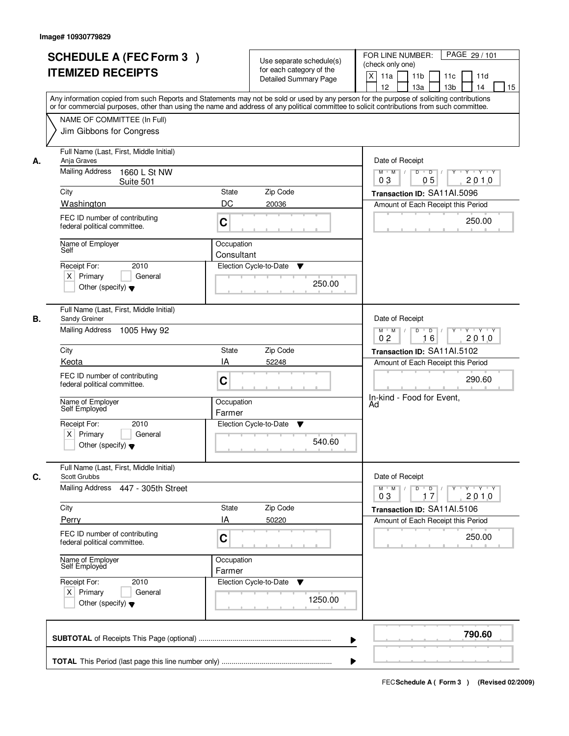Image# 10930779829

# SCHEDULE A (FEC Form 3 ) ITEMIZED RECEIPTS

Use separate schedule(s) for each category of the Detailed Summary Page

FOR LINE NUMBER: (check only one)

[X] 11a [ ] 11b [ ] 11c [ ] 11d [ ] 12 [ ] 13a [ ] 13b [ ] 14 [ ] 15

PAGE 29 / 101

Any information copied from such Reports and Statements may not be sold or used by any person for the purpose of soliciting contributions or for commercial purposes, other than using the name and address of any political committee to solicit contributions from such committee.

NAME OF COMMITTEE (In Full)
Jim Gibbons for Congress

---

## A.

**Full Name (Last, First, Middle Initial):** Anja Graves

**Mailing Address:** 1660 L St NW, Suite 501

| City | State | Zip Code |
|---|---|---|
| Washington | DC | 20036 |

FEC ID number of contributing federal political committee: C

**Name of Employer:** Self

**Occupation:** Consultant

**Receipt For:** 2010 — [X] Primary [ ] General [ ] Other (specify)

**Election Cycle-to-Date:** 250.00

**Date of Receipt:** 03 / 05 / 2010

**Transaction ID:** SA11AI.5096

**Amount of Each Receipt this Period:** 250.00

---

## B.

**Full Name (Last, First, Middle Initial):** Sandy Greiner

**Mailing Address:** 1005 Hwy 92

| City | State | Zip Code |
|---|---|---|
| Keota | IA | 52248 |

FEC ID number of contributing federal political committee: C

**Name of Employer:** Self Employed

**Occupation:** Farmer

**Receipt For:** 2010 — [X] Primary [ ] General [ ] Other (specify)

**Election Cycle-to-Date:** 540.60

**Date of Receipt:** 02 / 16 / 2010

**Transaction ID:** SA11AI.5102

**Amount of Each Receipt this Period:** 290.60

In-kind - Food for Event, Ad

---

## C.

**Full Name (Last, First, Middle Initial):** Scott Grubbs

**Mailing Address:** 447 - 305th Street

| City | State | Zip Code |
|---|---|---|
| Perry | IA | 50220 |

FEC ID number of contributing federal political committee: C

**Name of Employer:** Self Employed

**Occupation:** Farmer

**Receipt For:** 2010 — [X] Primary [ ] General [ ] Other (specify)

**Election Cycle-to-Date:** 1250.00

**Date of Receipt:** 03 / 17 / 2010

**Transaction ID:** SA11AI.5106

**Amount of Each Receipt this Period:** 250.00

---

**SUBTOTAL** of Receipts This Page (optional): **790.60**

**TOTAL** This Period (last page this line number only):

FEC Schedule A ( Form 3 ) (Revised 02/2009)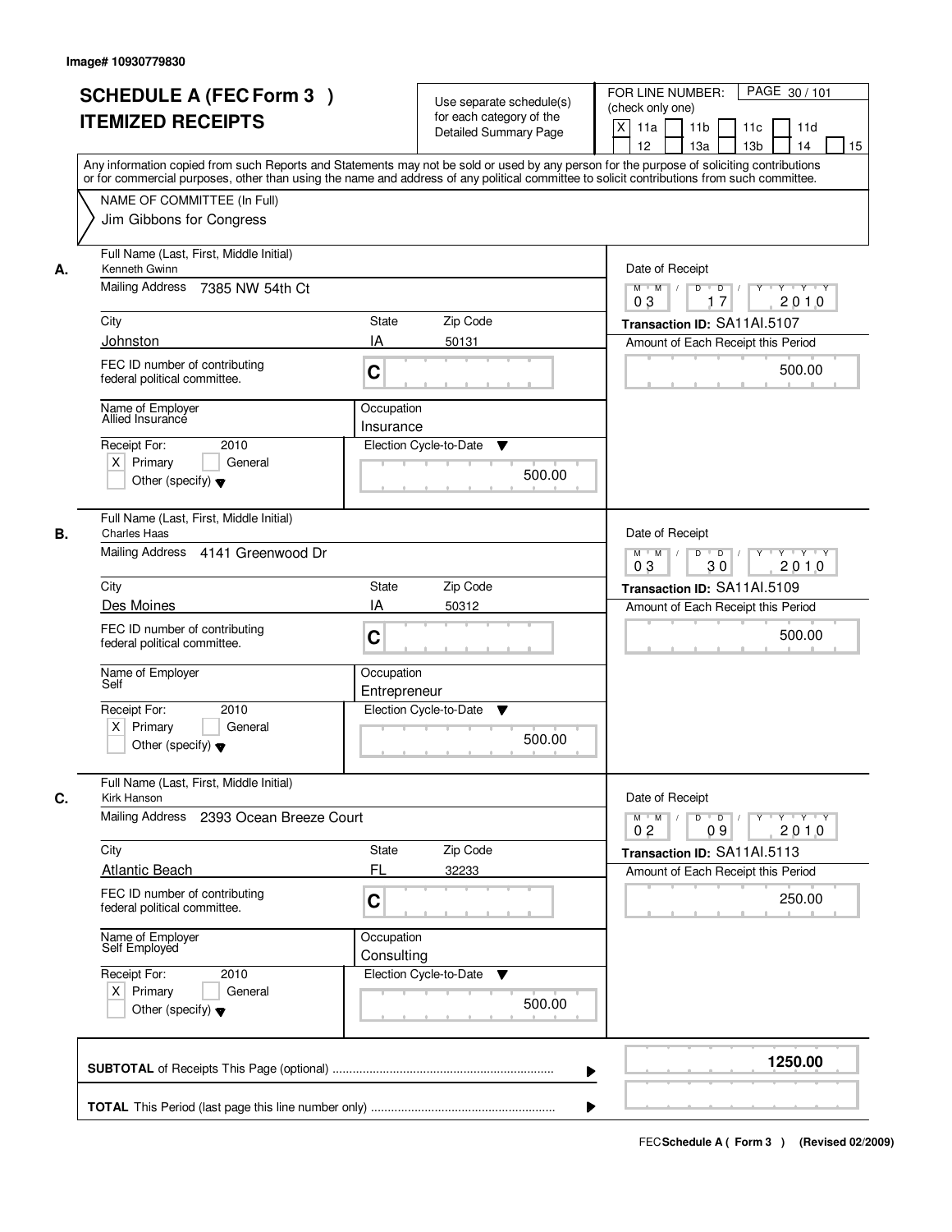Image# 10930779830

# SCHEDULE A (FEC Form 3 ) ITEMIZED RECEIPTS

Use separate schedule(s) for each category of the Detailed Summary Page

FOR LINE NUMBER: (check only one)

- [X] 11a
- [ ] 11b
- [ ] 11c
- [ ] 11d
- [ ] 12
- [ ] 13a
- [ ] 13b
- [ ] 14
- [ ] 15

Any information copied from such Reports and Statements may not be sold or used by any person for the purpose of soliciting contributions or for commercial purposes, other than using the name and address of any political committee to solicit contributions from such committee.

NAME OF COMMITTEE (In Full)
Jim Gibbons for Congress

---

**A.** Full Name (Last, First, Middle Initial): Kenneth Gwinn

Mailing Address: 7385 NW 54th Ct

City: Johnston | State: IA | Zip Code: 50131

FEC ID number of contributing federal political committee: C

Name of Employer: Allied Insurance

Occupation: Insurance

Receipt For: 2010 — [X] Primary [ ] General [ ] Other (specify)

Election Cycle-to-Date: 500.00

Date of Receipt: 03 / 17 / 2010

Transaction ID: SA11AI.5107

Amount of Each Receipt this Period: 500.00

---

**B.** Full Name (Last, First, Middle Initial): Charles Haas

Mailing Address: 4141 Greenwood Dr

City: Des Moines | State: IA | Zip Code: 50312

FEC ID number of contributing federal political committee: C

Name of Employer: Self

Occupation: Entrepreneur

Receipt For: 2010 — [X] Primary [ ] General [ ] Other (specify)

Election Cycle-to-Date: 500.00

Date of Receipt: 03 / 30 / 2010

Transaction ID: SA11AI.5109

Amount of Each Receipt this Period: 500.00

---

**C.** Full Name (Last, First, Middle Initial): Kirk Hanson

Mailing Address: 2393 Ocean Breeze Court

City: Atlantic Beach | State: FL | Zip Code: 32233

FEC ID number of contributing federal political committee: C

Name of Employer: Self Employed

Occupation: Consulting

Receipt For: 2010 — [X] Primary [ ] General [ ] Other (specify)

Election Cycle-to-Date: 500.00

Date of Receipt: 02 / 09 / 2010

Transaction ID: SA11AI.5113

Amount of Each Receipt this Period: 250.00

---

**SUBTOTAL** of Receipts This Page (optional): **1250.00**

**TOTAL** This Period (last page this line number only):

FEC **Schedule A ( Form 3 )** (Revised 02/2009)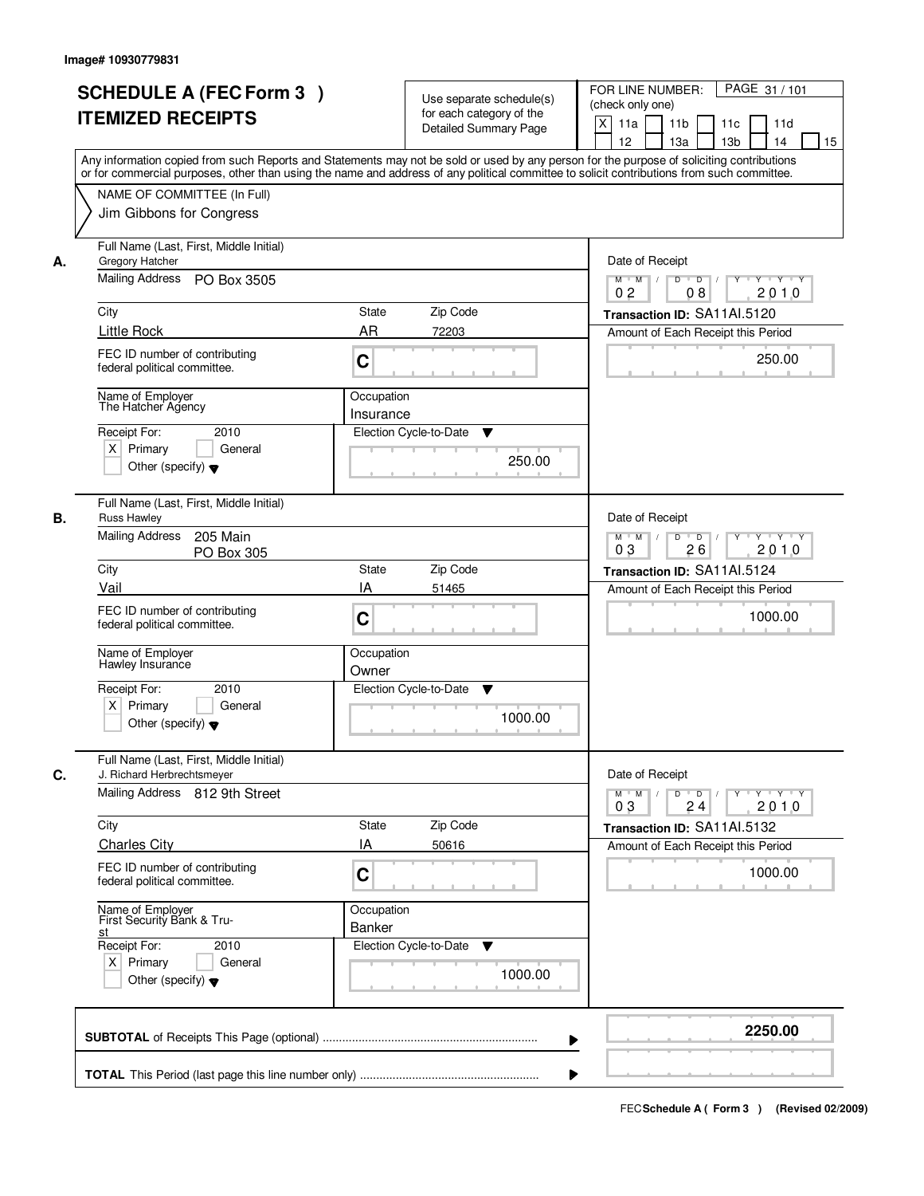Image# 10930779831

# SCHEDULE A (FEC Form 3 ) ITEMIZED RECEIPTS

Use separate schedule(s) for each category of the Detailed Summary Page

FOR LINE NUMBER: (check only one)

PAGE 31 / 101

[X] 11a [ ] 11b [ ] 11c [ ] 11d [ ] 12 [ ] 13a [ ] 13b [ ] 14 [ ] 15

Any information copied from such Reports and Statements may not be sold or used by any person for the purpose of soliciting contributions or for commercial purposes, other than using the name and address of any political committee to solicit contributions from such committee.

NAME OF COMMITTEE (In Full)
Jim Gibbons for Congress

---

**A.** Full Name (Last, First, Middle Initial)
Gregory Hatcher

Mailing Address: PO Box 3505

| City | State | Zip Code |
|---|---|---|
| Little Rock | AR | 72203 |

FEC ID number of contributing federal political committee.: C

Name of Employer: The Hatcher Agency

Occupation: Insurance

Receipt For: 2010 — [X] Primary [ ] General [ ] Other (specify)

Election Cycle-to-Date: 250.00

Date of Receipt: 02 08 2010

Transaction ID: SA11AI.5120

Amount of Each Receipt this Period: 250.00

---

**B.** Full Name (Last, First, Middle Initial)
Russ Hawley

Mailing Address: 205 Main
PO Box 305

| City | State | Zip Code |
|---|---|---|
| Vail | IA | 51465 |

FEC ID number of contributing federal political committee.: C

Name of Employer: Hawley Insurance

Occupation: Owner

Receipt For: 2010 — [X] Primary [ ] General [ ] Other (specify)

Election Cycle-to-Date: 1000.00

Date of Receipt: 03 26 2010

Transaction ID: SA11AI.5124

Amount of Each Receipt this Period: 1000.00

---

**C.** Full Name (Last, First, Middle Initial)
J. Richard Herbrechtsmeyer

Mailing Address: 812 9th Street

| City | State | Zip Code |
|---|---|---|
| Charles City | IA | 50616 |

FEC ID number of contributing federal political committee.: C

Name of Employer: First Security Bank & Trust

Occupation: Banker

Receipt For: 2010 — [X] Primary [ ] General [ ] Other (specify)

Election Cycle-to-Date: 1000.00

Date of Receipt: 03 24 2010

Transaction ID: SA11AI.5132

Amount of Each Receipt this Period: 1000.00

---

**SUBTOTAL** of Receipts This Page (optional): **2250.00**

**TOTAL** This Period (last page this line number only):

FEC Schedule A ( Form 3 ) (Revised 02/2009)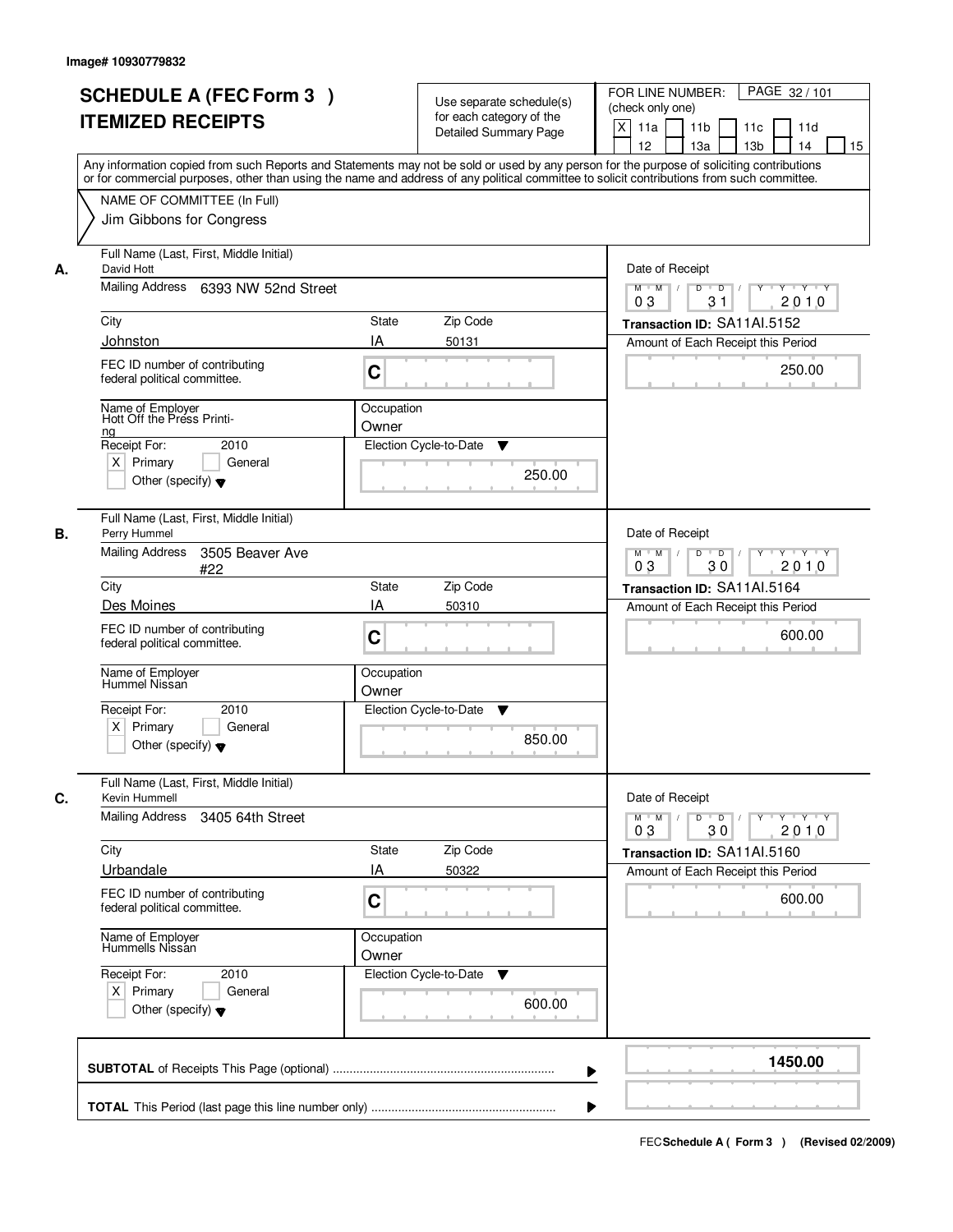Image# 10930779832

# SCHEDULE A (FEC Form 3 )
# ITEMIZED RECEIPTS

Use separate schedule(s) for each category of the Detailed Summary Page

FOR LINE NUMBER: (check only one)

[X] 11a [ ] 11b [ ] 11c [ ] 11d [ ] 12 [ ] 13a [ ] 13b [ ] 14 [ ] 15

PAGE 32 / 101

Any information copied from such Reports and Statements may not be sold or used by any person for the purpose of soliciting contributions or for commercial purposes, other than using the name and address of any political committee to solicit contributions from such committee.

NAME OF COMMITTEE (In Full)
Jim Gibbons for Congress

---

**A.** Full Name (Last, First, Middle Initial): David Hott

Mailing Address: 6393 NW 52nd Street

City: Johnston | State: IA | Zip Code: 50131

FEC ID number of contributing federal political committee: C

Name of Employer: Hott Off the Press Printi-ng

Occupation: Owner

Receipt For: 2010 [X] Primary [ ] General [ ] Other (specify)

Election Cycle-to-Date: 250.00

Date of Receipt: 03 / 31 / 2010

Transaction ID: SA11AI.5152

Amount of Each Receipt this Period: 250.00

---

**B.** Full Name (Last, First, Middle Initial): Perry Hummel

Mailing Address: 3505 Beaver Ave #22

City: Des Moines | State: IA | Zip Code: 50310

FEC ID number of contributing federal political committee: C

Name of Employer: Hummel Nissan

Occupation: Owner

Receipt For: 2010 [X] Primary [ ] General [ ] Other (specify)

Election Cycle-to-Date: 850.00

Date of Receipt: 03 / 30 / 2010

Transaction ID: SA11AI.5164

Amount of Each Receipt this Period: 600.00

---

**C.** Full Name (Last, First, Middle Initial): Kevin Hummell

Mailing Address: 3405 64th Street

City: Urbandale | State: IA | Zip Code: 50322

FEC ID number of contributing federal political committee: C

Name of Employer: Hummells Nissan

Occupation: Owner

Receipt For: 2010 [X] Primary [ ] General [ ] Other (specify)

Election Cycle-to-Date: 600.00

Date of Receipt: 03 / 30 / 2010

Transaction ID: SA11AI.5160

Amount of Each Receipt this Period: 600.00

---

**SUBTOTAL** of Receipts This Page (optional): 1450.00

**TOTAL** This Period (last page this line number only):

FEC Schedule A ( Form 3 ) (Revised 02/2009)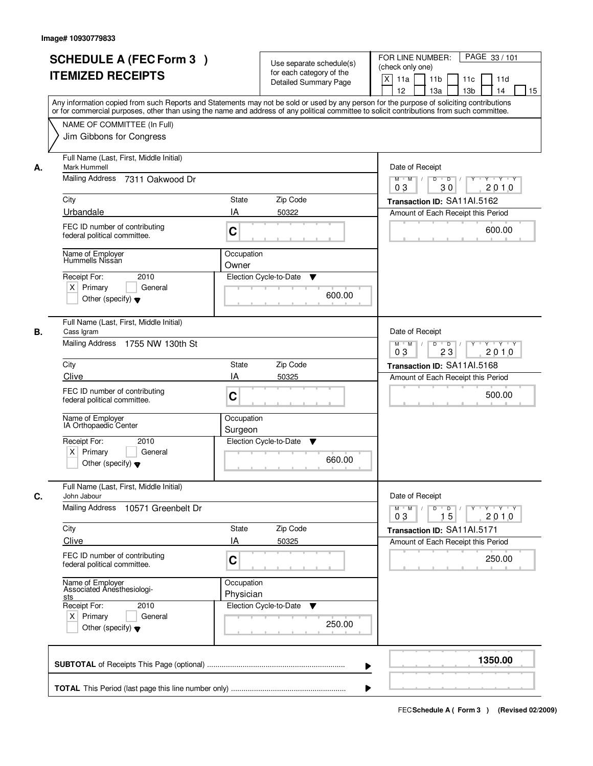Image# 10930779833

# SCHEDULE A (FEC Form 3 )
# ITEMIZED RECEIPTS

Use separate schedule(s) for each category of the Detailed Summary Page

FOR LINE NUMBER: (check only one)

PAGE 33 / 101

[X] 11a [ ] 11b [ ] 11c [ ] 11d [ ] 12 [ ] 13a [ ] 13b [ ] 14 [ ] 15

Any information copied from such Reports and Statements may not be sold or used by any person for the purpose of soliciting contributions or for commercial purposes, other than using the name and address of any political committee to solicit contributions from such committee.

NAME OF COMMITTEE (In Full)
Jim Gibbons for Congress

---

**A.**

Full Name (Last, First, Middle Initial): Mark Hummell

Mailing Address: 7311 Oakwood Dr

City: Urbandale | State: IA | Zip Code: 50322

FEC ID number of contributing federal political committee: C

Name of Employer: Hummells Nissan

Occupation: Owner

Receipt For: 2010 — [X] Primary [ ] General [ ] Other (specify)

Election Cycle-to-Date: 600.00

Date of Receipt: 03 / 30 / 2010

Transaction ID: SA11AI.5162

Amount of Each Receipt this Period: 600.00

---

**B.**

Full Name (Last, First, Middle Initial): Cass Igram

Mailing Address: 1755 NW 130th St

City: Clive | State: IA | Zip Code: 50325

FEC ID number of contributing federal political committee: C

Name of Employer: IA Orthopaedic Center

Occupation: Surgeon

Receipt For: 2010 — [X] Primary [ ] General [ ] Other (specify)

Election Cycle-to-Date: 660.00

Date of Receipt: 03 / 23 / 2010

Transaction ID: SA11AI.5168

Amount of Each Receipt this Period: 500.00

---

**C.**

Full Name (Last, First, Middle Initial): John Jabour

Mailing Address: 10571 Greenbelt Dr

City: Clive | State: IA | Zip Code: 50325

FEC ID number of contributing federal political committee: C

Name of Employer: Associated Anesthesiologists

Occupation: Physician

Receipt For: 2010 — [X] Primary [ ] General [ ] Other (specify)

Election Cycle-to-Date: 250.00

Date of Receipt: 03 / 15 / 2010

Transaction ID: SA11AI.5171

Amount of Each Receipt this Period: 250.00

---

**SUBTOTAL** of Receipts This Page (optional): **1350.00**

**TOTAL** This Period (last page this line number only):

FEC Schedule A ( Form 3 ) (Revised 02/2009)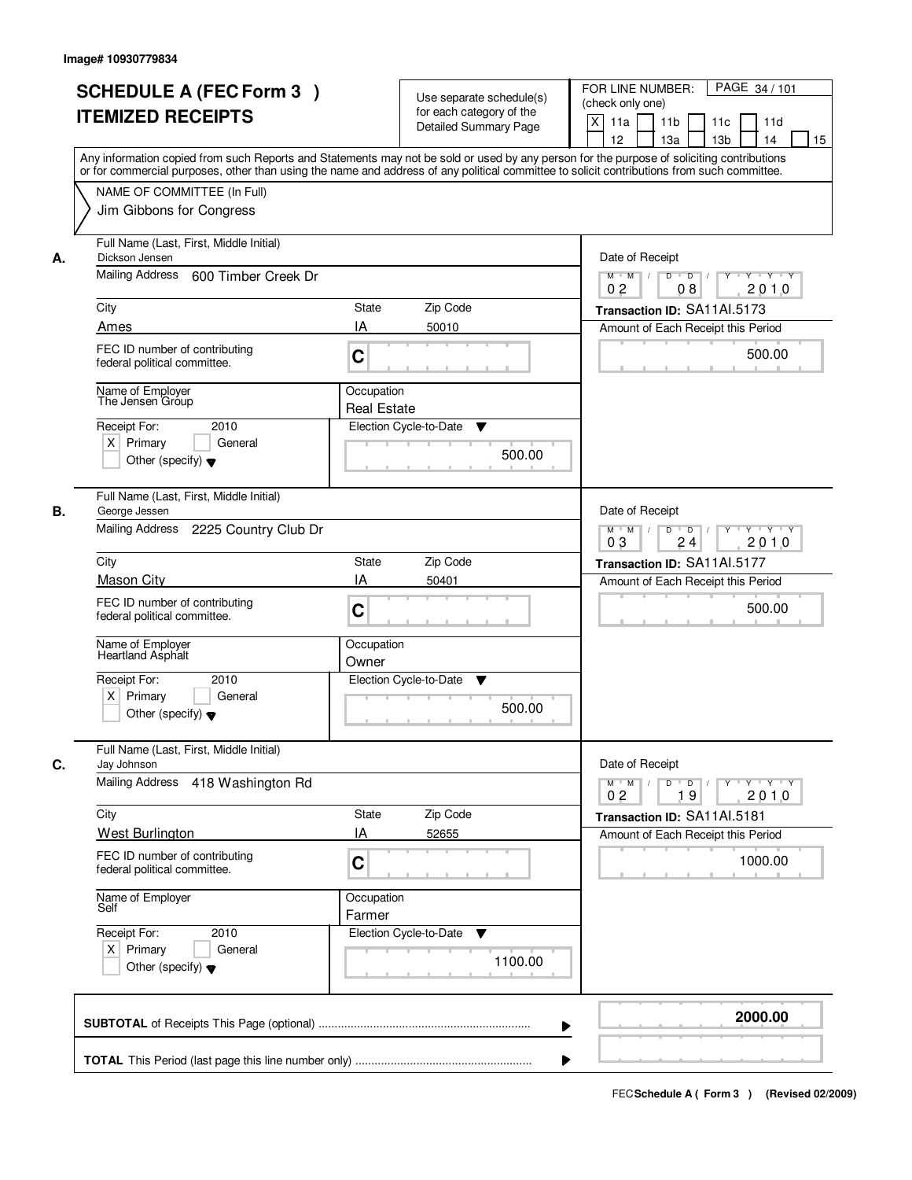Image# 10930779834

# SCHEDULE A (FEC Form 3 )
# ITEMIZED RECEIPTS

Use separate schedule(s) for each category of the Detailed Summary Page

FOR LINE NUMBER: (check only one)
[X] 11a [ ] 11b [ ] 11c [ ] 11d [ ] 12 [ ] 13a [ ] 13b [ ] 14 [ ] 15

Any information copied from such Reports and Statements may not be sold or used by any person for the purpose of soliciting contributions or for commercial purposes, other than using the name and address of any political committee to solicit contributions from such committee.

NAME OF COMMITTEE (In Full)
Jim Gibbons for Congress

---

**A.** Full Name (Last, First, Middle Initial): Dickson Jensen
Mailing Address: 600 Timber Creek Dr
City: Ames | State: IA | Zip Code: 50010
FEC ID number of contributing federal political committee: C
Name of Employer: The Jensen Group
Occupation: Real Estate
Receipt For: 2010 [X] Primary [ ] General [ ] Other (specify)
Election Cycle-to-Date: 500.00
Date of Receipt: 02/08/2010
Transaction ID: SA11AI.5173
Amount of Each Receipt this Period: 500.00

---

**B.** Full Name (Last, First, Middle Initial): George Jessen
Mailing Address: 2225 Country Club Dr
City: Mason City | State: IA | Zip Code: 50401
FEC ID number of contributing federal political committee: C
Name of Employer: Heartland Asphalt
Occupation: Owner
Receipt For: 2010 [X] Primary [ ] General [ ] Other (specify)
Election Cycle-to-Date: 500.00
Date of Receipt: 03/24/2010
Transaction ID: SA11AI.5177
Amount of Each Receipt this Period: 500.00

---

**C.** Full Name (Last, First, Middle Initial): Jay Johnson
Mailing Address: 418 Washington Rd
City: West Burlington | State: IA | Zip Code: 52655
FEC ID number of contributing federal political committee: C
Name of Employer: Self
Occupation: Farmer
Receipt For: 2010 [X] Primary [ ] General [ ] Other (specify)
Election Cycle-to-Date: 1100.00
Date of Receipt: 02/19/2010
Transaction ID: SA11AI.5181
Amount of Each Receipt this Period: 1000.00

---

**SUBTOTAL** of Receipts This Page (optional): **2000.00**

**TOTAL** This Period (last page this line number only):

FEC Schedule A ( Form 3 ) (Revised 02/2009)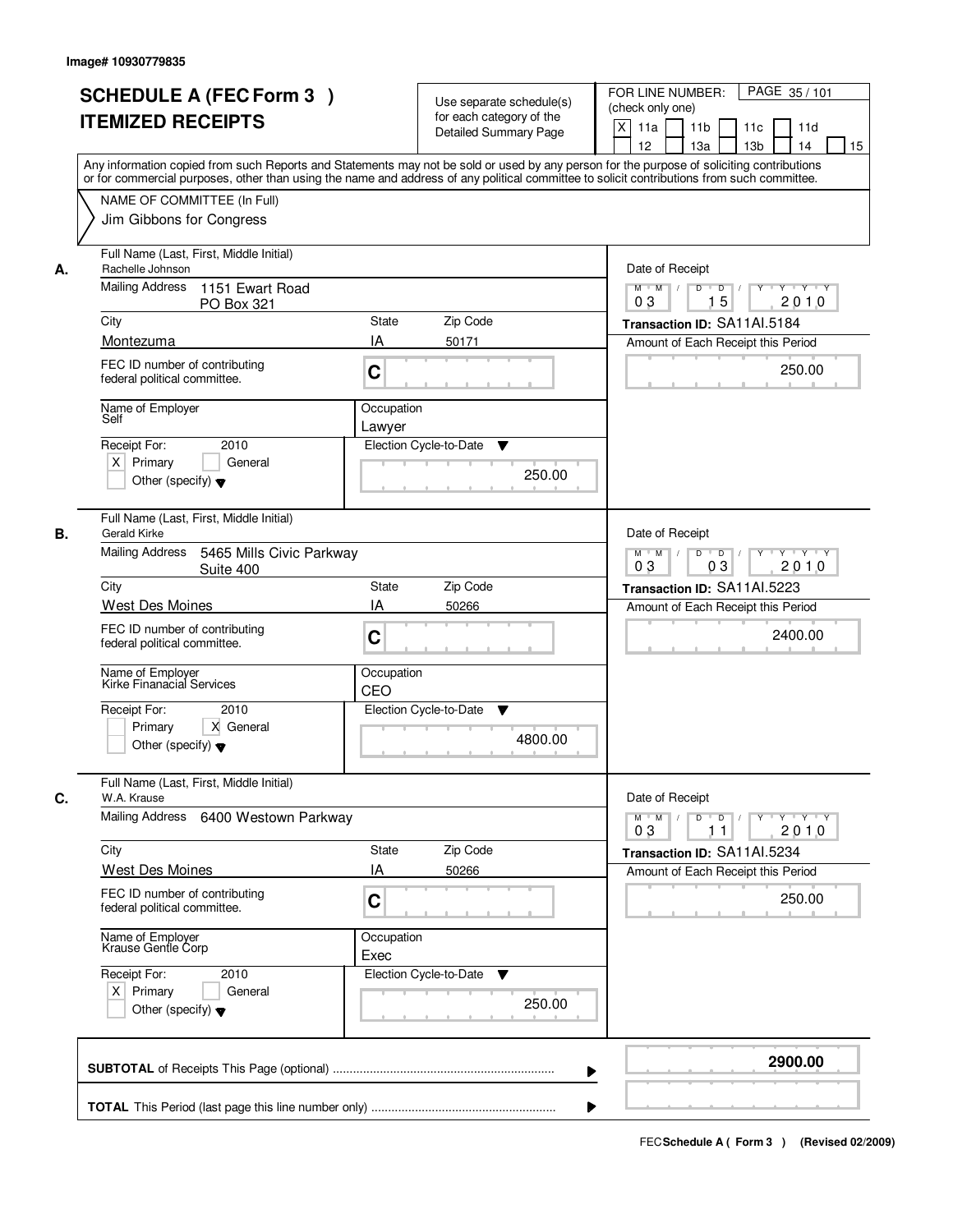Image# 10930779835

# SCHEDULE A (FEC Form 3 )
# ITEMIZED RECEIPTS

Use separate schedule(s) for each category of the Detailed Summary Page

FOR LINE NUMBER: (check only one)

[X] 11a [ ] 11b [ ] 11c [ ] 11d [ ] 12 [ ] 13a [ ] 13b [ ] 14 [ ] 15

Any information copied from such Reports and Statements may not be sold or used by any person for the purpose of soliciting contributions or for commercial purposes, other than using the name and address of any political committee to solicit contributions from such committee.

NAME OF COMMITTEE (In Full)
Jim Gibbons for Congress

---

**A.** Full Name (Last, First, Middle Initial): Rachelle Johnson

Mailing Address: 1151 Ewart Road, PO Box 321

City: Montezuma | State: IA | Zip Code: 50171

FEC ID number of contributing federal political committee: C

Name of Employer: Self | Occupation: Lawyer

Receipt For: 2010 — [X] Primary [ ] General [ ] Other (specify)

Election Cycle-to-Date: 250.00

Date of Receipt: 03 / 15 / 2010

Transaction ID: SA11AI.5184

Amount of Each Receipt this Period: 250.00

---

**B.** Full Name (Last, First, Middle Initial): Gerald Kirke

Mailing Address: 5465 Mills Civic Parkway, Suite 400

City: West Des Moines | State: IA | Zip Code: 50266

FEC ID number of contributing federal political committee: C

Name of Employer: Kirke Finanacial Services | Occupation: CEO

Receipt For: 2010 — [ ] Primary [X] General [ ] Other (specify)

Election Cycle-to-Date: 4800.00

Date of Receipt: 03 / 03 / 2010

Transaction ID: SA11AI.5223

Amount of Each Receipt this Period: 2400.00

---

**C.** Full Name (Last, First, Middle Initial): W.A. Krause

Mailing Address: 6400 Westown Parkway

City: West Des Moines | State: IA | Zip Code: 50266

FEC ID number of contributing federal political committee: C

Name of Employer: Krause Gentle Corp | Occupation: Exec

Receipt For: 2010 — [X] Primary [ ] General [ ] Other (specify)

Election Cycle-to-Date: 250.00

Date of Receipt: 03 / 11 / 2010

Transaction ID: SA11AI.5234

Amount of Each Receipt this Period: 250.00

---

**SUBTOTAL** of Receipts This Page (optional): **2900.00**

**TOTAL** This Period (last page this line number only):

FEC Schedule A ( Form 3 ) (Revised 02/2009)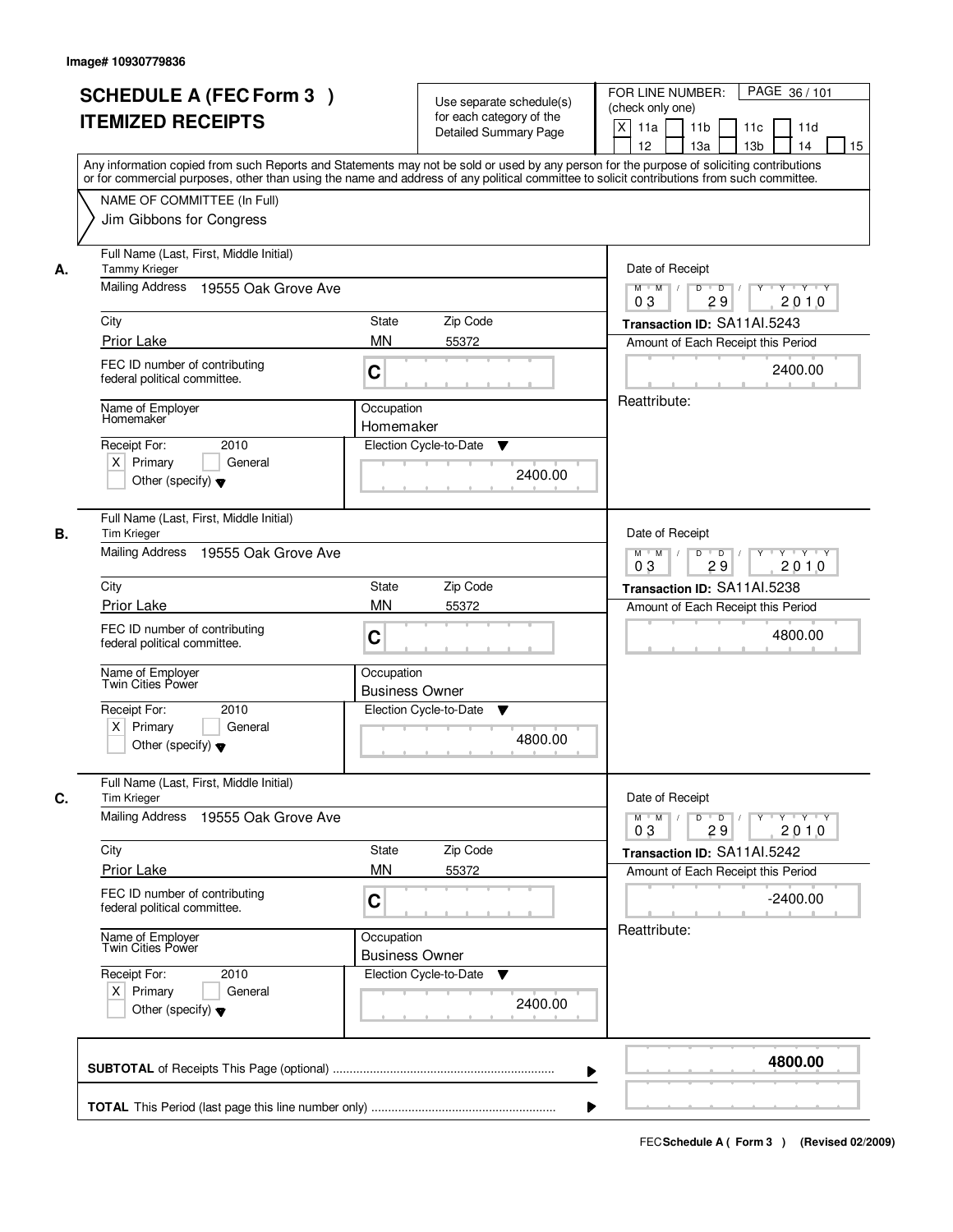Image# 10930779836

# SCHEDULE A (FEC Form 3 ) ITEMIZED RECEIPTS

Use separate schedule(s) for each category of the Detailed Summary Page

FOR LINE NUMBER: (check only one)
[X] 11a [ ] 11b [ ] 11c [ ] 11d [ ] 12 [ ] 13a [ ] 13b [ ] 14 [ ] 15

PAGE 36 / 101

Any information copied from such Reports and Statements may not be sold or used by any person for the purpose of soliciting contributions or for commercial purposes, other than using the name and address of any political committee to solicit contributions from such committee.

NAME OF COMMITTEE (In Full)
Jim Gibbons for Congress

---

**A.** Full Name (Last, First, Middle Initial): Tammy Krieger

Mailing Address: 19555 Oak Grove Ave

City: Prior Lake | State: MN | Zip Code: 55372

FEC ID number of contributing federal political committee: C

Name of Employer: Homemaker

Occupation: Homemaker

Receipt For: 2010 — [X] Primary [ ] General [ ] Other (specify)

Election Cycle-to-Date: 2400.00

Date of Receipt: 03 / 29 / 2010

Transaction ID: SA11AI.5243

Amount of Each Receipt this Period: 2400.00

Reattribute:

---

**B.** Full Name (Last, First, Middle Initial): Tim Krieger

Mailing Address: 19555 Oak Grove Ave

City: Prior Lake | State: MN | Zip Code: 55372

FEC ID number of contributing federal political committee: C

Name of Employer: Twin Cities Power

Occupation: Business Owner

Receipt For: 2010 — [X] Primary [ ] General [ ] Other (specify)

Election Cycle-to-Date: 4800.00

Date of Receipt: 03 / 29 / 2010

Transaction ID: SA11AI.5238

Amount of Each Receipt this Period: 4800.00

---

**C.** Full Name (Last, First, Middle Initial): Tim Krieger

Mailing Address: 19555 Oak Grove Ave

City: Prior Lake | State: MN | Zip Code: 55372

FEC ID number of contributing federal political committee: C

Name of Employer: Twin Cities Power

Occupation: Business Owner

Receipt For: 2010 — [X] Primary [ ] General [ ] Other (specify)

Election Cycle-to-Date: 2400.00

Date of Receipt: 03 / 29 / 2010

Transaction ID: SA11AI.5242

Amount of Each Receipt this Period: -2400.00

Reattribute:

---

**SUBTOTAL** of Receipts This Page (optional): **4800.00**

**TOTAL** This Period (last page this line number only):

FEC Schedule A ( Form 3 ) (Revised 02/2009)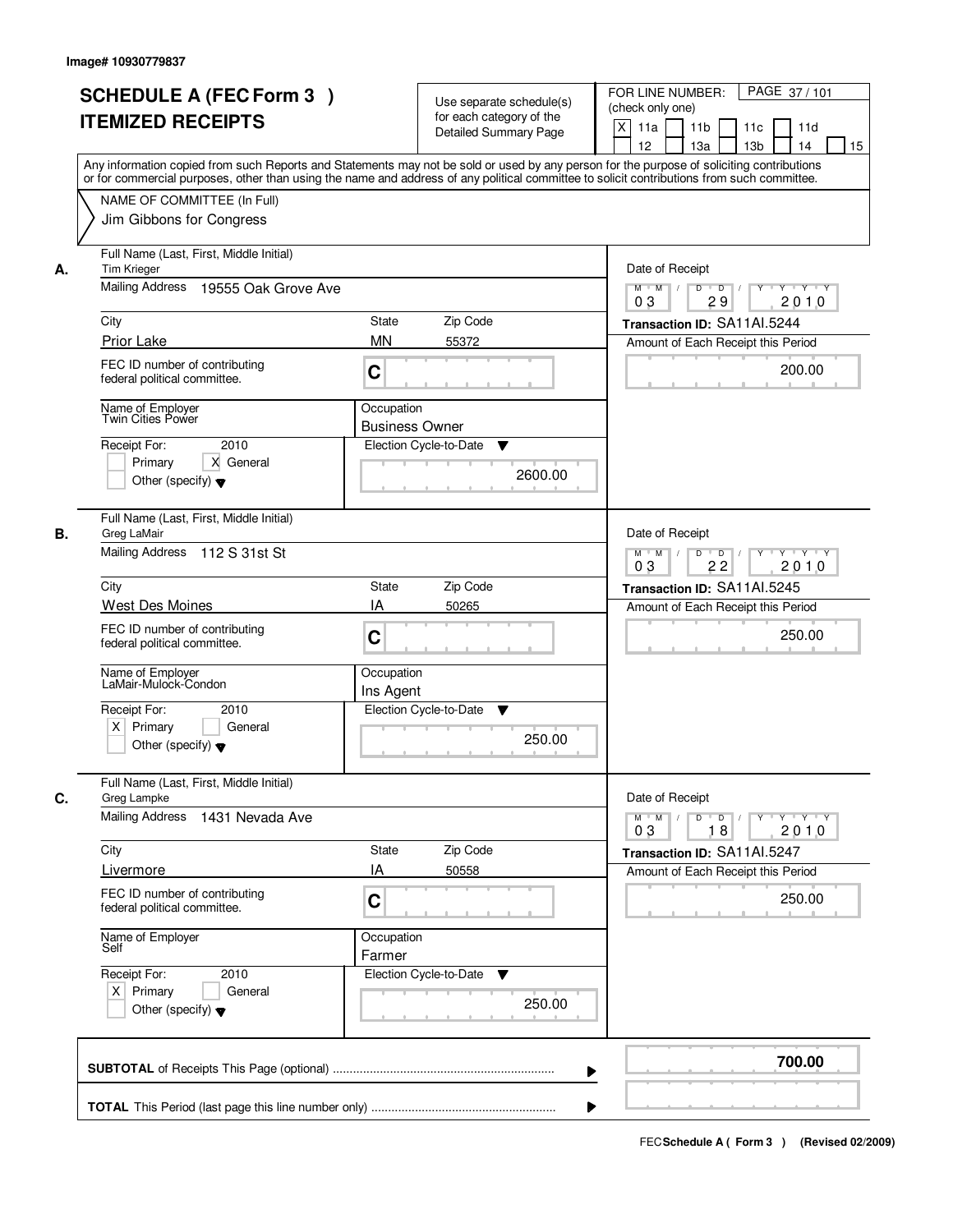Image# 10930779837

# SCHEDULE A (FEC Form 3 )
# ITEMIZED RECEIPTS

Use separate schedule(s) for each category of the Detailed Summary Page

FOR LINE NUMBER: (check only one)

[X] 11a [ ] 11b [ ] 11c [ ] 11d [ ] 12 [ ] 13a [ ] 13b [ ] 14 [ ] 15

Any information copied from such Reports and Statements may not be sold or used by any person for the purpose of soliciting contributions or for commercial purposes, other than using the name and address of any political committee to solicit contributions from such committee.

NAME OF COMMITTEE (In Full)
Jim Gibbons for Congress

---

**A.**

Full Name (Last, First, Middle Initial): Tim Krieger
Mailing Address: 19555 Oak Grove Ave
City: Prior Lake | State: MN | Zip Code: 55372
FEC ID number of contributing federal political committee: C
Name of Employer: Twin Cities Power
Occupation: Business Owner
Receipt For: 2010 — [ ] Primary [X] General [ ] Other (specify)
Election Cycle-to-Date: 2600.00

Date of Receipt: 03 / 29 / 2010
Transaction ID: SA11AI.5244
Amount of Each Receipt this Period: 200.00

---

**B.**

Full Name (Last, First, Middle Initial): Greg LaMair
Mailing Address: 112 S 31st St
City: West Des Moines | State: IA | Zip Code: 50265
FEC ID number of contributing federal political committee: C
Name of Employer: LaMair-Mulock-Condon
Occupation: Ins Agent
Receipt For: 2010 — [X] Primary [ ] General [ ] Other (specify)
Election Cycle-to-Date: 250.00

Date of Receipt: 03 / 22 / 2010
Transaction ID: SA11AI.5245
Amount of Each Receipt this Period: 250.00

---

**C.**

Full Name (Last, First, Middle Initial): Greg Lampke
Mailing Address: 1431 Nevada Ave
City: Livermore | State: IA | Zip Code: 50558
FEC ID number of contributing federal political committee: C
Name of Employer: Self
Occupation: Farmer
Receipt For: 2010 — [X] Primary [ ] General [ ] Other (specify)
Election Cycle-to-Date: 250.00

Date of Receipt: 03 / 18 / 2010
Transaction ID: SA11AI.5247
Amount of Each Receipt this Period: 250.00

---

**SUBTOTAL** of Receipts This Page (optional): **700.00**

**TOTAL** This Period (last page this line number only):

FEC **Schedule A ( Form 3 )** (Revised 02/2009)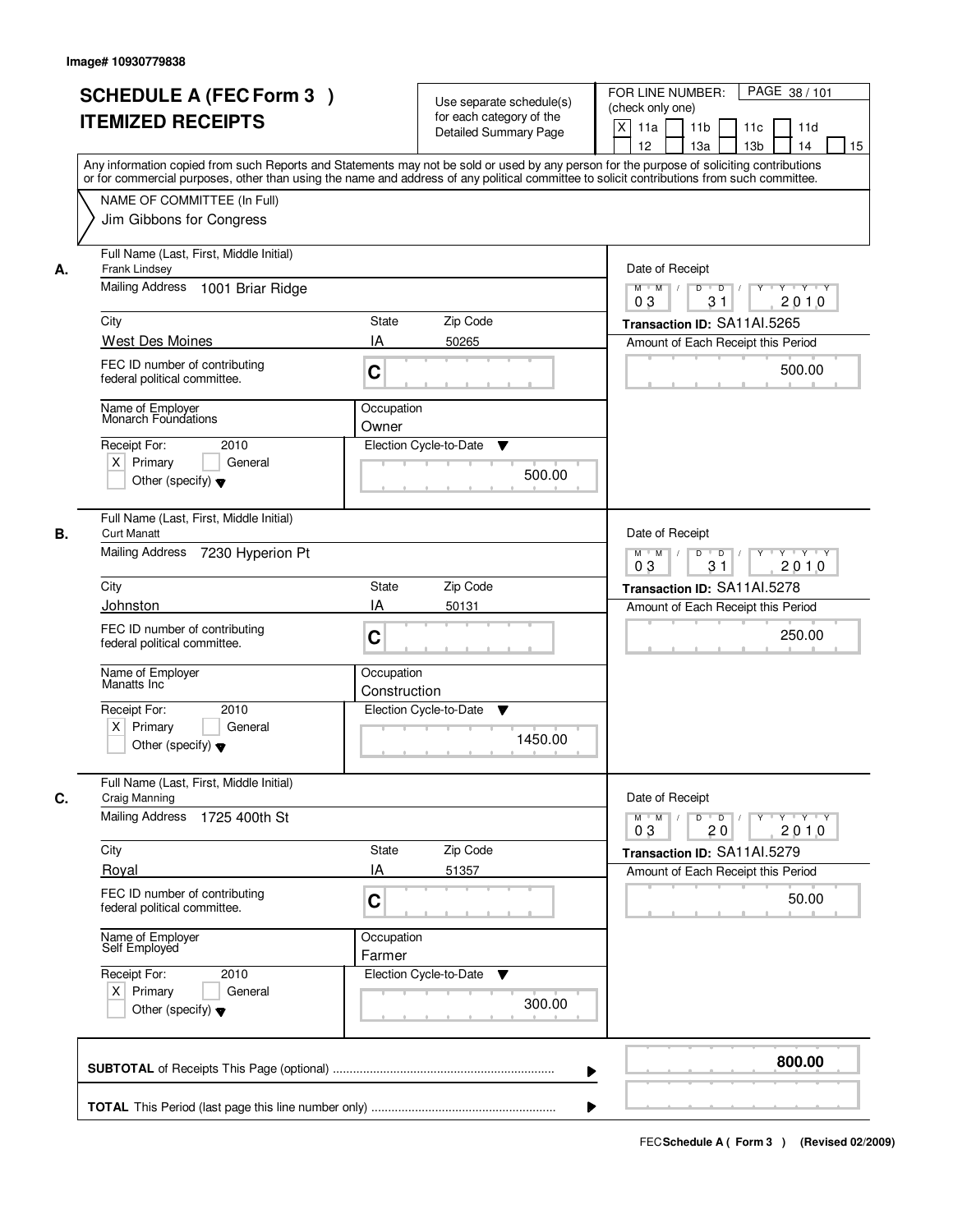Image# 10930779838

# SCHEDULE A (FEC Form 3 )
# ITEMIZED RECEIPTS

Use separate schedule(s) for each category of the Detailed Summary Page

FOR LINE NUMBER: (check only one)
[X] 11a [ ] 11b [ ] 11c [ ] 11d [ ] 12 [ ] 13a [ ] 13b [ ] 14 [ ] 15

PAGE 38 / 101

Any information copied from such Reports and Statements may not be sold or used by any person for the purpose of soliciting contributions or for commercial purposes, other than using the name and address of any political committee to solicit contributions from such committee.

NAME OF COMMITTEE (In Full)
Jim Gibbons for Congress

---

**A.**

Full Name (Last, First, Middle Initial): Frank Lindsey

Mailing Address: 1001 Briar Ridge

City: West Des Moines | State: IA | Zip Code: 50265

FEC ID number of contributing federal political committee: C

Name of Employer: Monarch Foundations | Occupation: Owner

Receipt For: 2010 — [X] Primary [ ] General [ ] Other (specify)

Election Cycle-to-Date: 500.00

Date of Receipt: 03 / 31 / 2010

Transaction ID: SA11AI.5265

Amount of Each Receipt this Period: 500.00

---

**B.**

Full Name (Last, First, Middle Initial): Curt Manatt

Mailing Address: 7230 Hyperion Pt

City: Johnston | State: IA | Zip Code: 50131

FEC ID number of contributing federal political committee: C

Name of Employer: Manatts Inc | Occupation: Construction

Receipt For: 2010 — [X] Primary [ ] General [ ] Other (specify)

Election Cycle-to-Date: 1450.00

Date of Receipt: 03 / 31 / 2010

Transaction ID: SA11AI.5278

Amount of Each Receipt this Period: 250.00

---

**C.**

Full Name (Last, First, Middle Initial): Craig Manning

Mailing Address: 1725 400th St

City: Royal | State: IA | Zip Code: 51357

FEC ID number of contributing federal political committee: C

Name of Employer: Self Employed | Occupation: Farmer

Receipt For: 2010 — [X] Primary [ ] General [ ] Other (specify)

Election Cycle-to-Date: 300.00

Date of Receipt: 03 / 20 / 2010

Transaction ID: SA11AI.5279

Amount of Each Receipt this Period: 50.00

---

**SUBTOTAL** of Receipts This Page (optional) ........ **800.00**

**TOTAL** This Period (last page this line number only) ........

FEC **Schedule A ( Form 3 )** (Revised 02/2009)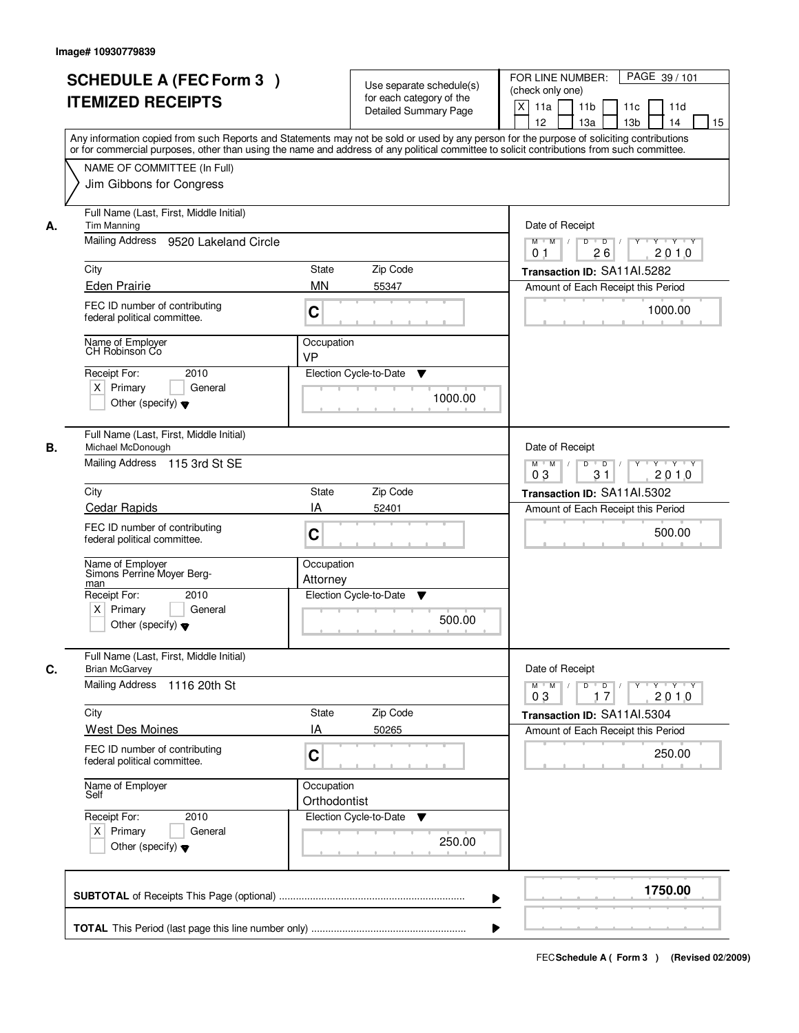Image# 10930779839

# SCHEDULE A (FEC Form 3 )
# ITEMIZED RECEIPTS

Use separate schedule(s) for each category of the Detailed Summary Page

FOR LINE NUMBER: (check only one)

PAGE 39 / 101

[X] 11a [ ] 11b [ ] 11c [ ] 11d [ ] 12 [ ] 13a [ ] 13b [ ] 14 [ ] 15

Any information copied from such Reports and Statements may not be sold or used by any person for the purpose of soliciting contributions or for commercial purposes, other than using the name and address of any political committee to solicit contributions from such committee.

NAME OF COMMITTEE (In Full)
Jim Gibbons for Congress

---

**A.** Full Name (Last, First, Middle Initial): Tim Manning

Mailing Address: 9520 Lakeland Circle

City: Eden Prairie | State: MN | Zip Code: 55347

FEC ID number of contributing federal political committee: C

Name of Employer: CH Robinson Co

Occupation: VP

Receipt For: 2010 — [X] Primary [ ] General [ ] Other (specify)

Election Cycle-to-Date: 1000.00

Date of Receipt: 01 / 26 / 2010

Transaction ID: SA11AI.5282

Amount of Each Receipt this Period: 1000.00

---

**B.** Full Name (Last, First, Middle Initial): Michael McDonough

Mailing Address: 115 3rd St SE

City: Cedar Rapids | State: IA | Zip Code: 52401

FEC ID number of contributing federal political committee: C

Name of Employer: Simons Perrine Moyer Bergman

Occupation: Attorney

Receipt For: 2010 — [X] Primary [ ] General [ ] Other (specify)

Election Cycle-to-Date: 500.00

Date of Receipt: 03 / 31 / 2010

Transaction ID: SA11AI.5302

Amount of Each Receipt this Period: 500.00

---

**C.** Full Name (Last, First, Middle Initial): Brian McGarvey

Mailing Address: 1116 20th St

City: West Des Moines | State: IA | Zip Code: 50265

FEC ID number of contributing federal political committee: C

Name of Employer: Self

Occupation: Orthodontist

Receipt For: 2010 — [X] Primary [ ] General [ ] Other (specify)

Election Cycle-to-Date: 250.00

Date of Receipt: 03 / 17 / 2010

Transaction ID: SA11AI.5304

Amount of Each Receipt this Period: 250.00

---

**SUBTOTAL** of Receipts This Page (optional): **1750.00**

**TOTAL** This Period (last page this line number only):

FEC **Schedule A ( Form 3 )** (Revised 02/2009)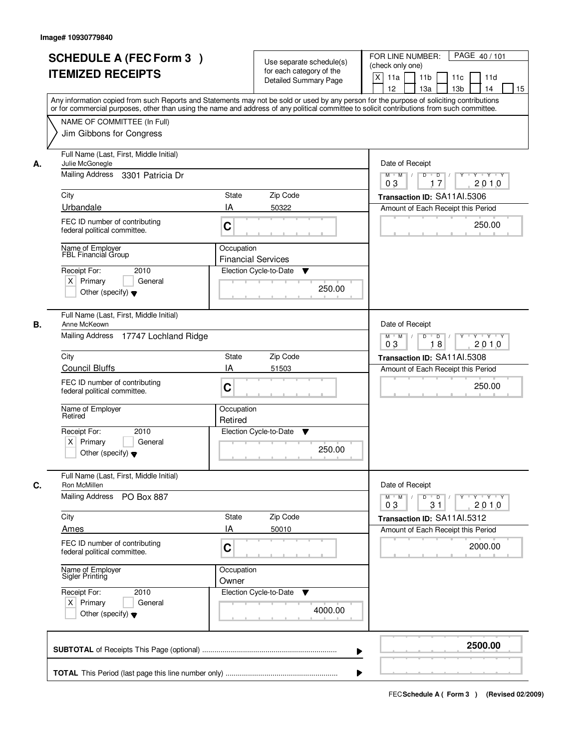Image# 10930779840

# SCHEDULE A (FEC Form 3 ) ITEMIZED RECEIPTS

Use separate schedule(s) for each category of the Detailed Summary Page

FOR LINE NUMBER: (check only one)

[X] 11a [ ] 11b [ ] 11c [ ] 11d [ ] 12 [ ] 13a [ ] 13b [ ] 14 [ ] 15

PAGE 40 / 101

Any information copied from such Reports and Statements may not be sold or used by any person for the purpose of soliciting contributions or for commercial purposes, other than using the name and address of any political committee to solicit contributions from such committee.

NAME OF COMMITTEE (In Full)
Jim Gibbons for Congress

**A.**

Full Name (Last, First, Middle Initial): Julie McGonegle
Mailing Address: 3301 Patricia Dr
City: Urbandale | State: IA | Zip Code: 50322
FEC ID number of contributing federal political committee: C
Name of Employer: FBL Financial Group
Occupation: Financial Services
Receipt For: 2010 [X] Primary [ ] General [ ] Other (specify)
Election Cycle-to-Date: 250.00
Date of Receipt: 03 17 2010
Transaction ID: SA11AI.5306
Amount of Each Receipt this Period: 250.00

**B.**

Full Name (Last, First, Middle Initial): Anne McKeown
Mailing Address: 17747 Lochland Ridge
City: Council Bluffs | State: IA | Zip Code: 51503
FEC ID number of contributing federal political committee: C
Name of Employer: Retired
Occupation: Retired
Receipt For: 2010 [X] Primary [ ] General [ ] Other (specify)
Election Cycle-to-Date: 250.00
Date of Receipt: 03 18 2010
Transaction ID: SA11AI.5308
Amount of Each Receipt this Period: 250.00

**C.**

Full Name (Last, First, Middle Initial): Ron McMillen
Mailing Address: PO Box 887
City: Ames | State: IA | Zip Code: 50010
FEC ID number of contributing federal political committee: C
Name of Employer: Sigler Printing
Occupation: Owner
Receipt For: 2010 [X] Primary [ ] General [ ] Other (specify)
Election Cycle-to-Date: 4000.00
Date of Receipt: 03 31 2010
Transaction ID: SA11AI.5312
Amount of Each Receipt this Period: 2000.00

**SUBTOTAL** of Receipts This Page (optional): **2500.00**

**TOTAL** This Period (last page this line number only):

FEC **Schedule A ( Form 3 )** (Revised 02/2009)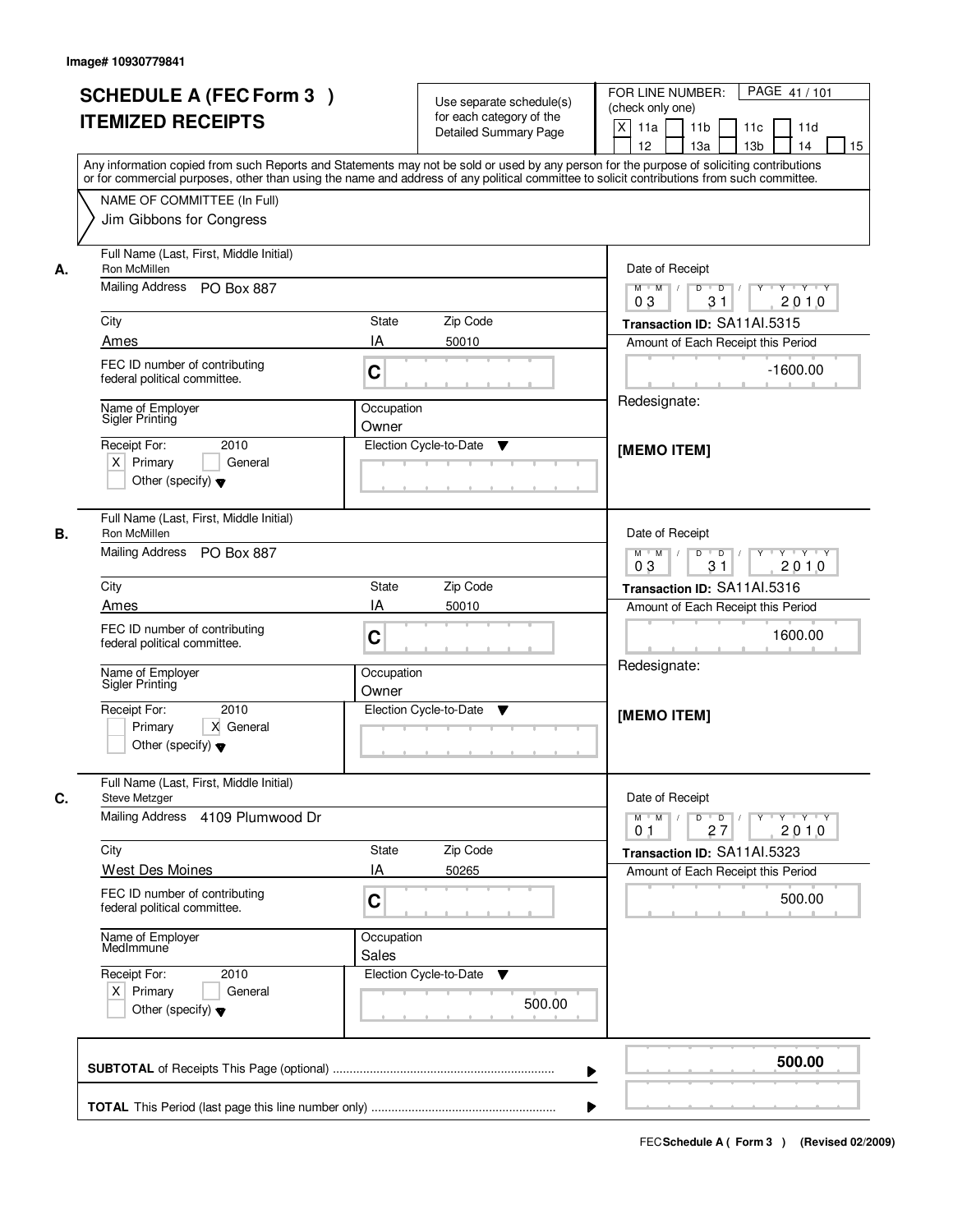Image# 10930779841

# SCHEDULE A (FEC Form 3 ) ITEMIZED RECEIPTS

Use separate schedule(s) for each category of the Detailed Summary Page

FOR LINE NUMBER: (check only one)
[X] 11a [ ] 11b [ ] 11c [ ] 11d [ ] 12 [ ] 13a [ ] 13b [ ] 14 [ ] 15

PAGE 41 / 101

Any information copied from such Reports and Statements may not be sold or used by any person for the purpose of soliciting contributions or for commercial purposes, other than using the name and address of any political committee to solicit contributions from such committee.

NAME OF COMMITTEE (In Full)
Jim Gibbons for Congress

---

**A.** Full Name (Last, First, Middle Initial): Ron McMillen
Mailing Address: PO Box 887
City: Ames | State: IA | Zip Code: 50010
FEC ID number of contributing federal political committee: C
Name of Employer: Sigler Printing
Occupation: Owner
Receipt For: 2010 — [X] Primary [ ] General [ ] Other (specify)
Election Cycle-to-Date:
Date of Receipt: 03/31/2010
Transaction ID: SA11AI.5315
Amount of Each Receipt this Period: -1600.00
Redesignate:
[MEMO ITEM]

---

**B.** Full Name (Last, First, Middle Initial): Ron McMillen
Mailing Address: PO Box 887
City: Ames | State: IA | Zip Code: 50010
FEC ID number of contributing federal political committee: C
Name of Employer: Sigler Printing
Occupation: Owner
Receipt For: 2010 — [ ] Primary [X] General [ ] Other (specify)
Election Cycle-to-Date:
Date of Receipt: 03/31/2010
Transaction ID: SA11AI.5316
Amount of Each Receipt this Period: 1600.00
Redesignate:
[MEMO ITEM]

---

**C.** Full Name (Last, First, Middle Initial): Steve Metzger
Mailing Address: 4109 Plumwood Dr
City: West Des Moines | State: IA | Zip Code: 50265
FEC ID number of contributing federal political committee: C
Name of Employer: MedImmune
Occupation: Sales
Receipt For: 2010 — [X] Primary [ ] General [ ] Other (specify)
Election Cycle-to-Date: 500.00
Date of Receipt: 01/27/2010
Transaction ID: SA11AI.5323
Amount of Each Receipt this Period: 500.00

---

**SUBTOTAL** of Receipts This Page (optional): **500.00**

**TOTAL** This Period (last page this line number only):

FEC Schedule A ( Form 3 ) (Revised 02/2009)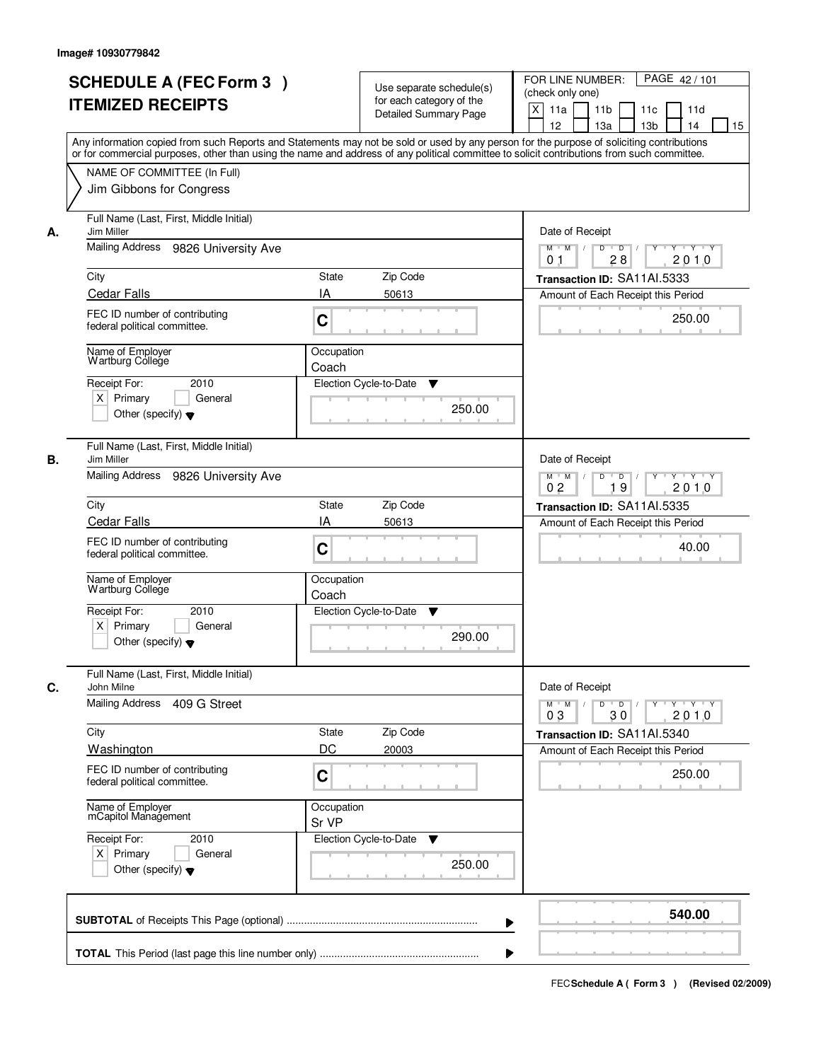Image# 10930779842

# SCHEDULE A (FEC Form 3 ) ITEMIZED RECEIPTS

Use separate schedule(s) for each category of the Detailed Summary Page

FOR LINE NUMBER: (check only one)

[X] 11a [ ] 11b [ ] 11c [ ] 11d [ ] 12 [ ] 13a [ ] 13b [ ] 14 [ ] 15

PAGE 42 / 101

Any information copied from such Reports and Statements may not be sold or used by any person for the purpose of soliciting contributions or for commercial purposes, other than using the name and address of any political committee to solicit contributions from such committee.

NAME OF COMMITTEE (In Full)
Jim Gibbons for Congress

---

**A.** Full Name (Last, First, Middle Initial): Jim Miller

Mailing Address: 9826 University Ave

City: Cedar Falls | State: IA | Zip Code: 50613

FEC ID number of contributing federal political committee: C

Name of Employer: Wartburg College

Occupation: Coach

Receipt For: 2010 [X] Primary [ ] General [ ] Other (specify)

Election Cycle-to-Date: 250.00

Date of Receipt: 01 / 28 / 2010

Transaction ID: SA11AI.5333

Amount of Each Receipt this Period: 250.00

---

**B.** Full Name (Last, First, Middle Initial): Jim Miller

Mailing Address: 9826 University Ave

City: Cedar Falls | State: IA | Zip Code: 50613

FEC ID number of contributing federal political committee: C

Name of Employer: Wartburg College

Occupation: Coach

Receipt For: 2010 [X] Primary [ ] General [ ] Other (specify)

Election Cycle-to-Date: 290.00

Date of Receipt: 02 / 19 / 2010

Transaction ID: SA11AI.5335

Amount of Each Receipt this Period: 40.00

---

**C.** Full Name (Last, First, Middle Initial): John Milne

Mailing Address: 409 G Street

City: Washington | State: DC | Zip Code: 20003

FEC ID number of contributing federal political committee: C

Name of Employer: mCapitol Management

Occupation: Sr VP

Receipt For: 2010 [X] Primary [ ] General [ ] Other (specify)

Election Cycle-to-Date: 250.00

Date of Receipt: 03 / 30 / 2010

Transaction ID: SA11AI.5340

Amount of Each Receipt this Period: 250.00

---

**SUBTOTAL** of Receipts This Page (optional): **540.00**

**TOTAL** This Period (last page this line number only):

FEC **Schedule A ( Form 3 )** (Revised 02/2009)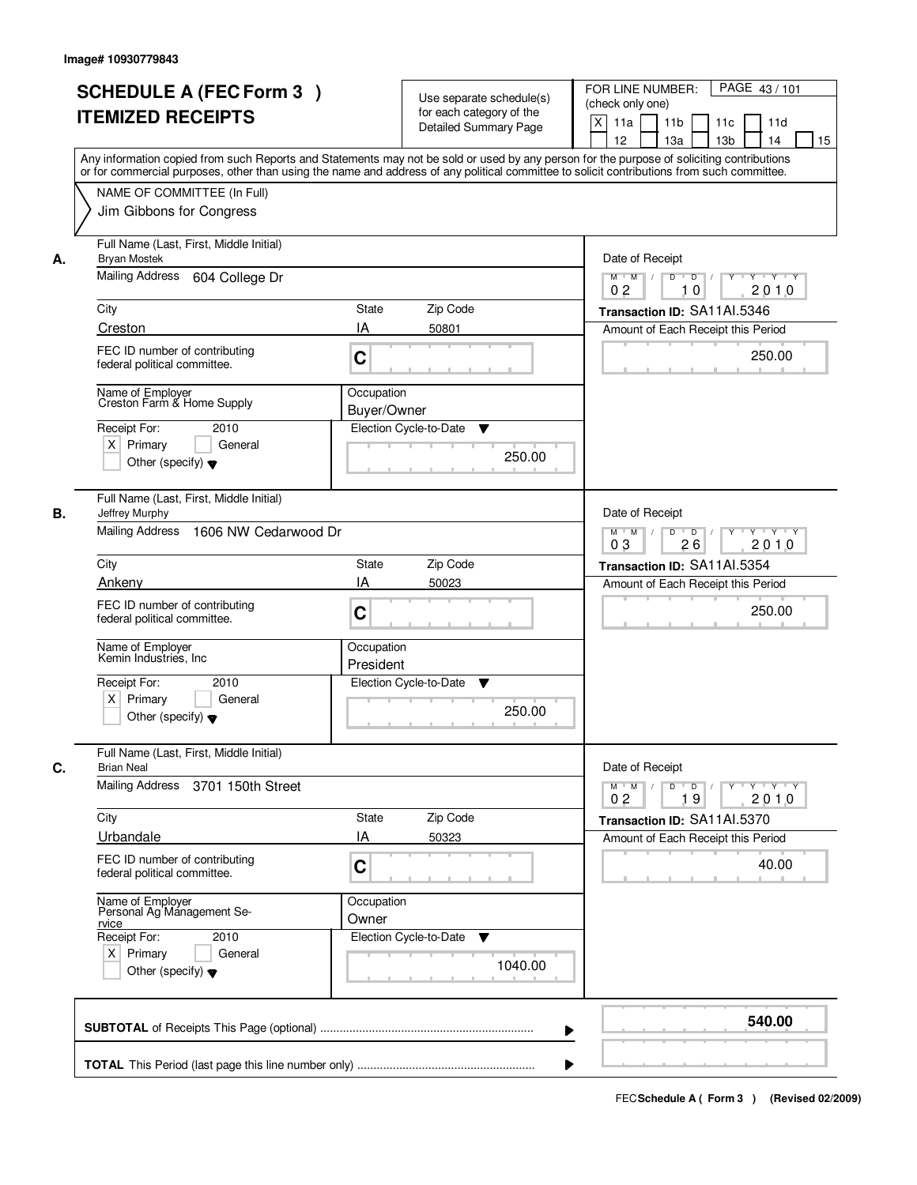Image# 10930779843

# SCHEDULE A (FEC Form 3 )
## ITEMIZED RECEIPTS

Use separate schedule(s) for each category of the Detailed Summary Page

FOR LINE NUMBER: (check only one)
[X] 11a [ ] 11b [ ] 11c [ ] 11d [ ] 12 [ ] 13a [ ] 13b [ ] 14 [ ] 15

PAGE 43 / 101

Any information copied from such Reports and Statements may not be sold or used by any person for the purpose of soliciting contributions or for commercial purposes, other than using the name and address of any political committee to solicit contributions from such committee.

NAME OF COMMITTEE (In Full)
Jim Gibbons for Congress

---

**A.** Full Name (Last, First, Middle Initial): Bryan Mostek

Mailing Address: 604 College Dr

City: Creston | State: IA | Zip Code: 50801

FEC ID number of contributing federal political committee: C

Name of Employer: Creston Farm & Home Supply

Occupation: Buyer/Owner

Receipt For: 2010 [X] Primary [ ] General [ ] Other (specify)

Election Cycle-to-Date: 250.00

Date of Receipt: 02 10 2010

Transaction ID: SA11AI.5346

Amount of Each Receipt this Period: 250.00

---

**B.** Full Name (Last, First, Middle Initial): Jeffrey Murphy

Mailing Address: 1606 NW Cedarwood Dr

City: Ankeny | State: IA | Zip Code: 50023

FEC ID number of contributing federal political committee: C

Name of Employer: Kemin Industries, Inc

Occupation: President

Receipt For: 2010 [X] Primary [ ] General [ ] Other (specify)

Election Cycle-to-Date: 250.00

Date of Receipt: 03 26 2010

Transaction ID: SA11AI.5354

Amount of Each Receipt this Period: 250.00

---

**C.** Full Name (Last, First, Middle Initial): Brian Neal

Mailing Address: 3701 150th Street

City: Urbandale | State: IA | Zip Code: 50323

FEC ID number of contributing federal political committee: C

Name of Employer: Personal Ag Management Se-rvice

Occupation: Owner

Receipt For: 2010 [X] Primary [ ] General [ ] Other (specify)

Election Cycle-to-Date: 1040.00

Date of Receipt: 02 19 2010

Transaction ID: SA11AI.5370

Amount of Each Receipt this Period: 40.00

---

**SUBTOTAL** of Receipts This Page (optional): **540.00**

**TOTAL** This Period (last page this line number only):

FEC Schedule A ( Form 3 ) (Revised 02/2009)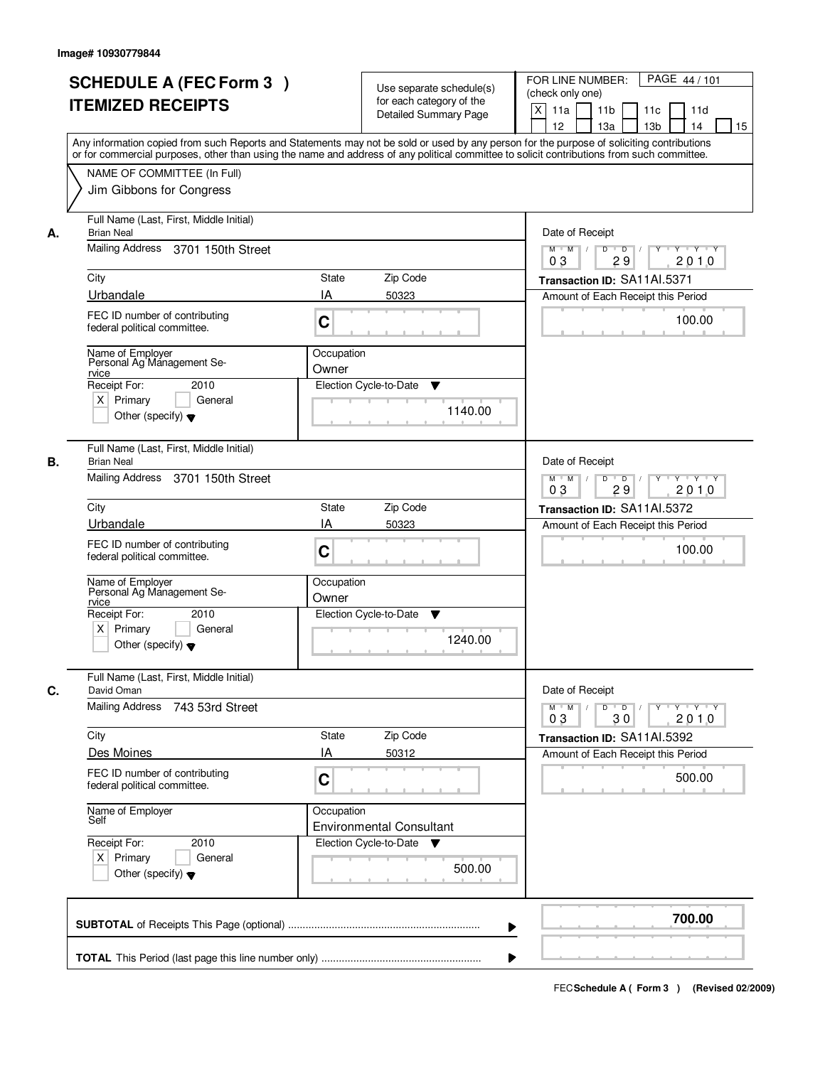Image# 10930779844

# SCHEDULE A (FEC Form 3 ) ITEMIZED RECEIPTS

Use separate schedule(s) for each category of the Detailed Summary Page

FOR LINE NUMBER: (check only one)

[X] 11a [ ] 11b [ ] 11c [ ] 11d [ ] 12 [ ] 13a [ ] 13b [ ] 14 [ ] 15

PAGE 44 / 101

Any information copied from such Reports and Statements may not be sold or used by any person for the purpose of soliciting contributions or for commercial purposes, other than using the name and address of any political committee to solicit contributions from such committee.

NAME OF COMMITTEE (In Full)
Jim Gibbons for Congress

---

**A.**

Full Name (Last, First, Middle Initial): Brian Neal

Mailing Address: 3701 150th Street

City: Urbandale | State: IA | Zip Code: 50323

FEC ID number of contributing federal political committee: C

Name of Employer: Personal Ag Management Se-rvice

Occupation: Owner

Receipt For: 2010 — [X] Primary [ ] General [ ] Other (specify)

Election Cycle-to-Date: 1140.00

Date of Receipt: 03 / 29 / 2010

Transaction ID: SA11AI.5371

Amount of Each Receipt this Period: 100.00

---

**B.**

Full Name (Last, First, Middle Initial): Brian Neal

Mailing Address: 3701 150th Street

City: Urbandale | State: IA | Zip Code: 50323

FEC ID number of contributing federal political committee: C

Name of Employer: Personal Ag Management Se-rvice

Occupation: Owner

Receipt For: 2010 — [X] Primary [ ] General [ ] Other (specify)

Election Cycle-to-Date: 1240.00

Date of Receipt: 03 / 29 / 2010

Transaction ID: SA11AI.5372

Amount of Each Receipt this Period: 100.00

---

**C.**

Full Name (Last, First, Middle Initial): David Oman

Mailing Address: 743 53rd Street

City: Des Moines | State: IA | Zip Code: 50312

FEC ID number of contributing federal political committee: C

Name of Employer: Self

Occupation: Environmental Consultant

Receipt For: 2010 — [X] Primary [ ] General [ ] Other (specify)

Election Cycle-to-Date: 500.00

Date of Receipt: 03 / 30 / 2010

Transaction ID: SA11AI.5392

Amount of Each Receipt this Period: 500.00

---

**SUBTOTAL** of Receipts This Page (optional): **700.00**

**TOTAL** This Period (last page this line number only):

FEC Schedule A ( Form 3 ) (Revised 02/2009)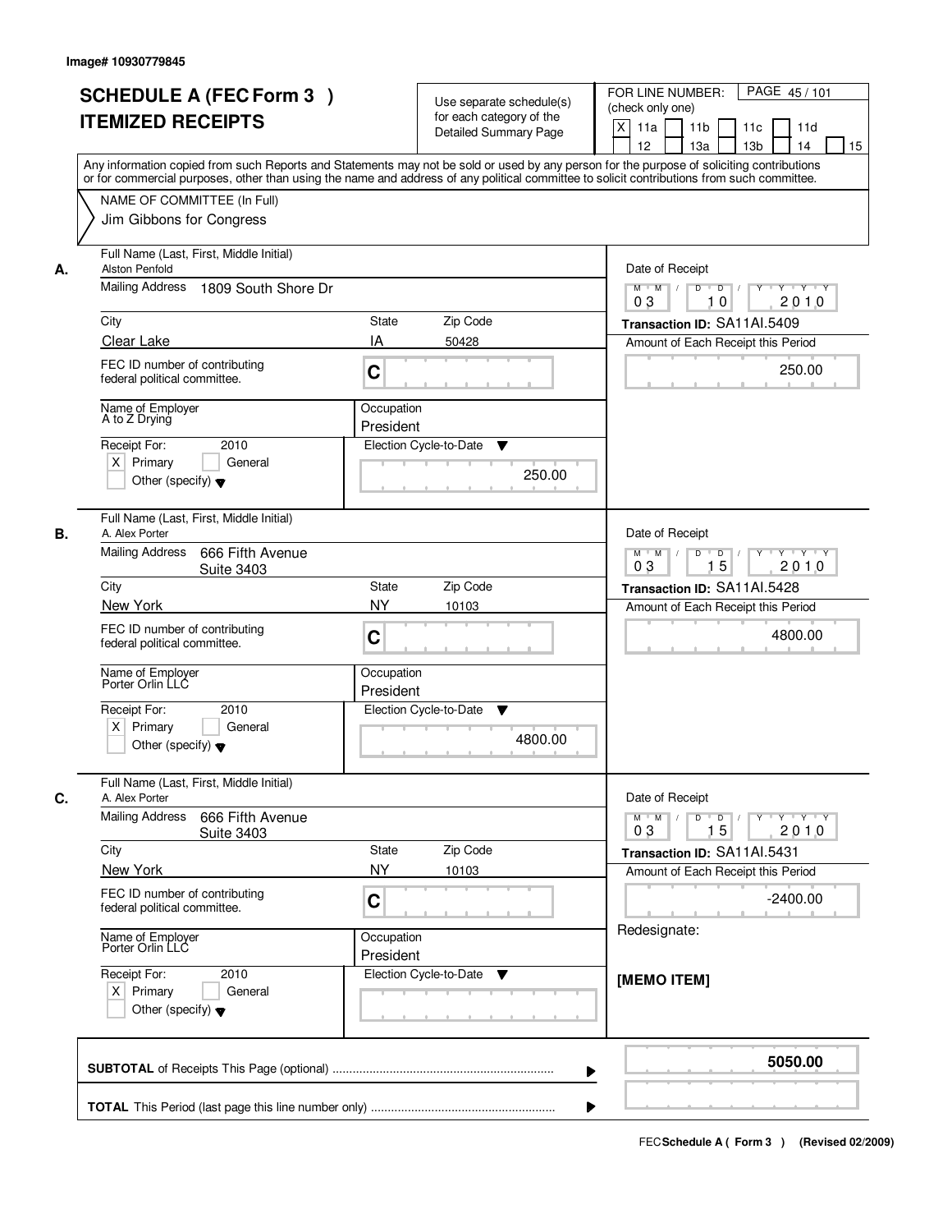Image# 10930779845

# SCHEDULE A (FEC Form 3 ) ITEMIZED RECEIPTS

Use separate schedule(s) for each category of the Detailed Summary Page

FOR LINE NUMBER: (check only one)

[X] 11a [ ] 11b [ ] 11c [ ] 11d [ ] 12 [ ] 13a [ ] 13b [ ] 14 [ ] 15

PAGE 45 / 101

Any information copied from such Reports and Statements may not be sold or used by any person for the purpose of soliciting contributions or for commercial purposes, other than using the name and address of any political committee to solicit contributions from such committee.

NAME OF COMMITTEE (In Full)

Jim Gibbons for Congress

---

**A.** Full Name (Last, First, Middle Initial): Alston Penfold

Mailing Address: 1809 South Shore Dr

City: Clear Lake | State: IA | Zip Code: 50428

FEC ID number of contributing federal political committee: C

Name of Employer: A to Z Drying | Occupation: President

Receipt For: 2010 [X] Primary [ ] General [ ] Other (specify)

Election Cycle-to-Date: 250.00

Date of Receipt: 03 10 2010

Transaction ID: SA11AI.5409

Amount of Each Receipt this Period: 250.00

---

**B.** Full Name (Last, First, Middle Initial): A. Alex Porter

Mailing Address: 666 Fifth Avenue, Suite 3403

City: New York | State: NY | Zip Code: 10103

FEC ID number of contributing federal political committee: C

Name of Employer: Porter Orlin LLC | Occupation: President

Receipt For: 2010 [X] Primary [ ] General [ ] Other (specify)

Election Cycle-to-Date: 4800.00

Date of Receipt: 03 15 2010

Transaction ID: SA11AI.5428

Amount of Each Receipt this Period: 4800.00

---

**C.** Full Name (Last, First, Middle Initial): A. Alex Porter

Mailing Address: 666 Fifth Avenue, Suite 3403

City: New York | State: NY | Zip Code: 10103

FEC ID number of contributing federal political committee: C

Name of Employer: Porter Orlin LLC | Occupation: President

Receipt For: 2010 [X] Primary [ ] General [ ] Other (specify)

Election Cycle-to-Date:

Date of Receipt: 03 15 2010

Transaction ID: SA11AI.5431

Amount of Each Receipt this Period: -2400.00

Redesignate:

**[MEMO ITEM]**

---

**SUBTOTAL** of Receipts This Page (optional): **5050.00**

**TOTAL** This Period (last page this line number only):

FEC Schedule A ( Form 3 ) (Revised 02/2009)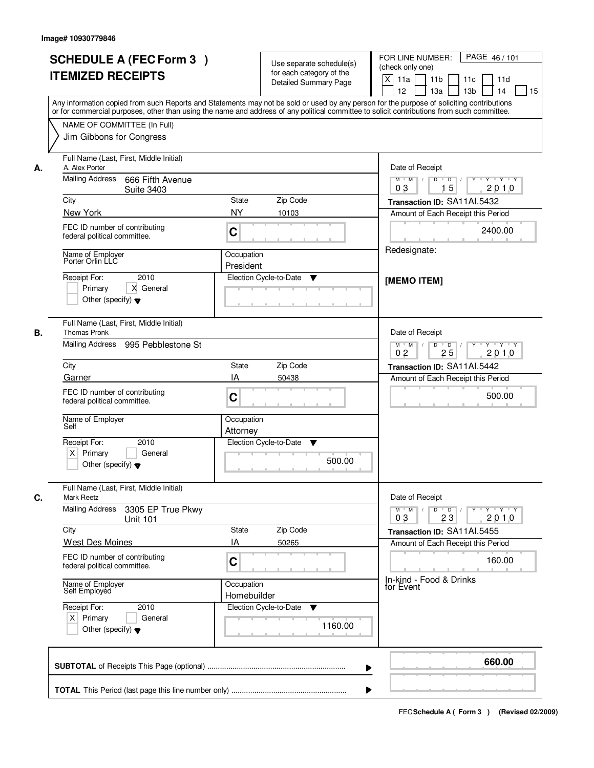Image# 10930779846

# SCHEDULE A (FEC Form 3 )
# ITEMIZED RECEIPTS

Use separate schedule(s) for each category of the Detailed Summary Page

FOR LINE NUMBER: (check only one)
[X] 11a [ ] 11b [ ] 11c [ ] 11d [ ] 12 [ ] 13a [ ] 13b [ ] 14 [ ] 15

PAGE 46 / 101

Any information copied from such Reports and Statements may not be sold or used by any person for the purpose of soliciting contributions or for commercial purposes, other than using the name and address of any political committee to solicit contributions from such committee.

NAME OF COMMITTEE (In Full)
Jim Gibbons for Congress

---

**A.** Full Name (Last, First, Middle Initial): A. Alex Porter

Mailing Address: 666 Fifth Avenue, Suite 3403

City: New York | State: NY | Zip Code: 10103

FEC ID number of contributing federal political committee: C

Name of Employer: Porter Orlin LLC

Occupation: President

Receipt For: 2010 — [ ] Primary [X] General [ ] Other (specify)

Election Cycle-to-Date:

Date of Receipt: 03 / 15 / 2010

Transaction ID: SA11AI.5432

Amount of Each Receipt this Period: 2400.00

Redesignate:

[MEMO ITEM]

---

**B.** Full Name (Last, First, Middle Initial): Thomas Pronk

Mailing Address: 995 Pebblestone St

City: Garner | State: IA | Zip Code: 50438

FEC ID number of contributing federal political committee: C

Name of Employer: Self

Occupation: Attorney

Receipt For: 2010 — [X] Primary [ ] General [ ] Other (specify)

Election Cycle-to-Date: 500.00

Date of Receipt: 02 / 25 / 2010

Transaction ID: SA11AI.5442

Amount of Each Receipt this Period: 500.00

---

**C.** Full Name (Last, First, Middle Initial): Mark Reetz

Mailing Address: 3305 EP True Pkwy, Unit 101

City: West Des Moines | State: IA | Zip Code: 50265

FEC ID number of contributing federal political committee: C

Name of Employer: Self Employed

Occupation: Homebuilder

Receipt For: 2010 — [X] Primary [ ] General [ ] Other (specify)

Election Cycle-to-Date: 1160.00

Date of Receipt: 03 / 23 / 2010

Transaction ID: SA11AI.5455

Amount of Each Receipt this Period: 160.00

In-kind - Food & Drinks for Event

---

**SUBTOTAL** of Receipts This Page (optional): **660.00**

**TOTAL** This Period (last page this line number only):

FEC Schedule A ( Form 3 ) (Revised 02/2009)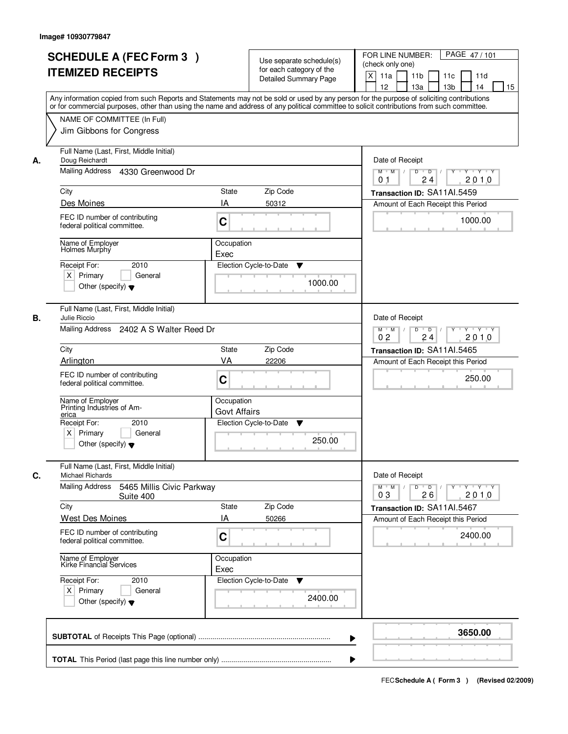Image# 10930779847

# SCHEDULE A (FEC Form 3 ) ITEMIZED RECEIPTS

Use separate schedule(s) for each category of the Detailed Summary Page

FOR LINE NUMBER: (check only one)

[X] 11a [ ] 11b [ ] 11c [ ] 11d [ ] 12 [ ] 13a [ ] 13b [ ] 14 [ ] 15

PAGE 47 / 101

Any information copied from such Reports and Statements may not be sold or used by any person for the purpose of soliciting contributions or for commercial purposes, other than using the name and address of any political committee to solicit contributions from such committee.

NAME OF COMMITTEE (In Full)
Jim Gibbons for Congress

---

**A.** Full Name (Last, First, Middle Initial): Doug Reichardt

Mailing Address: 4330 Greenwood Dr

City: Des Moines | State: IA | Zip Code: 50312

FEC ID number of contributing federal political committee: C

Name of Employer: Holmes Murphy | Occupation: Exec

Receipt For: 2010 — [X] Primary [ ] General [ ] Other (specify)

Election Cycle-to-Date: 1000.00

Date of Receipt: 01 / 24 / 2010

Transaction ID: SA11AI.5459

Amount of Each Receipt this Period: 1000.00

---

**B.** Full Name (Last, First, Middle Initial): Julie Riccio

Mailing Address: 2402 A S Walter Reed Dr

City: Arlington | State: VA | Zip Code: 22206

FEC ID number of contributing federal political committee: C

Name of Employer: Printing Industries of America | Occupation: Govt Affairs

Receipt For: 2010 — [X] Primary [ ] General [ ] Other (specify)

Election Cycle-to-Date: 250.00

Date of Receipt: 02 / 24 / 2010

Transaction ID: SA11AI.5465

Amount of Each Receipt this Period: 250.00

---

**C.** Full Name (Last, First, Middle Initial): Michael Richards

Mailing Address: 5465 Millis Civic Parkway Suite 400

City: West Des Moines | State: IA | Zip Code: 50266

FEC ID number of contributing federal political committee: C

Name of Employer: Kirke Financial Services | Occupation: Exec

Receipt For: 2010 — [X] Primary [ ] General [ ] Other (specify)

Election Cycle-to-Date: 2400.00

Date of Receipt: 03 / 26 / 2010

Transaction ID: SA11AI.5467

Amount of Each Receipt this Period: 2400.00

---

**SUBTOTAL** of Receipts This Page (optional): 3650.00

**TOTAL** This Period (last page this line number only):

FEC Schedule A ( Form 3 ) (Revised 02/2009)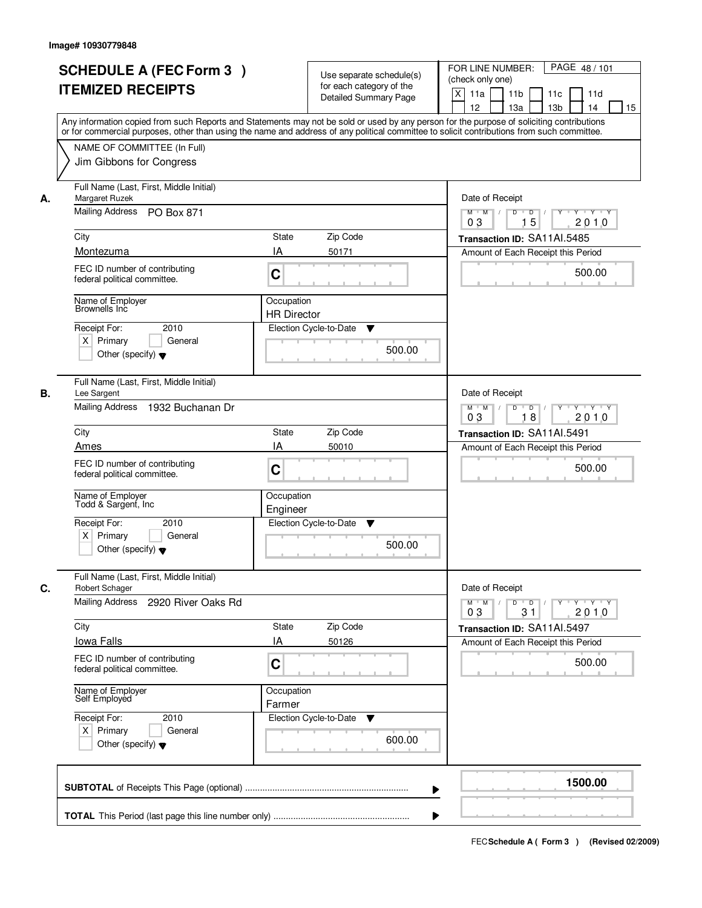Image# 10930779848

# SCHEDULE A (FEC Form 3 ) ITEMIZED RECEIPTS

Use separate schedule(s) for each category of the Detailed Summary Page

FOR LINE NUMBER: (check only one)

[X] 11a [ ] 11b [ ] 11c [ ] 11d [ ] 12 [ ] 13a [ ] 13b [ ] 14 [ ] 15

PAGE 48 / 101

Any information copied from such Reports and Statements may not be sold or used by any person for the purpose of soliciting contributions or for commercial purposes, other than using the name and address of any political committee to solicit contributions from such committee.

NAME OF COMMITTEE (In Full)
Jim Gibbons for Congress

---

**A.**

Full Name (Last, First, Middle Initial): Margaret Ruzek
Mailing Address: PO Box 871
City: Montezuma | State: IA | Zip Code: 50171
FEC ID number of contributing federal political committee: C
Name of Employer: Brownells Inc
Occupation: HR Director
Receipt For: 2010 [X] Primary [ ] General [ ] Other (specify)
Election Cycle-to-Date: 500.00

Date of Receipt: 03 15 2010
Transaction ID: SA11AI.5485
Amount of Each Receipt this Period: 500.00

---

**B.**

Full Name (Last, First, Middle Initial): Lee Sargent
Mailing Address: 1932 Buchanan Dr
City: Ames | State: IA | Zip Code: 50010
FEC ID number of contributing federal political committee: C
Name of Employer: Todd & Sargent, Inc
Occupation: Engineer
Receipt For: 2010 [X] Primary [ ] General [ ] Other (specify)
Election Cycle-to-Date: 500.00

Date of Receipt: 03 18 2010
Transaction ID: SA11AI.5491
Amount of Each Receipt this Period: 500.00

---

**C.**

Full Name (Last, First, Middle Initial): Robert Schager
Mailing Address: 2920 River Oaks Rd
City: Iowa Falls | State: IA | Zip Code: 50126
FEC ID number of contributing federal political committee: C
Name of Employer: Self Employed
Occupation: Farmer
Receipt For: 2010 [X] Primary [ ] General [ ] Other (specify)
Election Cycle-to-Date: 600.00

Date of Receipt: 03 31 2010
Transaction ID: SA11AI.5497
Amount of Each Receipt this Period: 500.00

---

**SUBTOTAL** of Receipts This Page (optional): 1500.00

**TOTAL** This Period (last page this line number only):

FEC Schedule A ( Form 3 ) (Revised 02/2009)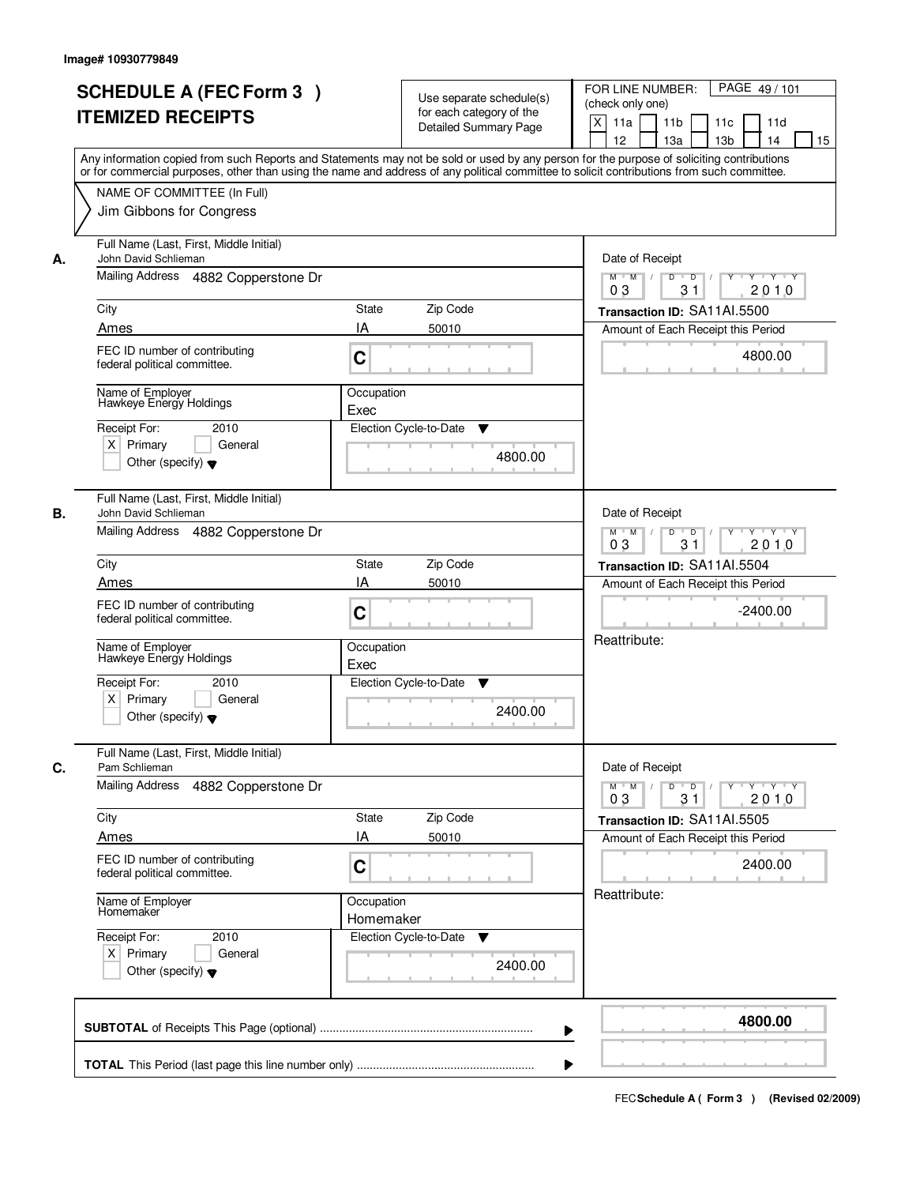Image# 10930779849

# SCHEDULE A (FEC Form 3 ) ITEMIZED RECEIPTS

Use separate schedule(s) for each category of the Detailed Summary Page

FOR LINE NUMBER: (check only one)

[X] 11a [ ] 11b [ ] 11c [ ] 11d [ ] 12 [ ] 13a [ ] 13b [ ] 14 [ ] 15

PAGE 49 / 101

Any information copied from such Reports and Statements may not be sold or used by any person for the purpose of soliciting contributions or for commercial purposes, other than using the name and address of any political committee to solicit contributions from such committee.

NAME OF COMMITTEE (In Full)
Jim Gibbons for Congress

---

**A.** Full Name (Last, First, Middle Initial): John David Schlieman

Mailing Address: 4882 Copperstone Dr

City: Ames | State: IA | Zip Code: 50010

FEC ID number of contributing federal political committee: C

Name of Employer: Hawkeye Energy Holdings | Occupation: Exec

Receipt For: 2010 — [X] Primary [ ] General [ ] Other (specify)

Election Cycle-to-Date: 4800.00

Date of Receipt: 03 / 31 / 2010

Transaction ID: SA11AI.5500

Amount of Each Receipt this Period: 4800.00

---

**B.** Full Name (Last, First, Middle Initial): John David Schlieman

Mailing Address: 4882 Copperstone Dr

City: Ames | State: IA | Zip Code: 50010

FEC ID number of contributing federal political committee: C

Name of Employer: Hawkeye Energy Holdings | Occupation: Exec

Receipt For: 2010 — [X] Primary [ ] General [ ] Other (specify)

Election Cycle-to-Date: 2400.00

Date of Receipt: 03 / 31 / 2010

Transaction ID: SA11AI.5504

Amount of Each Receipt this Period: -2400.00

Reattribute:

---

**C.** Full Name (Last, First, Middle Initial): Pam Schlieman

Mailing Address: 4882 Copperstone Dr

City: Ames | State: IA | Zip Code: 50010

FEC ID number of contributing federal political committee: C

Name of Employer: Homemaker | Occupation: Homemaker

Receipt For: 2010 — [X] Primary [ ] General [ ] Other (specify)

Election Cycle-to-Date: 2400.00

Date of Receipt: 03 / 31 / 2010

Transaction ID: SA11AI.5505

Amount of Each Receipt this Period: 2400.00

Reattribute:

---

**SUBTOTAL** of Receipts This Page (optional): **4800.00**

**TOTAL** This Period (last page this line number only):

FEC Schedule A ( Form 3 ) (Revised 02/2009)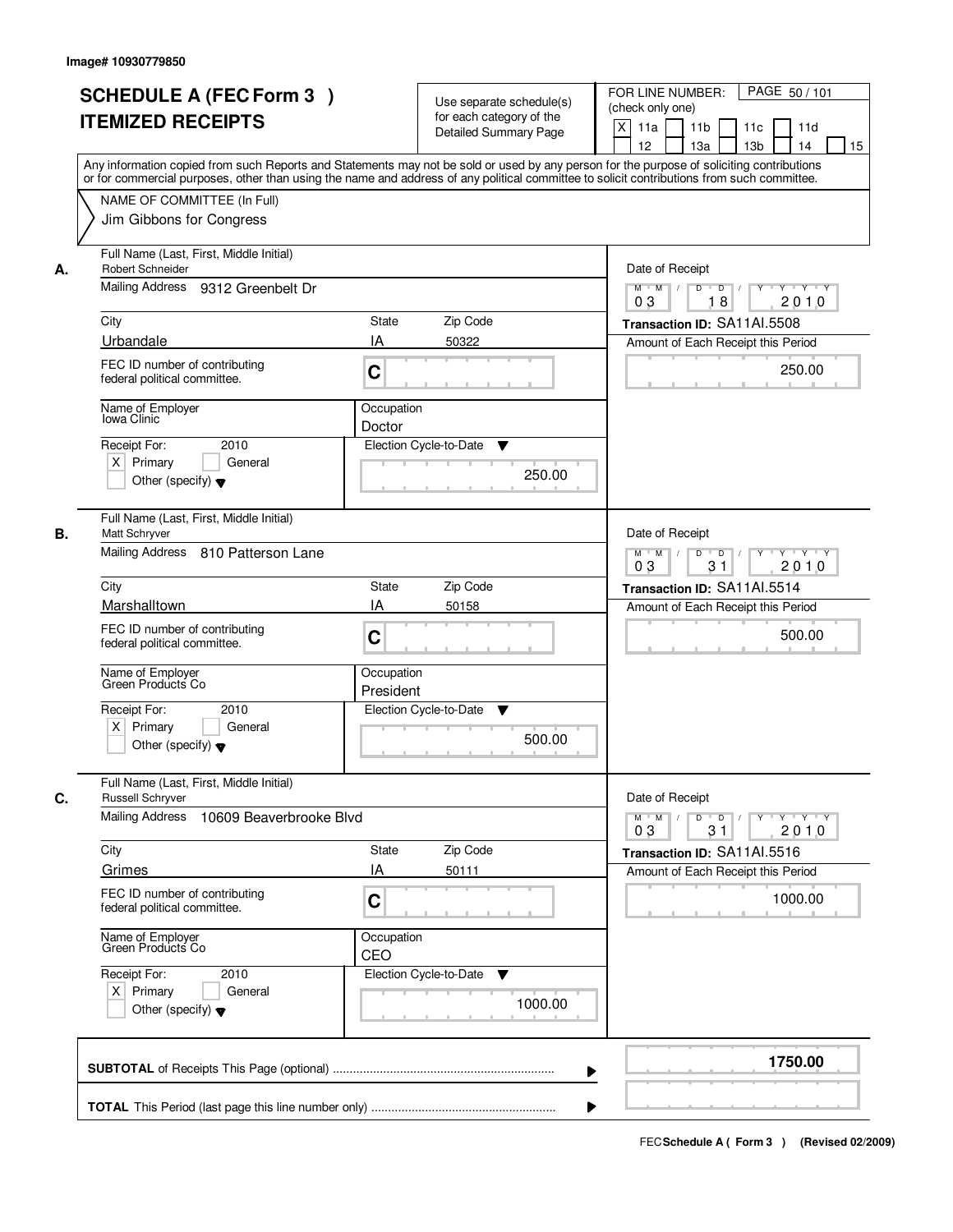Image# 10930779850

# SCHEDULE A (FEC Form 3 ) ITEMIZED RECEIPTS

Use separate schedule(s) for each category of the Detailed Summary Page

FOR LINE NUMBER: (check only one)
[X] 11a [ ] 11b [ ] 11c [ ] 11d [ ] 12 [ ] 13a [ ] 13b [ ] 14 [ ] 15

PAGE 50 / 101

Any information copied from such Reports and Statements may not be sold or used by any person for the purpose of soliciting contributions or for commercial purposes, other than using the name and address of any political committee to solicit contributions from such committee.

NAME OF COMMITTEE (In Full)
Jim Gibbons for Congress

## A.

Full Name (Last, First, Middle Initial): Robert Schneider
Mailing Address: 9312 Greenbelt Dr
City: Urbandale | State: IA | Zip Code: 50322
FEC ID number of contributing federal political committee: C
Name of Employer: Iowa Clinic
Occupation: Doctor
Receipt For: 2010 — [X] Primary [ ] General [ ] Other (specify)
Election Cycle-to-Date: 250.00

Date of Receipt: 03 / 18 / 2010
Transaction ID: SA11AI.5508
Amount of Each Receipt this Period: 250.00

## B.

Full Name (Last, First, Middle Initial): Matt Schryver
Mailing Address: 810 Patterson Lane
City: Marshalltown | State: IA | Zip Code: 50158
FEC ID number of contributing federal political committee: C
Name of Employer: Green Products Co
Occupation: President
Receipt For: 2010 — [X] Primary [ ] General [ ] Other (specify)
Election Cycle-to-Date: 500.00

Date of Receipt: 03 / 31 / 2010
Transaction ID: SA11AI.5514
Amount of Each Receipt this Period: 500.00

## C.

Full Name (Last, First, Middle Initial): Russell Schryver
Mailing Address: 10609 Beaverbrooke Blvd
City: Grimes | State: IA | Zip Code: 50111
FEC ID number of contributing federal political committee: C
Name of Employer: Green Products Co
Occupation: CEO
Receipt For: 2010 — [X] Primary [ ] General [ ] Other (specify)
Election Cycle-to-Date: 1000.00

Date of Receipt: 03 / 31 / 2010
Transaction ID: SA11AI.5516
Amount of Each Receipt this Period: 1000.00

**SUBTOTAL** of Receipts This Page (optional): **1750.00**

**TOTAL** This Period (last page this line number only):

FEC **Schedule A ( Form 3 )** (Revised 02/2009)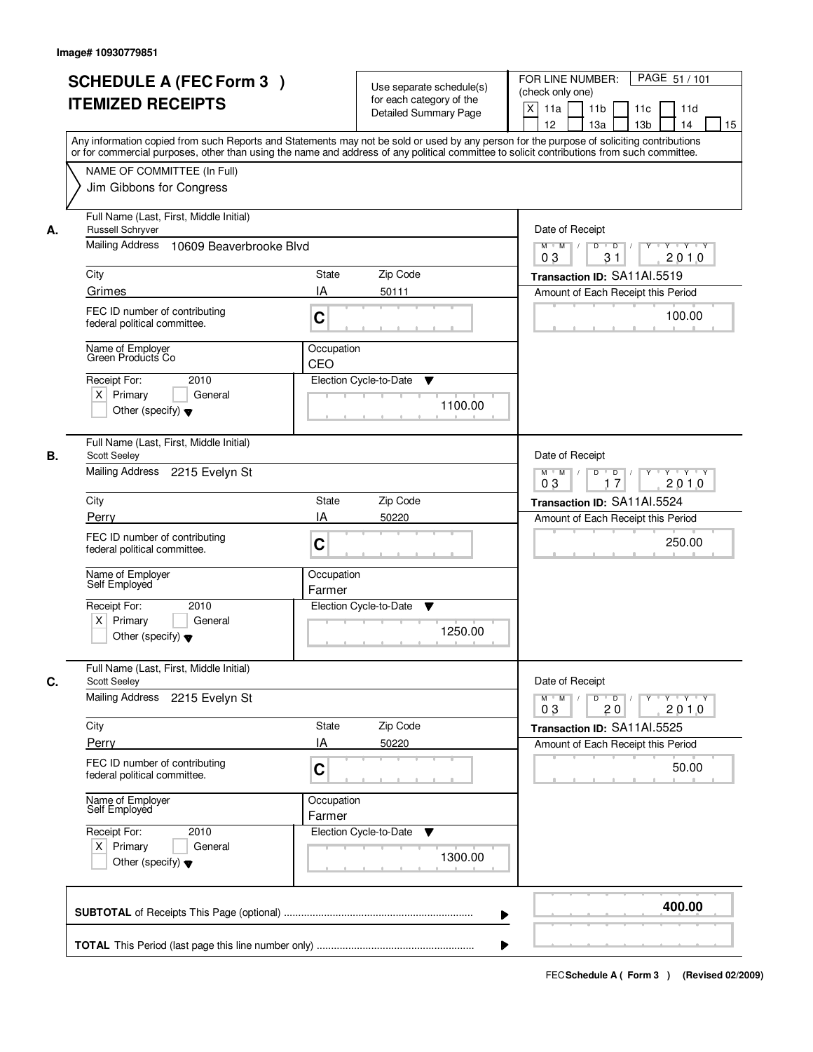Image# 10930779851

# SCHEDULE A (FEC Form 3 ) ITEMIZED RECEIPTS

Use separate schedule(s) for each category of the Detailed Summary Page

FOR LINE NUMBER: (check only one)
[X] 11a [ ] 11b [ ] 11c [ ] 11d [ ] 12 [ ] 13a [ ] 13b [ ] 14 [ ] 15

PAGE 51 / 101

Any information copied from such Reports and Statements may not be sold or used by any person for the purpose of soliciting contributions or for commercial purposes, other than using the name and address of any political committee to solicit contributions from such committee.

NAME OF COMMITTEE (In Full)
Jim Gibbons for Congress

## A.

Full Name (Last, First, Middle Initial): Russell Schryver
Mailing Address: 10609 Beaverbrooke Blvd
City: Grimes | State: IA | Zip Code: 50111
FEC ID number of contributing federal political committee: C
Name of Employer: Green Products Co
Occupation: CEO
Receipt For: 2010 [X] Primary [ ] General [ ] Other (specify)
Election Cycle-to-Date: 1100.00
Date of Receipt: 03/31/2010
Transaction ID: SA11AI.5519
Amount of Each Receipt this Period: 100.00

## B.

Full Name (Last, First, Middle Initial): Scott Seeley
Mailing Address: 2215 Evelyn St
City: Perry | State: IA | Zip Code: 50220
FEC ID number of contributing federal political committee: C
Name of Employer: Self Employed
Occupation: Farmer
Receipt For: 2010 [X] Primary [ ] General [ ] Other (specify)
Election Cycle-to-Date: 1250.00
Date of Receipt: 03/17/2010
Transaction ID: SA11AI.5524
Amount of Each Receipt this Period: 250.00

## C.

Full Name (Last, First, Middle Initial): Scott Seeley
Mailing Address: 2215 Evelyn St
City: Perry | State: IA | Zip Code: 50220
FEC ID number of contributing federal political committee: C
Name of Employer: Self Employed
Occupation: Farmer
Receipt For: 2010 [X] Primary [ ] General [ ] Other (specify)
Election Cycle-to-Date: 1300.00
Date of Receipt: 03/20/2010
Transaction ID: SA11AI.5525
Amount of Each Receipt this Period: 50.00

**SUBTOTAL** of Receipts This Page (optional): **400.00**

**TOTAL** This Period (last page this line number only):

FEC Schedule A ( Form 3 ) (Revised 02/2009)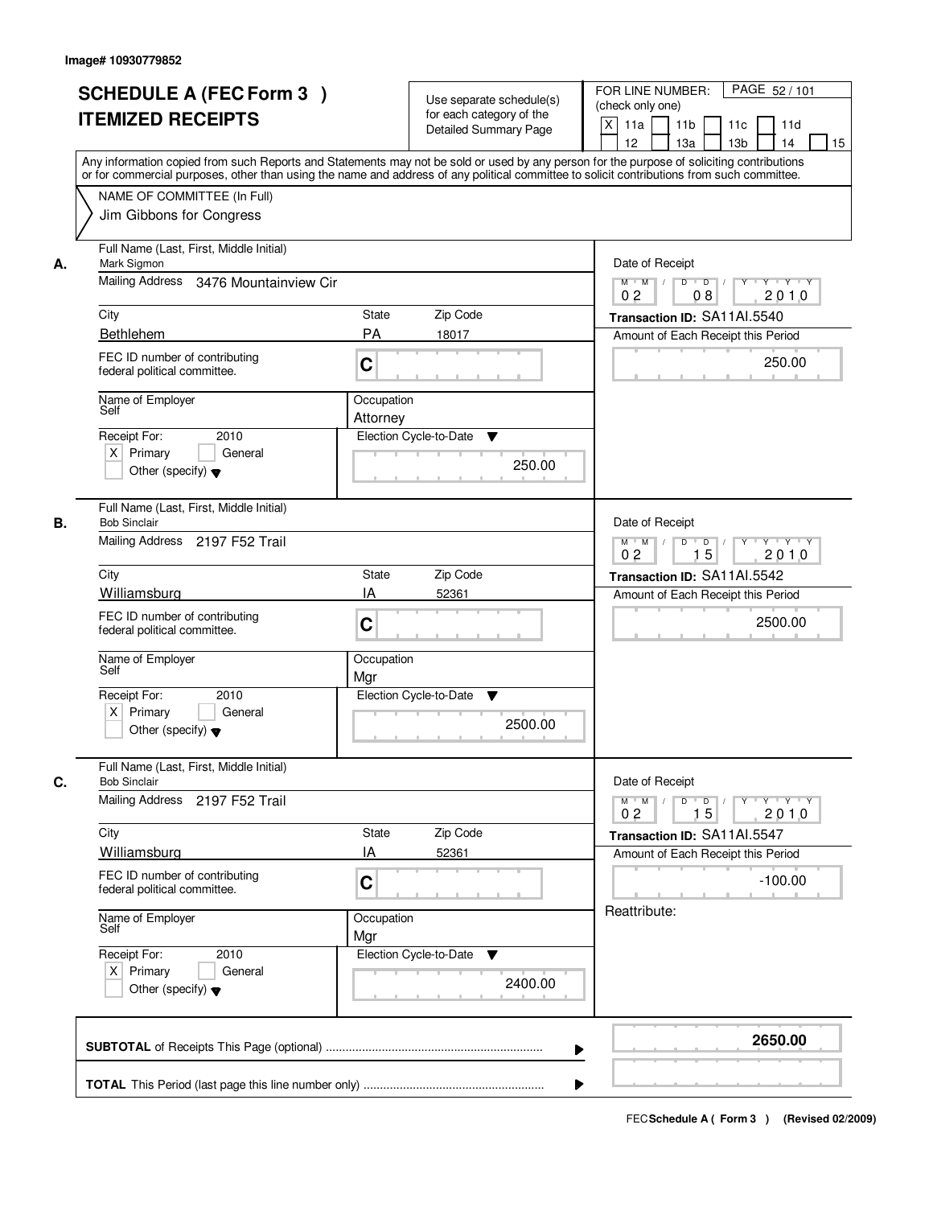Image# 10930779852

# SCHEDULE A (FEC Form 3 ) ITEMIZED RECEIPTS

Use separate schedule(s) for each category of the Detailed Summary Page

FOR LINE NUMBER: (check only one)

[X] 11a [ ] 11b [ ] 11c [ ] 11d [ ] 12 [ ] 13a [ ] 13b [ ] 14 [ ] 15

PAGE 52 / 101

Any information copied from such Reports and Statements may not be sold or used by any person for the purpose of soliciting contributions or for commercial purposes, other than using the name and address of any political committee to solicit contributions from such committee.

NAME OF COMMITTEE (In Full)
Jim Gibbons for Congress

---

**A.** Full Name (Last, First, Middle Initial): Mark Sigmon

Mailing Address: 3476 Mountainview Cir

City: Bethlehem | State: PA | Zip Code: 18017

FEC ID number of contributing federal political committee: C

Name of Employer: Self | Occupation: Attorney

Receipt For: 2010 — [X] Primary [ ] General [ ] Other (specify)

Date of Receipt: 02 / 08 / 2010

Transaction ID: SA11AI.5540

Amount of Each Receipt this Period: 250.00

Election Cycle-to-Date: 250.00

---

**B.** Full Name (Last, First, Middle Initial): Bob Sinclair

Mailing Address: 2197 F52 Trail

City: Williamsburg | State: IA | Zip Code: 52361

FEC ID number of contributing federal political committee: C

Name of Employer: Self | Occupation: Mgr

Receipt For: 2010 — [X] Primary [ ] General [ ] Other (specify)

Date of Receipt: 02 / 15 / 2010

Transaction ID: SA11AI.5542

Amount of Each Receipt this Period: 2500.00

Election Cycle-to-Date: 2500.00

---

**C.** Full Name (Last, First, Middle Initial): Bob Sinclair

Mailing Address: 2197 F52 Trail

City: Williamsburg | State: IA | Zip Code: 52361

FEC ID number of contributing federal political committee: C

Name of Employer: Self | Occupation: Mgr

Receipt For: 2010 — [X] Primary [ ] General [ ] Other (specify)

Date of Receipt: 02 / 15 / 2010

Transaction ID: SA11AI.5547

Amount of Each Receipt this Period: -100.00

Reattribute:

Election Cycle-to-Date: 2400.00

---

**SUBTOTAL** of Receipts This Page (optional): **2650.00**

**TOTAL** This Period (last page this line number only):

FEC Schedule A ( Form 3 ) (Revised 02/2009)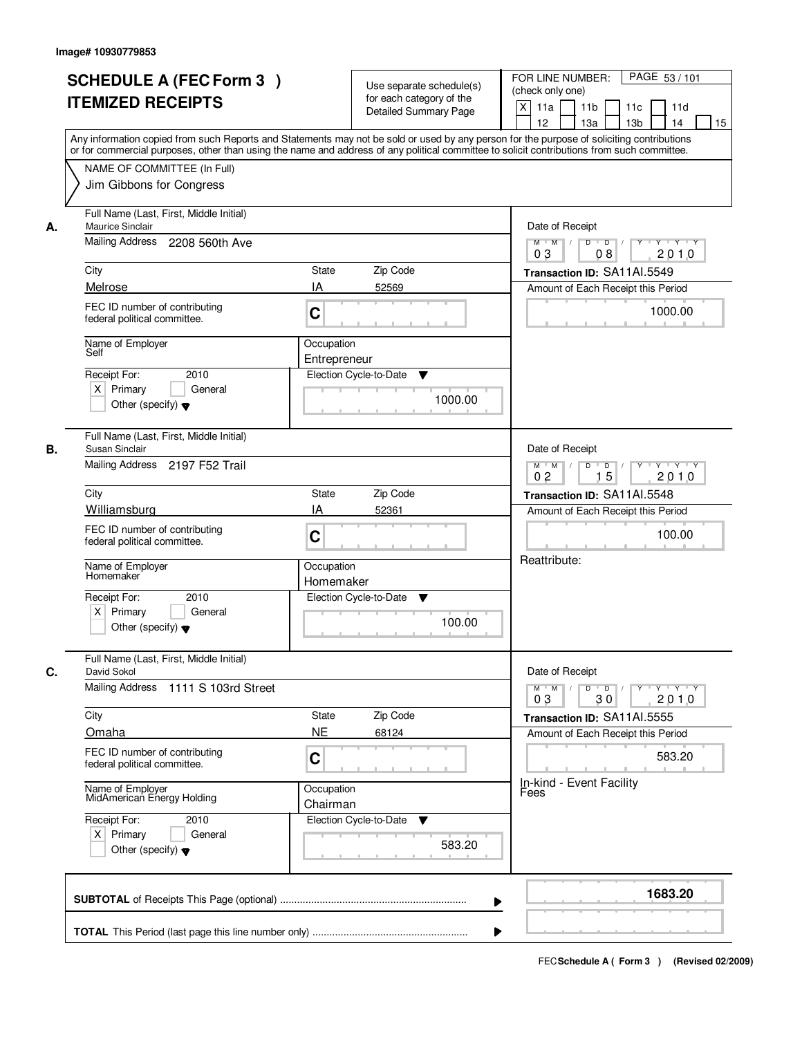Image# 10930779853

# SCHEDULE A (FEC Form 3 )
# ITEMIZED RECEIPTS

Use separate schedule(s) for each category of the Detailed Summary Page

FOR LINE NUMBER: (check only one)

PAGE 53 / 101

[X] 11a [ ] 11b [ ] 11c [ ] 11d [ ] 12 [ ] 13a [ ] 13b [ ] 14 [ ] 15

Any information copied from such Reports and Statements may not be sold or used by any person for the purpose of soliciting contributions or for commercial purposes, other than using the name and address of any political committee to solicit contributions from such committee.

NAME OF COMMITTEE (In Full)
Jim Gibbons for Congress

---

**A.**

Full Name (Last, First, Middle Initial): Maurice Sinclair

Mailing Address: 2208 560th Ave

City: Melrose | State: IA | Zip Code: 52569

FEC ID number of contributing federal political committee: C

Name of Employer: Self

Occupation: Entrepreneur

Receipt For: 2010 — [X] Primary [ ] General [ ] Other (specify)

Election Cycle-to-Date: 1000.00

Date of Receipt: 03 / 08 / 2010

Transaction ID: SA11AI.5549

Amount of Each Receipt this Period: 1000.00

---

**B.**

Full Name (Last, First, Middle Initial): Susan Sinclair

Mailing Address: 2197 F52 Trail

City: Williamsburg | State: IA | Zip Code: 52361

FEC ID number of contributing federal political committee: C

Name of Employer: Homemaker

Occupation: Homemaker

Receipt For: 2010 — [X] Primary [ ] General [ ] Other (specify)

Election Cycle-to-Date: 100.00

Date of Receipt: 02 / 15 / 2010

Transaction ID: SA11AI.5548

Amount of Each Receipt this Period: 100.00

Reattribute:

---

**C.**

Full Name (Last, First, Middle Initial): David Sokol

Mailing Address: 1111 S 103rd Street

City: Omaha | State: NE | Zip Code: 68124

FEC ID number of contributing federal political committee: C

Name of Employer: MidAmerican Energy Holding

Occupation: Chairman

Receipt For: 2010 — [X] Primary [ ] General [ ] Other (specify)

Election Cycle-to-Date: 583.20

Date of Receipt: 03 / 30 / 2010

Transaction ID: SA11AI.5555

Amount of Each Receipt this Period: 583.20

In-kind - Event Facility Fees

---

**SUBTOTAL** of Receipts This Page (optional): **1683.20**

**TOTAL** This Period (last page this line number only):

FEC Schedule A ( Form 3 ) (Revised 02/2009)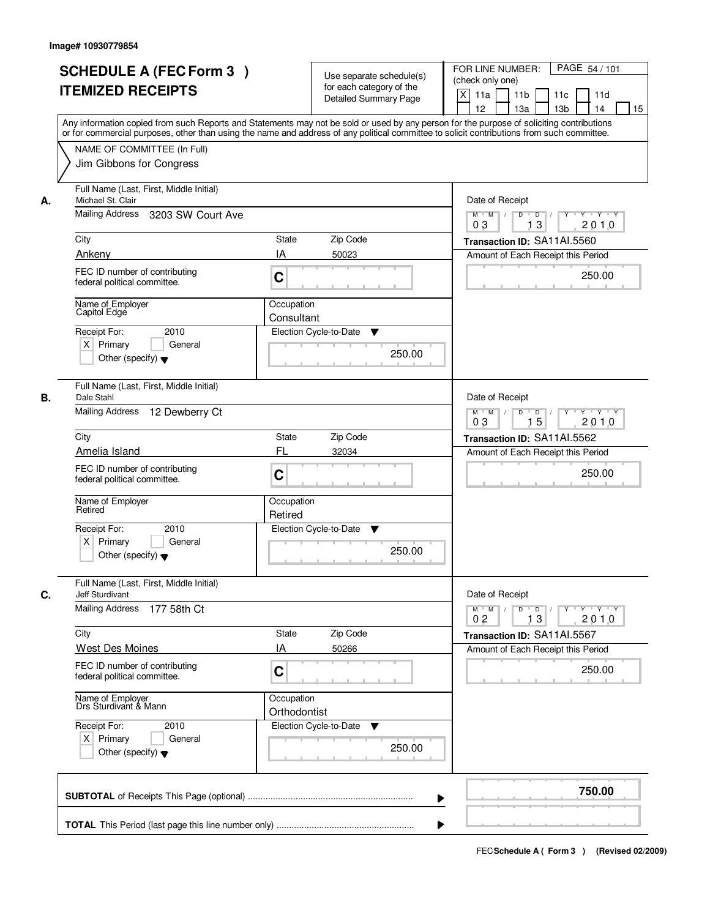Image# 10930779854

# SCHEDULE A (FEC Form 3 ) ITEMIZED RECEIPTS

Use separate schedule(s) for each category of the Detailed Summary Page

FOR LINE NUMBER: (check only one)

[X] 11a [ ] 11b [ ] 11c [ ] 11d [ ] 12 [ ] 13a [ ] 13b [ ] 14 [ ] 15

Any information copied from such Reports and Statements may not be sold or used by any person for the purpose of soliciting contributions or for commercial purposes, other than using the name and address of any political committee to solicit contributions from such committee.

NAME OF COMMITTEE (In Full)

Jim Gibbons for Congress

---

**A.** Full Name (Last, First, Middle Initial): Michael St. Clair

Mailing Address: 3203 SW Court Ave

City: Ankeny | State: IA | Zip Code: 50023

FEC ID number of contributing federal political committee: C

Name of Employer: Capitol Edge

Occupation: Consultant

Receipt For: 2010 — [X] Primary [ ] General [ ] Other (specify)

Election Cycle-to-Date: 250.00

Date of Receipt: 03 / 13 / 2010

Transaction ID: SA11AI.5560

Amount of Each Receipt this Period: 250.00

---

**B.** Full Name (Last, First, Middle Initial): Dale Stahl

Mailing Address: 12 Dewberry Ct

City: Amelia Island | State: FL | Zip Code: 32034

FEC ID number of contributing federal political committee: C

Name of Employer: Retired

Occupation: Retired

Receipt For: 2010 — [X] Primary [ ] General [ ] Other (specify)

Election Cycle-to-Date: 250.00

Date of Receipt: 03 / 15 / 2010

Transaction ID: SA11AI.5562

Amount of Each Receipt this Period: 250.00

---

**C.** Full Name (Last, First, Middle Initial): Jeff Sturdivant

Mailing Address: 177 58th Ct

City: West Des Moines | State: IA | Zip Code: 50266

FEC ID number of contributing federal political committee: C

Name of Employer: Drs Sturdivant & Mann

Occupation: Orthodontist

Receipt For: 2010 — [X] Primary [ ] General [ ] Other (specify)

Election Cycle-to-Date: 250.00

Date of Receipt: 02 / 13 / 2010

Transaction ID: SA11AI.5567

Amount of Each Receipt this Period: 250.00

---

**SUBTOTAL** of Receipts This Page (optional): **750.00**

**TOTAL** This Period (last page this line number only):

FEC Schedule A ( Form 3 ) (Revised 02/2009)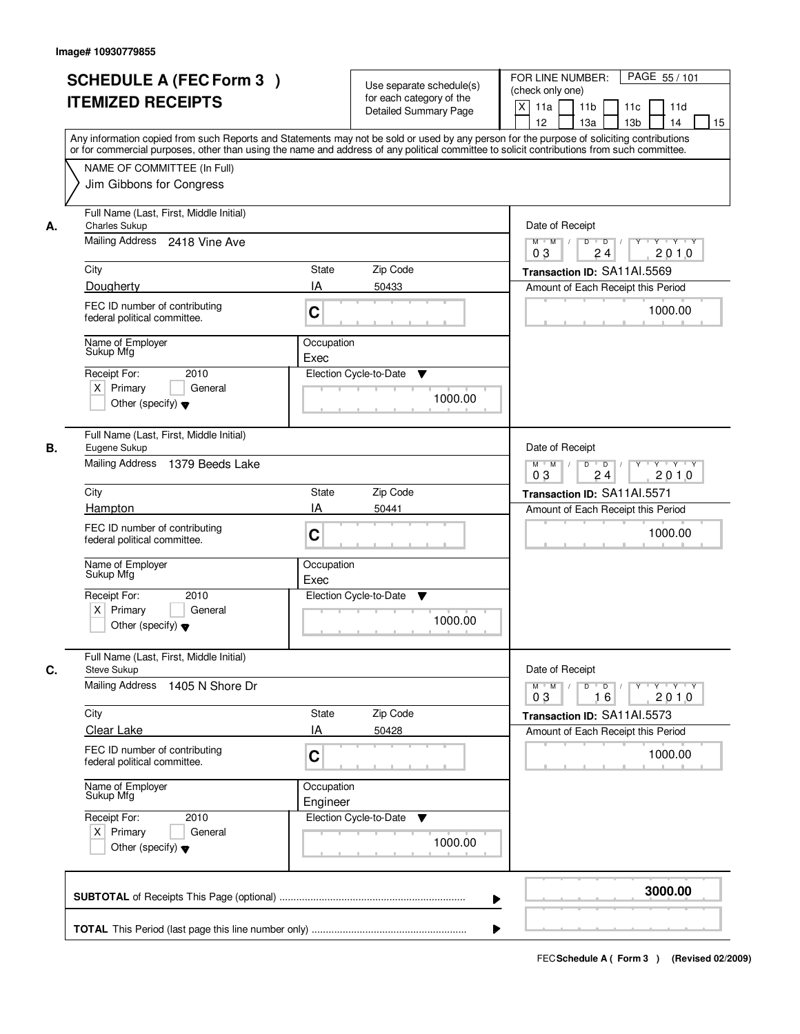Image# 10930779855

# SCHEDULE A (FEC Form 3 ) ITEMIZED RECEIPTS

Use separate schedule(s) for each category of the Detailed Summary Page

FOR LINE NUMBER: (check only one)

[X] 11a [ ] 11b [ ] 11c [ ] 11d [ ] 12 [ ] 13a [ ] 13b [ ] 14 [ ] 15

PAGE 55 / 101

Any information copied from such Reports and Statements may not be sold or used by any person for the purpose of soliciting contributions or for commercial purposes, other than using the name and address of any political committee to solicit contributions from such committee.

NAME OF COMMITTEE (In Full)
Jim Gibbons for Congress

**A.**

Full Name (Last, First, Middle Initial): Charles Sukup
Mailing Address: 2418 Vine Ave
City: Dougherty | State: IA | Zip Code: 50433
FEC ID number of contributing federal political committee: C
Name of Employer: Sukup Mfg
Occupation: Exec
Receipt For: 2010 — [X] Primary [ ] General [ ] Other (specify)
Election Cycle-to-Date: 1000.00
Date of Receipt: 03 / 24 / 2010
Transaction ID: SA11AI.5569
Amount of Each Receipt this Period: 1000.00

**B.**

Full Name (Last, First, Middle Initial): Eugene Sukup
Mailing Address: 1379 Beeds Lake
City: Hampton | State: IA | Zip Code: 50441
FEC ID number of contributing federal political committee: C
Name of Employer: Sukup Mfg
Occupation: Exec
Receipt For: 2010 — [X] Primary [ ] General [ ] Other (specify)
Election Cycle-to-Date: 1000.00
Date of Receipt: 03 / 24 / 2010
Transaction ID: SA11AI.5571
Amount of Each Receipt this Period: 1000.00

**C.**

Full Name (Last, First, Middle Initial): Steve Sukup
Mailing Address: 1405 N Shore Dr
City: Clear Lake | State: IA | Zip Code: 50428
FEC ID number of contributing federal political committee: C
Name of Employer: Sukup Mfg
Occupation: Engineer
Receipt For: 2010 — [X] Primary [ ] General [ ] Other (specify)
Election Cycle-to-Date: 1000.00
Date of Receipt: 03 / 16 / 2010
Transaction ID: SA11AI.5573
Amount of Each Receipt this Period: 1000.00

**SUBTOTAL** of Receipts This Page (optional): **3000.00**

**TOTAL** This Period (last page this line number only):

FEC **Schedule A ( Form 3 )** (Revised 02/2009)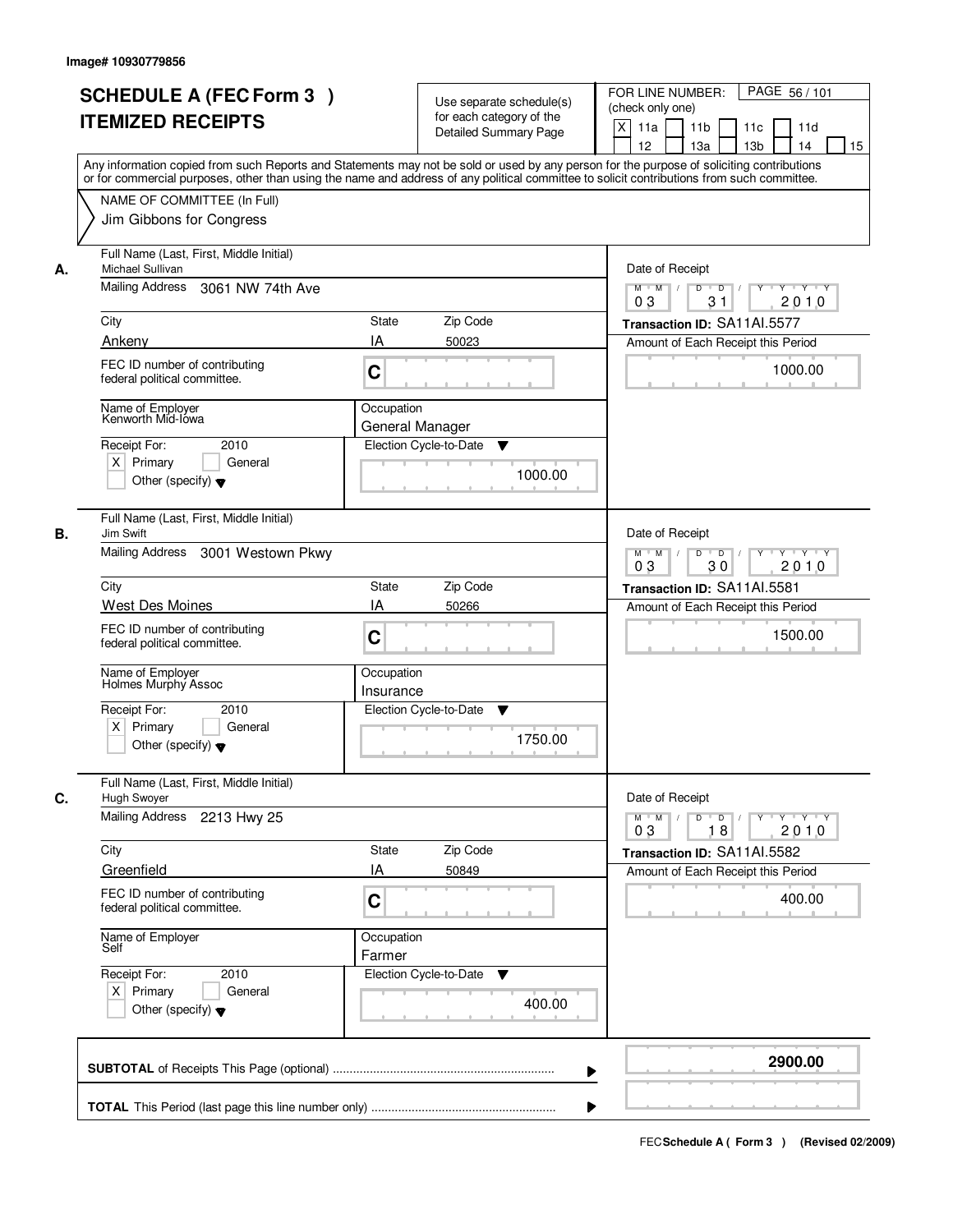Image# 10930779856

# SCHEDULE A (FEC Form 3 )
## ITEMIZED RECEIPTS

Use separate schedule(s) for each category of the Detailed Summary Page

FOR LINE NUMBER: (check only one)
[X] 11a [ ] 11b [ ] 11c [ ] 11d [ ] 12 [ ] 13a [ ] 13b [ ] 14 [ ] 15

PAGE 56 / 101

Any information copied from such Reports and Statements may not be sold or used by any person for the purpose of soliciting contributions or for commercial purposes, other than using the name and address of any political committee to solicit contributions from such committee.

NAME OF COMMITTEE (In Full)
Jim Gibbons for Congress

---

**A.** Full Name (Last, First, Middle Initial): Michael Sullivan

Mailing Address: 3061 NW 74th Ave

City: Ankeny | State: IA | Zip Code: 50023

FEC ID number of contributing federal political committee: C

Name of Employer: Kenworth Mid-Iowa

Occupation: General Manager

Receipt For: 2010 — [X] Primary [ ] General [ ] Other (specify)

Election Cycle-to-Date: 1000.00

Date of Receipt: 03 / 31 / 2010

Transaction ID: SA11AI.5577

Amount of Each Receipt this Period: 1000.00

---

**B.** Full Name (Last, First, Middle Initial): Jim Swift

Mailing Address: 3001 Westown Pkwy

City: West Des Moines | State: IA | Zip Code: 50266

FEC ID number of contributing federal political committee: C

Name of Employer: Holmes Murphy Assoc

Occupation: Insurance

Receipt For: 2010 — [X] Primary [ ] General [ ] Other (specify)

Election Cycle-to-Date: 1750.00

Date of Receipt: 03 / 30 / 2010

Transaction ID: SA11AI.5581

Amount of Each Receipt this Period: 1500.00

---

**C.** Full Name (Last, First, Middle Initial): Hugh Swoyer

Mailing Address: 2213 Hwy 25

City: Greenfield | State: IA | Zip Code: 50849

FEC ID number of contributing federal political committee: C

Name of Employer: Self

Occupation: Farmer

Receipt For: 2010 — [X] Primary [ ] General [ ] Other (specify)

Election Cycle-to-Date: 400.00

Date of Receipt: 03 / 18 / 2010

Transaction ID: SA11AI.5582

Amount of Each Receipt this Period: 400.00

---

**SUBTOTAL** of Receipts This Page (optional): **2900.00**

**TOTAL** This Period (last page this line number only):

FEC Schedule A ( Form 3 ) (Revised 02/2009)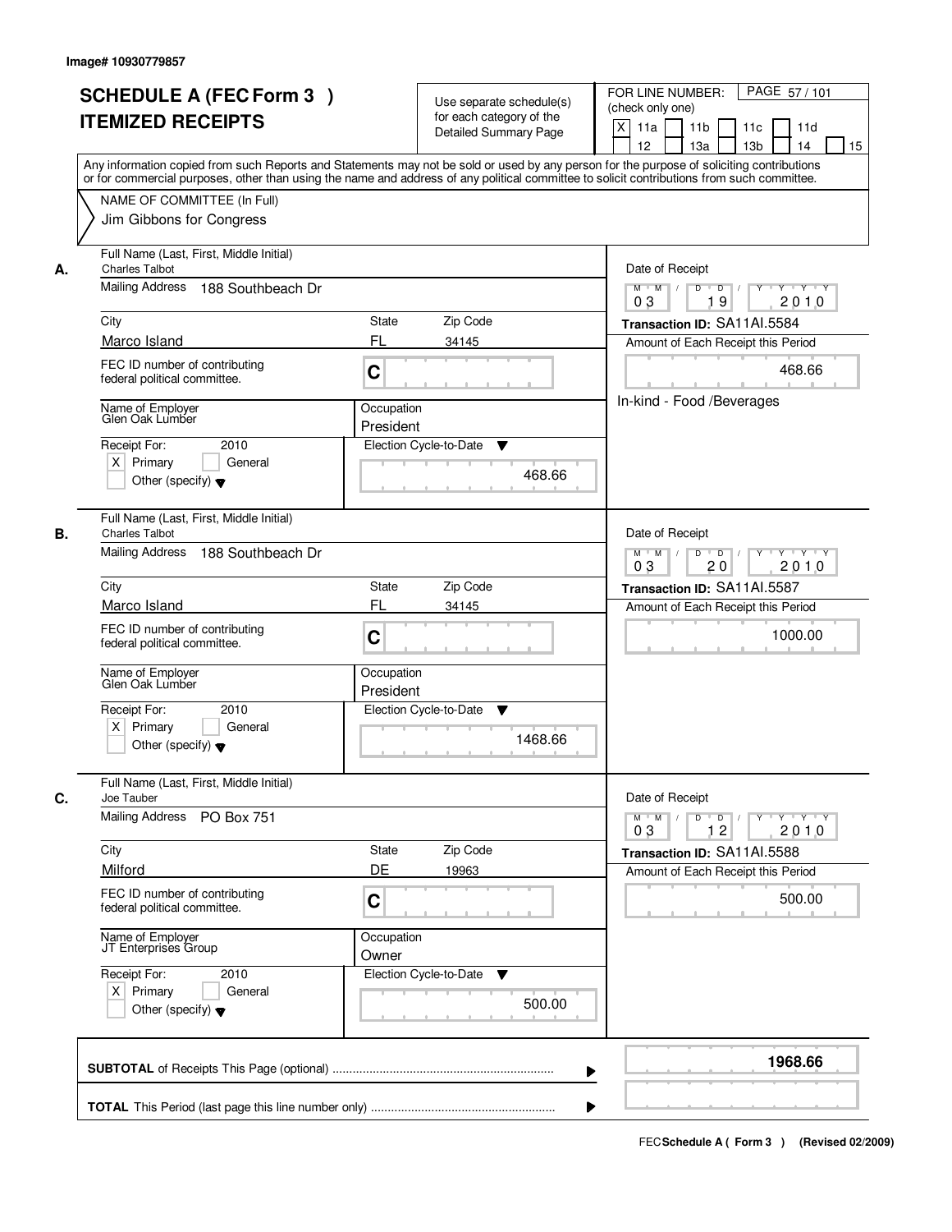Image# 10930779857

# SCHEDULE A (FEC Form 3 ) ITEMIZED RECEIPTS

Use separate schedule(s) for each category of the Detailed Summary Page

FOR LINE NUMBER: (check only one)
[X] 11a [ ] 11b [ ] 11c [ ] 11d [ ] 12 [ ] 13a [ ] 13b [ ] 14 [ ] 15

PAGE 57 / 101

Any information copied from such Reports and Statements may not be sold or used by any person for the purpose of soliciting contributions or for commercial purposes, other than using the name and address of any political committee to solicit contributions from such committee.

NAME OF COMMITTEE (In Full)
Jim Gibbons for Congress

---

**A.**

Full Name (Last, First, Middle Initial): Charles Talbot
Mailing Address: 188 Southbeach Dr
City: Marco Island | State: FL | Zip Code: 34145
FEC ID number of contributing federal political committee: C
Name of Employer: Glen Oak Lumber
Occupation: President
Receipt For: 2010 [X] Primary [ ] General [ ] Other (specify)
Election Cycle-to-Date: 468.66

Date of Receipt: 03 / 19 / 2010
Transaction ID: SA11AI.5584
Amount of Each Receipt this Period: 468.66
In-kind - Food /Beverages

---

**B.**

Full Name (Last, First, Middle Initial): Charles Talbot
Mailing Address: 188 Southbeach Dr
City: Marco Island | State: FL | Zip Code: 34145
FEC ID number of contributing federal political committee: C
Name of Employer: Glen Oak Lumber
Occupation: President
Receipt For: 2010 [X] Primary [ ] General [ ] Other (specify)
Election Cycle-to-Date: 1468.66

Date of Receipt: 03 / 20 / 2010
Transaction ID: SA11AI.5587
Amount of Each Receipt this Period: 1000.00

---

**C.**

Full Name (Last, First, Middle Initial): Joe Tauber
Mailing Address: PO Box 751
City: Milford | State: DE | Zip Code: 19963
FEC ID number of contributing federal political committee: C
Name of Employer: JT Enterprises Group
Occupation: Owner
Receipt For: 2010 [X] Primary [ ] General [ ] Other (specify)
Election Cycle-to-Date: 500.00

Date of Receipt: 03 / 12 / 2010
Transaction ID: SA11AI.5588
Amount of Each Receipt this Period: 500.00

---

**SUBTOTAL** of Receipts This Page (optional): 1968.66

**TOTAL** This Period (last page this line number only):

FEC **Schedule A ( Form 3 )** (Revised 02/2009)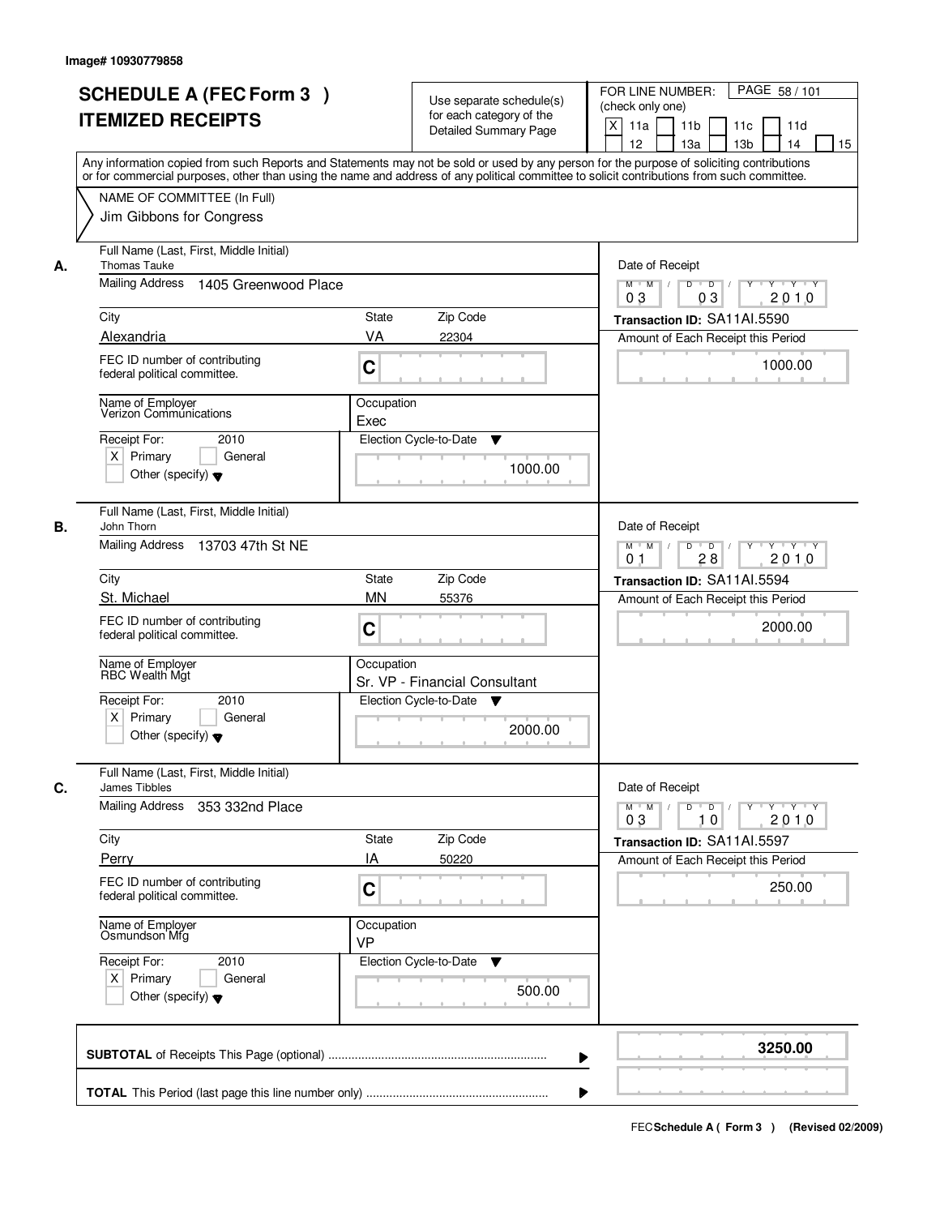Image# 10930779858

# SCHEDULE A (FEC Form 3 )
# ITEMIZED RECEIPTS

Use separate schedule(s) for each category of the Detailed Summary Page

FOR LINE NUMBER: (check only one)
[X] 11a [ ] 11b [ ] 11c [ ] 11d [ ] 12 [ ] 13a [ ] 13b [ ] 14 [ ] 15

PAGE 58 / 101

Any information copied from such Reports and Statements may not be sold or used by any person for the purpose of soliciting contributions or for commercial purposes, other than using the name and address of any political committee to solicit contributions from such committee.

NAME OF COMMITTEE (In Full)
Jim Gibbons for Congress

---

**A.**

| Field | Value |
|---|---|
| Full Name (Last, First, Middle Initial) | Thomas Tauke |
| Mailing Address | 1405 Greenwood Place |
| City | Alexandria |
| State | VA |
| Zip Code | 22304 |
| FEC ID number of contributing federal political committee | C |
| Name of Employer | Verizon Communications |
| Occupation | Exec |
| Receipt For | 2010 [X] Primary [ ] General [ ] Other (specify) |
| Election Cycle-to-Date | 1000.00 |
| Date of Receipt | 03/03/2010 |
| Transaction ID | SA11AI.5590 |
| Amount of Each Receipt this Period | 1000.00 |

---

**B.**

| Field | Value |
|---|---|
| Full Name (Last, First, Middle Initial) | John Thorn |
| Mailing Address | 13703 47th St NE |
| City | St. Michael |
| State | MN |
| Zip Code | 55376 |
| FEC ID number of contributing federal political committee | C |
| Name of Employer | RBC Wealth Mgt |
| Occupation | Sr. VP - Financial Consultant |
| Receipt For | 2010 [X] Primary [ ] General [ ] Other (specify) |
| Election Cycle-to-Date | 2000.00 |
| Date of Receipt | 01/28/2010 |
| Transaction ID | SA11AI.5594 |
| Amount of Each Receipt this Period | 2000.00 |

---

**C.**

| Field | Value |
|---|---|
| Full Name (Last, First, Middle Initial) | James Tibbles |
| Mailing Address | 353 332nd Place |
| City | Perry |
| State | IA |
| Zip Code | 50220 |
| FEC ID number of contributing federal political committee | C |
| Name of Employer | Osmundson Mfg |
| Occupation | VP |
| Receipt For | 2010 [X] Primary [ ] General [ ] Other (specify) |
| Election Cycle-to-Date | 500.00 |
| Date of Receipt | 03/10/2010 |
| Transaction ID | SA11AI.5597 |
| Amount of Each Receipt this Period | 250.00 |

---

**SUBTOTAL** of Receipts This Page (optional) ........ **3250.00**

**TOTAL** This Period (last page this line number only) ........

FEC **Schedule A ( Form 3 )** (Revised 02/2009)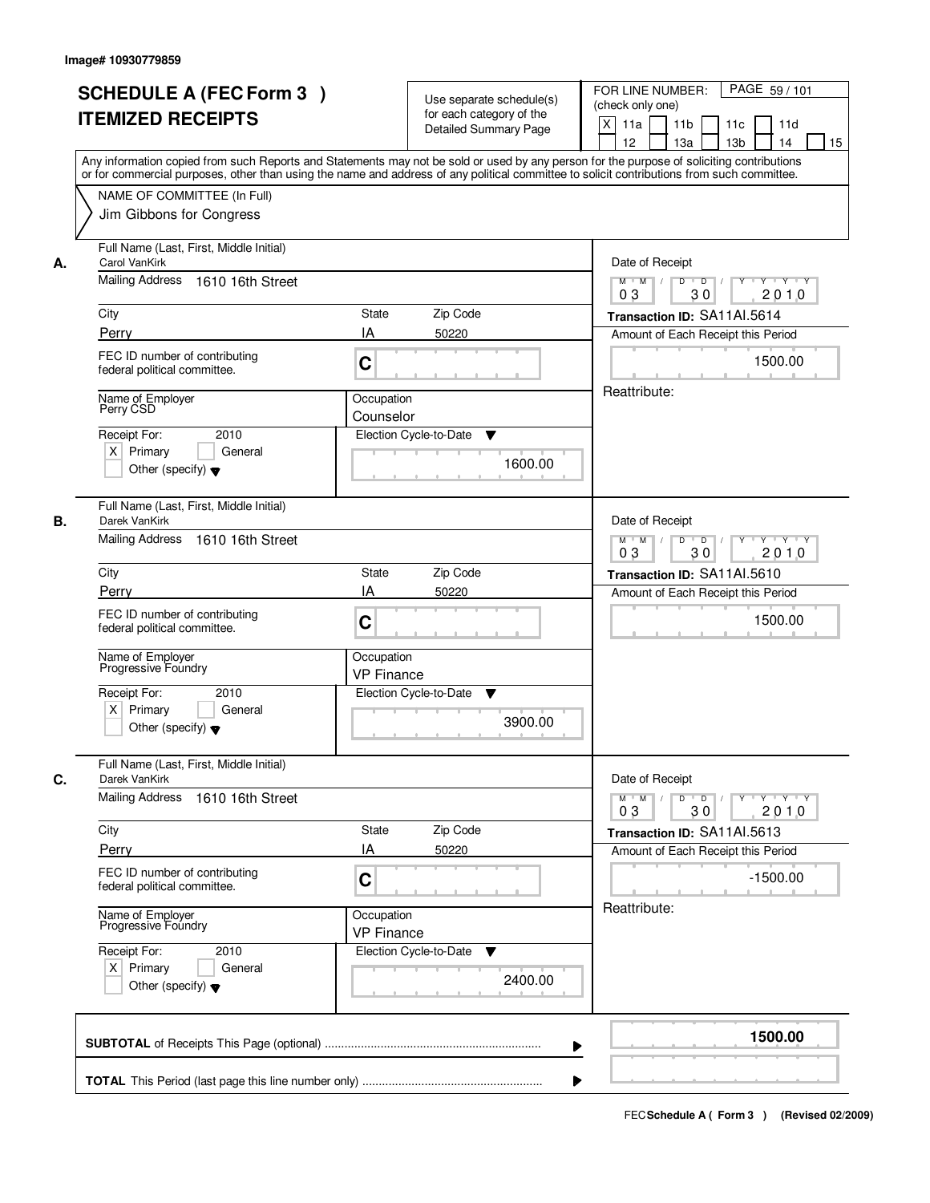Image# 10930779859

# SCHEDULE A (FEC Form 3 ) ITEMIZED RECEIPTS

Use separate schedule(s) for each category of the Detailed Summary Page

FOR LINE NUMBER: (check only one)

[X] 11a [ ] 11b [ ] 11c [ ] 11d [ ] 12 [ ] 13a [ ] 13b [ ] 14 [ ] 15

PAGE 59 / 101

Any information copied from such Reports and Statements may not be sold or used by any person for the purpose of soliciting contributions or for commercial purposes, other than using the name and address of any political committee to solicit contributions from such committee.

NAME OF COMMITTEE (In Full)
Jim Gibbons for Congress

---

**A.** Full Name (Last, First, Middle Initial): Carol VanKirk

Mailing Address: 1610 16th Street

City: Perry | State: IA | Zip Code: 50220

FEC ID number of contributing federal political committee: C

Name of Employer: Perry CSD

Occupation: Counselor

Receipt For: 2010 [X] Primary [ ] General [ ] Other (specify)

Election Cycle-to-Date: 1600.00

Date of Receipt: 03 / 30 / 2010

Transaction ID: SA11AI.5614

Amount of Each Receipt this Period: 1500.00

Reattribute:

---

**B.** Full Name (Last, First, Middle Initial): Darek VanKirk

Mailing Address: 1610 16th Street

City: Perry | State: IA | Zip Code: 50220

FEC ID number of contributing federal political committee: C

Name of Employer: Progressive Foundry

Occupation: VP Finance

Receipt For: 2010 [X] Primary [ ] General [ ] Other (specify)

Election Cycle-to-Date: 3900.00

Date of Receipt: 03 / 30 / 2010

Transaction ID: SA11AI.5610

Amount of Each Receipt this Period: 1500.00

---

**C.** Full Name (Last, First, Middle Initial): Darek VanKirk

Mailing Address: 1610 16th Street

City: Perry | State: IA | Zip Code: 50220

FEC ID number of contributing federal political committee: C

Name of Employer: Progressive Foundry

Occupation: VP Finance

Receipt For: 2010 [X] Primary [ ] General [ ] Other (specify)

Election Cycle-to-Date: 2400.00

Date of Receipt: 03 / 30 / 2010

Transaction ID: SA11AI.5613

Amount of Each Receipt this Period: -1500.00

Reattribute:

---

**SUBTOTAL** of Receipts This Page (optional): **1500.00**

**TOTAL** This Period (last page this line number only):

FEC Schedule A ( Form 3 ) (Revised 02/2009)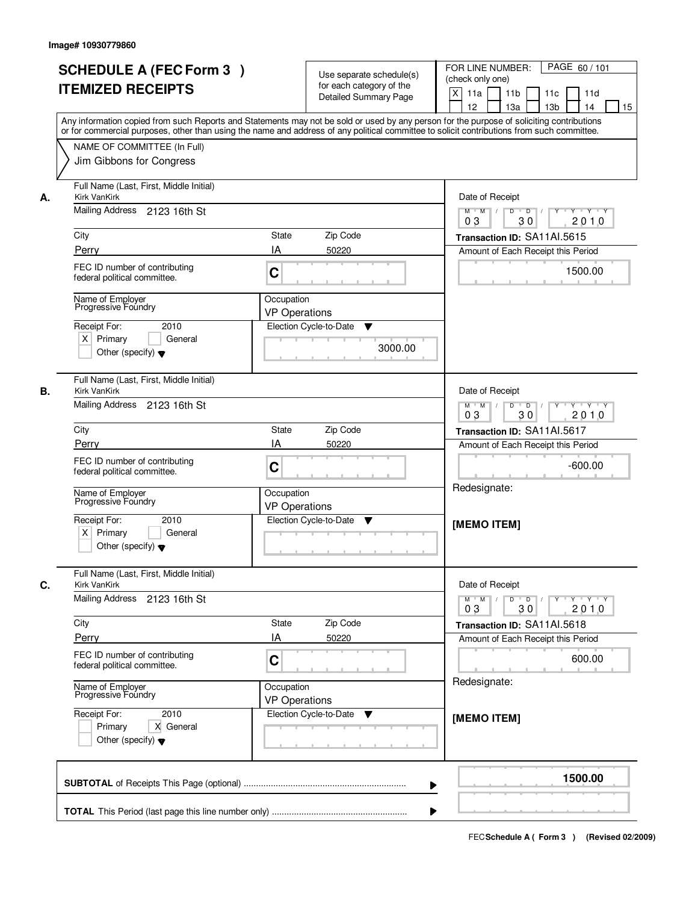Image# 10930779860

# SCHEDULE A (FEC Form 3 ) ITEMIZED RECEIPTS

Use separate schedule(s) for each category of the Detailed Summary Page

FOR LINE NUMBER: (check only one)

[X] 11a [ ] 11b [ ] 11c [ ] 11d [ ] 12 [ ] 13a [ ] 13b [ ] 14 [ ] 15

Any information copied from such Reports and Statements may not be sold or used by any person for the purpose of soliciting contributions or for commercial purposes, other than using the name and address of any political committee to solicit contributions from such committee.

NAME OF COMMITTEE (In Full)

Jim Gibbons for Congress

---

**A.** Full Name (Last, First, Middle Initial): Kirk VanKirk

Mailing Address: 2123 16th St

City: Perry | State: IA | Zip Code: 50220

FEC ID number of contributing federal political committee: C

Name of Employer: Progressive Foundry

Occupation: VP Operations

Receipt For: 2010 — [X] Primary [ ] General [ ] Other (specify)

Election Cycle-to-Date: 3000.00

Date of Receipt: 03 30 2010

Transaction ID: SA11AI.5615

Amount of Each Receipt this Period: 1500.00

---

**B.** Full Name (Last, First, Middle Initial): Kirk VanKirk

Mailing Address: 2123 16th St

City: Perry | State: IA | Zip Code: 50220

FEC ID number of contributing federal political committee: C

Name of Employer: Progressive Foundry

Occupation: VP Operations

Receipt For: 2010 — [X] Primary [ ] General [ ] Other (specify)

Election Cycle-to-Date:

Date of Receipt: 03 30 2010

Transaction ID: SA11AI.5617

Amount of Each Receipt this Period: -600.00

Redesignate:

[MEMO ITEM]

---

**C.** Full Name (Last, First, Middle Initial): Kirk VanKirk

Mailing Address: 2123 16th St

City: Perry | State: IA | Zip Code: 50220

FEC ID number of contributing federal political committee: C

Name of Employer: Progressive Foundry

Occupation: VP Operations

Receipt For: 2010 — [ ] Primary [X] General [ ] Other (specify)

Election Cycle-to-Date:

Date of Receipt: 03 30 2010

Transaction ID: SA11AI.5618

Amount of Each Receipt this Period: 600.00

Redesignate:

[MEMO ITEM]

---

**SUBTOTAL** of Receipts This Page (optional): **1500.00**

**TOTAL** This Period (last page this line number only):

FEC Schedule A ( Form 3 ) (Revised 02/2009)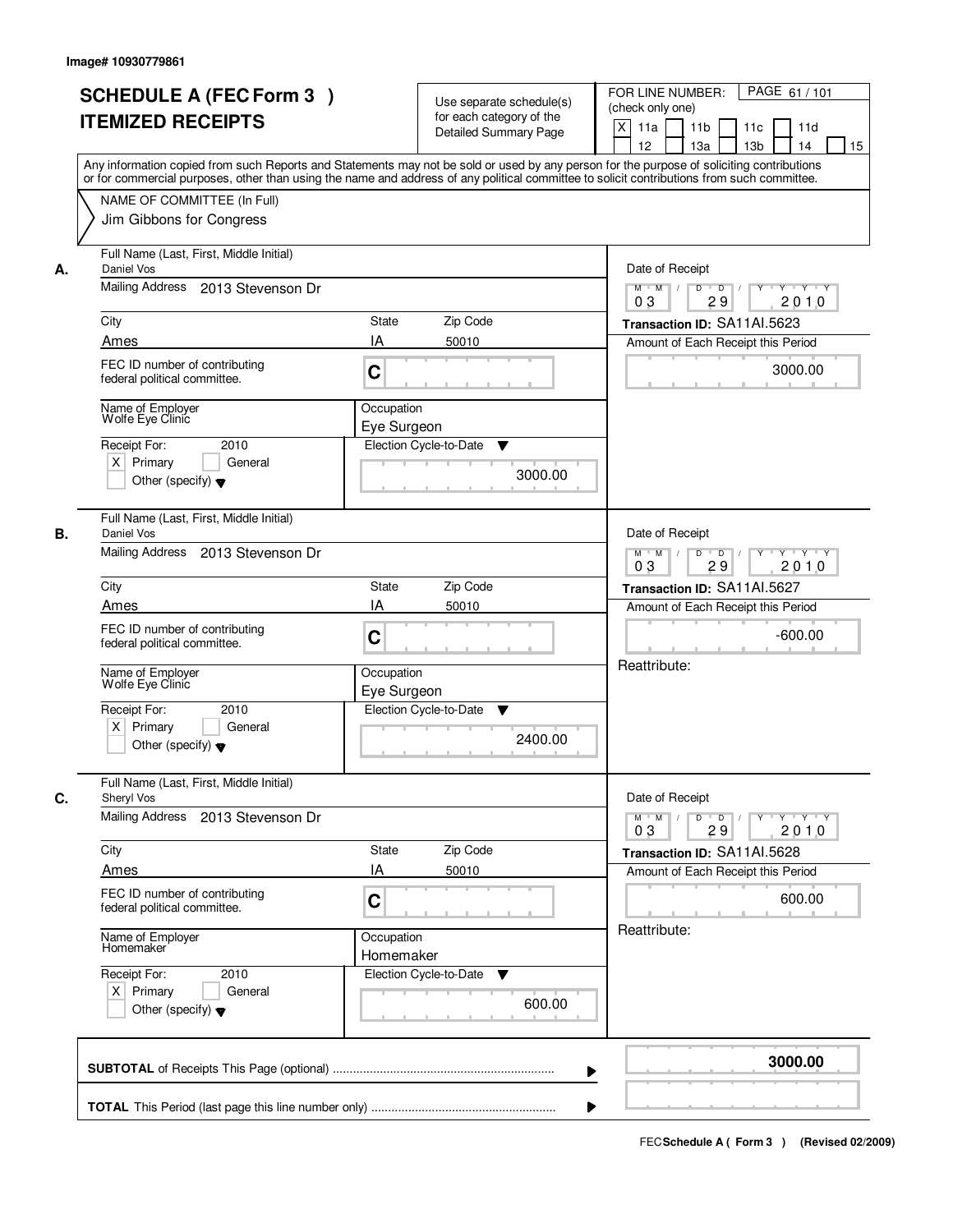Image# 10930779861

# SCHEDULE A (FEC Form 3 )
# ITEMIZED RECEIPTS

Use separate schedule(s) for each category of the Detailed Summary Page

FOR LINE NUMBER: (check only one)

[X] 11a [ ] 11b [ ] 11c [ ] 11d [ ] 12 [ ] 13a [ ] 13b [ ] 14 [ ] 15

Any information copied from such Reports and Statements may not be sold or used by any person for the purpose of soliciting contributions or for commercial purposes, other than using the name and address of any political committee to solicit contributions from such committee.

NAME OF COMMITTEE (In Full)

Jim Gibbons for Congress

---

**A.**

| Field | Value |
|---|---|
| Full Name (Last, First, Middle Initial) | Daniel Vos |
| Mailing Address | 2013 Stevenson Dr |
| City | Ames |
| State | IA |
| Zip Code | 50010 |
| FEC ID number of contributing federal political committee. | C |
| Name of Employer | Wolfe Eye Clinic |
| Occupation | Eye Surgeon |
| Receipt For: | 2010 [X] Primary [ ] General [ ] Other (specify) |
| Election Cycle-to-Date | 3000.00 |
| Date of Receipt | 03 / 29 / 2010 |
| Transaction ID | SA11AI.5623 |
| Amount of Each Receipt this Period | 3000.00 |

**B.**

| Field | Value |
|---|---|
| Full Name (Last, First, Middle Initial) | Daniel Vos |
| Mailing Address | 2013 Stevenson Dr |
| City | Ames |
| State | IA |
| Zip Code | 50010 |
| FEC ID number of contributing federal political committee. | C |
| Name of Employer | Wolfe Eye Clinic |
| Occupation | Eye Surgeon |
| Receipt For: | 2010 [X] Primary [ ] General [ ] Other (specify) |
| Election Cycle-to-Date | 2400.00 |
| Date of Receipt | 03 / 29 / 2010 |
| Transaction ID | SA11AI.5627 |
| Amount of Each Receipt this Period | -600.00 |
| Reattribute: | |

**C.**

| Field | Value |
|---|---|
| Full Name (Last, First, Middle Initial) | Sheryl Vos |
| Mailing Address | 2013 Stevenson Dr |
| City | Ames |
| State | IA |
| Zip Code | 50010 |
| FEC ID number of contributing federal political committee. | C |
| Name of Employer | Homemaker |
| Occupation | Homemaker |
| Receipt For: | 2010 [X] Primary [ ] General [ ] Other (specify) |
| Election Cycle-to-Date | 600.00 |
| Date of Receipt | 03 / 29 / 2010 |
| Transaction ID | SA11AI.5628 |
| Amount of Each Receipt this Period | 600.00 |
| Reattribute: | |

---

**SUBTOTAL** of Receipts This Page (optional) ........ **3000.00**

**TOTAL** This Period (last page this line number only) ........

FEC **Schedule A** ( Form 3 ) (Revised 02/2009)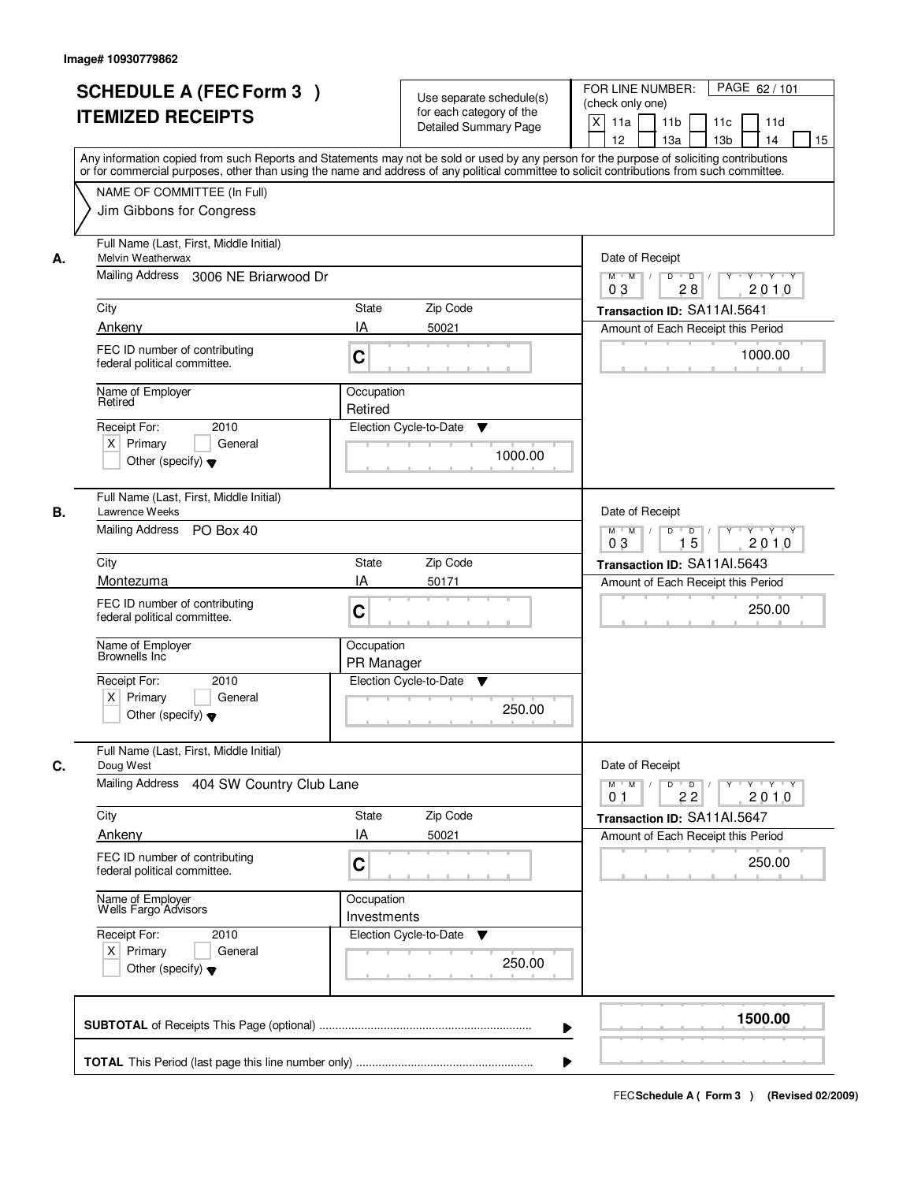Image# 10930779862

# SCHEDULE A (FEC Form 3 ) ITEMIZED RECEIPTS

Use separate schedule(s) for each category of the Detailed Summary Page

FOR LINE NUMBER: (check only one)
[X] 11a [ ] 11b [ ] 11c [ ] 11d [ ] 12 [ ] 13a [ ] 13b [ ] 14 [ ] 15

PAGE 62 / 101

Any information copied from such Reports and Statements may not be sold or used by any person for the purpose of soliciting contributions or for commercial purposes, other than using the name and address of any political committee to solicit contributions from such committee.

NAME OF COMMITTEE (In Full)
Jim Gibbons for Congress

---

**A.** Full Name (Last, First, Middle Initial): Melvin Weatherwax

Mailing Address: 3006 NE Briarwood Dr

City: Ankeny | State: IA | Zip Code: 50021

FEC ID number of contributing federal political committee: C

Name of Employer: Retired

Occupation: Retired

Receipt For: 2010 — [X] Primary [ ] General [ ] Other (specify)

Election Cycle-to-Date: 1000.00

Date of Receipt: 03 / 28 / 2010

Transaction ID: SA11AI.5641

Amount of Each Receipt this Period: 1000.00

---

**B.** Full Name (Last, First, Middle Initial): Lawrence Weeks

Mailing Address: PO Box 40

City: Montezuma | State: IA | Zip Code: 50171

FEC ID number of contributing federal political committee: C

Name of Employer: Brownells Inc

Occupation: PR Manager

Receipt For: 2010 — [X] Primary [ ] General [ ] Other (specify)

Election Cycle-to-Date: 250.00

Date of Receipt: 03 / 15 / 2010

Transaction ID: SA11AI.5643

Amount of Each Receipt this Period: 250.00

---

**C.** Full Name (Last, First, Middle Initial): Doug West

Mailing Address: 404 SW Country Club Lane

City: Ankeny | State: IA | Zip Code: 50021

FEC ID number of contributing federal political committee: C

Name of Employer: Wells Fargo Advisors

Occupation: Investments

Receipt For: 2010 — [X] Primary [ ] General [ ] Other (specify)

Election Cycle-to-Date: 250.00

Date of Receipt: 01 / 22 / 2010

Transaction ID: SA11AI.5647

Amount of Each Receipt this Period: 250.00

---

**SUBTOTAL** of Receipts This Page (optional): **1500.00**

**TOTAL** This Period (last page this line number only):

FEC **Schedule A ( Form 3 )** (Revised 02/2009)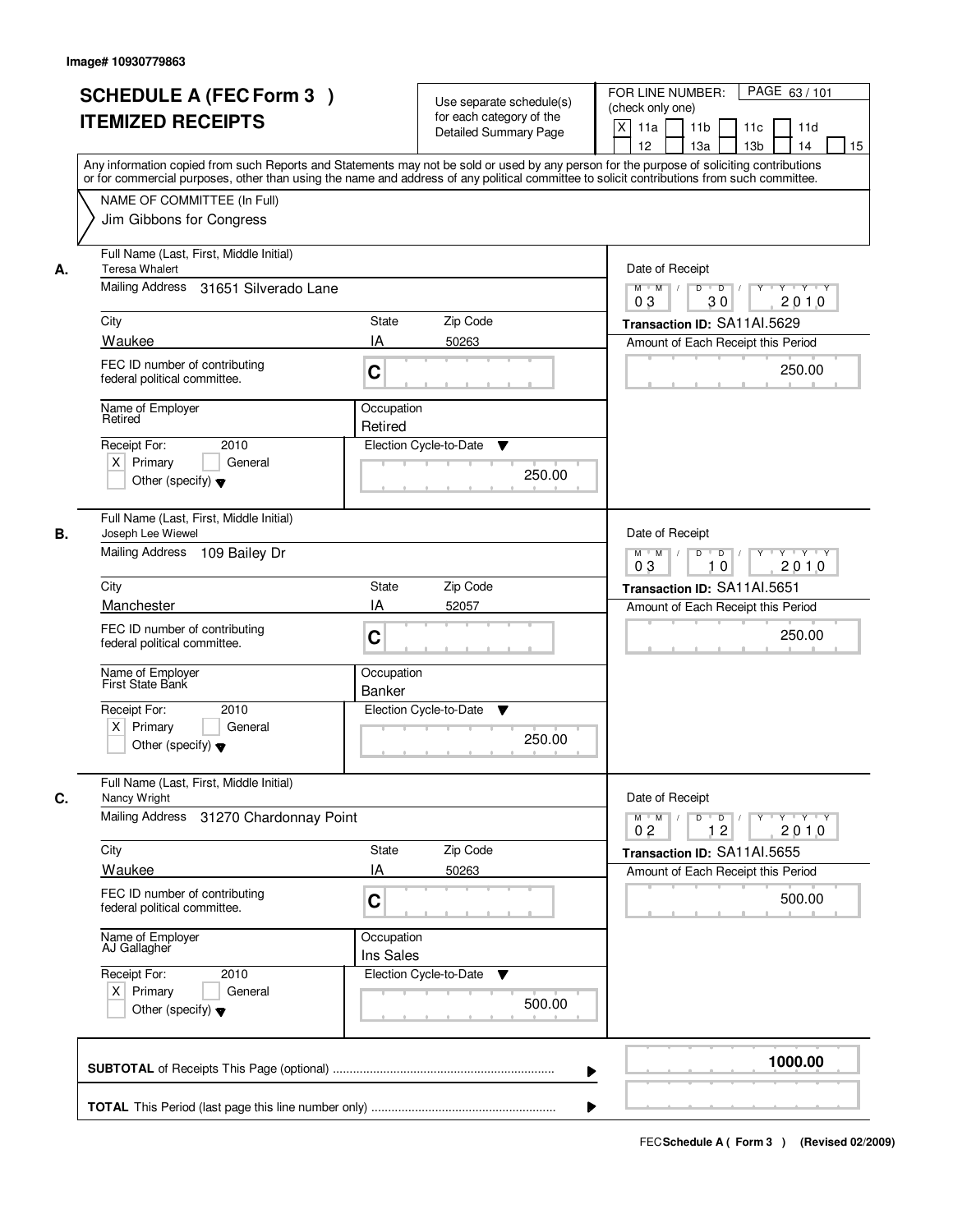Image# 10930779863

# SCHEDULE A (FEC Form 3 )
# ITEMIZED RECEIPTS

Use separate schedule(s) for each category of the Detailed Summary Page

FOR LINE NUMBER: (check only one)

PAGE 63 / 101

- [X] 11a
- [ ] 11b
- [ ] 11c
- [ ] 11d
- [ ] 12
- [ ] 13a
- [ ] 13b
- [ ] 14
- [ ] 15

Any information copied from such Reports and Statements may not be sold or used by any person for the purpose of soliciting contributions or for commercial purposes, other than using the name and address of any political committee to solicit contributions from such committee.

NAME OF COMMITTEE (In Full)
Jim Gibbons for Congress

---

**A.**

Full Name (Last, First, Middle Initial): Teresa Whalert

Mailing Address: 31651 Silverado Lane

| City | State | Zip Code |
|---|---|---|
| Waukee | IA | 50263 |

FEC ID number of contributing federal political committee: C

Name of Employer: Retired

Occupation: Retired

Receipt For: 2010
- [X] Primary
- [ ] General
- [ ] Other (specify)

Election Cycle-to-Date: 250.00

Date of Receipt: 03 / 30 / 2010

Transaction ID: SA11AI.5629

Amount of Each Receipt this Period: 250.00

---

**B.**

Full Name (Last, First, Middle Initial): Joseph Lee Wiewel

Mailing Address: 109 Bailey Dr

| City | State | Zip Code |
|---|---|---|
| Manchester | IA | 52057 |

FEC ID number of contributing federal political committee: C

Name of Employer: First State Bank

Occupation: Banker

Receipt For: 2010
- [X] Primary
- [ ] General
- [ ] Other (specify)

Election Cycle-to-Date: 250.00

Date of Receipt: 03 / 10 / 2010

Transaction ID: SA11AI.5651

Amount of Each Receipt this Period: 250.00

---

**C.**

Full Name (Last, First, Middle Initial): Nancy Wright

Mailing Address: 31270 Chardonnay Point

| City | State | Zip Code |
|---|---|---|
| Waukee | IA | 50263 |

FEC ID number of contributing federal political committee: C

Name of Employer: AJ Gallagher

Occupation: Ins Sales

Receipt For: 2010
- [X] Primary
- [ ] General
- [ ] Other (specify)

Election Cycle-to-Date: 500.00

Date of Receipt: 02 / 12 / 2010

Transaction ID: SA11AI.5655

Amount of Each Receipt this Period: 500.00

---

**SUBTOTAL** of Receipts This Page (optional) ........ 1000.00

**TOTAL** This Period (last page this line number only) ........

FEC **Schedule A ( Form 3 )** (Revised 02/2009)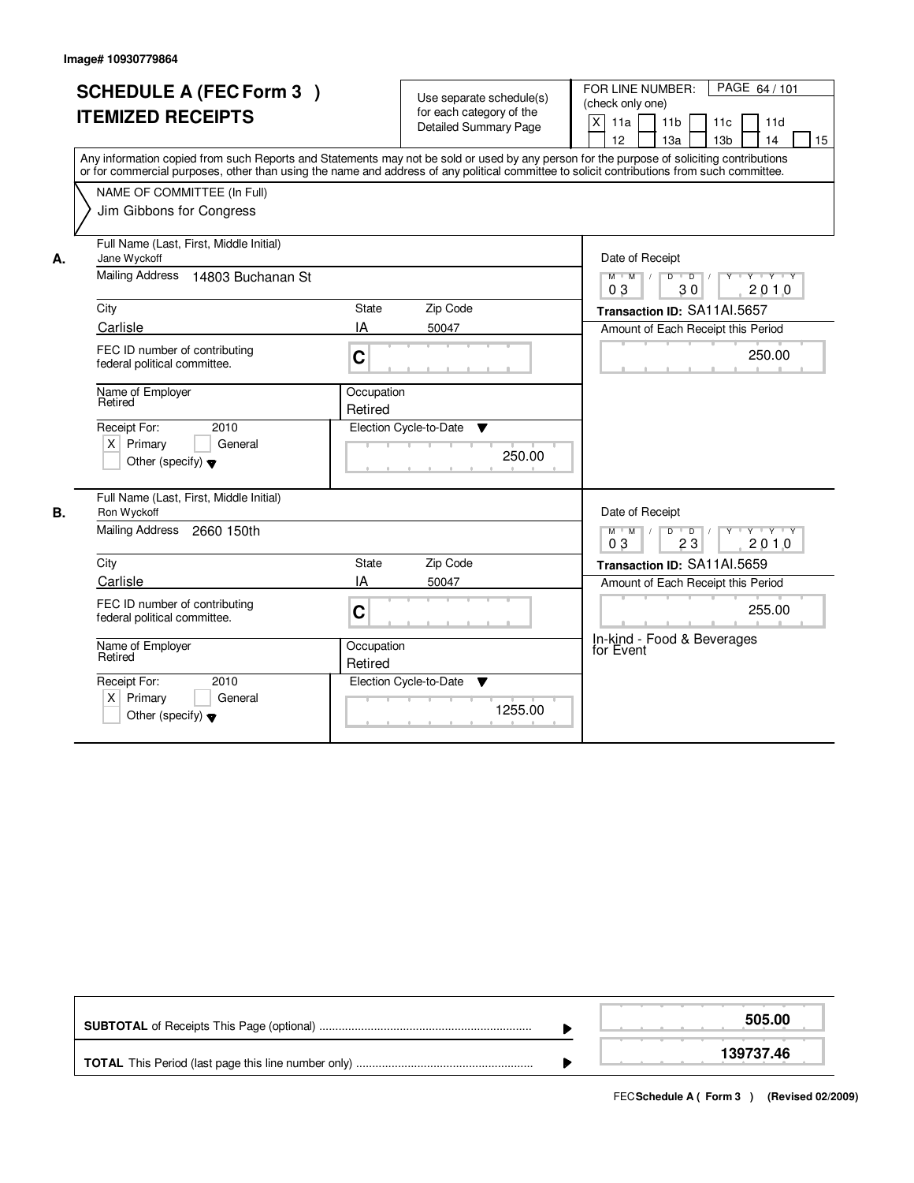Image# 10930779864

# SCHEDULE A (FEC Form 3 ) ITEMIZED RECEIPTS

Use separate schedule(s) for each category of the Detailed Summary Page

FOR LINE NUMBER: (check only one)

PAGE 64 / 101

- [X] 11a
- [ ] 11b
- [ ] 11c
- [ ] 11d
- [ ] 12
- [ ] 13a
- [ ] 13b
- [ ] 14
- [ ] 15

Any information copied from such Reports and Statements may not be sold or used by any person for the purpose of soliciting contributions or for commercial purposes, other than using the name and address of any political committee to solicit contributions from such committee.

NAME OF COMMITTEE (In Full)
Jim Gibbons for Congress

## A.

Full Name (Last, First, Middle Initial): Jane Wyckoff

Mailing Address: 14803 Buchanan St

City: Carlisle | State: IA | Zip Code: 50047

FEC ID number of contributing federal political committee: C

Name of Employer: Retired

Occupation: Retired

Receipt For: 2010
- [X] Primary
- [ ] General
- [ ] Other (specify)

Election Cycle-to-Date: 250.00

Date of Receipt: 03 / 30 / 2010

Transaction ID: SA11AI.5657

Amount of Each Receipt this Period: 250.00

## B.

Full Name (Last, First, Middle Initial): Ron Wyckoff

Mailing Address: 2660 150th

City: Carlisle | State: IA | Zip Code: 50047

FEC ID number of contributing federal political committee: C

Name of Employer: Retired

Occupation: Retired

Receipt For: 2010
- [X] Primary
- [ ] General
- [ ] Other (specify)

Election Cycle-to-Date: 1255.00

Date of Receipt: 03 / 23 / 2010

Transaction ID: SA11AI.5659

Amount of Each Receipt this Period: 255.00

In-kind - Food & Beverages for Event

---

**SUBTOTAL** of Receipts This Page (optional): 505.00

**TOTAL** This Period (last page this line number only): 139737.46

FEC **Schedule A ( Form 3 )** (Revised 02/2009)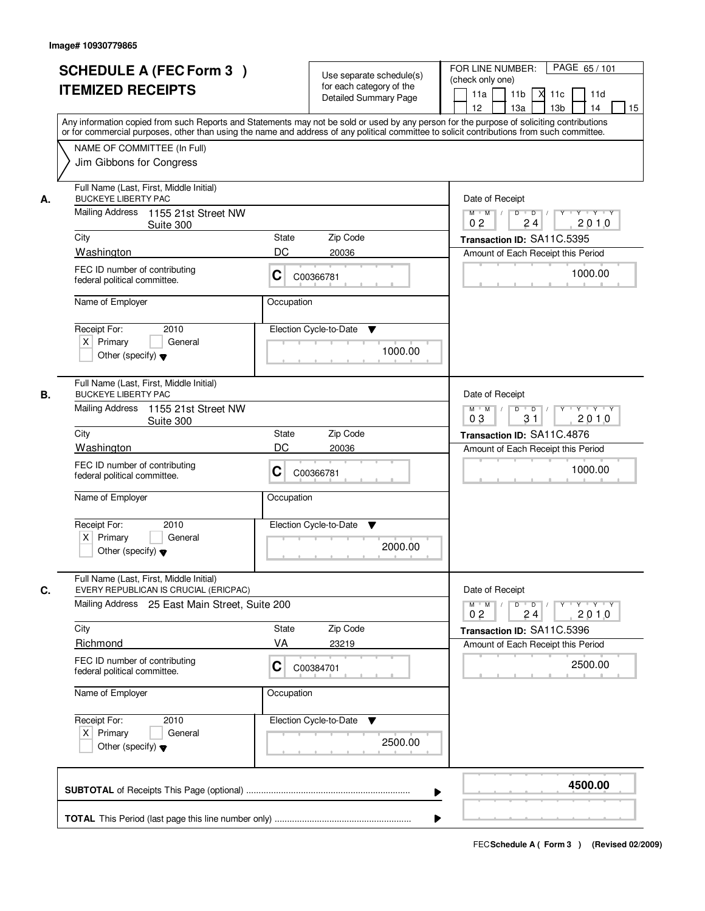Image# 10930779865

# SCHEDULE A (FEC Form 3 )
# ITEMIZED RECEIPTS

Use separate schedule(s) for each category of the Detailed Summary Page

FOR LINE NUMBER: (check only one)

11a [ ] 11b [ ] 11c [X] 11d [ ] 12 [ ] 13a [ ] 13b [ ] 14 [ ] 15 [ ]

PAGE 65 / 101

Any information copied from such Reports and Statements may not be sold or used by any person for the purpose of soliciting contributions or for commercial purposes, other than using the name and address of any political committee to solicit contributions from such committee.

NAME OF COMMITTEE (In Full)
Jim Gibbons for Congress

**A.**

Full Name (Last, First, Middle Initial): BUCKEYE LIBERTY PAC

Mailing Address: 1155 21st Street NW Suite 300

City: Washington | State: DC | Zip Code: 20036

FEC ID number of contributing federal political committee: C C00366781

Name of Employer:

Occupation:

Receipt For: 2010 — [X] Primary [ ] General [ ] Other (specify)

Election Cycle-to-Date: 1000.00

Date of Receipt: 02 / 24 / 2010

Transaction ID: SA11C.5395

Amount of Each Receipt this Period: 1000.00

**B.**

Full Name (Last, First, Middle Initial): BUCKEYE LIBERTY PAC

Mailing Address: 1155 21st Street NW Suite 300

City: Washington | State: DC | Zip Code: 20036

FEC ID number of contributing federal political committee: C C00366781

Name of Employer:

Occupation:

Receipt For: 2010 — [X] Primary [ ] General [ ] Other (specify)

Election Cycle-to-Date: 2000.00

Date of Receipt: 03 / 31 / 2010

Transaction ID: SA11C.4876

Amount of Each Receipt this Period: 1000.00

**C.**

Full Name (Last, First, Middle Initial): EVERY REPUBLICAN IS CRUCIAL (ERICPAC)

Mailing Address: 25 East Main Street, Suite 200

City: Richmond | State: VA | Zip Code: 23219

FEC ID number of contributing federal political committee: C C00384701

Name of Employer:

Occupation:

Receipt For: 2010 — [X] Primary [ ] General [ ] Other (specify)

Election Cycle-to-Date: 2500.00

Date of Receipt: 02 / 24 / 2010

Transaction ID: SA11C.5396

Amount of Each Receipt this Period: 2500.00

**SUBTOTAL** of Receipts This Page (optional): **4500.00**

**TOTAL** This Period (last page this line number only):

FEC Schedule A ( Form 3 ) (Revised 02/2009)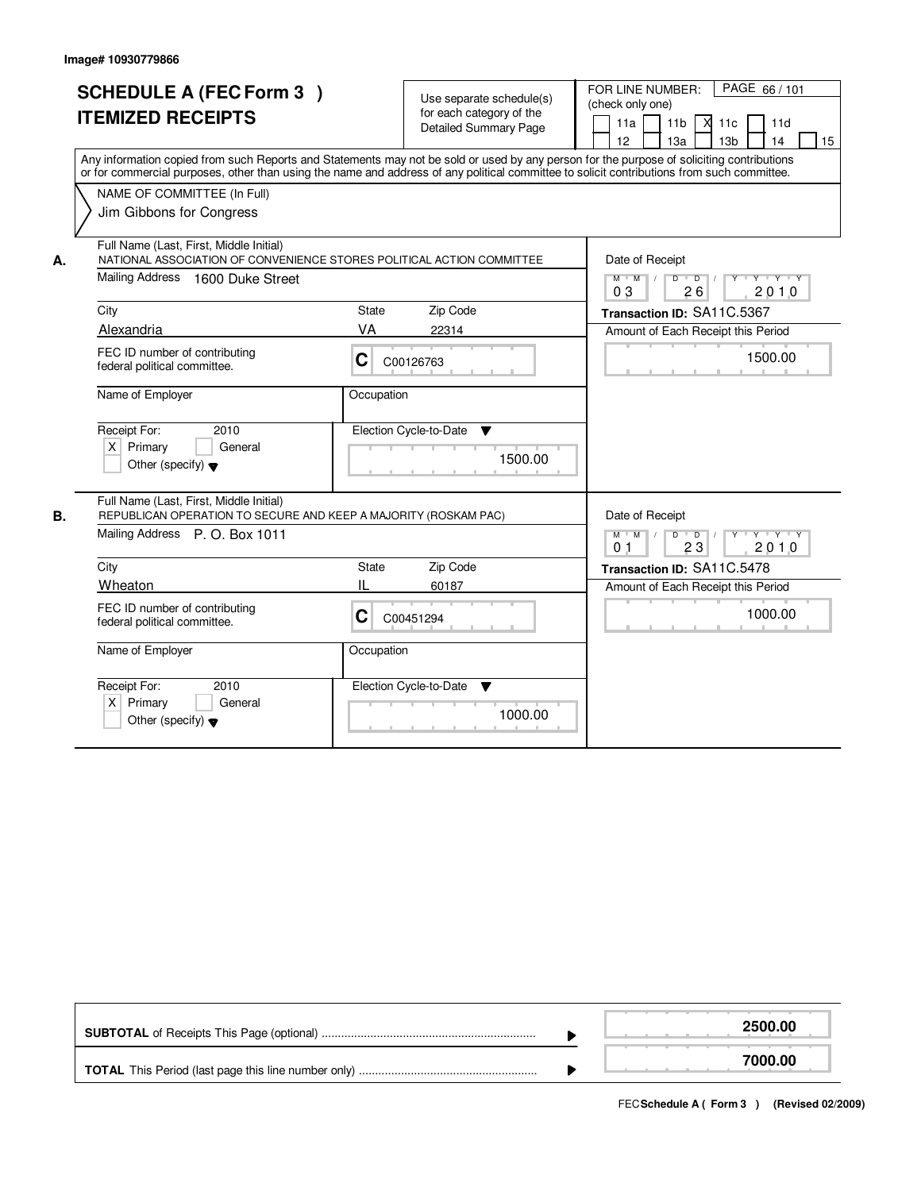Image# 10930779866

# SCHEDULE A (FEC Form 3 )
# ITEMIZED RECEIPTS

Use separate schedule(s) for each category of the Detailed Summary Page

FOR LINE NUMBER: (check only one)

- [ ] 11a
- [ ] 11b
- [X] 11c
- [ ] 11d
- [ ] 12
- [ ] 13a
- [ ] 13b
- [ ] 14
- [ ] 15

PAGE 66 / 101

Any information copied from such Reports and Statements may not be sold or used by any person for the purpose of soliciting contributions or for commercial purposes, other than using the name and address of any political committee to solicit contributions from such committee.

**NAME OF COMMITTEE (In Full)**
Jim Gibbons for Congress

---

**A.**

Full Name (Last, First, Middle Initial): NATIONAL ASSOCIATION OF CONVENIENCE STORES POLITICAL ACTION COMMITTEE

Mailing Address: 1600 Duke Street

City: Alexandria | State: VA | Zip Code: 22314

FEC ID number of contributing federal political committee: C C00126763

Name of Employer:

Occupation:

Receipt For: 2010
- [X] Primary
- [ ] General
- [ ] Other (specify)

Election Cycle-to-Date: 1500.00

Date of Receipt: 03 / 26 / 2010

Transaction ID: SA11C.5367

Amount of Each Receipt this Period: 1500.00

---

**B.**

Full Name (Last, First, Middle Initial): REPUBLICAN OPERATION TO SECURE AND KEEP A MAJORITY (ROSKAM PAC)

Mailing Address: P. O. Box 1011

City: Wheaton | State: IL | Zip Code: 60187

FEC ID number of contributing federal political committee: C C00451294

Name of Employer:

Occupation:

Receipt For: 2010
- [X] Primary
- [ ] General
- [ ] Other (specify)

Election Cycle-to-Date: 1000.00

Date of Receipt: 01 / 23 / 2010

Transaction ID: SA11C.5478

Amount of Each Receipt this Period: 1000.00

---

| | |
|---|---|
| **SUBTOTAL** of Receipts This Page (optional) | **2500.00** |
| **TOTAL** This Period (last page this line number only) | **7000.00** |

FEC **Schedule A ( Form 3 )** (Revised 02/2009)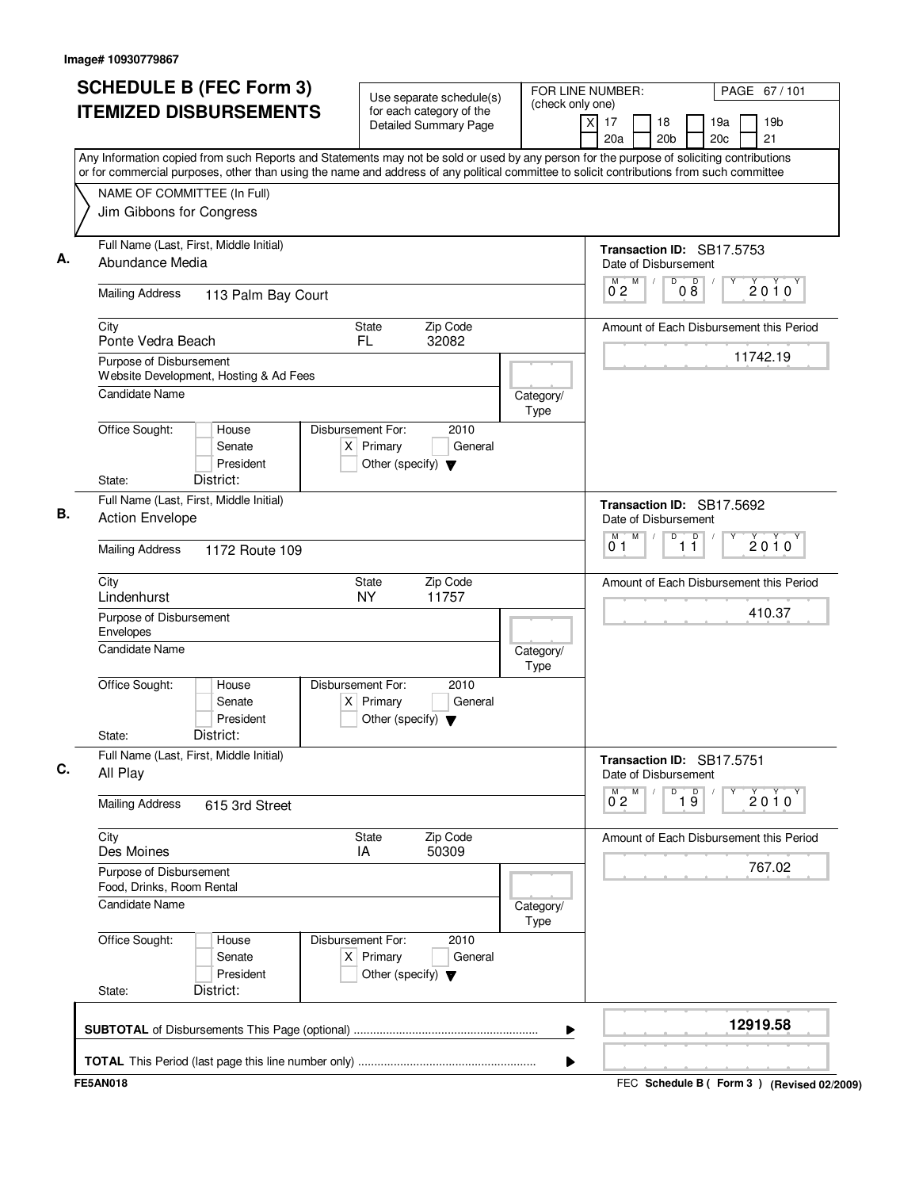Image# 10930779867

# SCHEDULE B (FEC Form 3)
# ITEMIZED DISBURSEMENTS

Use separate schedule(s) for each category of the Detailed Summary Page

FOR LINE NUMBER: (check only one)
[X] 17 [ ] 18 [ ] 19a [ ] 19b [ ] 20a [ ] 20b [ ] 20c [ ] 21

Any Information copied from such Reports and Statements may not be sold or used by any person for the purpose of soliciting contributions or for commercial purposes, other than using the name and address of any political committee to solicit contributions from such committee

NAME OF COMMITTEE (In Full)
Jim Gibbons for Congress

---

**A.** Full Name (Last, First, Middle Initial): Abundance Media

Transaction ID: SB17.5753

Date of Disbursement: 02/08/2010

Mailing Address: 113 Palm Bay Court

City: Ponte Vedra Beach | State: FL | Zip Code: 32082

Amount of Each Disbursement this Period: 11742.19

Purpose of Disbursement: Website Development, Hosting & Ad Fees

Candidate Name:

Category/Type:

Office Sought: [ ] House [ ] Senate [ ] President

State: District:

Disbursement For: 2010 [X] Primary [ ] General [ ] Other (specify)

---

**B.** Full Name (Last, First, Middle Initial): Action Envelope

Transaction ID: SB17.5692

Date of Disbursement: 01/11/2010

Mailing Address: 1172 Route 109

City: Lindenhurst | State: NY | Zip Code: 11757

Amount of Each Disbursement this Period: 410.37

Purpose of Disbursement: Envelopes

Candidate Name:

Category/Type:

Office Sought: [ ] House [ ] Senate [ ] President

State: District:

Disbursement For: 2010 [X] Primary [ ] General [ ] Other (specify)

---

**C.** Full Name (Last, First, Middle Initial): All Play

Transaction ID: SB17.5751

Date of Disbursement: 02/19/2010

Mailing Address: 615 3rd Street

City: Des Moines | State: IA | Zip Code: 50309

Amount of Each Disbursement this Period: 767.02

Purpose of Disbursement: Food, Drinks, Room Rental

Candidate Name:

Category/Type:

Office Sought: [ ] House [ ] Senate [ ] President

State: District:

Disbursement For: 2010 [X] Primary [ ] General [ ] Other (specify)

---

**SUBTOTAL** of Disbursements This Page (optional): **12919.58**

**TOTAL** This Period (last page this line number only):

FE5AN018 — FEC Schedule B ( Form 3 ) (Revised 02/2009)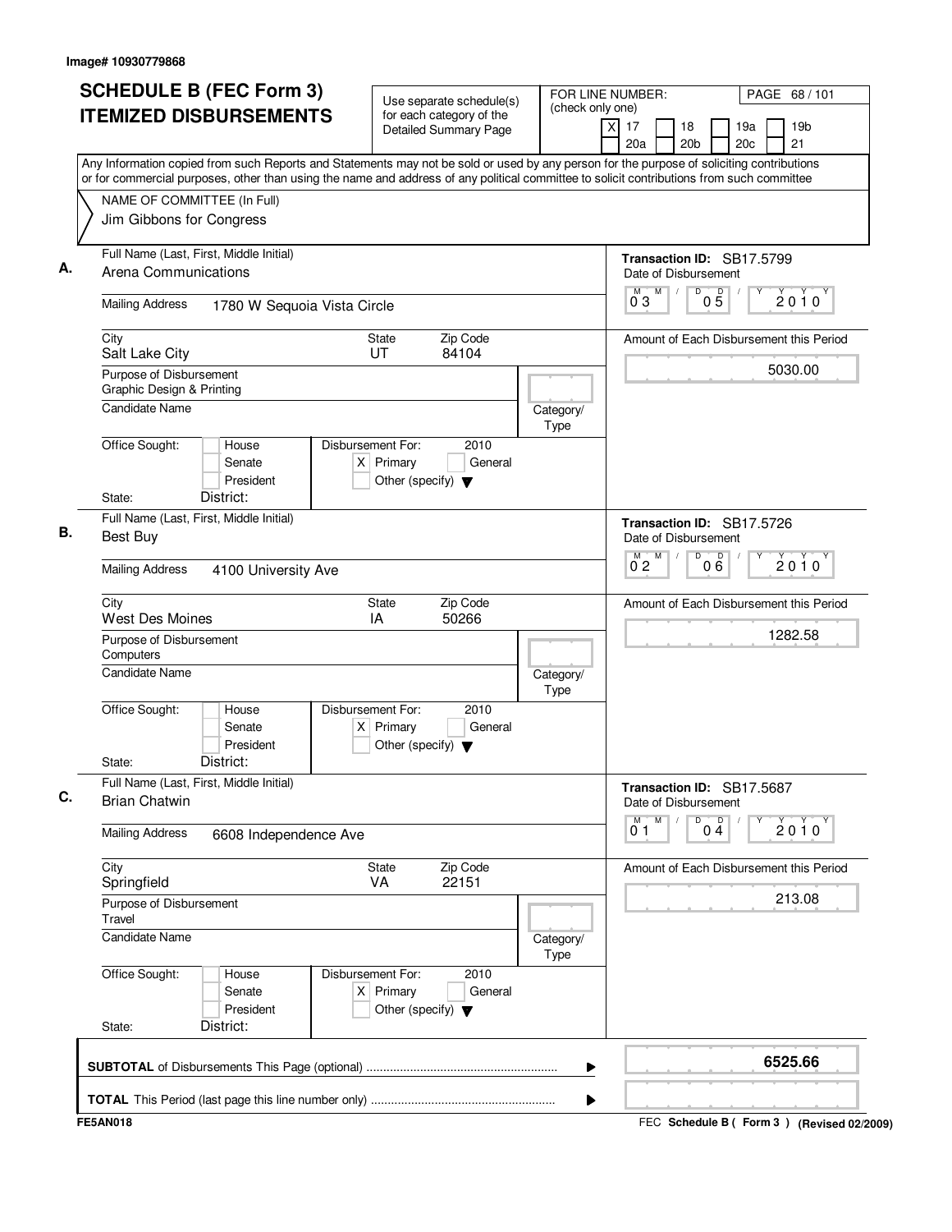Image# 10930779868

# SCHEDULE B (FEC Form 3) ITEMIZED DISBURSEMENTS

Use separate schedule(s) for each category of the Detailed Summary Page

FOR LINE NUMBER: (check only one)

[X] 17 [ ] 18 [ ] 19a [ ] 19b [ ] 20a [ ] 20b [ ] 20c [ ] 21

PAGE 68 / 101

Any Information copied from such Reports and Statements may not be sold or used by any person for the purpose of soliciting contributions or for commercial purposes, other than using the name and address of any political committee to solicit contributions from such committee

NAME OF COMMITTEE (In Full)
Jim Gibbons for Congress

---

**A.**

Full Name (Last, First, Middle Initial): Arena Communications

Mailing Address: 1780 W Sequoia Vista Circle

City: Salt Lake City | State: UT | Zip Code: 84104

Purpose of Disbursement: Graphic Design & Printing

Candidate Name:

Category/Type:

Office Sought: [ ] House [ ] Senate [ ] President

State: District:

Disbursement For: 2010 [X] Primary [ ] General [ ] Other (specify)

Transaction ID: SB17.5799

Date of Disbursement: 03 / 05 / 2010

Amount of Each Disbursement this Period: 5030.00

---

**B.**

Full Name (Last, First, Middle Initial): Best Buy

Mailing Address: 4100 University Ave

City: West Des Moines | State: IA | Zip Code: 50266

Purpose of Disbursement: Computers

Candidate Name:

Category/Type:

Office Sought: [ ] House [ ] Senate [ ] President

State: District:

Disbursement For: 2010 [X] Primary [ ] General [ ] Other (specify)

Transaction ID: SB17.5726

Date of Disbursement: 02 / 06 / 2010

Amount of Each Disbursement this Period: 1282.58

---

**C.**

Full Name (Last, First, Middle Initial): Brian Chatwin

Mailing Address: 6608 Independence Ave

City: Springfield | State: VA | Zip Code: 22151

Purpose of Disbursement: Travel

Candidate Name:

Category/Type:

Office Sought: [ ] House [ ] Senate [ ] President

State: District:

Disbursement For: 2010 [X] Primary [ ] General [ ] Other (specify)

Transaction ID: SB17.5687

Date of Disbursement: 01 / 04 / 2010

Amount of Each Disbursement this Period: 213.08

---

**SUBTOTAL** of Disbursements This Page (optional): 6525.66

**TOTAL** This Period (last page this line number only):

FE5AN018

FEC **Schedule B ( Form 3 )** (Revised 02/2009)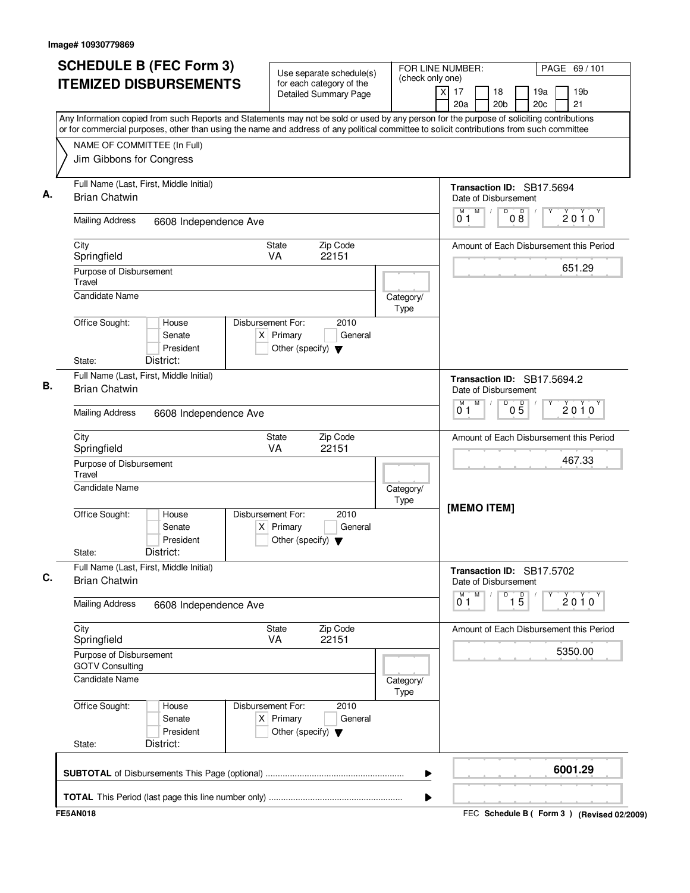Image# 10930779869

# SCHEDULE B (FEC Form 3)
# ITEMIZED DISBURSEMENTS

Use separate schedule(s) for each category of the Detailed Summary Page

FOR LINE NUMBER: (check only one)
[X] 17 [ ] 18 [ ] 19a [ ] 19b [ ] 20a [ ] 20b [ ] 20c [ ] 21

PAGE 69 / 101

Any Information copied from such Reports and Statements may not be sold or used by any person for the purpose of soliciting contributions or for commercial purposes, other than using the name and address of any political committee to solicit contributions from such committee

NAME OF COMMITTEE (In Full)
Jim Gibbons for Congress

---

**A.**

Full Name (Last, First, Middle Initial): Brian Chatwin

Mailing Address: 6608 Independence Ave

City: Springfield | State: VA | Zip Code: 22151

Purpose of Disbursement: Travel

Candidate Name:

Category/Type:

Office Sought: [ ] House [ ] Senate [ ] President

State: District:

Disbursement For: 2010 [X] Primary [ ] General [ ] Other (specify)

Transaction ID: SB17.5694

Date of Disbursement: 01/08/2010

Amount of Each Disbursement this Period: 651.29

---

**B.**

Full Name (Last, First, Middle Initial): Brian Chatwin

Mailing Address: 6608 Independence Ave

City: Springfield | State: VA | Zip Code: 22151

Purpose of Disbursement: Travel

Candidate Name:

Category/Type:

Office Sought: [ ] House [ ] Senate [ ] President

State: District:

Disbursement For: 2010 [X] Primary [ ] General [ ] Other (specify)

Transaction ID: SB17.5694.2

Date of Disbursement: 01/05/2010

Amount of Each Disbursement this Period: 467.33

[MEMO ITEM]

---

**C.**

Full Name (Last, First, Middle Initial): Brian Chatwin

Mailing Address: 6608 Independence Ave

City: Springfield | State: VA | Zip Code: 22151

Purpose of Disbursement: GOTV Consulting

Candidate Name:

Category/Type:

Office Sought: [ ] House [ ] Senate [ ] President

State: District:

Disbursement For: 2010 [X] Primary [ ] General [ ] Other (specify)

Transaction ID: SB17.5702

Date of Disbursement: 01/15/2010

Amount of Each Disbursement this Period: 5350.00

---

**SUBTOTAL** of Disbursements This Page (optional): 6001.29

**TOTAL** This Period (last page this line number only):

FE5AN018

FEC **Schedule B ( Form 3 )** (Revised 02/2009)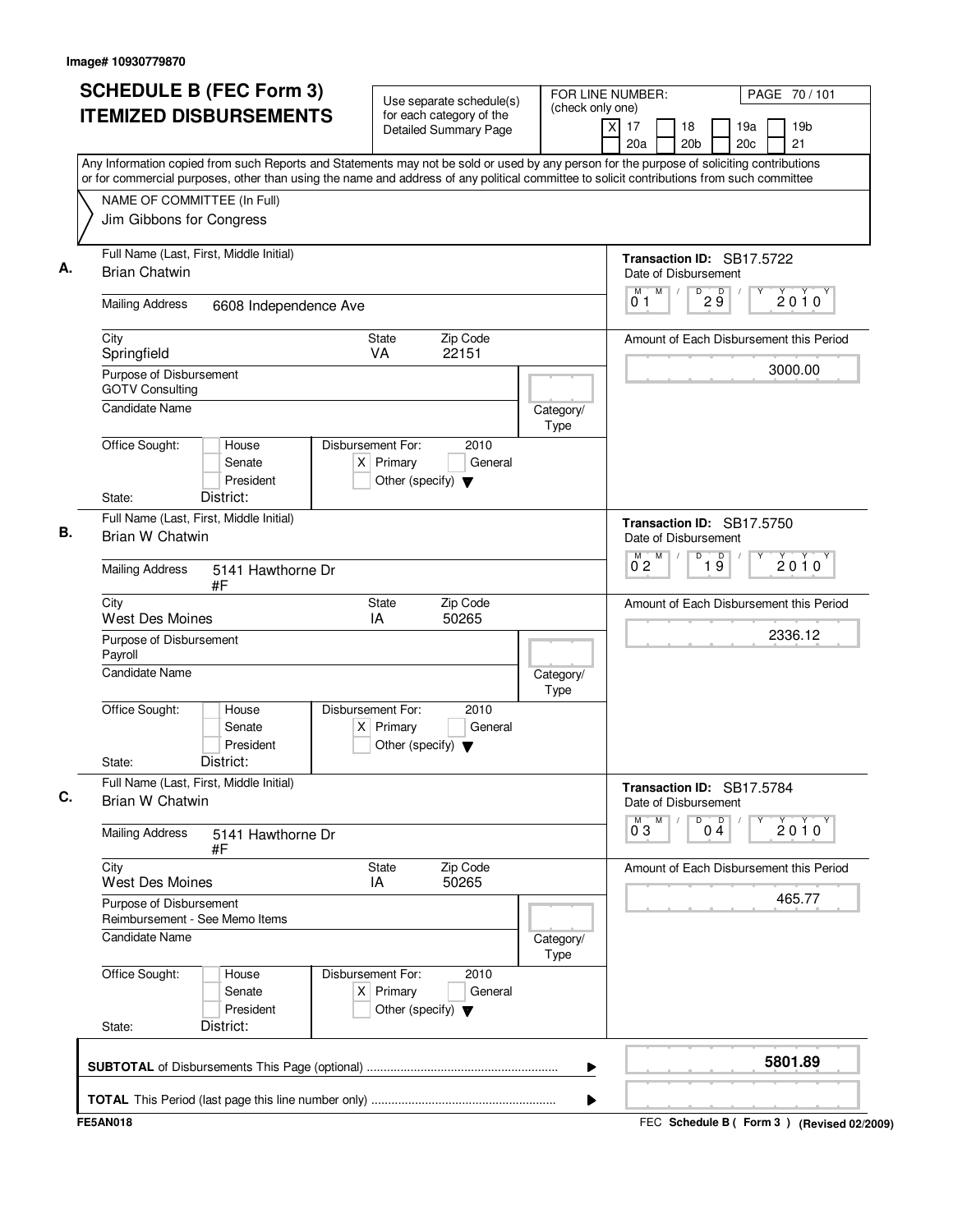Image# 10930779870

# SCHEDULE B (FEC Form 3) ITEMIZED DISBURSEMENTS

Use separate schedule(s) for each category of the Detailed Summary Page

FOR LINE NUMBER: (check only one)

[X] 17 [ ] 18 [ ] 19a [ ] 19b [ ] 20a [ ] 20b [ ] 20c [ ] 21

PAGE 70 / 101

Any Information copied from such Reports and Statements may not be sold or used by any person for the purpose of soliciting contributions or for commercial purposes, other than using the name and address of any political committee to solicit contributions from such committee

NAME OF COMMITTEE (In Full)
Jim Gibbons for Congress

## A.

Full Name (Last, First, Middle Initial): Brian Chatwin

Mailing Address: 6608 Independence Ave

City: Springfield | State: VA | Zip Code: 22151

Purpose of Disbursement: GOTV Consulting

Candidate Name:

Category/Type:

Office Sought: [ ] House [ ] Senate [ ] President
State: District:

Disbursement For: 2010 [X] Primary [ ] General [ ] Other (specify)

Transaction ID: SB17.5722

Date of Disbursement: 01/29/2010

Amount of Each Disbursement this Period: 3000.00

## B.

Full Name (Last, First, Middle Initial): Brian W Chatwin

Mailing Address: 5141 Hawthorne Dr #F

City: West Des Moines | State: IA | Zip Code: 50265

Purpose of Disbursement: Payroll

Candidate Name:

Category/Type:

Office Sought: [ ] House [ ] Senate [ ] President
State: District:

Disbursement For: 2010 [X] Primary [ ] General [ ] Other (specify)

Transaction ID: SB17.5750

Date of Disbursement: 02/19/2010

Amount of Each Disbursement this Period: 2336.12

## C.

Full Name (Last, First, Middle Initial): Brian W Chatwin

Mailing Address: 5141 Hawthorne Dr #F

City: West Des Moines | State: IA | Zip Code: 50265

Purpose of Disbursement: Reimbursement - See Memo Items

Candidate Name:

Category/Type:

Office Sought: [ ] House [ ] Senate [ ] President
State: District:

Disbursement For: 2010 [X] Primary [ ] General [ ] Other (specify)

Transaction ID: SB17.5784

Date of Disbursement: 03/04/2010

Amount of Each Disbursement this Period: 465.77

**SUBTOTAL** of Disbursements This Page (optional): 5801.89

**TOTAL** This Period (last page this line number only):

FE5AN018 — FEC Schedule B ( Form 3 ) (Revised 02/2009)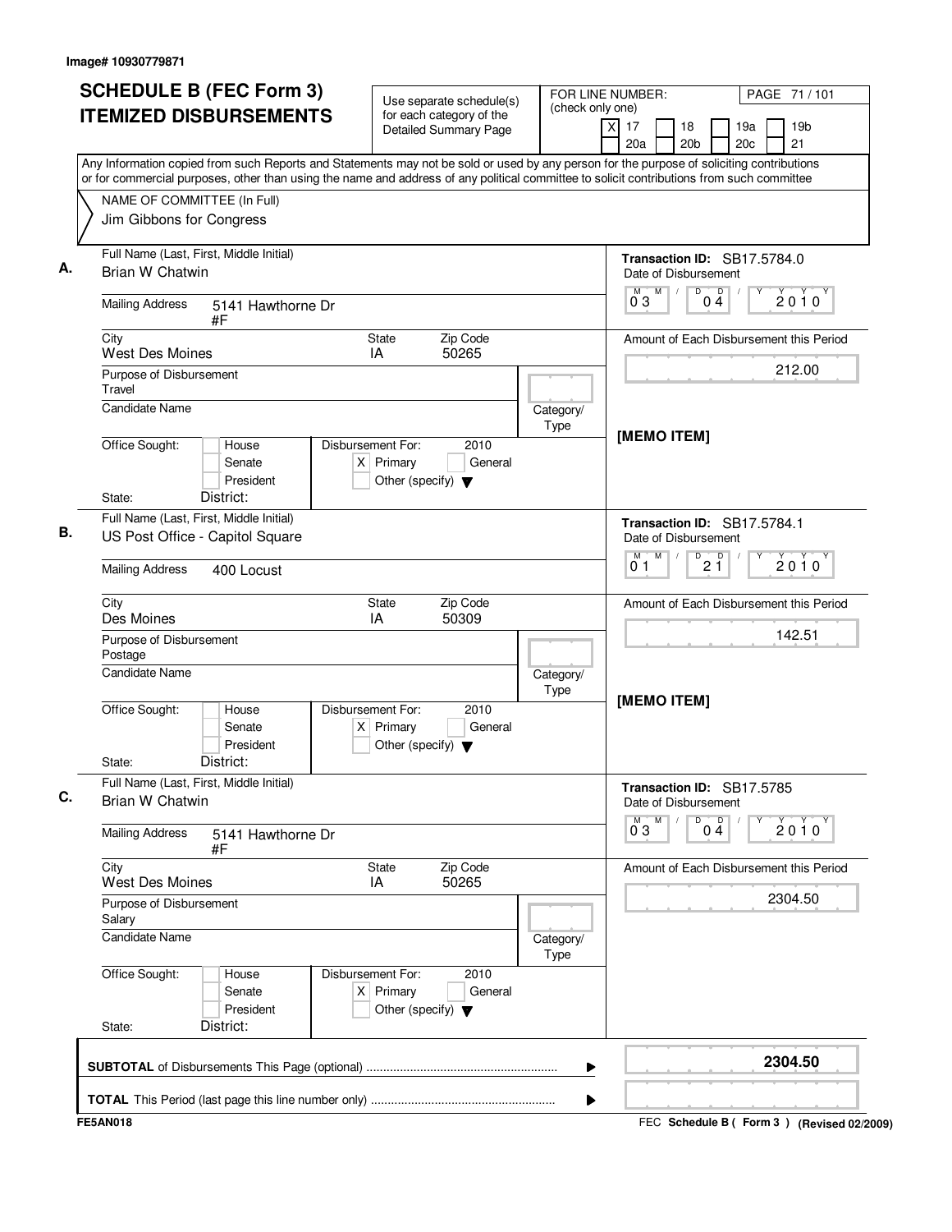Image# 10930779871

# SCHEDULE B (FEC Form 3)
# ITEMIZED DISBURSEMENTS

Use separate schedule(s) for each category of the Detailed Summary Page

FOR LINE NUMBER: (check only one)

[X] 17 [ ] 18 [ ] 19a [ ] 19b [ ] 20a [ ] 20b [ ] 20c [ ] 21

Any Information copied from such Reports and Statements may not be sold or used by any person for the purpose of soliciting contributions or for commercial purposes, other than using the name and address of any political committee to solicit contributions from such committee

NAME OF COMMITTEE (In Full)
Jim Gibbons for Congress

---

**A.** Full Name (Last, First, Middle Initial): Brian W Chatwin

Mailing Address: 5141 Hawthorne Dr #F

City: West Des Moines | State: IA | Zip Code: 50265

Purpose of Disbursement: Travel

Candidate Name:

Category/Type:

Office Sought: [ ] House [ ] Senate [ ] President

State: District:

Disbursement For: 2010 [X] Primary [ ] General [ ] Other (specify)

Transaction ID: SB17.5784.0

Date of Disbursement: 03/04/2010

Amount of Each Disbursement this Period: 212.00

[MEMO ITEM]

---

**B.** Full Name (Last, First, Middle Initial): US Post Office - Capitol Square

Mailing Address: 400 Locust

City: Des Moines | State: IA | Zip Code: 50309

Purpose of Disbursement: Postage

Candidate Name:

Category/Type:

Office Sought: [ ] House [ ] Senate [ ] President

State: District:

Disbursement For: 2010 [X] Primary [ ] General [ ] Other (specify)

Transaction ID: SB17.5784.1

Date of Disbursement: 01/21/2010

Amount of Each Disbursement this Period: 142.51

[MEMO ITEM]

---

**C.** Full Name (Last, First, Middle Initial): Brian W Chatwin

Mailing Address: 5141 Hawthorne Dr #F

City: West Des Moines | State: IA | Zip Code: 50265

Purpose of Disbursement: Salary

Candidate Name:

Category/Type:

Office Sought: [ ] House [ ] Senate [ ] President

State: District:

Disbursement For: 2010 [X] Primary [ ] General [ ] Other (specify)

Transaction ID: SB17.5785

Date of Disbursement: 03/04/2010

Amount of Each Disbursement this Period: 2304.50

---

**SUBTOTAL** of Disbursements This Page (optional): **2304.50**

**TOTAL** This Period (last page this line number only):

FE5AN018

FEC **Schedule B ( Form 3 )** (Revised 02/2009)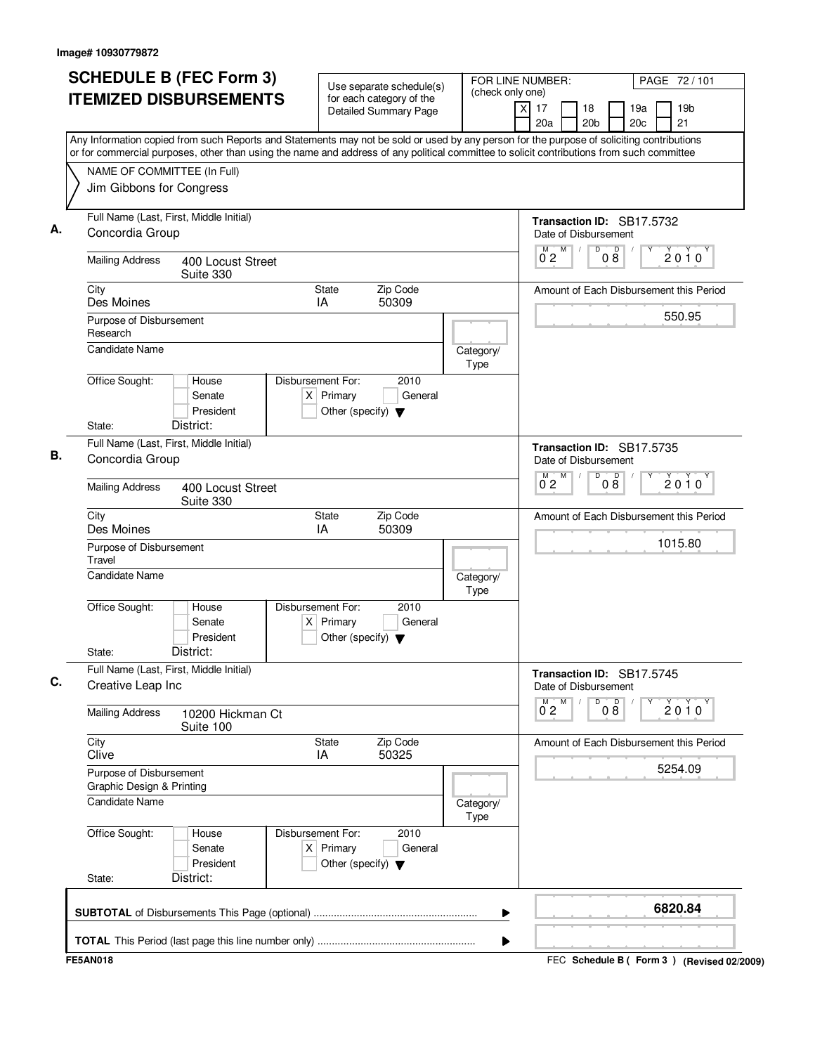Image# 10930779872

# SCHEDULE B (FEC Form 3) ITEMIZED DISBURSEMENTS

Use separate schedule(s) for each category of the Detailed Summary Page

FOR LINE NUMBER: (check only one)
[X] 17 [ ] 18 [ ] 19a [ ] 19b [ ] 20a [ ] 20b [ ] 20c [ ] 21

PAGE 72 / 101

Any Information copied from such Reports and Statements may not be sold or used by any person for the purpose of soliciting contributions or for commercial purposes, other than using the name and address of any political committee to solicit contributions from such committee

NAME OF COMMITTEE (In Full)
Jim Gibbons for Congress

## A.

Full Name (Last, First, Middle Initial): Concordia Group

Mailing Address: 400 Locust Street, Suite 330

City: Des Moines | State: IA | Zip Code: 50309

Purpose of Disbursement: Research

Candidate Name:

Category/Type:

Office Sought: [ ] House [ ] Senate [ ] President

State: District:

Disbursement For: 2010 [X] Primary [ ] General [ ] Other (specify)

Transaction ID: SB17.5732

Date of Disbursement: 02/08/2010

Amount of Each Disbursement this Period: 550.95

## B.

Full Name (Last, First, Middle Initial): Concordia Group

Mailing Address: 400 Locust Street, Suite 330

City: Des Moines | State: IA | Zip Code: 50309

Purpose of Disbursement: Travel

Candidate Name:

Category/Type:

Office Sought: [ ] House [ ] Senate [ ] President

State: District:

Disbursement For: 2010 [X] Primary [ ] General [ ] Other (specify)

Transaction ID: SB17.5735

Date of Disbursement: 02/08/2010

Amount of Each Disbursement this Period: 1015.80

## C.

Full Name (Last, First, Middle Initial): Creative Leap Inc

Mailing Address: 10200 Hickman Ct, Suite 100

City: Clive | State: IA | Zip Code: 50325

Purpose of Disbursement: Graphic Design & Printing

Candidate Name:

Category/Type:

Office Sought: [ ] House [ ] Senate [ ] President

State: District:

Disbursement For: 2010 [X] Primary [ ] General [ ] Other (specify)

Transaction ID: SB17.5745

Date of Disbursement: 02/08/2010

Amount of Each Disbursement this Period: 5254.09

---

**SUBTOTAL** of Disbursements This Page (optional): **6820.84**

**TOTAL** This Period (last page this line number only):

FE5AN018 — FEC Schedule B ( Form 3 ) (Revised 02/2009)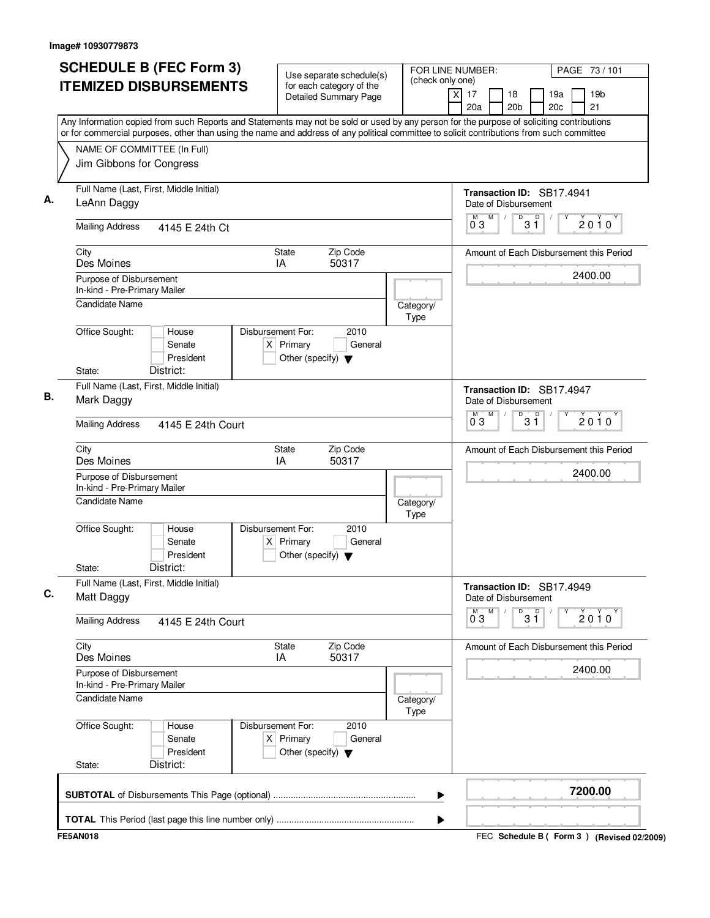Image# 10930779873

# SCHEDULE B (FEC Form 3) ITEMIZED DISBURSEMENTS

Use separate schedule(s) for each category of the Detailed Summary Page

FOR LINE NUMBER: (check only one)

[X] 17 [ ] 18 [ ] 19a [ ] 19b [ ] 20a [ ] 20b [ ] 20c [ ] 21

PAGE 73 / 101

Any Information copied from such Reports and Statements may not be sold or used by any person for the purpose of soliciting contributions or for commercial purposes, other than using the name and address of any political committee to solicit contributions from such committee

NAME OF COMMITTEE (In Full)
Jim Gibbons for Congress

---

**A.** Full Name (Last, First, Middle Initial): LeAnn Daggy

Mailing Address: 4145 E 24th Ct

City: Des Moines | State: IA | Zip Code: 50317

Purpose of Disbursement: In-kind - Pre-Primary Mailer

Candidate Name:

Category/Type:

Office Sought: [ ] House [ ] Senate [ ] President

State: District:

Disbursement For: 2010 [X] Primary [ ] General [ ] Other (specify)

Transaction ID: SB17.4941

Date of Disbursement: 03 / 31 / 2010

Amount of Each Disbursement this Period: 2400.00

---

**B.** Full Name (Last, First, Middle Initial): Mark Daggy

Mailing Address: 4145 E 24th Court

City: Des Moines | State: IA | Zip Code: 50317

Purpose of Disbursement: In-kind - Pre-Primary Mailer

Candidate Name:

Category/Type:

Office Sought: [ ] House [ ] Senate [ ] President

State: District:

Disbursement For: 2010 [X] Primary [ ] General [ ] Other (specify)

Transaction ID: SB17.4947

Date of Disbursement: 03 / 31 / 2010

Amount of Each Disbursement this Period: 2400.00

---

**C.** Full Name (Last, First, Middle Initial): Matt Daggy

Mailing Address: 4145 E 24th Court

City: Des Moines | State: IA | Zip Code: 50317

Purpose of Disbursement: In-kind - Pre-Primary Mailer

Candidate Name:

Category/Type:

Office Sought: [ ] House [ ] Senate [ ] President

State: District:

Disbursement For: 2010 [X] Primary [ ] General [ ] Other (specify)

Transaction ID: SB17.4949

Date of Disbursement: 03 / 31 / 2010

Amount of Each Disbursement this Period: 2400.00

---

**SUBTOTAL** of Disbursements This Page (optional): 7200.00

**TOTAL** This Period (last page this line number only):

FE5AN018

FEC **Schedule B ( Form 3 )** (Revised 02/2009)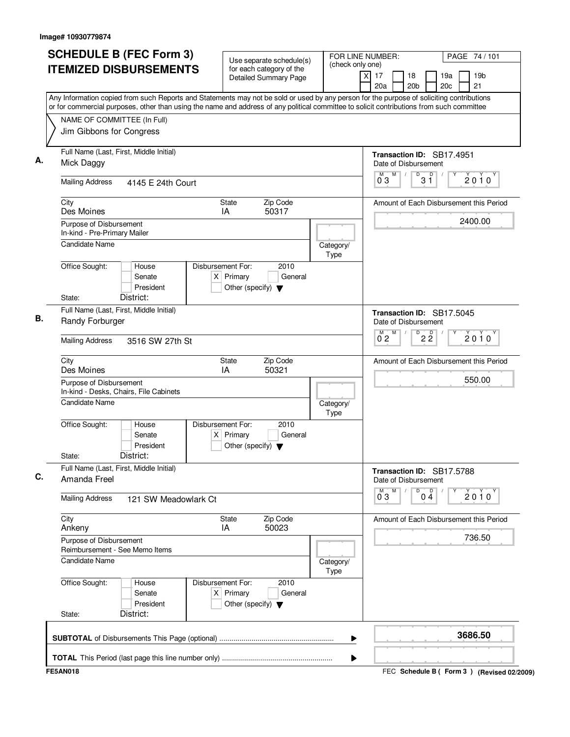Image# 10930779874

# SCHEDULE B (FEC Form 3) ITEMIZED DISBURSEMENTS

Use separate schedule(s) for each category of the Detailed Summary Page

FOR LINE NUMBER: (check only one)

[X] 17 [ ] 18 [ ] 19a [ ] 19b [ ] 20a [ ] 20b [ ] 20c [ ] 21

PAGE 74 / 101

Any Information copied from such Reports and Statements may not be sold or used by any person for the purpose of soliciting contributions or for commercial purposes, other than using the name and address of any political committee to solicit contributions from such committee

NAME OF COMMITTEE (In Full)
Jim Gibbons for Congress

---

**A.** Full Name (Last, First, Middle Initial): Mick Daggy

Transaction ID: SB17.4951

Date of Disbursement: 03 / 31 / 2010

Mailing Address: 4145 E 24th Court

City: Des Moines | State: IA | Zip Code: 50317

Amount of Each Disbursement this Period: 2400.00

Purpose of Disbursement: In-kind - Pre-Primary Mailer

Candidate Name:

Category/Type:

Office Sought: [ ] House [ ] Senate [ ] President

Disbursement For: 2010 [X] Primary [ ] General [ ] Other (specify)

State: District:

---

**B.** Full Name (Last, First, Middle Initial): Randy Forburger

Transaction ID: SB17.5045

Date of Disbursement: 02 / 22 / 2010

Mailing Address: 3516 SW 27th St

City: Des Moines | State: IA | Zip Code: 50321

Amount of Each Disbursement this Period: 550.00

Purpose of Disbursement: In-kind - Desks, Chairs, File Cabinets

Candidate Name:

Category/Type:

Office Sought: [ ] House [ ] Senate [ ] President

Disbursement For: 2010 [X] Primary [ ] General [ ] Other (specify)

State: District:

---

**C.** Full Name (Last, First, Middle Initial): Amanda Freel

Transaction ID: SB17.5788

Date of Disbursement: 03 / 04 / 2010

Mailing Address: 121 SW Meadowlark Ct

City: Ankeny | State: IA | Zip Code: 50023

Amount of Each Disbursement this Period: 736.50

Purpose of Disbursement: Reimbursement - See Memo Items

Candidate Name:

Category/Type:

Office Sought: [ ] House [ ] Senate [ ] President

Disbursement For: 2010 [X] Primary [ ] General [ ] Other (specify)

State: District:

---

**SUBTOTAL** of Disbursements This Page (optional): 3686.50

**TOTAL** This Period (last page this line number only):

FE5AN018 — FEC Schedule B ( Form 3 ) (Revised 02/2009)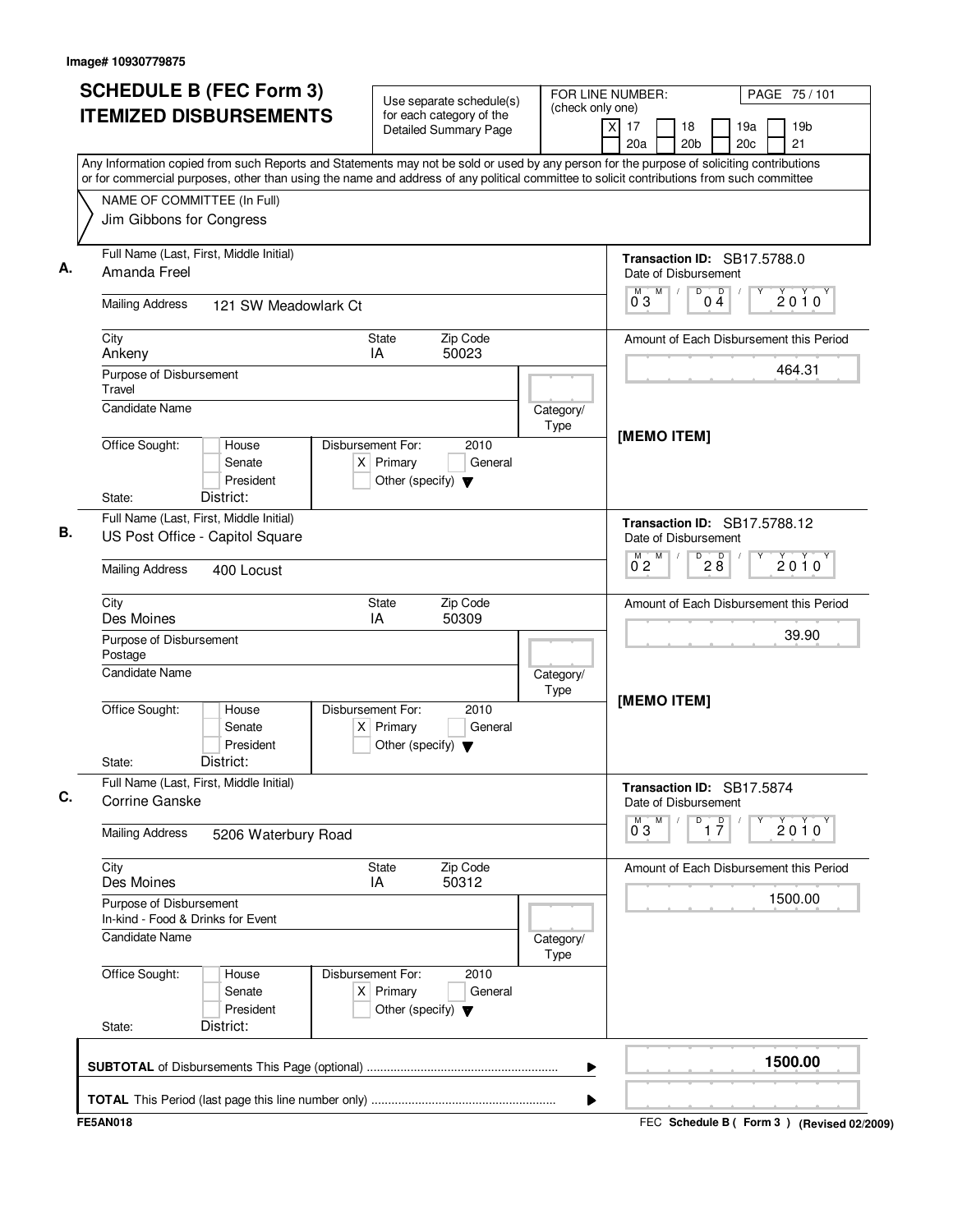Image# 10930779875

# SCHEDULE B (FEC Form 3) ITEMIZED DISBURSEMENTS

Use separate schedule(s) for each category of the Detailed Summary Page

FOR LINE NUMBER: (check only one)
[X] 17 [ ] 18 [ ] 19a [ ] 19b [ ] 20a [ ] 20b [ ] 20c [ ] 21

PAGE 75 / 101

Any Information copied from such Reports and Statements may not be sold or used by any person for the purpose of soliciting contributions or for commercial purposes, other than using the name and address of any political committee to solicit contributions from such committee

NAME OF COMMITTEE (In Full)
Jim Gibbons for Congress

---

**A.** Full Name (Last, First, Middle Initial): Amanda Freel

Mailing Address: 121 SW Meadowlark Ct

City: Ankeny | State: IA | Zip Code: 50023

Purpose of Disbursement: Travel

Candidate Name:

Category/Type:

Office Sought: [ ] House [ ] Senate [ ] President

State: | District:

Disbursement For: 2010 [X] Primary [ ] General [ ] Other (specify)

Transaction ID: SB17.5788.0

Date of Disbursement: 03 / 04 / 2010

Amount of Each Disbursement this Period: 464.31

[MEMO ITEM]

---

**B.** Full Name (Last, First, Middle Initial): US Post Office - Capitol Square

Mailing Address: 400 Locust

City: Des Moines | State: IA | Zip Code: 50309

Purpose of Disbursement: Postage

Candidate Name:

Category/Type:

Office Sought: [ ] House [ ] Senate [ ] President

State: | District:

Disbursement For: 2010 [X] Primary [ ] General [ ] Other (specify)

Transaction ID: SB17.5788.12

Date of Disbursement: 02 / 28 / 2010

Amount of Each Disbursement this Period: 39.90

[MEMO ITEM]

---

**C.** Full Name (Last, First, Middle Initial): Corrine Ganske

Mailing Address: 5206 Waterbury Road

City: Des Moines | State: IA | Zip Code: 50312

Purpose of Disbursement: In-kind - Food & Drinks for Event

Candidate Name:

Category/Type:

Office Sought: [ ] House [ ] Senate [ ] President

State: | District:

Disbursement For: 2010 [X] Primary [ ] General [ ] Other (specify)

Transaction ID: SB17.5874

Date of Disbursement: 03 / 17 / 2010

Amount of Each Disbursement this Period: 1500.00

---

**SUBTOTAL** of Disbursements This Page (optional): 1500.00

**TOTAL** This Period (last page this line number only):

FE5AN018 | FEC **Schedule B ( Form 3 )** (Revised 02/2009)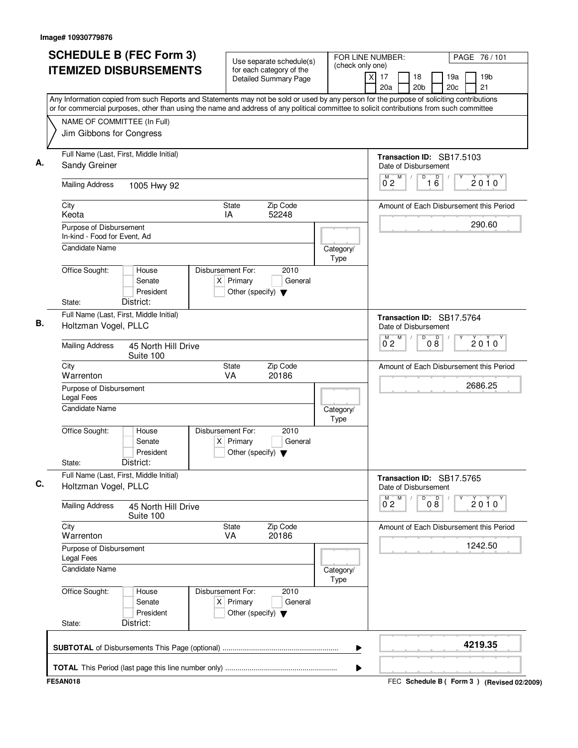Image# 10930779876

# SCHEDULE B (FEC Form 3) ITEMIZED DISBURSEMENTS

Use separate schedule(s) for each category of the Detailed Summary Page

FOR LINE NUMBER: (check only one)
[X] 17 [ ] 18 [ ] 19a [ ] 19b [ ] 20a [ ] 20b [ ] 20c [ ] 21

PAGE 76 / 101

Any Information copied from such Reports and Statements may not be sold or used by any person for the purpose of soliciting contributions or for commercial purposes, other than using the name and address of any political committee to solicit contributions from such committee

NAME OF COMMITTEE (In Full)
Jim Gibbons for Congress

---

**A.** Full Name (Last, First, Middle Initial): Sandy Greiner

Transaction ID: SB17.5103

Date of Disbursement: 02 / 16 / 2010

Mailing Address: 1005 Hwy 92

City: Keota State: IA Zip Code: 52248

Amount of Each Disbursement this Period: 290.60

Purpose of Disbursement: In-kind - Food for Event, Ad

Candidate Name:

Category/Type:

Office Sought: [ ] House [ ] Senate [ ] President

Disbursement For: 2010 [X] Primary [ ] General [ ] Other (specify)

State: District:

---

**B.** Full Name (Last, First, Middle Initial): Holtzman Vogel, PLLC

Transaction ID: SB17.5764

Date of Disbursement: 02 / 08 / 2010

Mailing Address: 45 North Hill Drive, Suite 100

City: Warrenton State: VA Zip Code: 20186

Amount of Each Disbursement this Period: 2686.25

Purpose of Disbursement: Legal Fees

Candidate Name:

Category/Type:

Office Sought: [ ] House [ ] Senate [ ] President

Disbursement For: 2010 [X] Primary [ ] General [ ] Other (specify)

State: District:

---

**C.** Full Name (Last, First, Middle Initial): Holtzman Vogel, PLLC

Transaction ID: SB17.5765

Date of Disbursement: 02 / 08 / 2010

Mailing Address: 45 North Hill Drive, Suite 100

City: Warrenton State: VA Zip Code: 20186

Amount of Each Disbursement this Period: 1242.50

Purpose of Disbursement: Legal Fees

Candidate Name:

Category/Type:

Office Sought: [ ] House [ ] Senate [ ] President

Disbursement For: 2010 [X] Primary [ ] General [ ] Other (specify)

State: District:

---

**SUBTOTAL** of Disbursements This Page (optional): 4219.35

**TOTAL** This Period (last page this line number only):

FE5AN018

FEC Schedule B ( Form 3 ) (Revised 02/2009)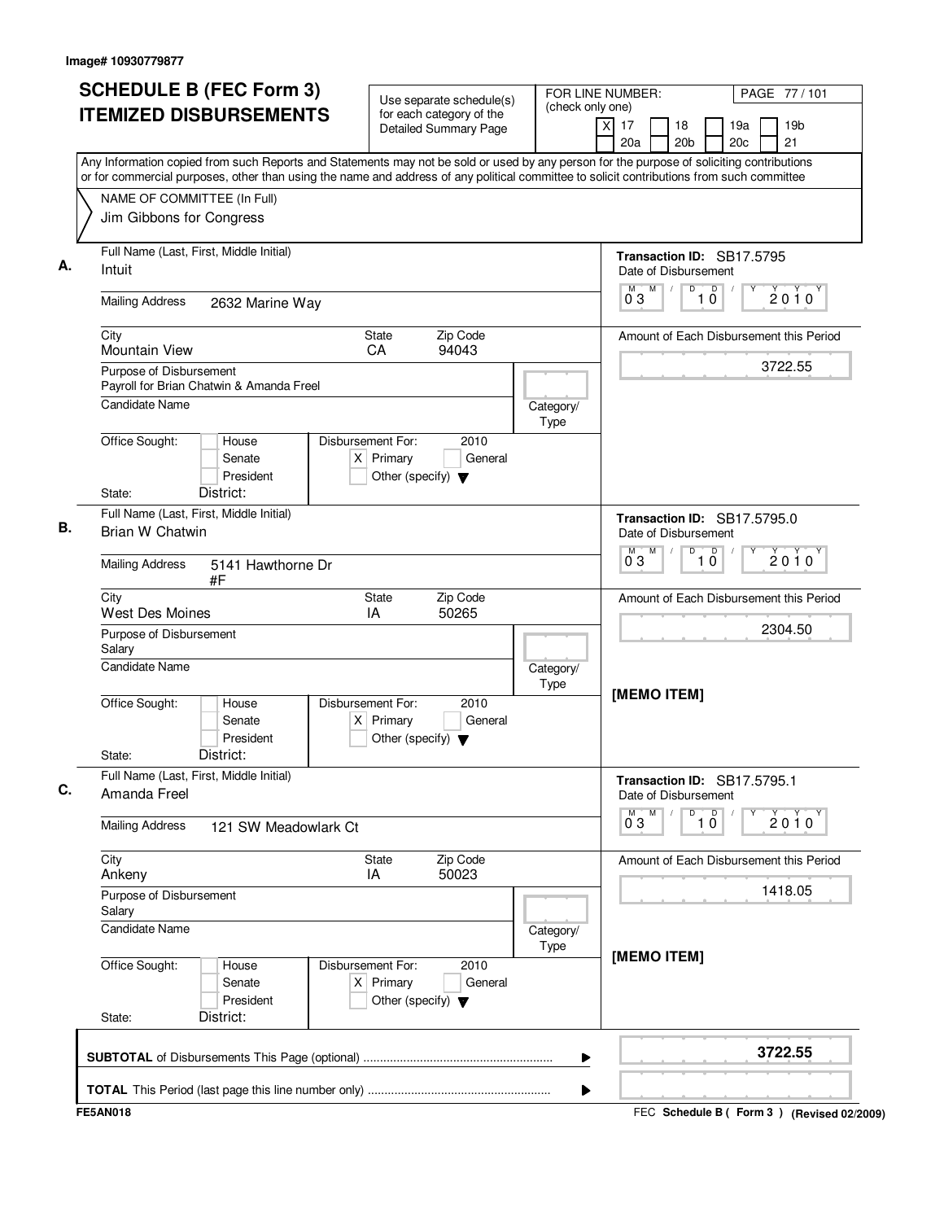Image# 10930779877

# SCHEDULE B (FEC Form 3) ITEMIZED DISBURSEMENTS

Use separate schedule(s) for each category of the Detailed Summary Page

FOR LINE NUMBER: (check only one)
[X] 17 [ ] 18 [ ] 19a [ ] 19b [ ] 20a [ ] 20b [ ] 20c [ ] 21

PAGE 77 / 101

Any Information copied from such Reports and Statements may not be sold or used by any person for the purpose of soliciting contributions or for commercial purposes, other than using the name and address of any political committee to solicit contributions from such committee

NAME OF COMMITTEE (In Full)
Jim Gibbons for Congress

---

**A.**

Full Name (Last, First, Middle Initial): Intuit

Transaction ID: SB17.5795

Date of Disbursement: 03 / 10 / 2010

Mailing Address: 2632 Marine Way

City: Mountain View | State: CA | Zip Code: 94043

Amount of Each Disbursement this Period: 3722.55

Purpose of Disbursement: Payroll for Brian Chatwin & Amanda Freel

Candidate Name:

Category/Type:

Office Sought: [ ] House [ ] Senate [ ] President

Disbursement For: 2010 [X] Primary [ ] General [ ] Other (specify)

State: District:

---

**B.**

Full Name (Last, First, Middle Initial): Brian W Chatwin

Transaction ID: SB17.5795.0

Date of Disbursement: 03 / 10 / 2010

Mailing Address: 5141 Hawthorne Dr #F

City: West Des Moines | State: IA | Zip Code: 50265

Amount of Each Disbursement this Period: 2304.50

Purpose of Disbursement: Salary

Candidate Name:

Category/Type:

[MEMO ITEM]

Office Sought: [ ] House [ ] Senate [ ] President

Disbursement For: 2010 [X] Primary [ ] General [ ] Other (specify)

State: District:

---

**C.**

Full Name (Last, First, Middle Initial): Amanda Freel

Transaction ID: SB17.5795.1

Date of Disbursement: 03 / 10 / 2010

Mailing Address: 121 SW Meadowlark Ct

City: Ankeny | State: IA | Zip Code: 50023

Amount of Each Disbursement this Period: 1418.05

Purpose of Disbursement: Salary

Candidate Name:

Category/Type:

[MEMO ITEM]

Office Sought: [ ] House [ ] Senate [ ] President

Disbursement For: 2010 [X] Primary [ ] General [ ] Other (specify)

State: District:

---

**SUBTOTAL** of Disbursements This Page (optional) ........ **3722.55**

**TOTAL** This Period (last page this line number only) ........

FE5AN018

FEC **Schedule B ( Form 3 )** (Revised 02/2009)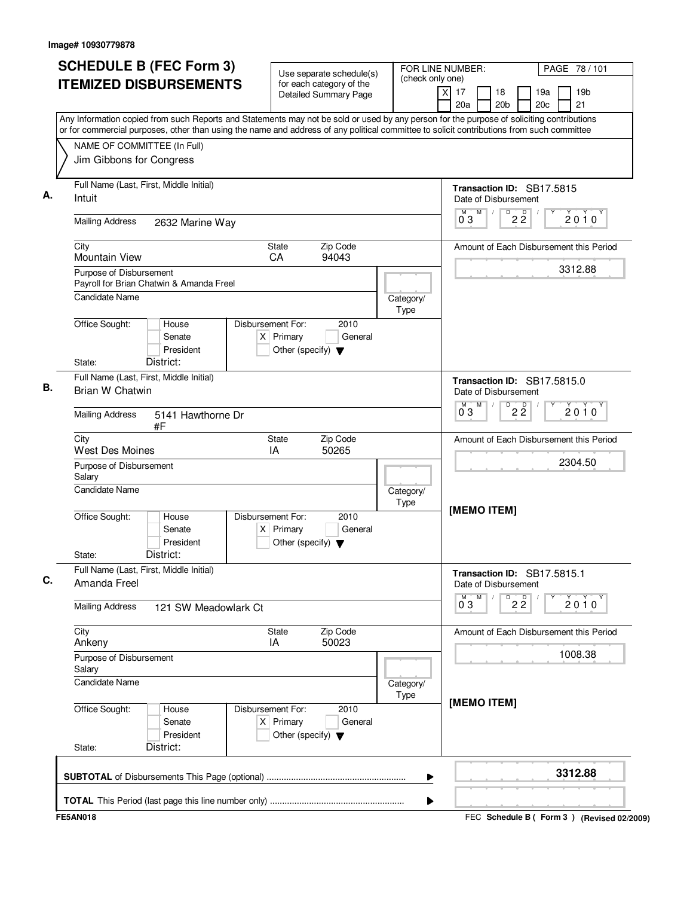Image# 10930779878

# SCHEDULE B (FEC Form 3) ITEMIZED DISBURSEMENTS

Use separate schedule(s) for each category of the Detailed Summary Page

FOR LINE NUMBER: (check only one)

[X] 17 [ ] 18 [ ] 19a [ ] 19b [ ] 20a [ ] 20b [ ] 20c [ ] 21

PAGE 78 / 101

Any Information copied from such Reports and Statements may not be sold or used by any person for the purpose of soliciting contributions or for commercial purposes, other than using the name and address of any political committee to solicit contributions from such committee

NAME OF COMMITTEE (In Full)
Jim Gibbons for Congress

---

**A.** Full Name (Last, First, Middle Initial): Intuit

Mailing Address: 2632 Marine Way

City: Mountain View | State: CA | Zip Code: 94043

Purpose of Disbursement: Payroll for Brian Chatwin & Amanda Freel

Candidate Name:

Category/Type:

Office Sought: [ ] House [ ] Senate [ ] President

State: District:

Disbursement For: 2010 [X] Primary [ ] General [ ] Other (specify)

Transaction ID: SB17.5815

Date of Disbursement: 03/22/2010

Amount of Each Disbursement this Period: 3312.88

---

**B.** Full Name (Last, First, Middle Initial): Brian W Chatwin

Mailing Address: 5141 Hawthorne Dr #F

City: West Des Moines | State: IA | Zip Code: 50265

Purpose of Disbursement: Salary

Candidate Name:

Category/Type:

Office Sought: [ ] House [ ] Senate [ ] President

State: District:

Disbursement For: 2010 [X] Primary [ ] General [ ] Other (specify)

Transaction ID: SB17.5815.0

Date of Disbursement: 03/22/2010

Amount of Each Disbursement this Period: 2304.50

[MEMO ITEM]

---

**C.** Full Name (Last, First, Middle Initial): Amanda Freel

Mailing Address: 121 SW Meadowlark Ct

City: Ankeny | State: IA | Zip Code: 50023

Purpose of Disbursement: Salary

Candidate Name:

Category/Type:

Office Sought: [ ] House [ ] Senate [ ] President

State: District:

Disbursement For: 2010 [X] Primary [ ] General [ ] Other (specify)

Transaction ID: SB17.5815.1

Date of Disbursement: 03/22/2010

Amount of Each Disbursement this Period: 1008.38

[MEMO ITEM]

---

**SUBTOTAL** of Disbursements This Page (optional): **3312.88**

**TOTAL** This Period (last page this line number only):

FE5AN018

FEC **Schedule B ( Form 3 )** (Revised 02/2009)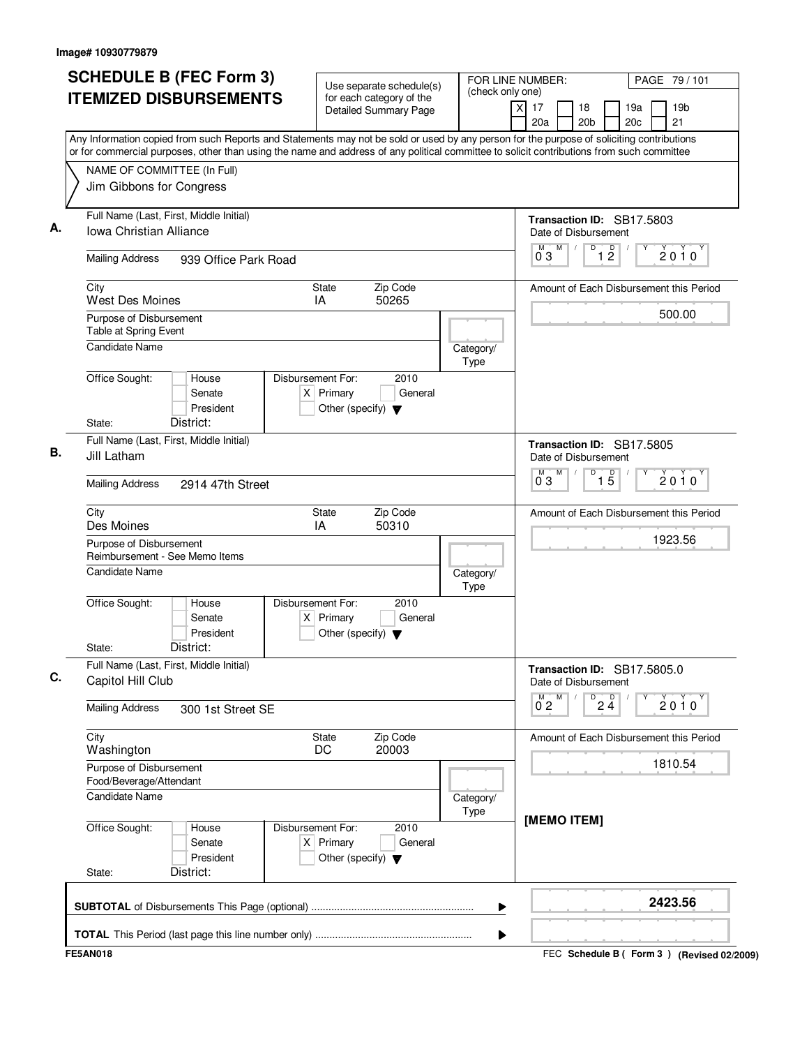Image# 10930779879

# SCHEDULE B (FEC Form 3) ITEMIZED DISBURSEMENTS

Use separate schedule(s) for each category of the Detailed Summary Page

FOR LINE NUMBER: (check only one)
[X] 17 [ ] 18 [ ] 19a [ ] 19b [ ] 20a [ ] 20b [ ] 20c [ ] 21

Any Information copied from such Reports and Statements may not be sold or used by any person for the purpose of soliciting contributions or for commercial purposes, other than using the name and address of any political committee to solicit contributions from such committee

NAME OF COMMITTEE (In Full)
Jim Gibbons for Congress

---

**A.** Full Name (Last, First, Middle Initial): Iowa Christian Alliance

Transaction ID: SB17.5803

Mailing Address: 939 Office Park Road

City: West Des Moines | State: IA | Zip Code: 50265

Date of Disbursement: 03/12/2010

Amount of Each Disbursement this Period: 500.00

Purpose of Disbursement: Table at Spring Event

Candidate Name:

Category/Type:

Office Sought: [ ] House [ ] Senate [ ] President

Disbursement For: 2010 [X] Primary [ ] General [ ] Other (specify)

State: District:

---

**B.** Full Name (Last, First, Middle Initial): Jill Latham

Transaction ID: SB17.5805

Mailing Address: 2914 47th Street

City: Des Moines | State: IA | Zip Code: 50310

Date of Disbursement: 03/15/2010

Amount of Each Disbursement this Period: 1923.56

Purpose of Disbursement: Reimbursement - See Memo Items

Candidate Name:

Category/Type:

Office Sought: [ ] House [ ] Senate [ ] President

Disbursement For: 2010 [X] Primary [ ] General [ ] Other (specify)

State: District:

---

**C.** Full Name (Last, First, Middle Initial): Capitol Hill Club

Transaction ID: SB17.5805.0

Mailing Address: 300 1st Street SE

City: Washington | State: DC | Zip Code: 20003

Date of Disbursement: 02/24/2010

Amount of Each Disbursement this Period: 1810.54

Purpose of Disbursement: Food/Beverage/Attendant

Candidate Name:

Category/Type:

[MEMO ITEM]

Office Sought: [ ] House [ ] Senate [ ] President

Disbursement For: 2010 [X] Primary [ ] General [ ] Other (specify)

State: District:

---

**SUBTOTAL** of Disbursements This Page (optional): 2423.56

**TOTAL** This Period (last page this line number only):

FE5AN018

FEC Schedule B ( Form 3 ) (Revised 02/2009)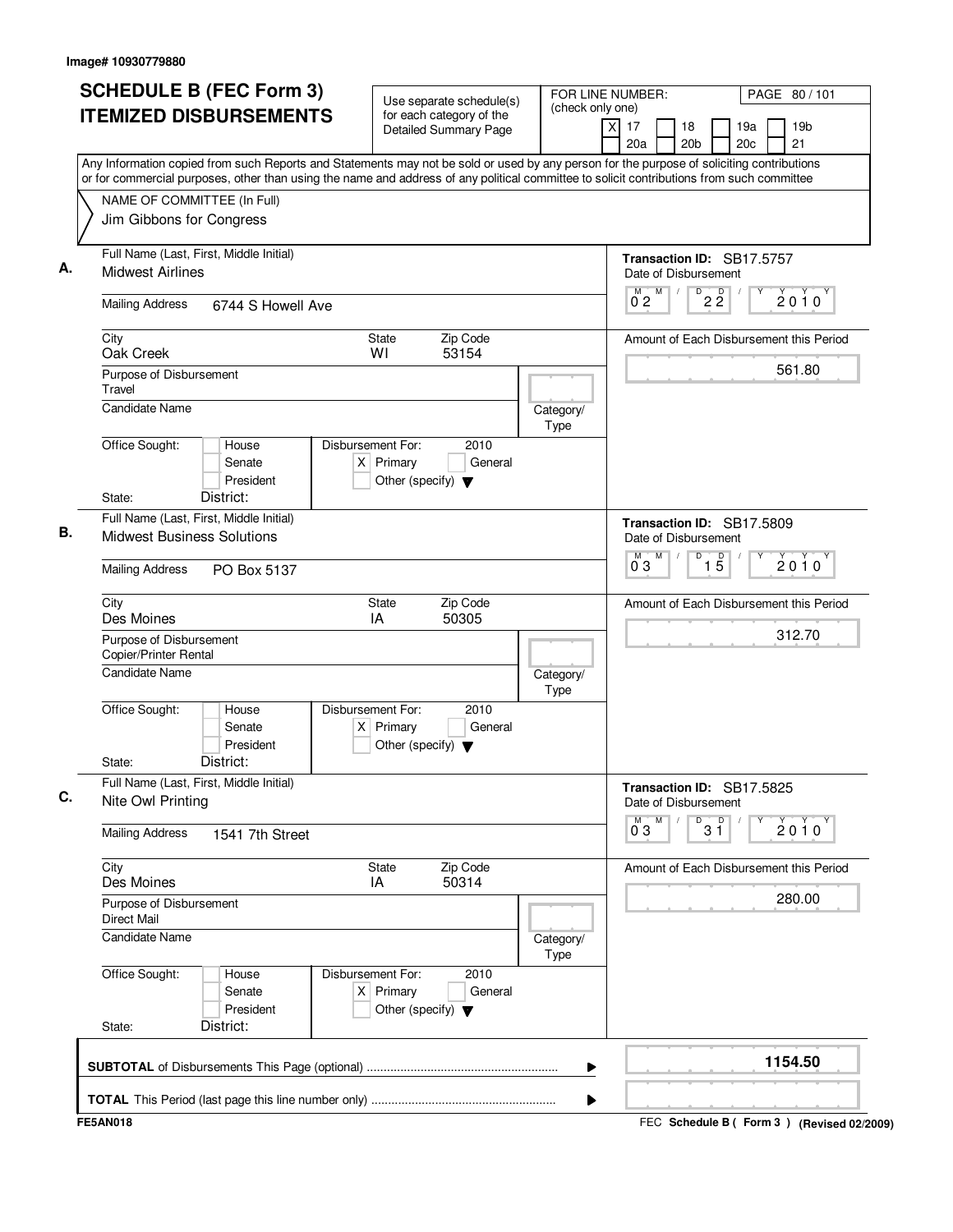Image# 10930779880

# SCHEDULE B (FEC Form 3) ITEMIZED DISBURSEMENTS

Use separate schedule(s) for each category of the Detailed Summary Page

FOR LINE NUMBER: (check only one)
[X] 17 [ ] 18 [ ] 19a [ ] 19b [ ] 20a [ ] 20b [ ] 20c [ ] 21

PAGE 80 / 101

Any Information copied from such Reports and Statements may not be sold or used by any person for the purpose of soliciting contributions or for commercial purposes, other than using the name and address of any political committee to solicit contributions from such committee

NAME OF COMMITTEE (In Full)
Jim Gibbons for Congress

---

**A.**

Full Name (Last, First, Middle Initial): Midwest Airlines

Mailing Address: 6744 S Howell Ave

City: Oak Creek | State: WI | Zip Code: 53154

Purpose of Disbursement: Travel

Candidate Name:

Category/Type:

Office Sought: [ ] House [ ] Senate [ ] President

State: District:

Disbursement For: 2010 [X] Primary [ ] General [ ] Other (specify)

Transaction ID: SB17.5757

Date of Disbursement: 02/22/2010

Amount of Each Disbursement this Period: 561.80

---

**B.**

Full Name (Last, First, Middle Initial): Midwest Business Solutions

Mailing Address: PO Box 5137

City: Des Moines | State: IA | Zip Code: 50305

Purpose of Disbursement: Copier/Printer Rental

Candidate Name:

Category/Type:

Office Sought: [ ] House [ ] Senate [ ] President

State: District:

Disbursement For: 2010 [X] Primary [ ] General [ ] Other (specify)

Transaction ID: SB17.5809

Date of Disbursement: 03/15/2010

Amount of Each Disbursement this Period: 312.70

---

**C.**

Full Name (Last, First, Middle Initial): Nite Owl Printing

Mailing Address: 1541 7th Street

City: Des Moines | State: IA | Zip Code: 50314

Purpose of Disbursement: Direct Mail

Candidate Name:

Category/Type:

Office Sought: [ ] House [ ] Senate [ ] President

State: District:

Disbursement For: 2010 [X] Primary [ ] General [ ] Other (specify)

Transaction ID: SB17.5825

Date of Disbursement: 03/31/2010

Amount of Each Disbursement this Period: 280.00

---

**SUBTOTAL** of Disbursements This Page (optional): 1154.50

**TOTAL** This Period (last page this line number only):

FE5AN018

FEC Schedule B ( Form 3 ) (Revised 02/2009)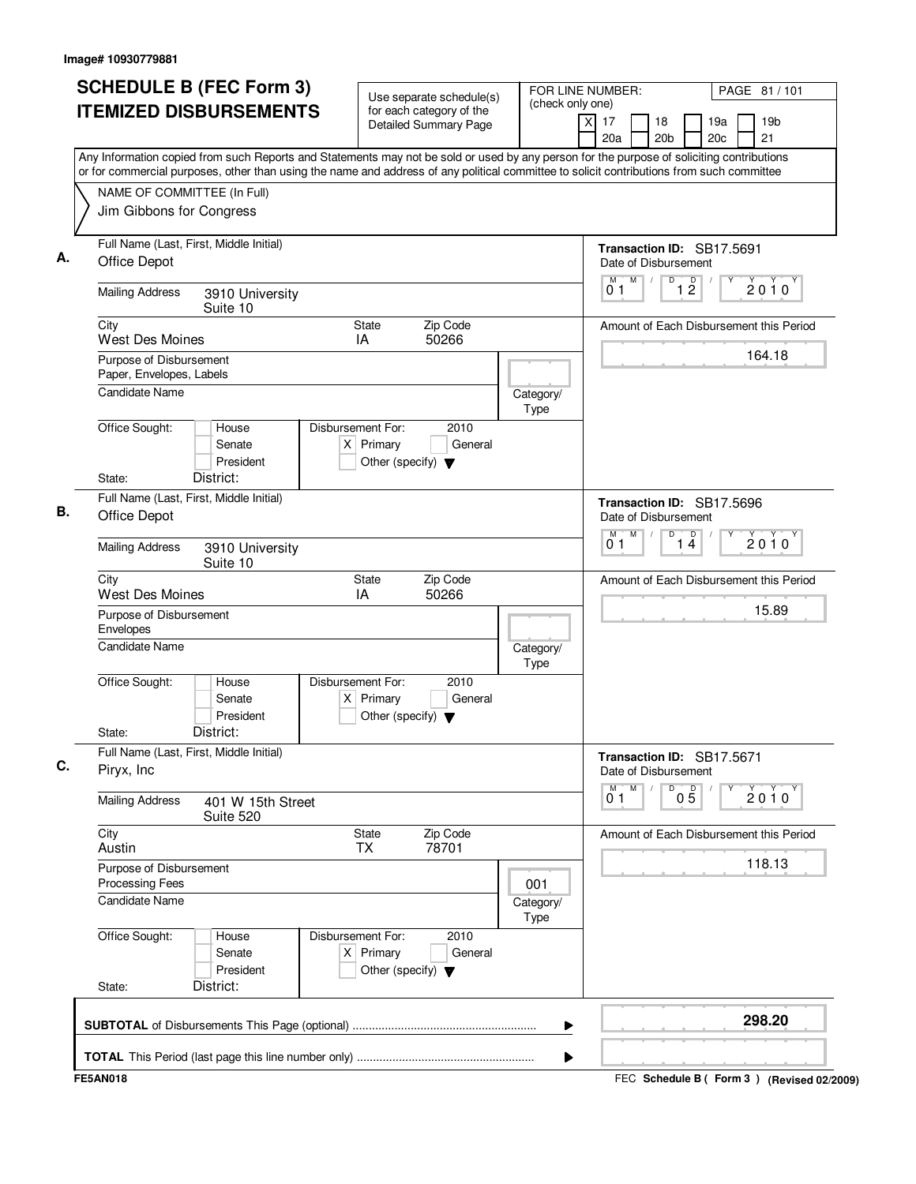Image# 10930779881

# SCHEDULE B (FEC Form 3) ITEMIZED DISBURSEMENTS

Use separate schedule(s) for each category of the Detailed Summary Page

FOR LINE NUMBER: (check only one)

[X] 17 [ ] 18 [ ] 19a [ ] 19b [ ] 20a [ ] 20b [ ] 20c [ ] 21

Any Information copied from such Reports and Statements may not be sold or used by any person for the purpose of soliciting contributions or for commercial purposes, other than using the name and address of any political committee to solicit contributions from such committee

NAME OF COMMITTEE (In Full)
Jim Gibbons for Congress

## A.

Full Name (Last, First, Middle Initial): Office Depot

Mailing Address: 3910 University, Suite 10

City: West Des Moines | State: IA | Zip Code: 50266

Purpose of Disbursement: Paper, Envelopes, Labels

Candidate Name:

Category/Type:

Office Sought: [ ] House [ ] Senate [ ] President

State: District:

Disbursement For: 2010 [X] Primary [ ] General [ ] Other (specify)

Transaction ID: SB17.5691

Date of Disbursement: 01/12/2010

Amount of Each Disbursement this Period: 164.18

## B.

Full Name (Last, First, Middle Initial): Office Depot

Mailing Address: 3910 University, Suite 10

City: West Des Moines | State: IA | Zip Code: 50266

Purpose of Disbursement: Envelopes

Candidate Name:

Category/Type:

Office Sought: [ ] House [ ] Senate [ ] President

State: District:

Disbursement For: 2010 [X] Primary [ ] General [ ] Other (specify)

Transaction ID: SB17.5696

Date of Disbursement: 01/14/2010

Amount of Each Disbursement this Period: 15.89

## C.

Full Name (Last, First, Middle Initial): Piryx, Inc

Mailing Address: 401 W 15th Street, Suite 520

City: Austin | State: TX | Zip Code: 78701

Purpose of Disbursement: Processing Fees

Candidate Name:

Category/Type: 001

Office Sought: [ ] House [ ] Senate [ ] President

State: District:

Disbursement For: 2010 [X] Primary [ ] General [ ] Other (specify)

Transaction ID: SB17.5671

Date of Disbursement: 01/05/2010

Amount of Each Disbursement this Period: 118.13

**SUBTOTAL** of Disbursements This Page (optional): **298.20**

**TOTAL** This Period (last page this line number only):

FE5AN018

FEC **Schedule B ( Form 3 )** (Revised 02/2009)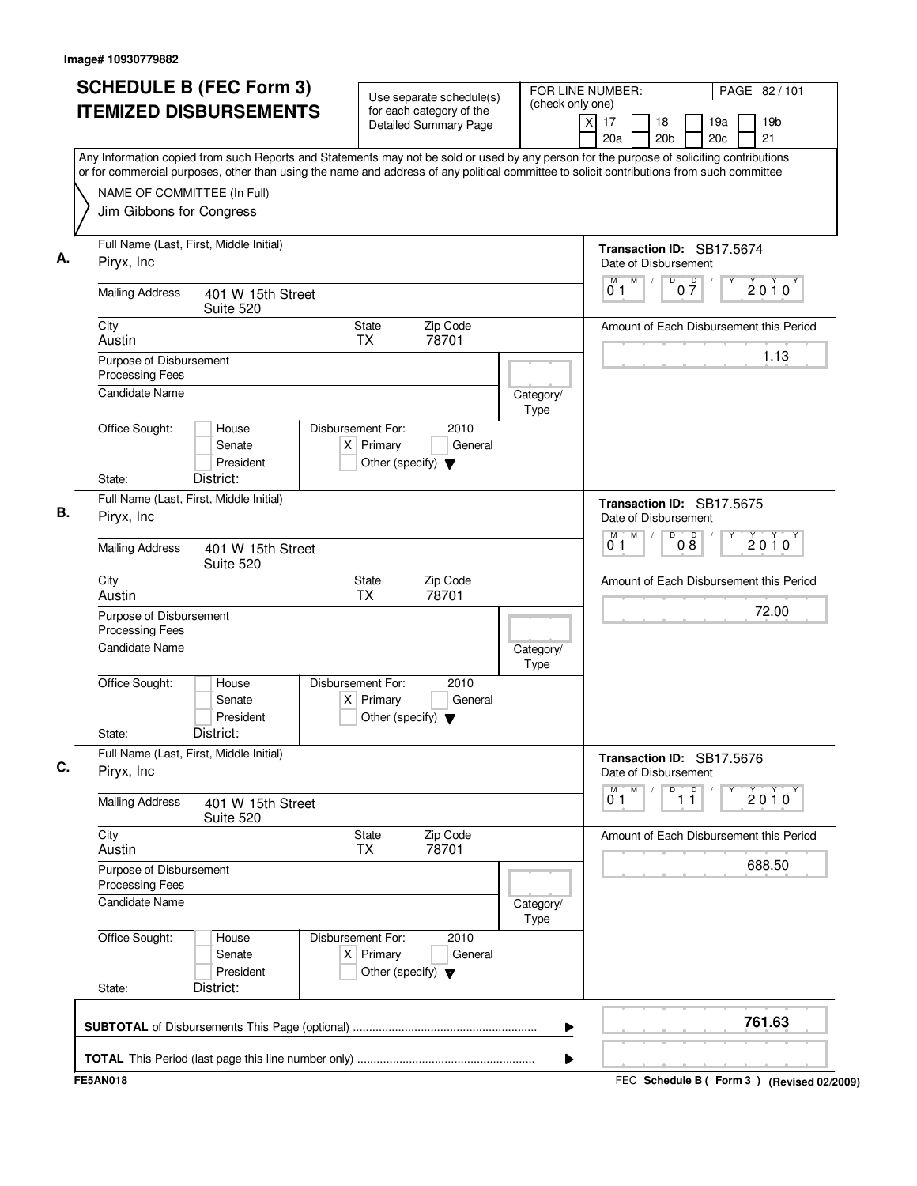Image# 10930779882

# SCHEDULE B (FEC Form 3)
# ITEMIZED DISBURSEMENTS

Use separate schedule(s) for each category of the Detailed Summary Page

FOR LINE NUMBER: (check only one)

[X] 17 [ ] 18 [ ] 19a [ ] 19b [ ] 20a [ ] 20b [ ] 20c [ ] 21

PAGE 82 / 101

Any Information copied from such Reports and Statements may not be sold or used by any person for the purpose of soliciting contributions or for commercial purposes, other than using the name and address of any political committee to solicit contributions from such committee

NAME OF COMMITTEE (In Full)
Jim Gibbons for Congress

---

**A.** Full Name (Last, First, Middle Initial): Pirydx, Inc

Mailing Address: 401 W 15th Street, Suite 520

City: Austin | State: TX | Zip Code: 78701

Purpose of Disbursement: Processing Fees

Candidate Name:

Category/Type:

Office Sought: [ ] House [ ] Senate [ ] President

State: | District:

Disbursement For: 2010 [X] Primary [ ] General [ ] Other (specify)

Transaction ID: SB17.5674

Date of Disbursement: 01/07/2010

Amount of Each Disbursement this Period: 1.13

---

**B.** Full Name (Last, First, Middle Initial): Pirydx, Inc

Mailing Address: 401 W 15th Street, Suite 520

City: Austin | State: TX | Zip Code: 78701

Purpose of Disbursement: Processing Fees

Candidate Name:

Category/Type:

Office Sought: [ ] House [ ] Senate [ ] President

State: | District:

Disbursement For: 2010 [X] Primary [ ] General [ ] Other (specify)

Transaction ID: SB17.5675

Date of Disbursement: 01/08/2010

Amount of Each Disbursement this Period: 72.00

---

**C.** Full Name (Last, First, Middle Initial): Pirydx, Inc

Mailing Address: 401 W 15th Street, Suite 520

City: Austin | State: TX | Zip Code: 78701

Purpose of Disbursement: Processing Fees

Candidate Name:

Category/Type:

Office Sought: [ ] House [ ] Senate [ ] President

State: | District:

Disbursement For: 2010 [X] Primary [ ] General [ ] Other (specify)

Transaction ID: SB17.5676

Date of Disbursement: 01/11/2010

Amount of Each Disbursement this Period: 688.50

---

**SUBTOTAL** of Disbursements This Page (optional): **761.63**

**TOTAL** This Period (last page this line number only):

FE5AN018

FEC **Schedule B ( Form 3 )** (Revised 02/2009)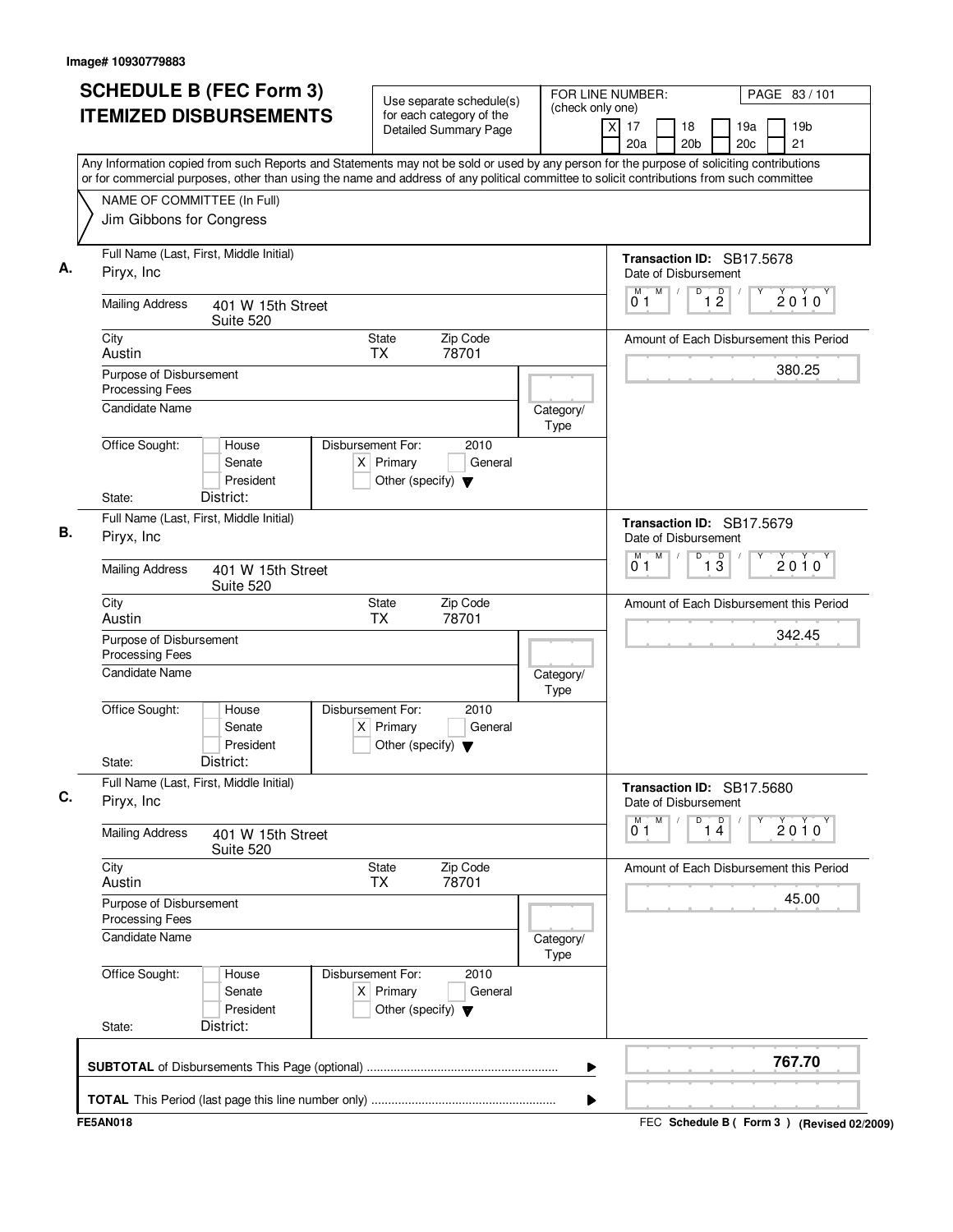Image# 10930779883

# SCHEDULE B (FEC Form 3)
# ITEMIZED DISBURSEMENTS

Use separate schedule(s) for each category of the Detailed Summary Page

FOR LINE NUMBER: (check only one)
[X] 17 [ ] 18 [ ] 19a [ ] 19b [ ] 20a [ ] 20b [ ] 20c [ ] 21

Any Information copied from such Reports and Statements may not be sold or used by any person for the purpose of soliciting contributions or for commercial purposes, other than using the name and address of any political committee to solicit contributions from such committee

NAME OF COMMITTEE (In Full)
Jim Gibbons for Congress

---

**A.** Full Name (Last, First, Middle Initial): Pirxy, Inc

Mailing Address: 401 W 15th Street, Suite 520

City: Austin | State: TX | Zip Code: 78701

Purpose of Disbursement: Processing Fees

Candidate Name:

Category/Type:

Office Sought: [ ] House [ ] Senate [ ] President

State: District:

Disbursement For: 2010 [X] Primary [ ] General [ ] Other (specify)

Transaction ID: SB17.5678

Date of Disbursement: 01/12/2010

Amount of Each Disbursement this Period: 380.25

---

**B.** Full Name (Last, First, Middle Initial): Pirxy, Inc

Mailing Address: 401 W 15th Street, Suite 520

City: Austin | State: TX | Zip Code: 78701

Purpose of Disbursement: Processing Fees

Candidate Name:

Category/Type:

Office Sought: [ ] House [ ] Senate [ ] President

State: District:

Disbursement For: 2010 [X] Primary [ ] General [ ] Other (specify)

Transaction ID: SB17.5679

Date of Disbursement: 01/13/2010

Amount of Each Disbursement this Period: 342.45

---

**C.** Full Name (Last, First, Middle Initial): Pirxy, Inc

Mailing Address: 401 W 15th Street, Suite 520

City: Austin | State: TX | Zip Code: 78701

Purpose of Disbursement: Processing Fees

Candidate Name:

Category/Type:

Office Sought: [ ] House [ ] Senate [ ] President

State: District:

Disbursement For: 2010 [X] Primary [ ] General [ ] Other (specify)

Transaction ID: SB17.5680

Date of Disbursement: 01/14/2010

Amount of Each Disbursement this Period: 45.00

---

**SUBTOTAL** of Disbursements This Page (optional): **767.70**

**TOTAL** This Period (last page this line number only):

FE5AN018

FEC **Schedule B ( Form 3 )** (Revised 02/2009)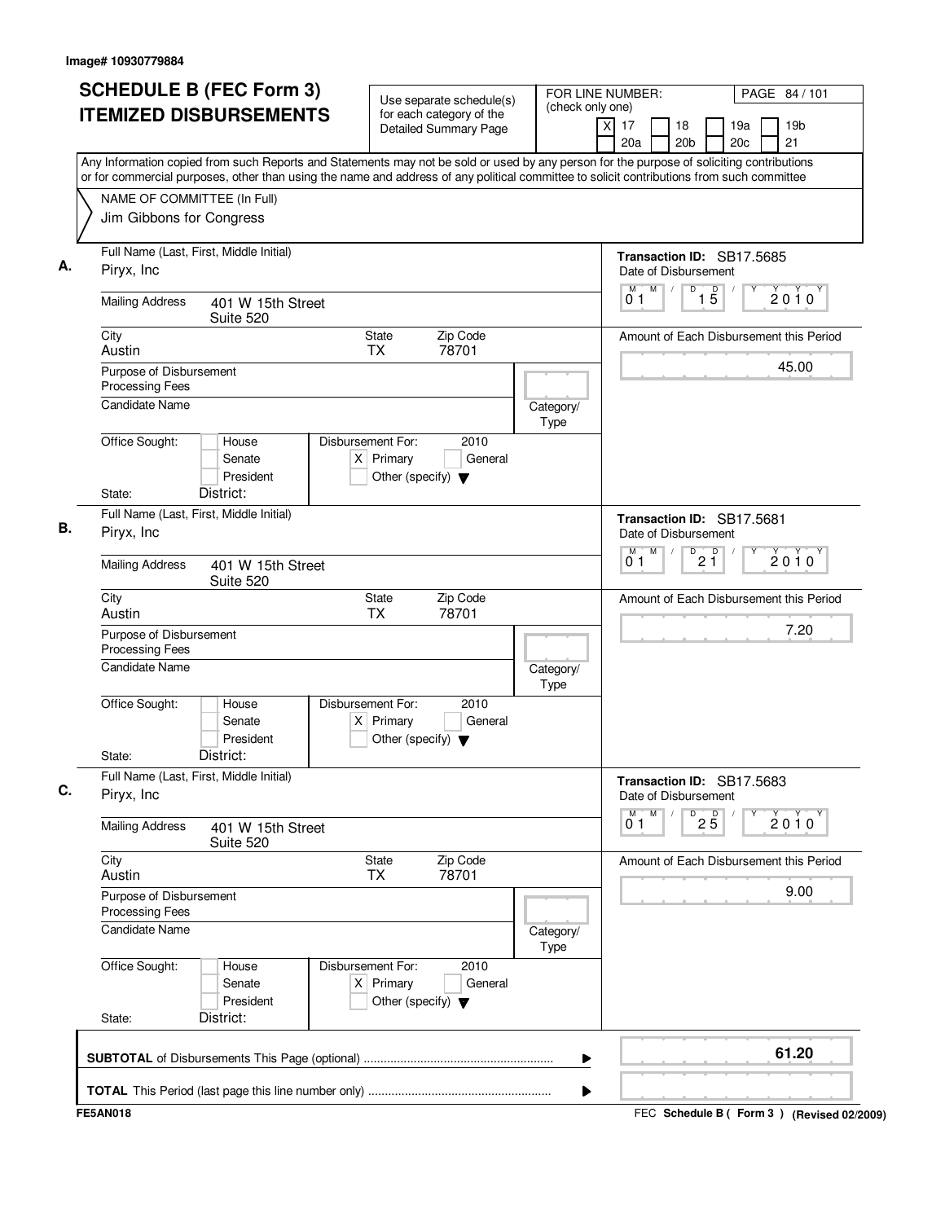Image# 10930779884

# SCHEDULE B (FEC Form 3)
# ITEMIZED DISBURSEMENTS

Use separate schedule(s) for each category of the Detailed Summary Page

FOR LINE NUMBER: (check only one)
[X] 17 [ ] 18 [ ] 19a [ ] 19b [ ] 20a [ ] 20b [ ] 20c [ ] 21

PAGE 84 / 101

Any Information copied from such Reports and Statements may not be sold or used by any person for the purpose of soliciting contributions or for commercial purposes, other than using the name and address of any political committee to solicit contributions from such committee

NAME OF COMMITTEE (In Full)
Jim Gibbons for Congress

---

**A.** Full Name (Last, First, Middle Initial): Piryx, Inc

Transaction ID: SB17.5685
Date of Disbursement: 01 / 15 / 2010

Mailing Address: 401 W 15th Street, Suite 520
City: Austin | State: TX | Zip Code: 78701

Amount of Each Disbursement this Period: 45.00

Purpose of Disbursement: Processing Fees
Candidate Name:
Category/Type:

Office Sought: [ ] House [ ] Senate [ ] President
State: District:
Disbursement For: 2010 [X] Primary [ ] General [ ] Other (specify)

---

**B.** Full Name (Last, First, Middle Initial): Piryx, Inc

Transaction ID: SB17.5681
Date of Disbursement: 01 / 21 / 2010

Mailing Address: 401 W 15th Street, Suite 520
City: Austin | State: TX | Zip Code: 78701

Amount of Each Disbursement this Period: 7.20

Purpose of Disbursement: Processing Fees
Candidate Name:
Category/Type:

Office Sought: [ ] House [ ] Senate [ ] President
State: District:
Disbursement For: 2010 [X] Primary [ ] General [ ] Other (specify)

---

**C.** Full Name (Last, First, Middle Initial): Piryx, Inc

Transaction ID: SB17.5683
Date of Disbursement: 01 / 25 / 2010

Mailing Address: 401 W 15th Street, Suite 520
City: Austin | State: TX | Zip Code: 78701

Amount of Each Disbursement this Period: 9.00

Purpose of Disbursement: Processing Fees
Candidate Name:
Category/Type:

Office Sought: [ ] House [ ] Senate [ ] President
State: District:
Disbursement For: 2010 [X] Primary [ ] General [ ] Other (specify)

---

**SUBTOTAL** of Disbursements This Page (optional): 61.20

**TOTAL** This Period (last page this line number only):

FE5AN018 — FEC Schedule B ( Form 3 ) (Revised 02/2009)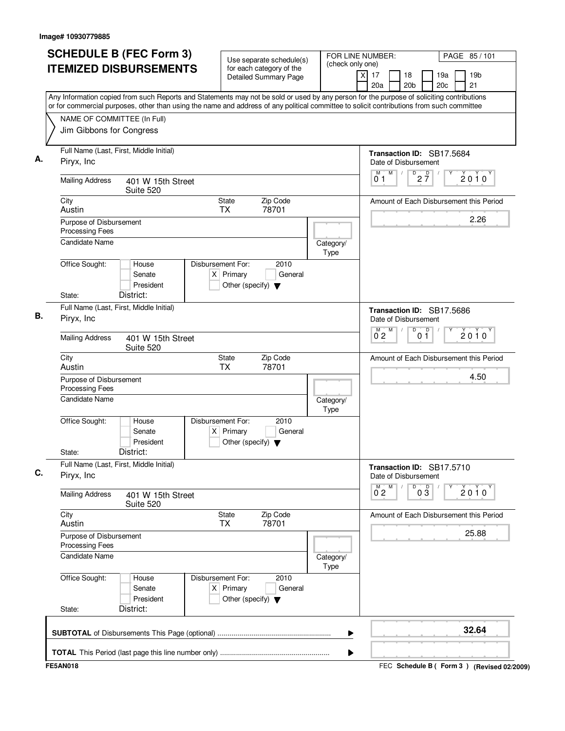Image# 10930779885

# SCHEDULE B (FEC Form 3)
## ITEMIZED DISBURSEMENTS

Use separate schedule(s) for each category of the Detailed Summary Page

FOR LINE NUMBER: (check only one)

[X] 17 [ ] 18 [ ] 19a [ ] 19b [ ] 20a [ ] 20b [ ] 20c [ ] 21

PAGE 85 / 101

Any Information copied from such Reports and Statements may not be sold or used by any person for the purpose of soliciting contributions or for commercial purposes, other than using the name and address of any political committee to solicit contributions from such committee

NAME OF COMMITTEE (In Full)
Jim Gibbons for Congress

---

**A.**

Full Name (Last, First, Middle Initial): Piryx, Inc

Mailing Address: 401 W 15th Street, Suite 520

City: Austin | State: TX | Zip Code: 78701

Purpose of Disbursement: Processing Fees

Candidate Name:

Category/Type:

Office Sought: [ ] House [ ] Senate [ ] President

State: District:

Disbursement For: 2010 [X] Primary [ ] General [ ] Other (specify)

Transaction ID: SB17.5684

Date of Disbursement: 01 / 27 / 2010

Amount of Each Disbursement this Period: 2.26

---

**B.**

Full Name (Last, First, Middle Initial): Piryx, Inc

Mailing Address: 401 W 15th Street, Suite 520

City: Austin | State: TX | Zip Code: 78701

Purpose of Disbursement: Processing Fees

Candidate Name:

Category/Type:

Office Sought: [ ] House [ ] Senate [ ] President

State: District:

Disbursement For: 2010 [X] Primary [ ] General [ ] Other (specify)

Transaction ID: SB17.5686

Date of Disbursement: 02 / 01 / 2010

Amount of Each Disbursement this Period: 4.50

---

**C.**

Full Name (Last, First, Middle Initial): Piryx, Inc

Mailing Address: 401 W 15th Street, Suite 520

City: Austin | State: TX | Zip Code: 78701

Purpose of Disbursement: Processing Fees

Candidate Name:

Category/Type:

Office Sought: [ ] House [ ] Senate [ ] President

State: District:

Disbursement For: 2010 [X] Primary [ ] General [ ] Other (specify)

Transaction ID: SB17.5710

Date of Disbursement: 02 / 03 / 2010

Amount of Each Disbursement this Period: 25.88

---

**SUBTOTAL** of Disbursements This Page (optional) ........ 32.64

**TOTAL** This Period (last page this line number only) ........

FE5AN018

FEC **Schedule B ( Form 3 )** (Revised 02/2009)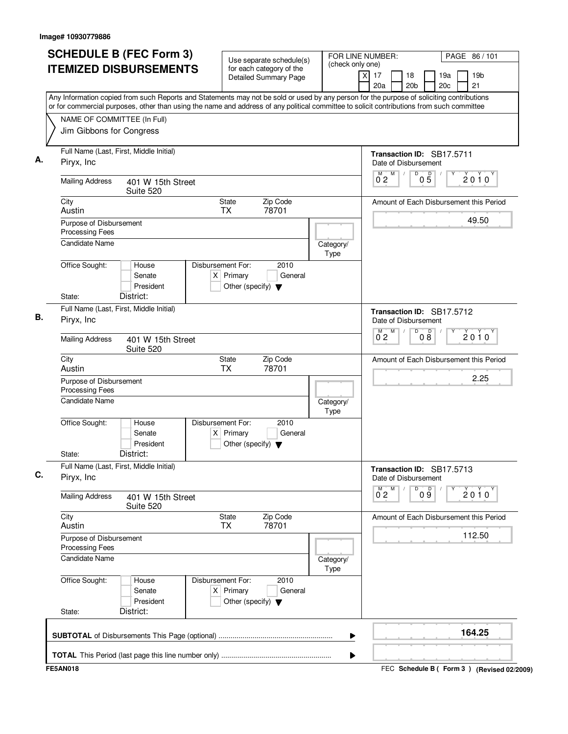Image# 10930779886

# SCHEDULE B (FEC Form 3)
# ITEMIZED DISBURSEMENTS

Use separate schedule(s) for each category of the Detailed Summary Page

FOR LINE NUMBER: (check only one)

- [X] 17
- [ ] 18
- [ ] 19a
- [ ] 19b
- [ ] 20a
- [ ] 20b
- [ ] 20c
- [ ] 21

PAGE 86 / 101

Any Information copied from such Reports and Statements may not be sold or used by any person for the purpose of soliciting contributions or for commercial purposes, other than using the name and address of any political committee to solicit contributions from such committee

NAME OF COMMITTEE (In Full)
Jim Gibbons for Congress

---

**A.** Full Name (Last, First, Middle Initial): Piryx, Inc

Mailing Address: 401 W 15th Street, Suite 520

City: Austin | State: TX | Zip Code: 78701

Purpose of Disbursement: Processing Fees

Candidate Name:

Category/Type:

Office Sought: [ ] House [ ] Senate [ ] President

State: District:

Disbursement For: 2010 [X] Primary [ ] General [ ] Other (specify)

Transaction ID: SB17.5711

Date of Disbursement: 02/05/2010

Amount of Each Disbursement this Period: 49.50

---

**B.** Full Name (Last, First, Middle Initial): Piryx, Inc

Mailing Address: 401 W 15th Street, Suite 520

City: Austin | State: TX | Zip Code: 78701

Purpose of Disbursement: Processing Fees

Candidate Name:

Category/Type:

Office Sought: [ ] House [ ] Senate [ ] President

State: District:

Disbursement For: 2010 [X] Primary [ ] General [ ] Other (specify)

Transaction ID: SB17.5712

Date of Disbursement: 02/08/2010

Amount of Each Disbursement this Period: 2.25

---

**C.** Full Name (Last, First, Middle Initial): Piryx, Inc

Mailing Address: 401 W 15th Street, Suite 520

City: Austin | State: TX | Zip Code: 78701

Purpose of Disbursement: Processing Fees

Candidate Name:

Category/Type:

Office Sought: [ ] House [ ] Senate [ ] President

State: District:

Disbursement For: 2010 [X] Primary [ ] General [ ] Other (specify)

Transaction ID: SB17.5713

Date of Disbursement: 02/09/2010

Amount of Each Disbursement this Period: 112.50

---

**SUBTOTAL** of Disbursements This Page (optional): **164.25**

**TOTAL** This Period (last page this line number only):

FE5AN018 — FEC Schedule B ( Form 3 ) (Revised 02/2009)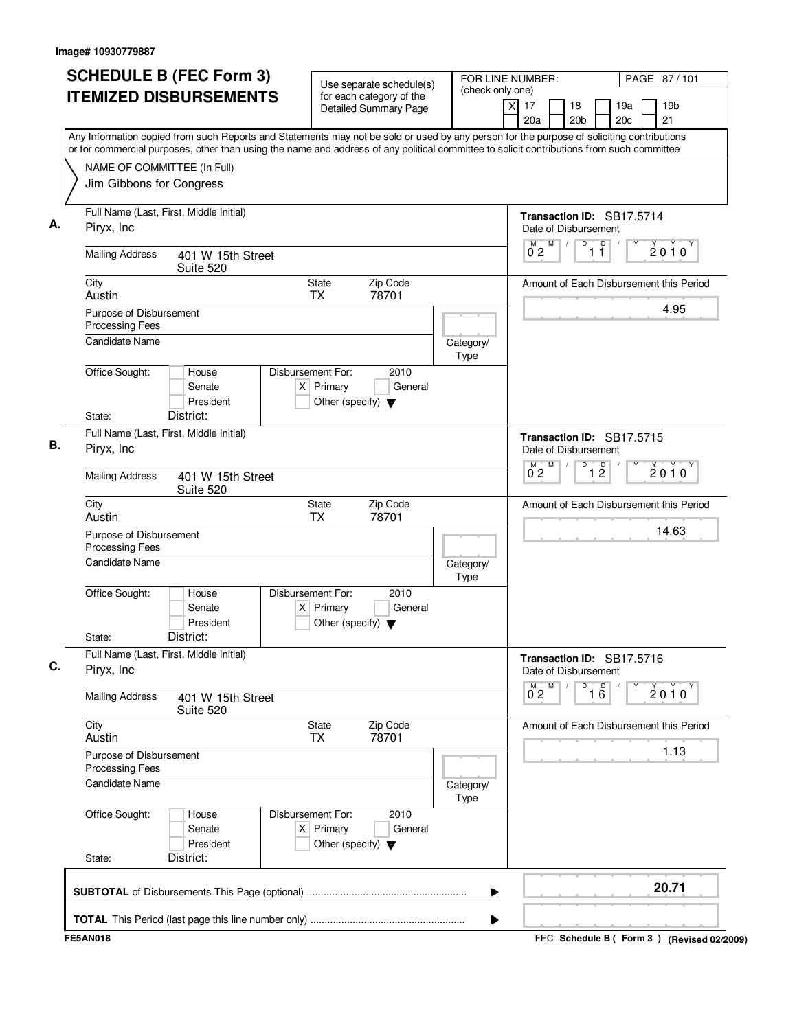Image# 10930779887

# SCHEDULE B (FEC Form 3) ITEMIZED DISBURSEMENTS

Use separate schedule(s) for each category of the Detailed Summary Page

FOR LINE NUMBER: (check only one)
[X] 17 [ ] 18 [ ] 19a [ ] 19b [ ] 20a [ ] 20b [ ] 20c [ ] 21

Any Information copied from such Reports and Statements may not be sold or used by any person for the purpose of soliciting contributions or for commercial purposes, other than using the name and address of any political committee to solicit contributions from such committee

NAME OF COMMITTEE (In Full)
Jim Gibbons for Congress

## A.

Full Name (Last, First, Middle Initial): Pirxy, Inc

Transaction ID: SB17.5714

Date of Disbursement: 02/11/2010

Mailing Address: 401 W 15th Street, Suite 520

City: Austin  State: TX  Zip Code: 78701

Amount of Each Disbursement this Period: 4.95

Purpose of Disbursement: Processing Fees

Candidate Name:

Category/Type:

Office Sought: [ ] House [ ] Senate [ ] President

State:  District:

Disbursement For: 2010 [X] Primary [ ] General [ ] Other (specify)

## B.

Full Name (Last, First, Middle Initial): Pirxy, Inc

Transaction ID: SB17.5715

Date of Disbursement: 02/12/2010

Mailing Address: 401 W 15th Street, Suite 520

City: Austin  State: TX  Zip Code: 78701

Amount of Each Disbursement this Period: 14.63

Purpose of Disbursement: Processing Fees

Candidate Name:

Category/Type:

Office Sought: [ ] House [ ] Senate [ ] President

State:  District:

Disbursement For: 2010 [X] Primary [ ] General [ ] Other (specify)

## C.

Full Name (Last, First, Middle Initial): Pirxy, Inc

Transaction ID: SB17.5716

Date of Disbursement: 02/16/2010

Mailing Address: 401 W 15th Street, Suite 520

City: Austin  State: TX  Zip Code: 78701

Amount of Each Disbursement this Period: 1.13

Purpose of Disbursement: Processing Fees

Candidate Name:

Category/Type:

Office Sought: [ ] House [ ] Senate [ ] President

State:  District:

Disbursement For: 2010 [X] Primary [ ] General [ ] Other (specify)

**SUBTOTAL** of Disbursements This Page (optional): **20.71**

**TOTAL** This Period (last page this line number only):

FE5AN018 — FEC **Schedule B ( Form 3 )** (Revised 02/2009)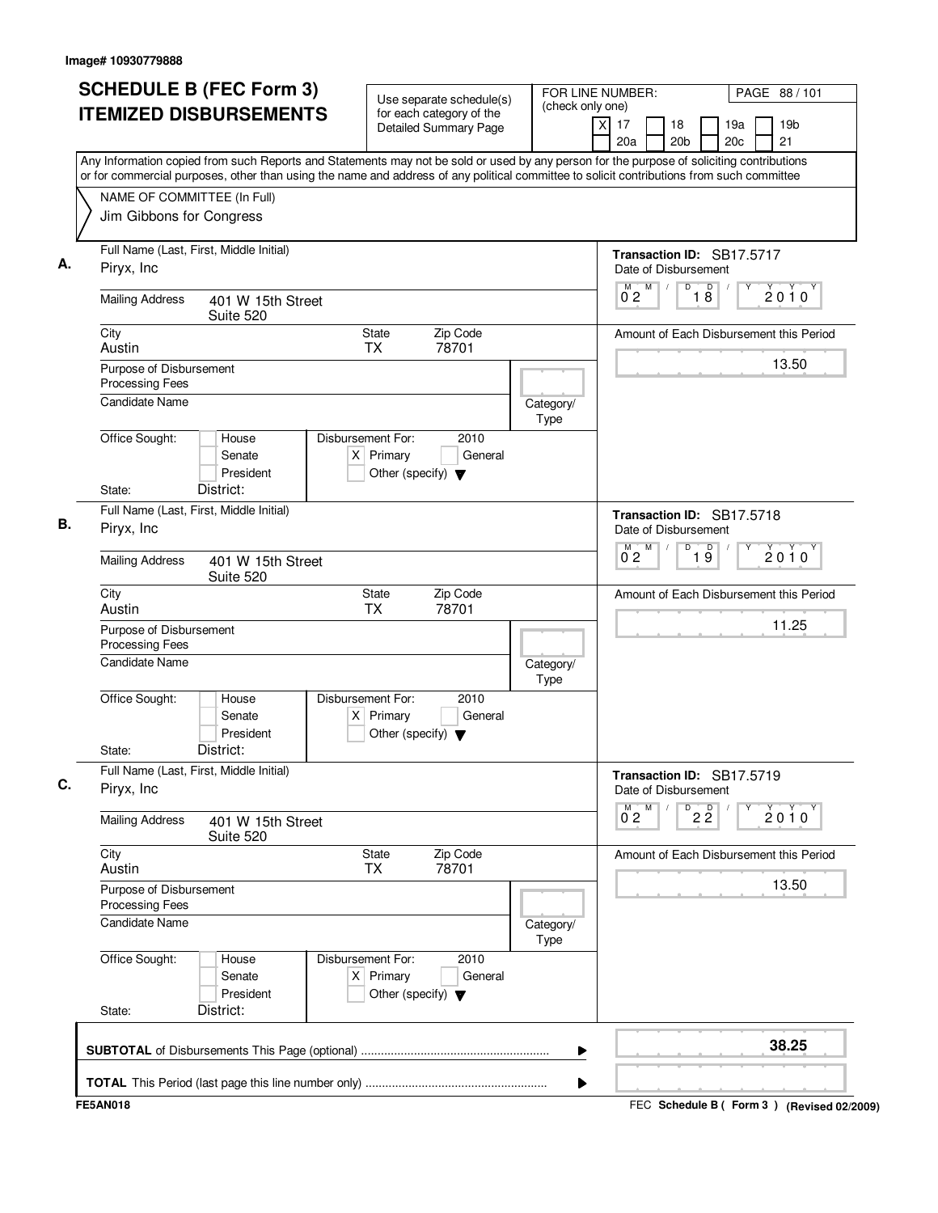Image# 10930779888

# SCHEDULE B (FEC Form 3) ITEMIZED DISBURSEMENTS

Use separate schedule(s) for each category of the Detailed Summary Page

FOR LINE NUMBER: (check only one)

[X] 17 [ ] 18 [ ] 19a [ ] 19b [ ] 20a [ ] 20b [ ] 20c [ ] 21

Any Information copied from such Reports and Statements may not be sold or used by any person for the purpose of soliciting contributions or for commercial purposes, other than using the name and address of any political committee to solicit contributions from such committee

NAME OF COMMITTEE (In Full)
Jim Gibbons for Congress

---

**A.**

Full Name (Last, First, Middle Initial): Piryx, Inc

Mailing Address: 401 W 15th Street, Suite 520

City: Austin | State: TX | Zip Code: 78701

Purpose of Disbursement: Processing Fees

Candidate Name:

Category/Type:

Office Sought: [ ] House [ ] Senate [ ] President

State: | District:

Disbursement For: 2010 [X] Primary [ ] General [ ] Other (specify)

Transaction ID: SB17.5717

Date of Disbursement: 02/18/2010

Amount of Each Disbursement this Period: 13.50

---

**B.**

Full Name (Last, First, Middle Initial): Piryx, Inc

Mailing Address: 401 W 15th Street, Suite 520

City: Austin | State: TX | Zip Code: 78701

Purpose of Disbursement: Processing Fees

Candidate Name:

Category/Type:

Office Sought: [ ] House [ ] Senate [ ] President

State: | District:

Disbursement For: 2010 [X] Primary [ ] General [ ] Other (specify)

Transaction ID: SB17.5718

Date of Disbursement: 02/19/2010

Amount of Each Disbursement this Period: 11.25

---

**C.**

Full Name (Last, First, Middle Initial): Piryx, Inc

Mailing Address: 401 W 15th Street, Suite 520

City: Austin | State: TX | Zip Code: 78701

Purpose of Disbursement: Processing Fees

Candidate Name:

Category/Type:

Office Sought: [ ] House [ ] Senate [ ] President

State: | District:

Disbursement For: 2010 [X] Primary [ ] General [ ] Other (specify)

Transaction ID: SB17.5719

Date of Disbursement: 02/22/2010

Amount of Each Disbursement this Period: 13.50

---

**SUBTOTAL** of Disbursements This Page (optional) ........ **38.25**

**TOTAL** This Period (last page this line number only) ........

FE5AN018 | FEC Schedule B ( Form 3 ) (Revised 02/2009)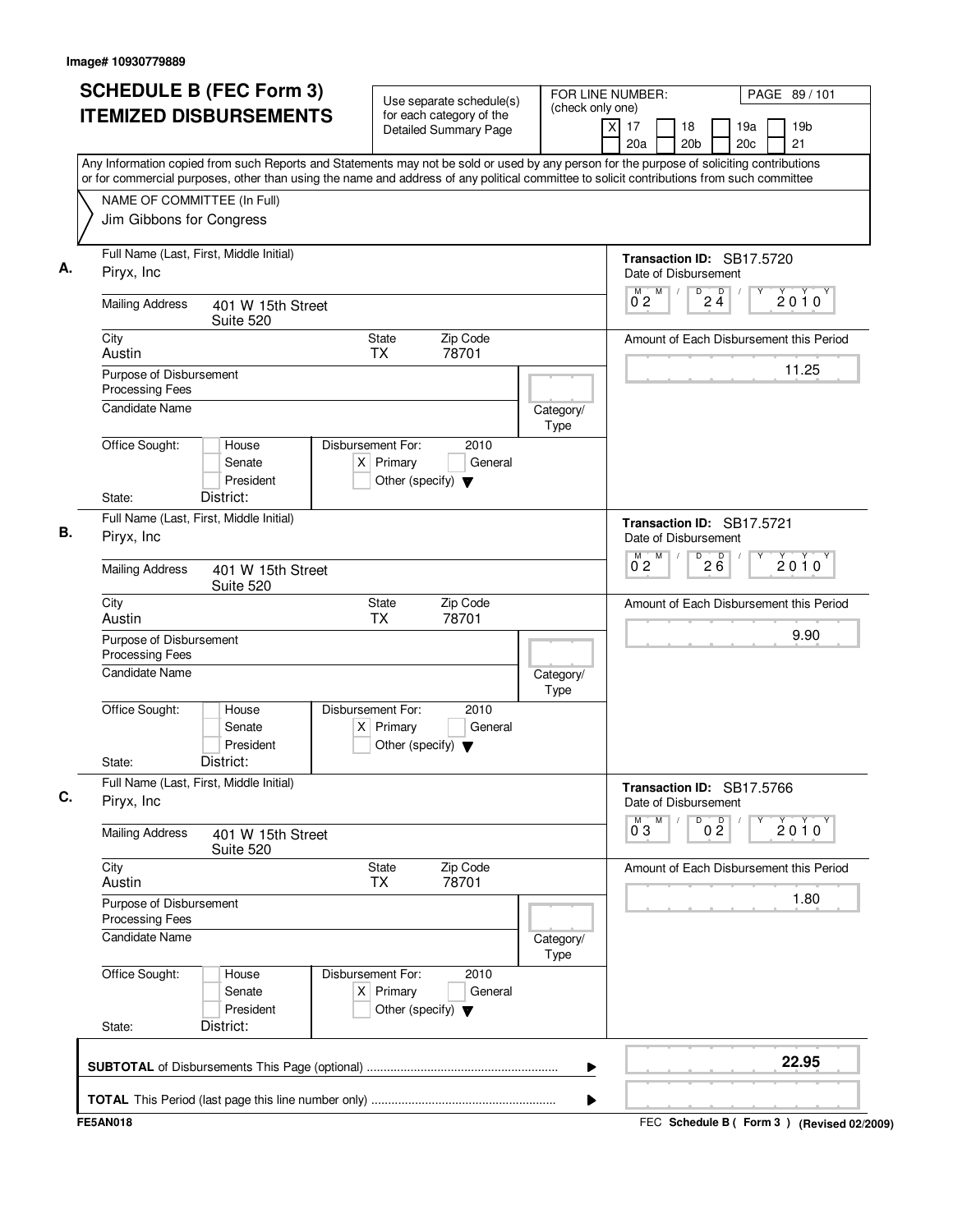Image# 10930779889

# SCHEDULE B (FEC Form 3) ITEMIZED DISBURSEMENTS

Use separate schedule(s) for each category of the Detailed Summary Page

FOR LINE NUMBER: (check only one)

[X] 17 [ ] 18 [ ] 19a [ ] 19b [ ] 20a [ ] 20b [ ] 20c [ ] 21

PAGE 89 / 101

Any Information copied from such Reports and Statements may not be sold or used by any person for the purpose of soliciting contributions or for commercial purposes, other than using the name and address of any political committee to solicit contributions from such committee

NAME OF COMMITTEE (In Full)
Jim Gibbons for Congress

---

**A.**

Full Name (Last, First, Middle Initial): Piryx, Inc

Mailing Address: 401 W 15th Street, Suite 520

City: Austin | State: TX | Zip Code: 78701

Purpose of Disbursement: Processing Fees

Candidate Name:

Category/Type:

Office Sought: [ ] House [ ] Senate [ ] President

State: District:

Disbursement For: 2010 [X] Primary [ ] General [ ] Other (specify)

Transaction ID: SB17.5720

Date of Disbursement: 02/24/2010

Amount of Each Disbursement this Period: 11.25

---

**B.**

Full Name (Last, First, Middle Initial): Piryx, Inc

Mailing Address: 401 W 15th Street, Suite 520

City: Austin | State: TX | Zip Code: 78701

Purpose of Disbursement: Processing Fees

Candidate Name:

Category/Type:

Office Sought: [ ] House [ ] Senate [ ] President

State: District:

Disbursement For: 2010 [X] Primary [ ] General [ ] Other (specify)

Transaction ID: SB17.5721

Date of Disbursement: 02/26/2010

Amount of Each Disbursement this Period: 9.90

---

**C.**

Full Name (Last, First, Middle Initial): Piryx, Inc

Mailing Address: 401 W 15th Street, Suite 520

City: Austin | State: TX | Zip Code: 78701

Purpose of Disbursement: Processing Fees

Candidate Name:

Category/Type:

Office Sought: [ ] House [ ] Senate [ ] President

State: District:

Disbursement For: 2010 [X] Primary [ ] General [ ] Other (specify)

Transaction ID: SB17.5766

Date of Disbursement: 03/02/2010

Amount of Each Disbursement this Period: 1.80

---

**SUBTOTAL** of Disbursements This Page (optional): **22.95**

**TOTAL** This Period (last page this line number only):

FE5AN018

FEC Schedule B ( Form 3 ) (Revised 02/2009)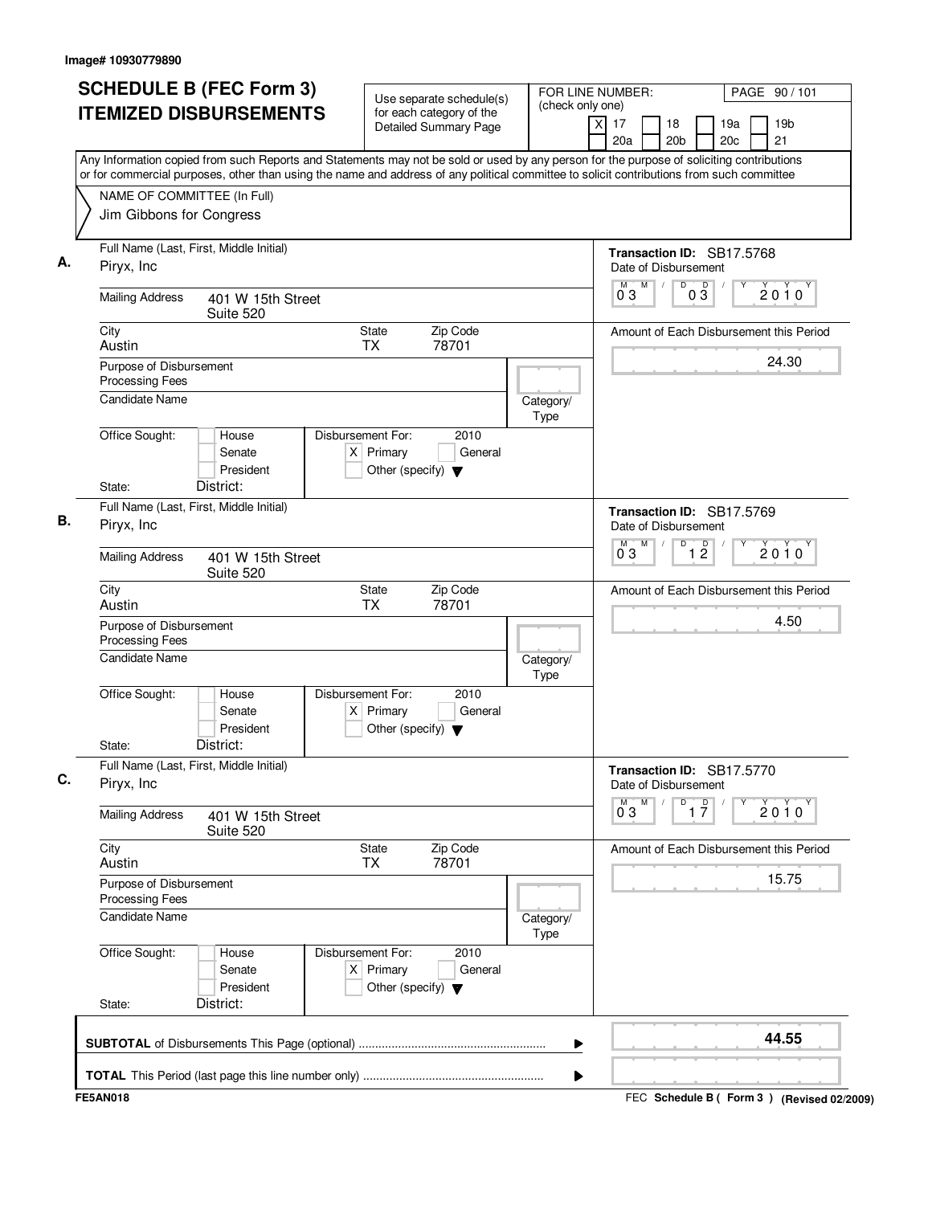Image# 10930779890

# SCHEDULE B (FEC Form 3) ITEMIZED DISBURSEMENTS

Use separate schedule(s) for each category of the Detailed Summary Page

FOR LINE NUMBER: (check only one)
[X] 17 [ ] 18 [ ] 19a [ ] 19b [ ] 20a [ ] 20b [ ] 20c [ ] 21

PAGE 90 / 101

Any Information copied from such Reports and Statements may not be sold or used by any person for the purpose of soliciting contributions or for commercial purposes, other than using the name and address of any political committee to solicit contributions from such committee

NAME OF COMMITTEE (In Full)
Jim Gibbons for Congress

---

**A.** Full Name (Last, First, Middle Initial): Piryx, Inc

Mailing Address: 401 W 15th Street, Suite 520

City: Austin  State: TX  Zip Code: 78701

Purpose of Disbursement: Processing Fees

Candidate Name:

Category/Type:

Office Sought: [ ] House [ ] Senate [ ] President
State: District:

Disbursement For: 2010 [X] Primary [ ] General [ ] Other (specify)

Transaction ID: SB17.5768
Date of Disbursement: 03/03/2010
Amount of Each Disbursement this Period: 24.30

---

**B.** Full Name (Last, First, Middle Initial): Piryx, Inc

Mailing Address: 401 W 15th Street, Suite 520

City: Austin  State: TX  Zip Code: 78701

Purpose of Disbursement: Processing Fees

Candidate Name:

Category/Type:

Office Sought: [ ] House [ ] Senate [ ] President
State: District:

Disbursement For: 2010 [X] Primary [ ] General [ ] Other (specify)

Transaction ID: SB17.5769
Date of Disbursement: 03/12/2010
Amount of Each Disbursement this Period: 4.50

---

**C.** Full Name (Last, First, Middle Initial): Piryx, Inc

Mailing Address: 401 W 15th Street, Suite 520

City: Austin  State: TX  Zip Code: 78701

Purpose of Disbursement: Processing Fees

Candidate Name:

Category/Type:

Office Sought: [ ] House [ ] Senate [ ] President
State: District:

Disbursement For: 2010 [X] Primary [ ] General [ ] Other (specify)

Transaction ID: SB17.5770
Date of Disbursement: 03/17/2010
Amount of Each Disbursement this Period: 15.75

---

**SUBTOTAL** of Disbursements This Page (optional): **44.55**

**TOTAL** This Period (last page this line number only):

FE5AN018 — FEC Schedule B ( Form 3 ) (Revised 02/2009)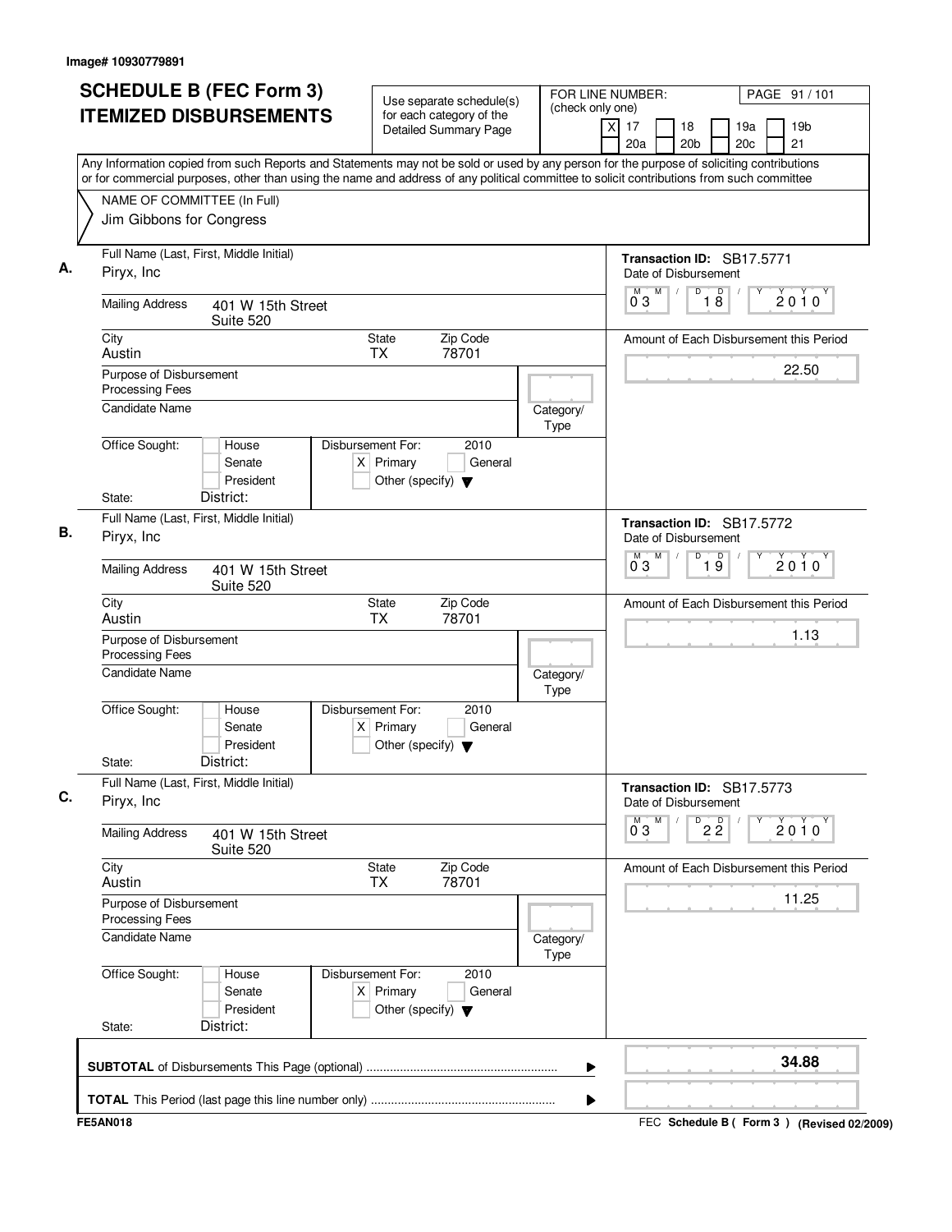Image# 10930779891

# SCHEDULE B (FEC Form 3) ITEMIZED DISBURSEMENTS

Use separate schedule(s) for each category of the Detailed Summary Page

FOR LINE NUMBER: (check only one)

[X] 17 [ ] 18 [ ] 19a [ ] 19b [ ] 20a [ ] 20b [ ] 20c [ ] 21

PAGE 91 / 101

Any Information copied from such Reports and Statements may not be sold or used by any person for the purpose of soliciting contributions or for commercial purposes, other than using the name and address of any political committee to solicit contributions from such committee

NAME OF COMMITTEE (In Full)
Jim Gibbons for Congress

---

**A.**

Full Name (Last, First, Middle Initial): Piryx, Inc

Mailing Address: 401 W 15th Street, Suite 520

City: Austin | State: TX | Zip Code: 78701

Purpose of Disbursement: Processing Fees

Candidate Name:

Category/Type:

Office Sought: [ ] House [ ] Senate [ ] President

State: District:

Disbursement For: 2010 [X] Primary [ ] General [ ] Other (specify)

Transaction ID: SB17.5771

Date of Disbursement: 03/18/2010

Amount of Each Disbursement this Period: 22.50

---

**B.**

Full Name (Last, First, Middle Initial): Piryx, Inc

Mailing Address: 401 W 15th Street, Suite 520

City: Austin | State: TX | Zip Code: 78701

Purpose of Disbursement: Processing Fees

Candidate Name:

Category/Type:

Office Sought: [ ] House [ ] Senate [ ] President

State: District:

Disbursement For: 2010 [X] Primary [ ] General [ ] Other (specify)

Transaction ID: SB17.5772

Date of Disbursement: 03/19/2010

Amount of Each Disbursement this Period: 1.13

---

**C.**

Full Name (Last, First, Middle Initial): Piryx, Inc

Mailing Address: 401 W 15th Street, Suite 520

City: Austin | State: TX | Zip Code: 78701

Purpose of Disbursement: Processing Fees

Candidate Name:

Category/Type:

Office Sought: [ ] House [ ] Senate [ ] President

State: District:

Disbursement For: 2010 [X] Primary [ ] General [ ] Other (specify)

Transaction ID: SB17.5773

Date of Disbursement: 03/22/2010

Amount of Each Disbursement this Period: 11.25

---

**SUBTOTAL** of Disbursements This Page (optional): **34.88**

**TOTAL** This Period (last page this line number only):

FE5AN018

FEC **Schedule B ( Form 3 )** (Revised 02/2009)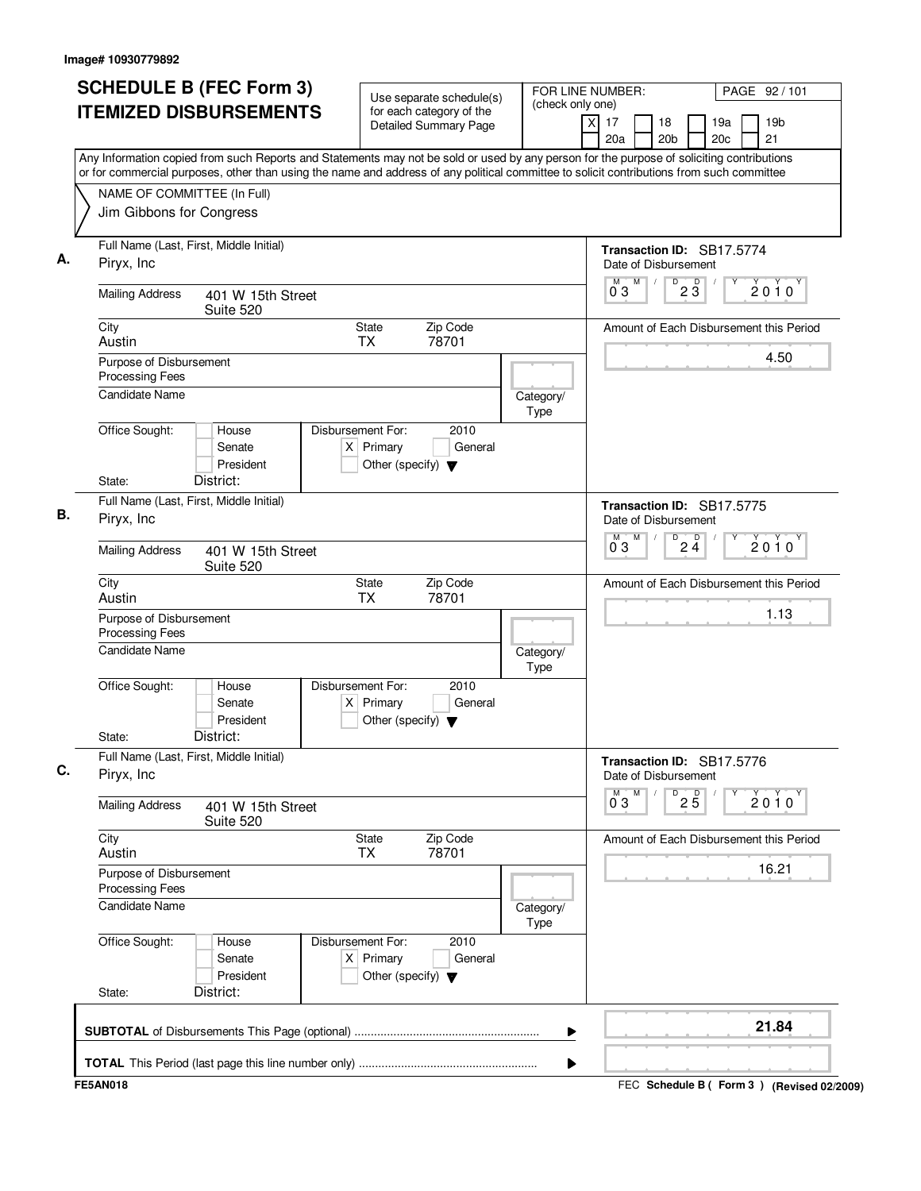Image# 10930779892

# SCHEDULE B (FEC Form 3) ITEMIZED DISBURSEMENTS

Use separate schedule(s) for each category of the Detailed Summary Page

FOR LINE NUMBER: (check only one)
[X] 17 [ ] 18 [ ] 19a [ ] 19b [ ] 20a [ ] 20b [ ] 20c [ ] 21

PAGE 92 / 101

Any Information copied from such Reports and Statements may not be sold or used by any person for the purpose of soliciting contributions or for commercial purposes, other than using the name and address of any political committee to solicit contributions from such committee

NAME OF COMMITTEE (In Full)
Jim Gibbons for Congress

---

**A.** Full Name (Last, First, Middle Initial): Pirγx, Inc

Transaction ID: SB17.5774
Date of Disbursement: 03 / 23 / 2010

Mailing Address: 401 W 15th Street, Suite 520
City: Austin State: TX Zip Code: 78701

Amount of Each Disbursement this Period: 4.50

Purpose of Disbursement: Processing Fees
Candidate Name:
Category/Type:

Office Sought: [ ] House [ ] Senate [ ] President
State: District:
Disbursement For: 2010 [X] Primary [ ] General [ ] Other (specify)

---

**B.** Full Name (Last, First, Middle Initial): Piryx, Inc

Transaction ID: SB17.5775
Date of Disbursement: 03 / 24 / 2010

Mailing Address: 401 W 15th Street, Suite 520
City: Austin State: TX Zip Code: 78701

Amount of Each Disbursement this Period: 1.13

Purpose of Disbursement: Processing Fees
Candidate Name:
Category/Type:

Office Sought: [ ] House [ ] Senate [ ] President
State: District:
Disbursement For: 2010 [X] Primary [ ] General [ ] Other (specify)

---

**C.** Full Name (Last, First, Middle Initial): Piryx, Inc

Transaction ID: SB17.5776
Date of Disbursement: 03 / 25 / 2010

Mailing Address: 401 W 15th Street, Suite 520
City: Austin State: TX Zip Code: 78701

Amount of Each Disbursement this Period: 16.21

Purpose of Disbursement: Processing Fees
Candidate Name:
Category/Type:

Office Sought: [ ] House [ ] Senate [ ] President
State: District:
Disbursement For: 2010 [X] Primary [ ] General [ ] Other (specify)

---

**SUBTOTAL** of Disbursements This Page (optional): **21.84**

**TOTAL** This Period (last page this line number only):

FE5AN018 — FEC Schedule B ( Form 3 ) (Revised 02/2009)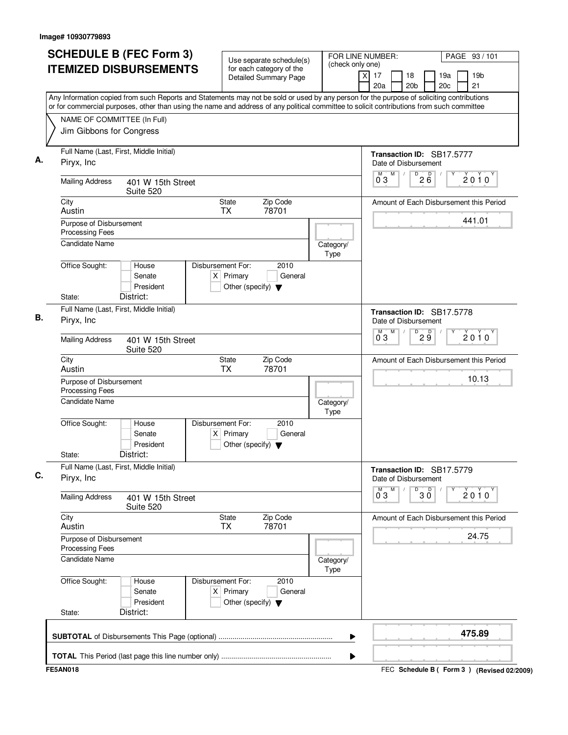Image# 10930779893

# SCHEDULE B (FEC Form 3) ITEMIZED DISBURSEMENTS

Use separate schedule(s) for each category of the Detailed Summary Page

FOR LINE NUMBER: (check only one)

[X] 17 [ ] 18 [ ] 19a [ ] 19b [ ] 20a [ ] 20b [ ] 20c [ ] 21

Any Information copied from such Reports and Statements may not be sold or used by any person for the purpose of soliciting contributions or for commercial purposes, other than using the name and address of any political committee to solicit contributions from such committee

NAME OF COMMITTEE (In Full)
Jim Gibbons for Congress

---

**A.** Full Name (Last, First, Middle Initial): Piryx, Inc

Mailing Address: 401 W 15th Street, Suite 520

City: Austin | State: TX | Zip Code: 78701

Purpose of Disbursement: Processing Fees

Candidate Name:

Category/Type:

Office Sought: [ ] House [ ] Senate [ ] President
State: District:

Disbursement For: 2010 [X] Primary [ ] General [ ] Other (specify)

Transaction ID: SB17.5777

Date of Disbursement: 03/26/2010

Amount of Each Disbursement this Period: 441.01

---

**B.** Full Name (Last, First, Middle Initial): Piryx, Inc

Mailing Address: 401 W 15th Street, Suite 520

City: Austin | State: TX | Zip Code: 78701

Purpose of Disbursement: Processing Fees

Candidate Name:

Category/Type:

Office Sought: [ ] House [ ] Senate [ ] President
State: District:

Disbursement For: 2010 [X] Primary [ ] General [ ] Other (specify)

Transaction ID: SB17.5778

Date of Disbursement: 03/29/2010

Amount of Each Disbursement this Period: 10.13

---

**C.** Full Name (Last, First, Middle Initial): Piryx, Inc

Mailing Address: 401 W 15th Street, Suite 520

City: Austin | State: TX | Zip Code: 78701

Purpose of Disbursement: Processing Fees

Candidate Name:

Category/Type:

Office Sought: [ ] House [ ] Senate [ ] President
State: District:

Disbursement For: 2010 [X] Primary [ ] General [ ] Other (specify)

Transaction ID: SB17.5779

Date of Disbursement: 03/30/2010

Amount of Each Disbursement this Period: 24.75

---

**SUBTOTAL** of Disbursements This Page (optional): **475.89**

**TOTAL** This Period (last page this line number only):

FE5AN018 | FEC Schedule B ( Form 3 ) (Revised 02/2009)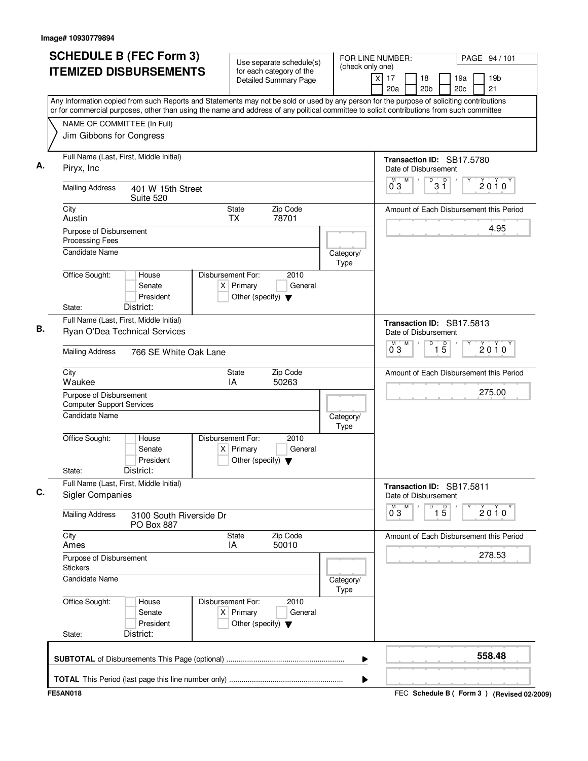Image# 10930779894

# SCHEDULE B (FEC Form 3) ITEMIZED DISBURSEMENTS

Use separate schedule(s) for each category of the Detailed Summary Page

FOR LINE NUMBER: (check only one)
[X] 17 [ ] 18 [ ] 19a [ ] 19b [ ] 20a [ ] 20b [ ] 20c [ ] 21

PAGE 94 / 101

Any Information copied from such Reports and Statements may not be sold or used by any person for the purpose of soliciting contributions or for commercial purposes, other than using the name and address of any political committee to solicit contributions from such committee

NAME OF COMMITTEE (In Full)
Jim Gibbons for Congress

---

**A.** Full Name (Last, First, Middle Initial): Piryx, Inc

Mailing Address: 401 W 15th Street, Suite 520

City: Austin | State: TX | Zip Code: 78701

Purpose of Disbursement: Processing Fees

Candidate Name:

Category/Type:

Office Sought: [ ] House [ ] Senate [ ] President
State: District:

Disbursement For: 2010 [X] Primary [ ] General [ ] Other (specify)

Transaction ID: SB17.5780
Date of Disbursement: 03/31/2010
Amount of Each Disbursement this Period: 4.95

---

**B.** Full Name (Last, First, Middle Initial): Ryan O'Dea Technical Services

Mailing Address: 766 SE White Oak Lane

City: Waukee | State: IA | Zip Code: 50263

Purpose of Disbursement: Computer Support Services

Candidate Name:

Category/Type:

Office Sought: [ ] House [ ] Senate [ ] President
State: District:

Disbursement For: 2010 [X] Primary [ ] General [ ] Other (specify)

Transaction ID: SB17.5813
Date of Disbursement: 03/15/2010
Amount of Each Disbursement this Period: 275.00

---

**C.** Full Name (Last, First, Middle Initial): Sigler Companies

Mailing Address: 3100 South Riverside Dr, PO Box 887

City: Ames | State: IA | Zip Code: 50010

Purpose of Disbursement: Stickers

Candidate Name:

Category/Type:

Office Sought: [ ] House [ ] Senate [ ] President
State: District:

Disbursement For: 2010 [X] Primary [ ] General [ ] Other (specify)

Transaction ID: SB17.5811
Date of Disbursement: 03/15/2010
Amount of Each Disbursement this Period: 278.53

---

**SUBTOTAL** of Disbursements This Page (optional): **558.48**

**TOTAL** This Period (last page this line number only):

FE5AN018 — FEC Schedule B ( Form 3 ) (Revised 02/2009)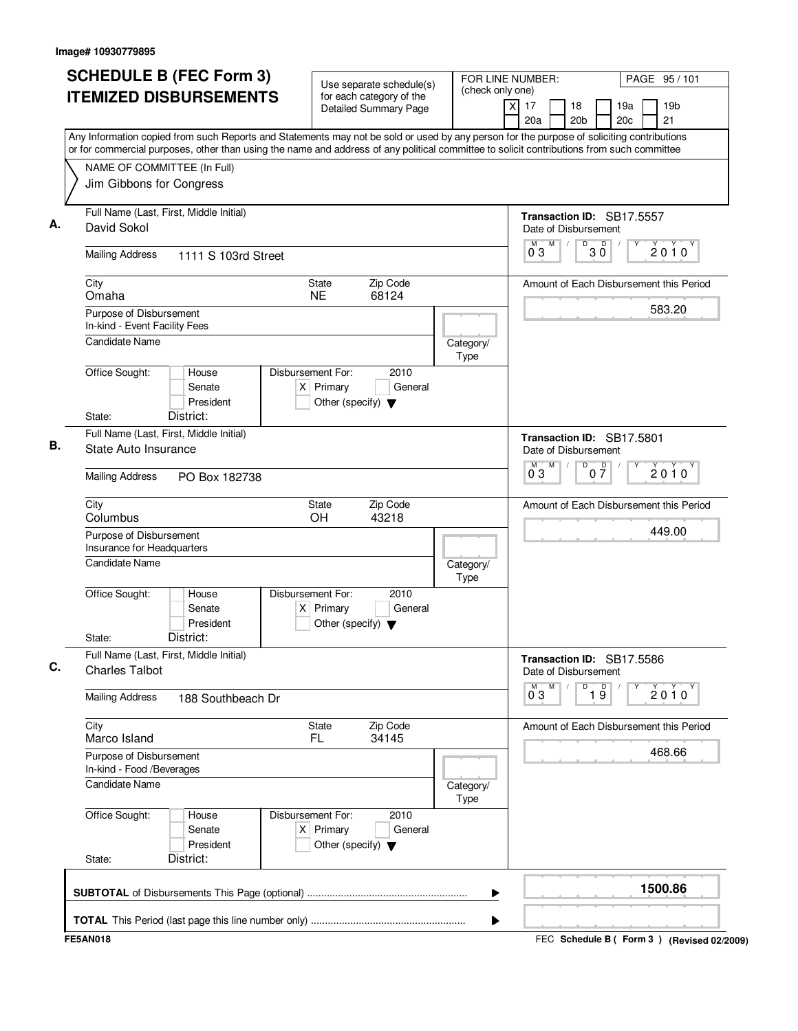Image# 10930779895

# SCHEDULE B (FEC Form 3) ITEMIZED DISBURSEMENTS

Use separate schedule(s) for each category of the Detailed Summary Page

FOR LINE NUMBER: (check only one)
[X] 17 [ ] 18 [ ] 19a [ ] 19b [ ] 20a [ ] 20b [ ] 20c [ ] 21

PAGE 95 / 101

Any Information copied from such Reports and Statements may not be sold or used by any person for the purpose of soliciting contributions or for commercial purposes, other than using the name and address of any political committee to solicit contributions from such committee

NAME OF COMMITTEE (In Full)
Jim Gibbons for Congress

---

**A.**

Full Name (Last, First, Middle Initial): David Sokol

Mailing Address: 1111 S 103rd Street

City: Omaha | State: NE | Zip Code: 68124

Purpose of Disbursement: In-kind - Event Facility Fees

Candidate Name:

Category/Type:

Office Sought: [ ] House [ ] Senate [ ] President

State: District:

Disbursement For: 2010 [X] Primary [ ] General [ ] Other (specify)

Transaction ID: SB17.5557

Date of Disbursement: 03/30/2010

Amount of Each Disbursement this Period: 583.20

---

**B.**

Full Name (Last, First, Middle Initial): State Auto Insurance

Mailing Address: PO Box 182738

City: Columbus | State: OH | Zip Code: 43218

Purpose of Disbursement: Insurance for Headquarters

Candidate Name:

Category/Type:

Office Sought: [ ] House [ ] Senate [ ] President

State: District:

Disbursement For: 2010 [X] Primary [ ] General [ ] Other (specify)

Transaction ID: SB17.5801

Date of Disbursement: 03/07/2010

Amount of Each Disbursement this Period: 449.00

---

**C.**

Full Name (Last, First, Middle Initial): Charles Talbot

Mailing Address: 188 Southbeach Dr

City: Marco Island | State: FL | Zip Code: 34145

Purpose of Disbursement: In-kind - Food /Beverages

Candidate Name:

Category/Type:

Office Sought: [ ] House [ ] Senate [ ] President

State: District:

Disbursement For: 2010 [X] Primary [ ] General [ ] Other (specify)

Transaction ID: SB17.5586

Date of Disbursement: 03/19/2010

Amount of Each Disbursement this Period: 468.66

---

**SUBTOTAL** of Disbursements This Page (optional): 1500.86

**TOTAL** This Period (last page this line number only):

FE5AN018 — FEC Schedule B ( Form 3 ) (Revised 02/2009)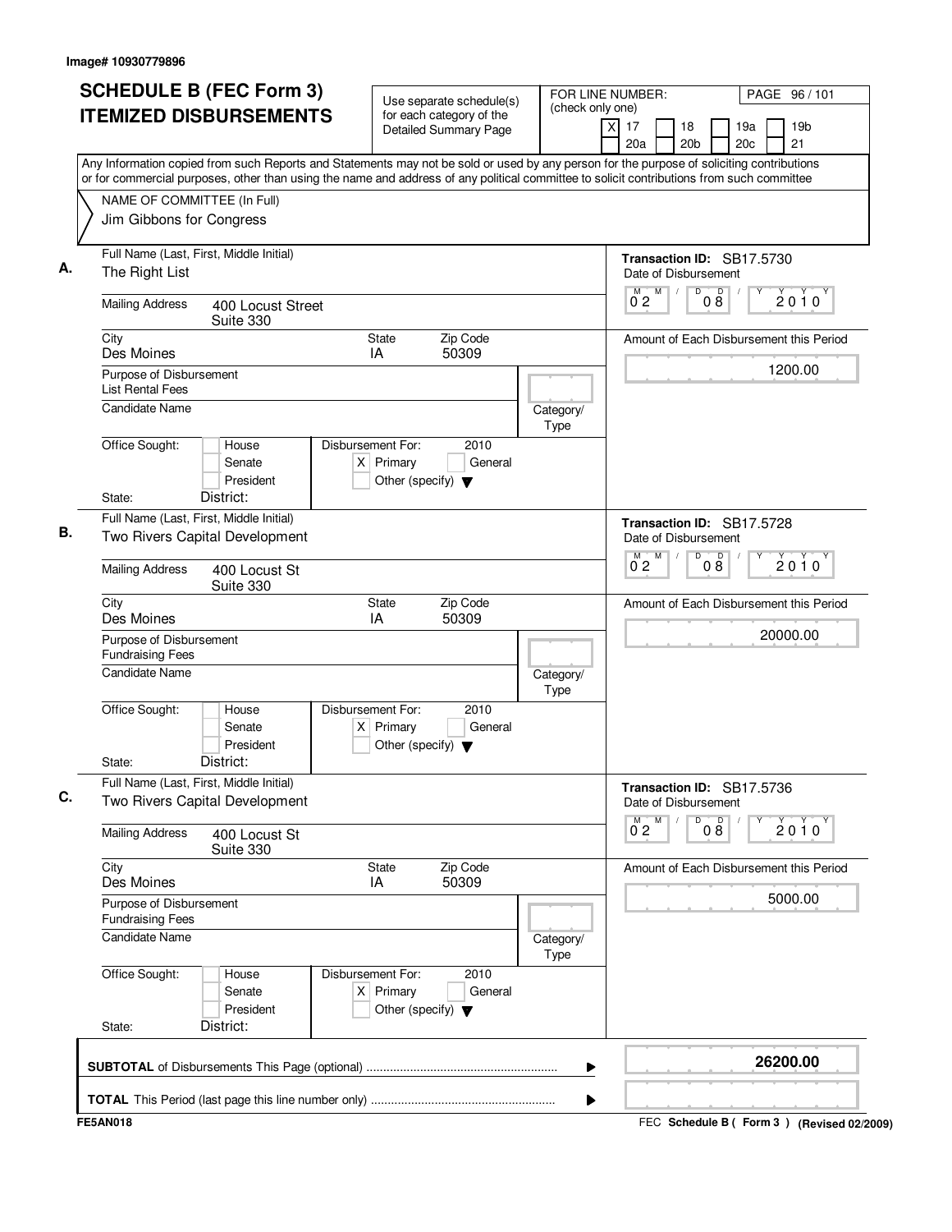Image# 10930779896

# SCHEDULE B (FEC Form 3) ITEMIZED DISBURSEMENTS

Use separate schedule(s) for each category of the Detailed Summary Page

FOR LINE NUMBER: (check only one)

[X] 17 [ ] 18 [ ] 19a [ ] 19b [ ] 20a [ ] 20b [ ] 20c [ ] 21

PAGE 96 / 101

Any Information copied from such Reports and Statements may not be sold or used by any person for the purpose of soliciting contributions or for commercial purposes, other than using the name and address of any political committee to solicit contributions from such committee

NAME OF COMMITTEE (In Full)
Jim Gibbons for Congress

---

**A.**

Full Name (Last, First, Middle Initial): The Right List

Mailing Address: 400 Locust Street, Suite 330

City: Des Moines | State: IA | Zip Code: 50309

Purpose of Disbursement: List Rental Fees

Candidate Name:

Category/Type:

Office Sought: [ ] House [ ] Senate [ ] President

State: District:

Disbursement For: 2010 [X] Primary [ ] General [ ] Other (specify)

Transaction ID: SB17.5730

Date of Disbursement: 02/08/2010

Amount of Each Disbursement this Period: 1200.00

---

**B.**

Full Name (Last, First, Middle Initial): Two Rivers Capital Development

Mailing Address: 400 Locust St, Suite 330

City: Des Moines | State: IA | Zip Code: 50309

Purpose of Disbursement: Fundraising Fees

Candidate Name:

Category/Type:

Office Sought: [ ] House [ ] Senate [ ] President

State: District:

Disbursement For: 2010 [X] Primary [ ] General [ ] Other (specify)

Transaction ID: SB17.5728

Date of Disbursement: 02/08/2010

Amount of Each Disbursement this Period: 20000.00

---

**C.**

Full Name (Last, First, Middle Initial): Two Rivers Capital Development

Mailing Address: 400 Locust St, Suite 330

City: Des Moines | State: IA | Zip Code: 50309

Purpose of Disbursement: Fundraising Fees

Candidate Name:

Category/Type:

Office Sought: [ ] House [ ] Senate [ ] President

State: District:

Disbursement For: 2010 [X] Primary [ ] General [ ] Other (specify)

Transaction ID: SB17.5736

Date of Disbursement: 02/08/2010

Amount of Each Disbursement this Period: 5000.00

---

**SUBTOTAL** of Disbursements This Page (optional): **26200.00**

**TOTAL** This Period (last page this line number only):

FE5AN018 — FEC Schedule B ( Form 3 ) (Revised 02/2009)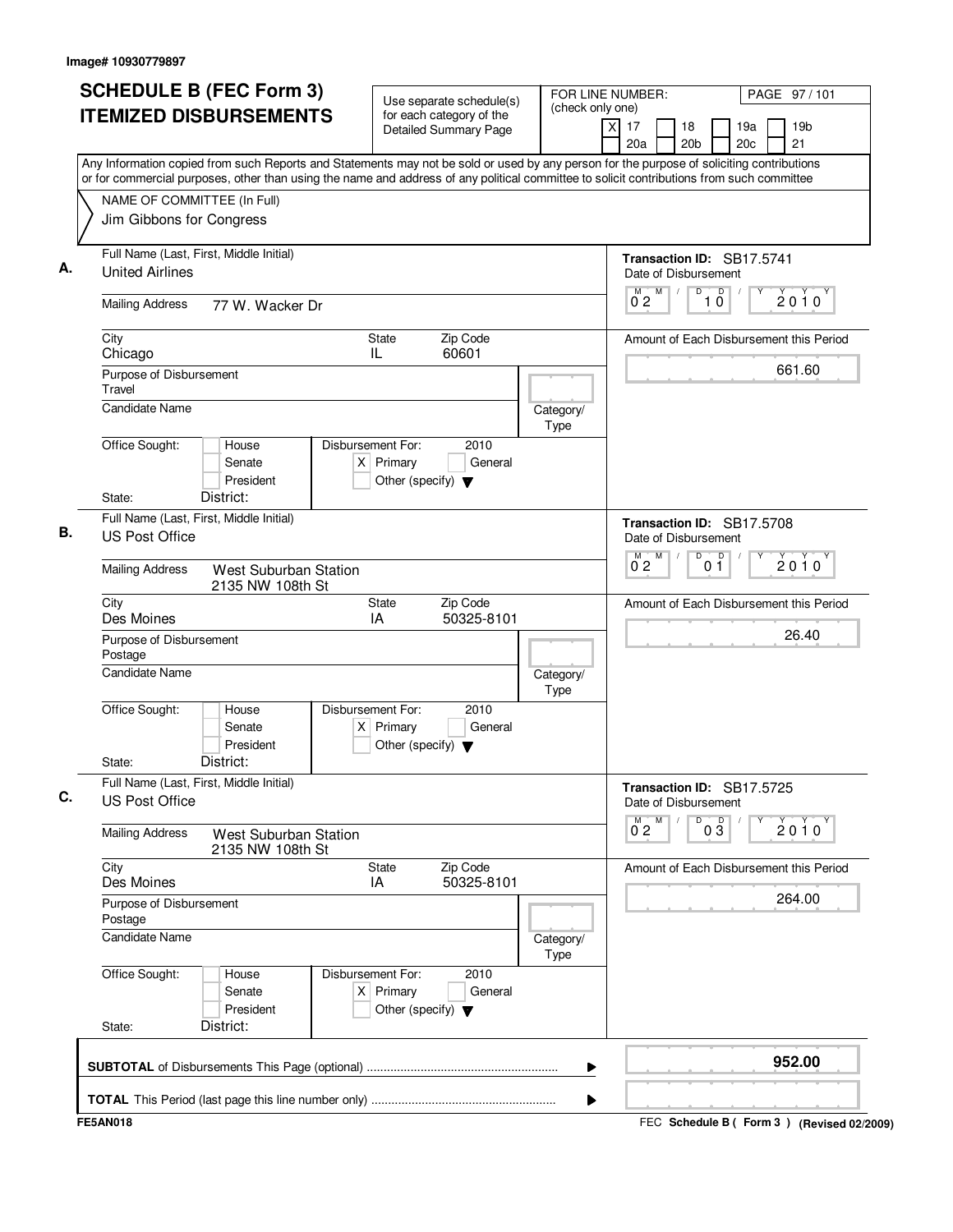Image# 10930779897

# SCHEDULE B (FEC Form 3)
# ITEMIZED DISBURSEMENTS

Use separate schedule(s) for each category of the Detailed Summary Page

FOR LINE NUMBER: (check only one)

[X] 17 [ ] 18 [ ] 19a [ ] 19b [ ] 20a [ ] 20b [ ] 20c [ ] 21

PAGE 97 / 101

Any Information copied from such Reports and Statements may not be sold or used by any person for the purpose of soliciting contributions or for commercial purposes, other than using the name and address of any political committee to solicit contributions from such committee

NAME OF COMMITTEE (In Full)
Jim Gibbons for Congress

---

**A.** Full Name (Last, First, Middle Initial): United Airlines

Mailing Address: 77 W. Wacker Dr

City: Chicago | State: IL | Zip Code: 60601

Purpose of Disbursement: Travel

Candidate Name:

Category/Type:

Office Sought: [ ] House [ ] Senate [ ] President

State: District:

Disbursement For: 2010 [X] Primary [ ] General [ ] Other (specify)

Transaction ID: SB17.5741

Date of Disbursement: 02/10/2010

Amount of Each Disbursement this Period: 661.60

---

**B.** Full Name (Last, First, Middle Initial): US Post Office

Mailing Address: West Suburban Station, 2135 NW 108th St

City: Des Moines | State: IA | Zip Code: 50325-8101

Purpose of Disbursement: Postage

Candidate Name:

Category/Type:

Office Sought: [ ] House [ ] Senate [ ] President

State: District:

Disbursement For: 2010 [X] Primary [ ] General [ ] Other (specify)

Transaction ID: SB17.5708

Date of Disbursement: 02/01/2010

Amount of Each Disbursement this Period: 26.40

---

**C.** Full Name (Last, First, Middle Initial): US Post Office

Mailing Address: West Suburban Station, 2135 NW 108th St

City: Des Moines | State: IA | Zip Code: 50325-8101

Purpose of Disbursement: Postage

Candidate Name:

Category/Type:

Office Sought: [ ] House [ ] Senate [ ] President

State: District:

Disbursement For: 2010 [X] Primary [ ] General [ ] Other (specify)

Transaction ID: SB17.5725

Date of Disbursement: 02/03/2010

Amount of Each Disbursement this Period: 264.00

---

**SUBTOTAL** of Disbursements This Page (optional): **952.00**

**TOTAL** This Period (last page this line number only):

FE5AN018

FEC Schedule B ( Form 3 ) (Revised 02/2009)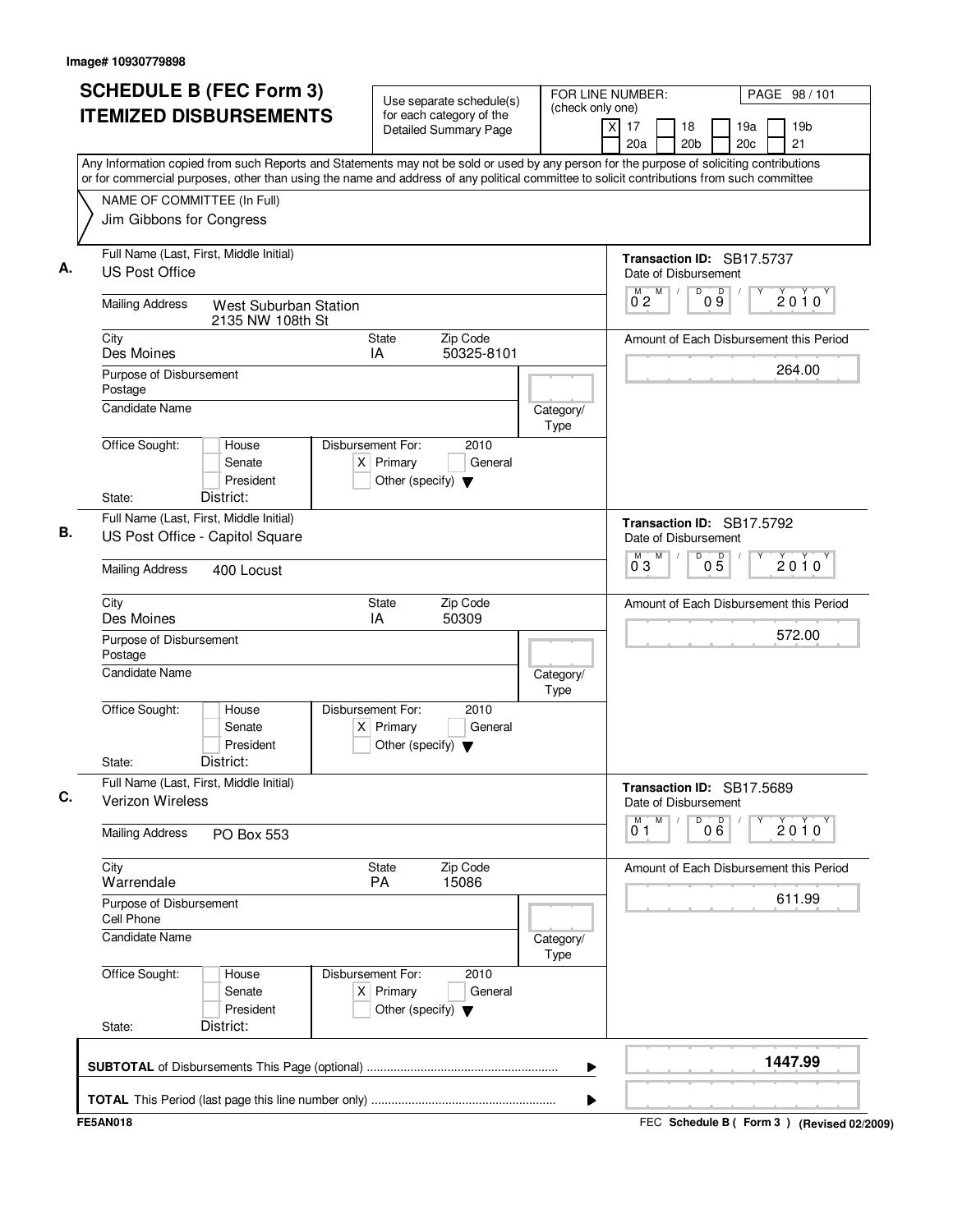Image# 10930779898

# SCHEDULE B (FEC Form 3) ITEMIZED DISBURSEMENTS

Use separate schedule(s) for each category of the Detailed Summary Page

FOR LINE NUMBER: (check only one)

[X] 17 [ ] 18 [ ] 19a [ ] 19b [ ] 20a [ ] 20b [ ] 20c [ ] 21

PAGE 98 / 101

Any Information copied from such Reports and Statements may not be sold or used by any person for the purpose of soliciting contributions or for commercial purposes, other than using the name and address of any political committee to solicit contributions from such committee

NAME OF COMMITTEE (In Full)
Jim Gibbons for Congress

---

**A.** Full Name (Last, First, Middle Initial): US Post Office

Mailing Address: West Suburban Station, 2135 NW 108th St

City: Des Moines | State: IA | Zip Code: 50325-8101

Purpose of Disbursement: Postage

Candidate Name:

Category/Type:

Office Sought: [ ] House [ ] Senate [ ] President

State: District:

Disbursement For: 2010 [X] Primary [ ] General [ ] Other (specify)

Transaction ID: SB17.5737

Date of Disbursement: 02/09/2010

Amount of Each Disbursement this Period: 264.00

---

**B.** Full Name (Last, First, Middle Initial): US Post Office - Capitol Square

Mailing Address: 400 Locust

City: Des Moines | State: IA | Zip Code: 50309

Purpose of Disbursement: Postage

Candidate Name:

Category/Type:

Office Sought: [ ] House [ ] Senate [ ] President

State: District:

Disbursement For: 2010 [X] Primary [ ] General [ ] Other (specify)

Transaction ID: SB17.5792

Date of Disbursement: 03/05/2010

Amount of Each Disbursement this Period: 572.00

---

**C.** Full Name (Last, First, Middle Initial): Verizon Wireless

Mailing Address: PO Box 553

City: Warrendale | State: PA | Zip Code: 15086

Purpose of Disbursement: Cell Phone

Candidate Name:

Category/Type:

Office Sought: [ ] House [ ] Senate [ ] President

State: District:

Disbursement For: 2010 [X] Primary [ ] General [ ] Other (specify)

Transaction ID: SB17.5689

Date of Disbursement: 01/06/2010

Amount of Each Disbursement this Period: 611.99

---

**SUBTOTAL** of Disbursements This Page (optional): 1447.99

**TOTAL** This Period (last page this line number only):

FE5AN018

FEC Schedule B ( Form 3 ) (Revised 02/2009)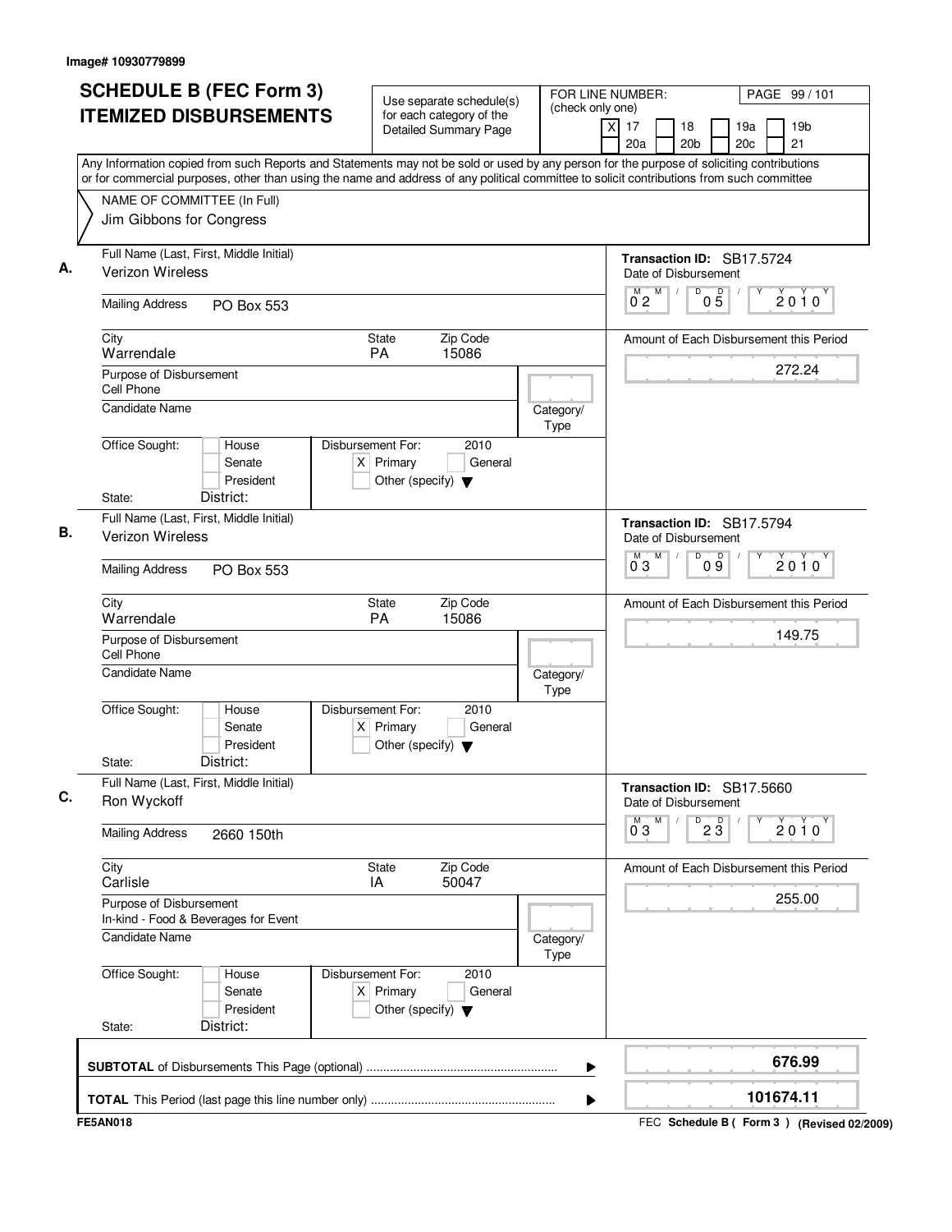Image# 10930779899

# SCHEDULE B (FEC Form 3) ITEMIZED DISBURSEMENTS

Use separate schedule(s) for each category of the Detailed Summary Page

FOR LINE NUMBER: (check only one)
[X] 17 [ ] 18 [ ] 19a [ ] 19b [ ] 20a [ ] 20b [ ] 20c [ ] 21

PAGE 99 / 101

Any Information copied from such Reports and Statements may not be sold or used by any person for the purpose of soliciting contributions or for commercial purposes, other than using the name and address of any political committee to solicit contributions from such committee

NAME OF COMMITTEE (In Full)
Jim Gibbons for Congress

---

**A.** Full Name (Last, First, Middle Initial): Verizon Wireless

Mailing Address: PO Box 553

City: Warrendale | State: PA | Zip Code: 15086

Purpose of Disbursement: Cell Phone

Candidate Name: | Category/Type:

Office Sought: [ ] House [ ] Senate [ ] President | State: | District:

Disbursement For: 2010 [X] Primary [ ] General [ ] Other (specify)

Transaction ID: SB17.5724

Date of Disbursement: 02/05/2010

Amount of Each Disbursement this Period: 272.24

---

**B.** Full Name (Last, First, Middle Initial): Verizon Wireless

Mailing Address: PO Box 553

City: Warrendale | State: PA | Zip Code: 15086

Purpose of Disbursement: Cell Phone

Candidate Name: | Category/Type:

Office Sought: [ ] House [ ] Senate [ ] President | State: | District:

Disbursement For: 2010 [X] Primary [ ] General [ ] Other (specify)

Transaction ID: SB17.5794

Date of Disbursement: 03/09/2010

Amount of Each Disbursement this Period: 149.75

---

**C.** Full Name (Last, First, Middle Initial): Ron Wyckoff

Mailing Address: 2660 150th

City: Carlisle | State: IA | Zip Code: 50047

Purpose of Disbursement: In-kind - Food & Beverages for Event

Candidate Name: | Category/Type:

Office Sought: [ ] House [ ] Senate [ ] President | State: | District:

Disbursement For: 2010 [X] Primary [ ] General [ ] Other (specify)

Transaction ID: SB17.5660

Date of Disbursement: 03/23/2010

Amount of Each Disbursement this Period: 255.00

---

**SUBTOTAL** of Disbursements This Page (optional): **676.99**

**TOTAL** This Period (last page this line number only): **101674.11**

FE5AN018

FEC Schedule B ( Form 3 ) (Revised 02/2009)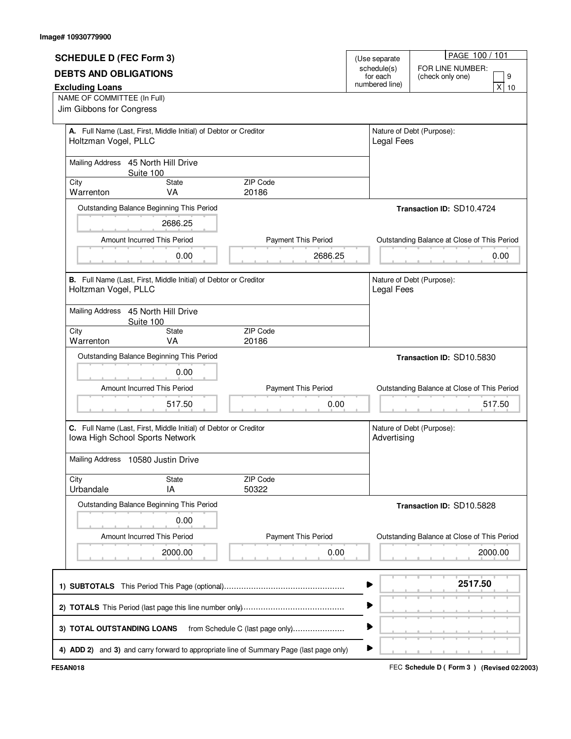Image# 10930779900

## SCHEDULE D (FEC Form 3)
## DEBTS AND OBLIGATIONS
### Excluding Loans

(Use separate schedule(s) for each numbered line)

FOR LINE NUMBER: (check only one) [ ] 9 [X] 10

NAME OF COMMITTEE (In Full)
Jim Gibbons for Congress

**A.** Full Name (Last, First, Middle Initial) of Debtor or Creditor
Holtzman Vogel, PLLC

Nature of Debt (Purpose): Legal Fees

Mailing Address: 45 North Hill Drive, Suite 100

| City | State | ZIP Code |
|---|---|---|
| Warrenton | VA | 20186 |

Transaction ID: SD10.4724

| Outstanding Balance Beginning This Period | Amount Incurred This Period | Payment This Period | Outstanding Balance at Close of This Period |
|---|---|---|---|
| 2686.25 | 0.00 | 2686.25 | 0.00 |

**B.** Full Name (Last, First, Middle Initial) of Debtor or Creditor
Holtzman Vogel, PLLC

Nature of Debt (Purpose): Legal Fees

Mailing Address: 45 North Hill Drive, Suite 100

| City | State | ZIP Code |
|---|---|---|
| Warrenton | VA | 20186 |

Transaction ID: SD10.5830

| Outstanding Balance Beginning This Period | Amount Incurred This Period | Payment This Period | Outstanding Balance at Close of This Period |
|---|---|---|---|
| 0.00 | 517.50 | 0.00 | 517.50 |

**C.** Full Name (Last, First, Middle Initial) of Debtor or Creditor
Iowa High School Sports Network

Nature of Debt (Purpose): Advertising

Mailing Address: 10580 Justin Drive

| City | State | ZIP Code |
|---|---|---|
| Urbandale | IA | 50322 |

Transaction ID: SD10.5828

| Outstanding Balance Beginning This Period | Amount Incurred This Period | Payment This Period | Outstanding Balance at Close of This Period |
|---|---|---|---|
| 0.00 | 2000.00 | 0.00 | 2000.00 |

| | |
|---|---|
| 1) **SUBTOTALS** This Period This Page (optional) | **2517.50** |
| 2) **TOTALS** This Period (last page this line number only) | |
| 3) **TOTAL OUTSTANDING LOANS** from Schedule C (last page only) | |
| 4) **ADD 2)** and **3)** and carry forward to appropriate line of Summary Page (last page only) | |

FE5AN018

FEC **Schedule D ( Form 3 )** **(Revised 02/2003)**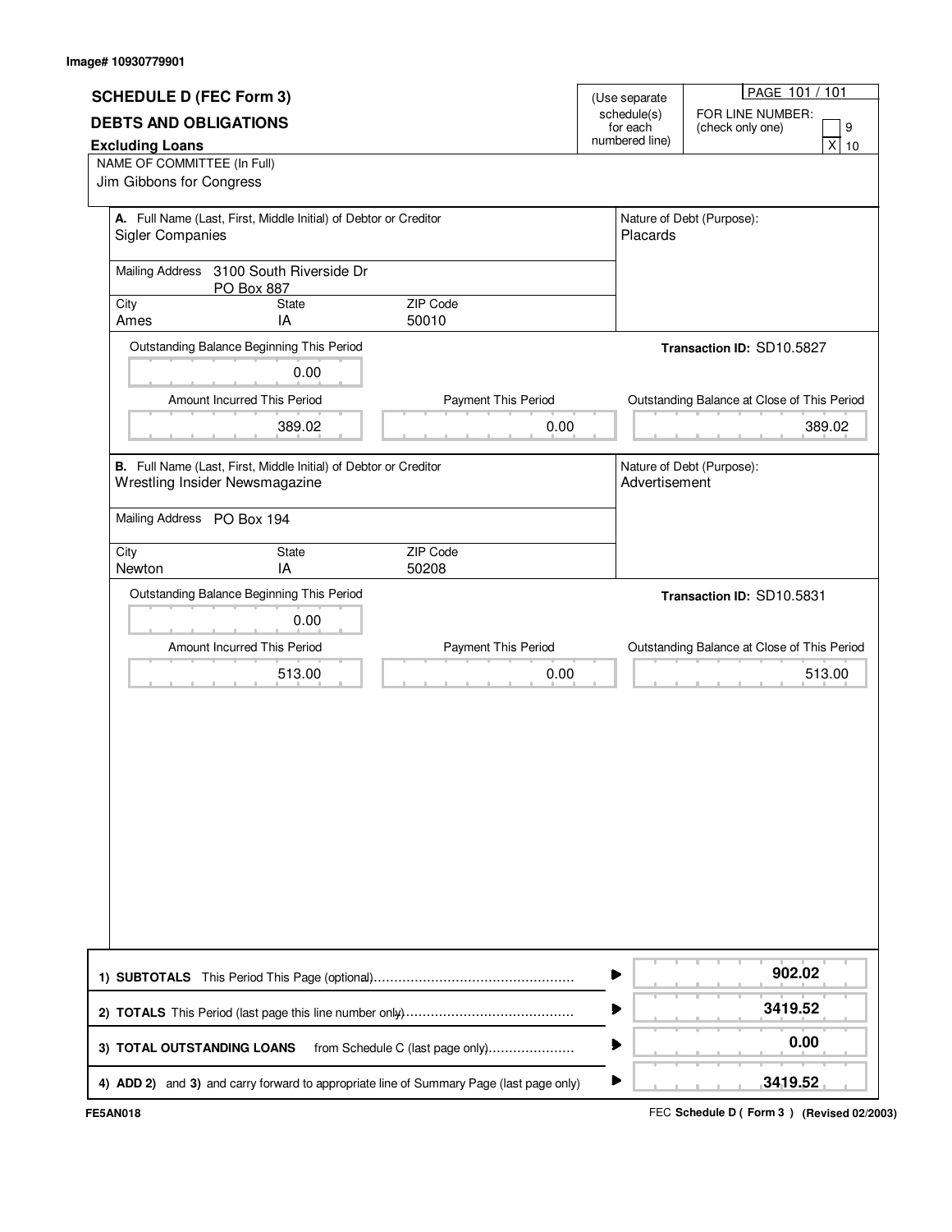Image# 10930779901

# SCHEDULE D (FEC Form 3)

## DEBTS AND OBLIGATIONS

**Excluding Loans**

(Use separate schedule(s) for each numbered line)

FOR LINE NUMBER: (check only one)

- [ ] 9
- [X] 10

NAME OF COMMITTEE (In Full)
Jim Gibbons for Congress

---

**A.** Full Name (Last, First, Middle Initial) of Debtor or Creditor
Sigler Companies

Nature of Debt (Purpose):
Placards

Mailing Address: 3100 South Riverside Dr
PO Box 887

| City | State | ZIP Code |
|---|---|---|
| Ames | IA | 50010 |

**Transaction ID:** SD10.5827

Outstanding Balance Beginning This Period: 0.00

| Amount Incurred This Period | Payment This Period | Outstanding Balance at Close of This Period |
|---|---|---|
| 389.02 | 0.00 | 389.02 |

---

**B.** Full Name (Last, First, Middle Initial) of Debtor or Creditor
Wrestling Insider Newsmagazine

Nature of Debt (Purpose):
Advertisement

Mailing Address: PO Box 194

| City | State | ZIP Code |
|---|---|---|
| Newton | IA | 50208 |

**Transaction ID:** SD10.5831

Outstanding Balance Beginning This Period: 0.00

| Amount Incurred This Period | Payment This Period | Outstanding Balance at Close of This Period |
|---|---|---|
| 513.00 | 0.00 | 513.00 |

---

| | |
|---|---|
| **1) SUBTOTALS** This Period This Page (optional) | **902.02** |
| **2) TOTALS** This Period (last page this line number only) | **3419.52** |
| **3) TOTAL OUTSTANDING LOANS** from Schedule C (last page only) | **0.00** |
| **4) ADD 2)** and **3)** and carry forward to appropriate line of Summary Page (last page only) | **3419.52** |

FE5AN018

FEC **Schedule D ( Form 3 )** **(Revised 02/2003)**